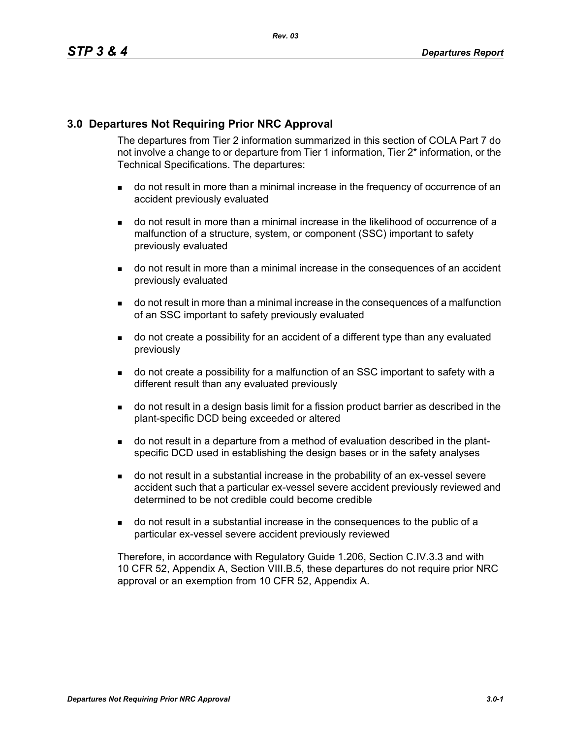# 3.0 Departures Not Requiring Prior NRC Approval

The departures from Tier 2 information summarized in this section of COLA Part 7 do not involve a change to or departure from Tier 1 information, Tier 2* information, or the Technical Specifications. The departures:

- do not result in more than a minimal increase in the frequency of occurrence of an accident previously evaluated
- do not result in more than a minimal increase in the likelihood of occurrence of a malfunction of a structure, system, or component (SSC) important to safety previously evaluated
- do not result in more than a minimal increase in the consequences of an accident previously evaluated
- do not result in more than a minimal increase in the consequences of a malfunction of an SSC important to safety previously evaluated
- do not create a possibility for an accident of a different type than any evaluated previously
- do not create a possibility for a malfunction of an SSC important to safety with a different result than any evaluated previously
- do not result in a design basis limit for a fission product barrier as described in the plant-specific DCD being exceeded or altered
- do not result in a departure from a method of evaluation described in the plant-specific DCD used in establishing the design bases or in the safety analyses
- do not result in a substantial increase in the probability of an ex-vessel severe accident such that a particular ex-vessel severe accident previously reviewed and determined to be not credible could become credible
- do not result in a substantial increase in the consequences to the public of a particular ex-vessel severe accident previously reviewed

Therefore, in accordance with Regulatory Guide 1.206, Section C.IV.3.3 and with 10 CFR 52, Appendix A, Section VIII.B.5, these departures do not require prior NRC approval or an exemption from 10 CFR 52, Appendix A.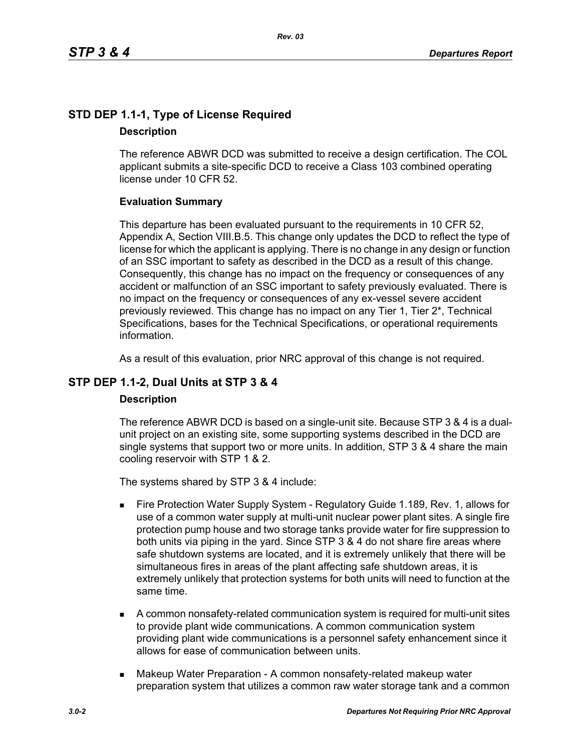## STD DEP 1.1-1, Type of License Required

### Description

The reference ABWR DCD was submitted to receive a design certification. The COL applicant submits a site-specific DCD to receive a Class 103 combined operating license under 10 CFR 52.

### Evaluation Summary

This departure has been evaluated pursuant to the requirements in 10 CFR 52, Appendix A, Section VIII.B.5. This change only updates the DCD to reflect the type of license for which the applicant is applying. There is no change in any design or function of an SSC important to safety as described in the DCD as a result of this change. Consequently, this change has no impact on the frequency or consequences of any accident or malfunction of an SSC important to safety previously evaluated. There is no impact on the frequency or consequences of any ex-vessel severe accident previously reviewed. This change has no impact on any Tier 1, Tier 2*, Technical Specifications, bases for the Technical Specifications, or operational requirements information.

As a result of this evaluation, prior NRC approval of this change is not required.

## STP DEP 1.1-2, Dual Units at STP 3 & 4

### Description

The reference ABWR DCD is based on a single-unit site. Because STP 3 & 4 is a dual-unit project on an existing site, some supporting systems described in the DCD are single systems that support two or more units. In addition, STP 3 & 4 share the main cooling reservoir with STP 1 & 2.

The systems shared by STP 3 & 4 include:

- Fire Protection Water Supply System - Regulatory Guide 1.189, Rev. 1, allows for use of a common water supply at multi-unit nuclear power plant sites. A single fire protection pump house and two storage tanks provide water for fire suppression to both units via piping in the yard. Since STP 3 & 4 do not share fire areas where safe shutdown systems are located, and it is extremely unlikely that there will be simultaneous fires in areas of the plant affecting safe shutdown areas, it is extremely unlikely that protection systems for both units will need to function at the same time.
- A common nonsafety-related communication system is required for multi-unit sites to provide plant wide communications. A common communication system providing plant wide communications is a personnel safety enhancement since it allows for ease of communication between units.
- Makeup Water Preparation - A common nonsafety-related makeup water preparation system that utilizes a common raw water storage tank and a common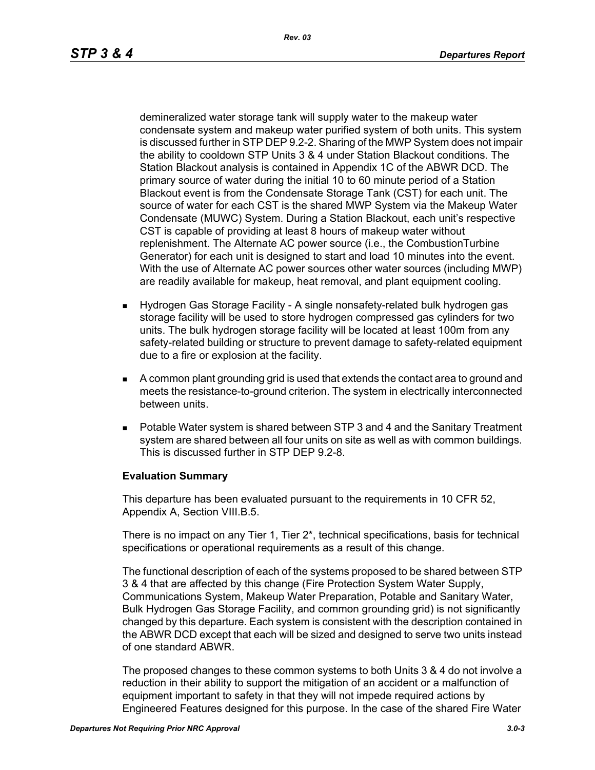demineralized water storage tank will supply water to the makeup water condensate system and makeup water purified system of both units. This system is discussed further in STP DEP 9.2-2. Sharing of the MWP System does not impair the ability to cooldown STP Units 3 & 4 under Station Blackout conditions. The Station Blackout analysis is contained in Appendix 1C of the ABWR DCD. The primary source of water during the initial 10 to 60 minute period of a Station Blackout event is from the Condensate Storage Tank (CST) for each unit. The source of water for each CST is the shared MWP System via the Makeup Water Condensate (MUWC) System. During a Station Blackout, each unit's respective CST is capable of providing at least 8 hours of makeup water without replenishment. The Alternate AC power source (i.e., the CombustionTurbine Generator) for each unit is designed to start and load 10 minutes into the event. With the use of Alternate AC power sources other water sources (including MWP) are readily available for makeup, heat removal, and plant equipment cooling.

- Hydrogen Gas Storage Facility - A single nonsafety-related bulk hydrogen gas storage facility will be used to store hydrogen compressed gas cylinders for two units. The bulk hydrogen storage facility will be located at least 100m from any safety-related building or structure to prevent damage to safety-related equipment due to a fire or explosion at the facility.
- A common plant grounding grid is used that extends the contact area to ground and meets the resistance-to-ground criterion. The system in electrically interconnected between units.
- Potable Water system is shared between STP 3 and 4 and the Sanitary Treatment system are shared between all four units on site as well as with common buildings. This is discussed further in STP DEP 9.2-8.

**Evaluation Summary**

This departure has been evaluated pursuant to the requirements in 10 CFR 52, Appendix A, Section VIII.B.5.

There is no impact on any Tier 1, Tier 2*, technical specifications, basis for technical specifications or operational requirements as a result of this change.

The functional description of each of the systems proposed to be shared between STP 3 & 4 that are affected by this change (Fire Protection System Water Supply, Communications System, Makeup Water Preparation, Potable and Sanitary Water, Bulk Hydrogen Gas Storage Facility, and common grounding grid) is not significantly changed by this departure. Each system is consistent with the description contained in the ABWR DCD except that each will be sized and designed to serve two units instead of one standard ABWR.

The proposed changes to these common systems to both Units 3 & 4 do not involve a reduction in their ability to support the mitigation of an accident or a malfunction of equipment important to safety in that they will not impede required actions by Engineered Features designed for this purpose. In the case of the shared Fire Water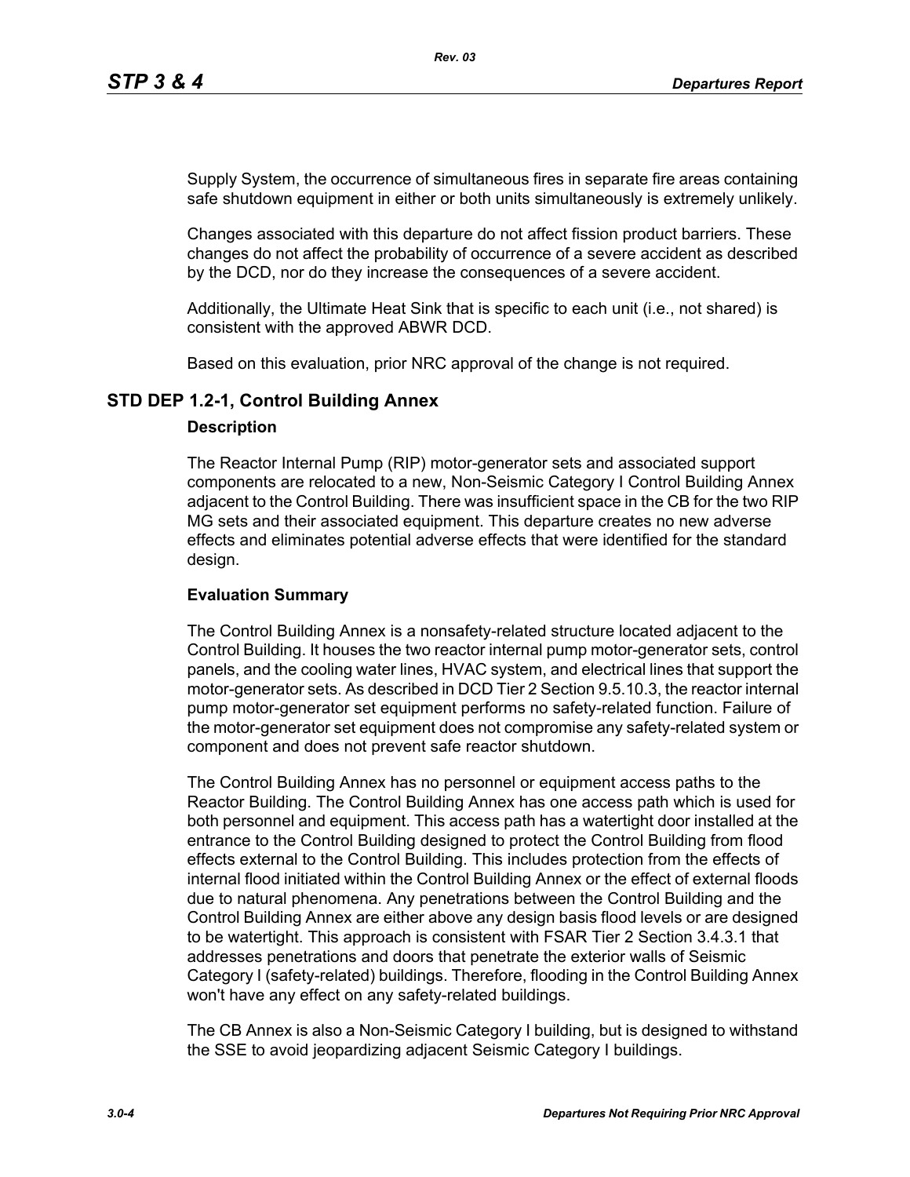Supply System, the occurrence of simultaneous fires in separate fire areas containing safe shutdown equipment in either or both units simultaneously is extremely unlikely.

Changes associated with this departure do not affect fission product barriers. These changes do not affect the probability of occurrence of a severe accident as described by the DCD, nor do they increase the consequences of a severe accident.

Additionally, the Ultimate Heat Sink that is specific to each unit (i.e., not shared) is consistent with the approved ABWR DCD.

Based on this evaluation, prior NRC approval of the change is not required.

## STD DEP 1.2-1, Control Building Annex

### Description

The Reactor Internal Pump (RIP) motor-generator sets and associated support components are relocated to a new, Non-Seismic Category I Control Building Annex adjacent to the Control Building. There was insufficient space in the CB for the two RIP MG sets and their associated equipment. This departure creates no new adverse effects and eliminates potential adverse effects that were identified for the standard design.

### Evaluation Summary

The Control Building Annex is a nonsafety-related structure located adjacent to the Control Building. It houses the two reactor internal pump motor-generator sets, control panels, and the cooling water lines, HVAC system, and electrical lines that support the motor-generator sets. As described in DCD Tier 2 Section 9.5.10.3, the reactor internal pump motor-generator set equipment performs no safety-related function. Failure of the motor-generator set equipment does not compromise any safety-related system or component and does not prevent safe reactor shutdown.

The Control Building Annex has no personnel or equipment access paths to the Reactor Building. The Control Building Annex has one access path which is used for both personnel and equipment. This access path has a watertight door installed at the entrance to the Control Building designed to protect the Control Building from flood effects external to the Control Building. This includes protection from the effects of internal flood initiated within the Control Building Annex or the effect of external floods due to natural phenomena. Any penetrations between the Control Building and the Control Building Annex are either above any design basis flood levels or are designed to be watertight. This approach is consistent with FSAR Tier 2 Section 3.4.3.1 that addresses penetrations and doors that penetrate the exterior walls of Seismic Category I (safety-related) buildings. Therefore, flooding in the Control Building Annex won't have any effect on any safety-related buildings.

The CB Annex is also a Non-Seismic Category I building, but is designed to withstand the SSE to avoid jeopardizing adjacent Seismic Category I buildings.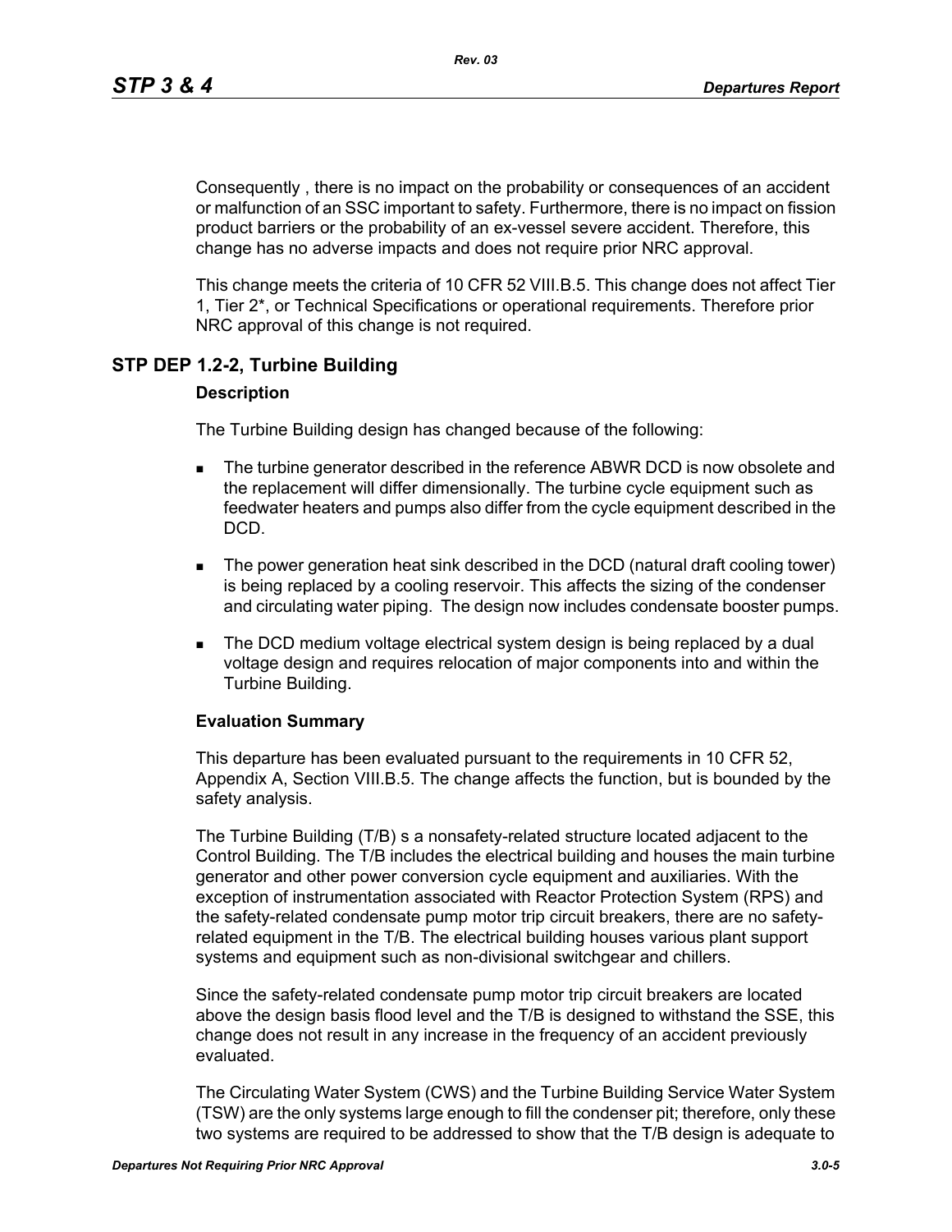Consequently , there is no impact on the probability or consequences of an accident or malfunction of an SSC important to safety. Furthermore, there is no impact on fission product barriers or the probability of an ex-vessel severe accident. Therefore, this change has no adverse impacts and does not require prior NRC approval.

This change meets the criteria of 10 CFR 52 VIII.B.5. This change does not affect Tier 1, Tier 2*, or Technical Specifications or operational requirements. Therefore prior NRC approval of this change is not required.

## STP DEP 1.2-2, Turbine Building

### Description

The Turbine Building design has changed because of the following:

- The turbine generator described in the reference ABWR DCD is now obsolete and the replacement will differ dimensionally. The turbine cycle equipment such as feedwater heaters and pumps also differ from the cycle equipment described in the DCD.
- The power generation heat sink described in the DCD (natural draft cooling tower) is being replaced by a cooling reservoir. This affects the sizing of the condenser and circulating water piping. The design now includes condensate booster pumps.
- The DCD medium voltage electrical system design is being replaced by a dual voltage design and requires relocation of major components into and within the Turbine Building.

### Evaluation Summary

This departure has been evaluated pursuant to the requirements in 10 CFR 52, Appendix A, Section VIII.B.5. The change affects the function, but is bounded by the safety analysis.

The Turbine Building (T/B) s a nonsafety-related structure located adjacent to the Control Building. The T/B includes the electrical building and houses the main turbine generator and other power conversion cycle equipment and auxiliaries. With the exception of instrumentation associated with Reactor Protection System (RPS) and the safety-related condensate pump motor trip circuit breakers, there are no safety-related equipment in the T/B. The electrical building houses various plant support systems and equipment such as non-divisional switchgear and chillers.

Since the safety-related condensate pump motor trip circuit breakers are located above the design basis flood level and the T/B is designed to withstand the SSE, this change does not result in any increase in the frequency of an accident previously evaluated.

The Circulating Water System (CWS) and the Turbine Building Service Water System (TSW) are the only systems large enough to fill the condenser pit; therefore, only these two systems are required to be addressed to show that the T/B design is adequate to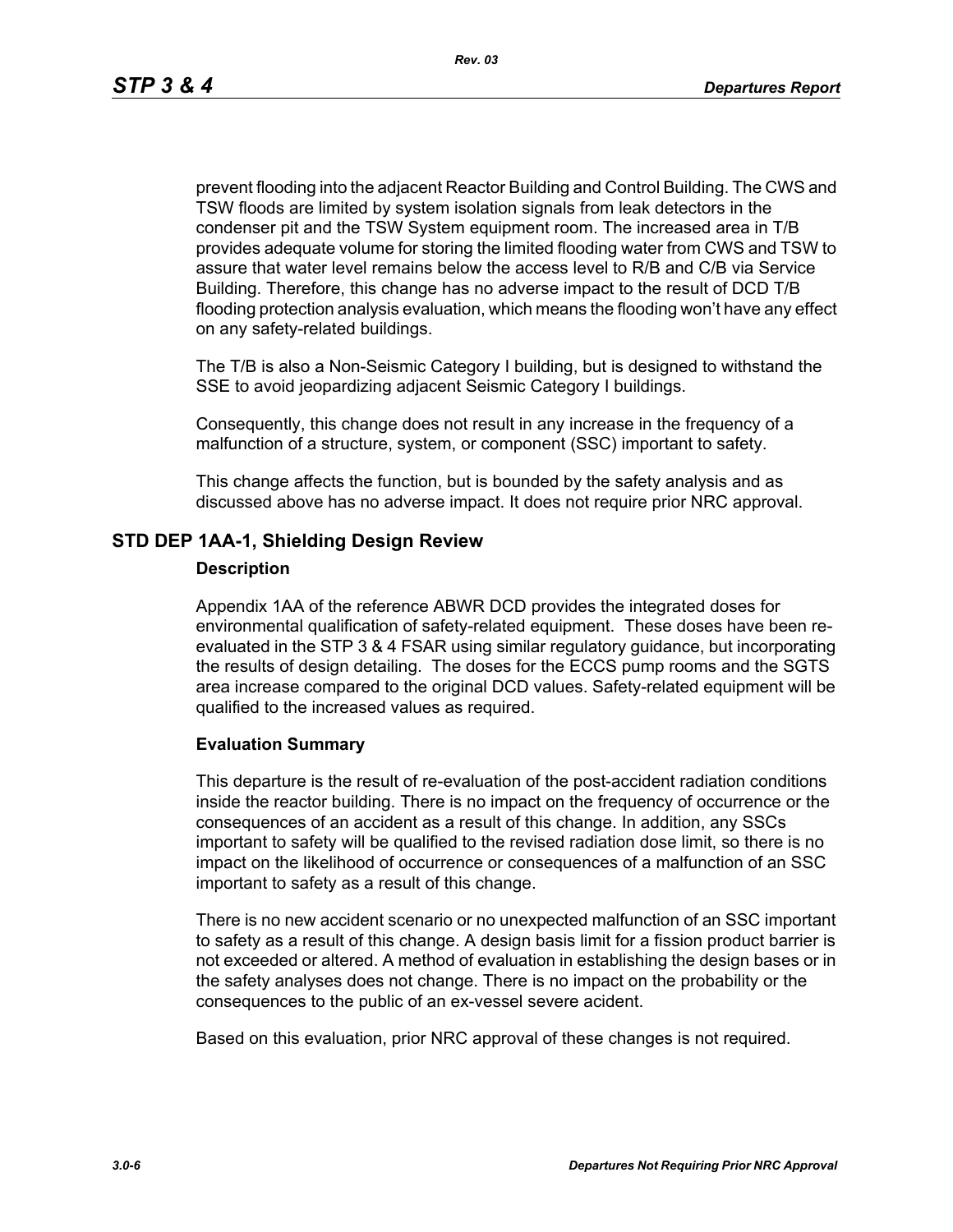prevent flooding into the adjacent Reactor Building and Control Building. The CWS and TSW floods are limited by system isolation signals from leak detectors in the condenser pit and the TSW System equipment room. The increased area in T/B provides adequate volume for storing the limited flooding water from CWS and TSW to assure that water level remains below the access level to R/B and C/B via Service Building. Therefore, this change has no adverse impact to the result of DCD T/B flooding protection analysis evaluation, which means the flooding won't have any effect on any safety-related buildings.

The T/B is also a Non-Seismic Category I building, but is designed to withstand the SSE to avoid jeopardizing adjacent Seismic Category I buildings.

Consequently, this change does not result in any increase in the frequency of a malfunction of a structure, system, or component (SSC) important to safety.

This change affects the function, but is bounded by the safety analysis and as discussed above has no adverse impact. It does not require prior NRC approval.

## STD DEP 1AA-1, Shielding Design Review

### Description

Appendix 1AA of the reference ABWR DCD provides the integrated doses for environmental qualification of safety-related equipment. These doses have been re-evaluated in the STP 3 & 4 FSAR using similar regulatory guidance, but incorporating the results of design detailing. The doses for the ECCS pump rooms and the SGTS area increase compared to the original DCD values. Safety-related equipment will be qualified to the increased values as required.

### Evaluation Summary

This departure is the result of re-evaluation of the post-accident radiation conditions inside the reactor building. There is no impact on the frequency of occurrence or the consequences of an accident as a result of this change. In addition, any SSCs important to safety will be qualified to the revised radiation dose limit, so there is no impact on the likelihood of occurrence or consequences of a malfunction of an SSC important to safety as a result of this change.

There is no new accident scenario or no unexpected malfunction of an SSC important to safety as a result of this change. A design basis limit for a fission product barrier is not exceeded or altered. A method of evaluation in establishing the design bases or in the safety analyses does not change. There is no impact on the probability or the consequences to the public of an ex-vessel severe acident.

Based on this evaluation, prior NRC approval of these changes is not required.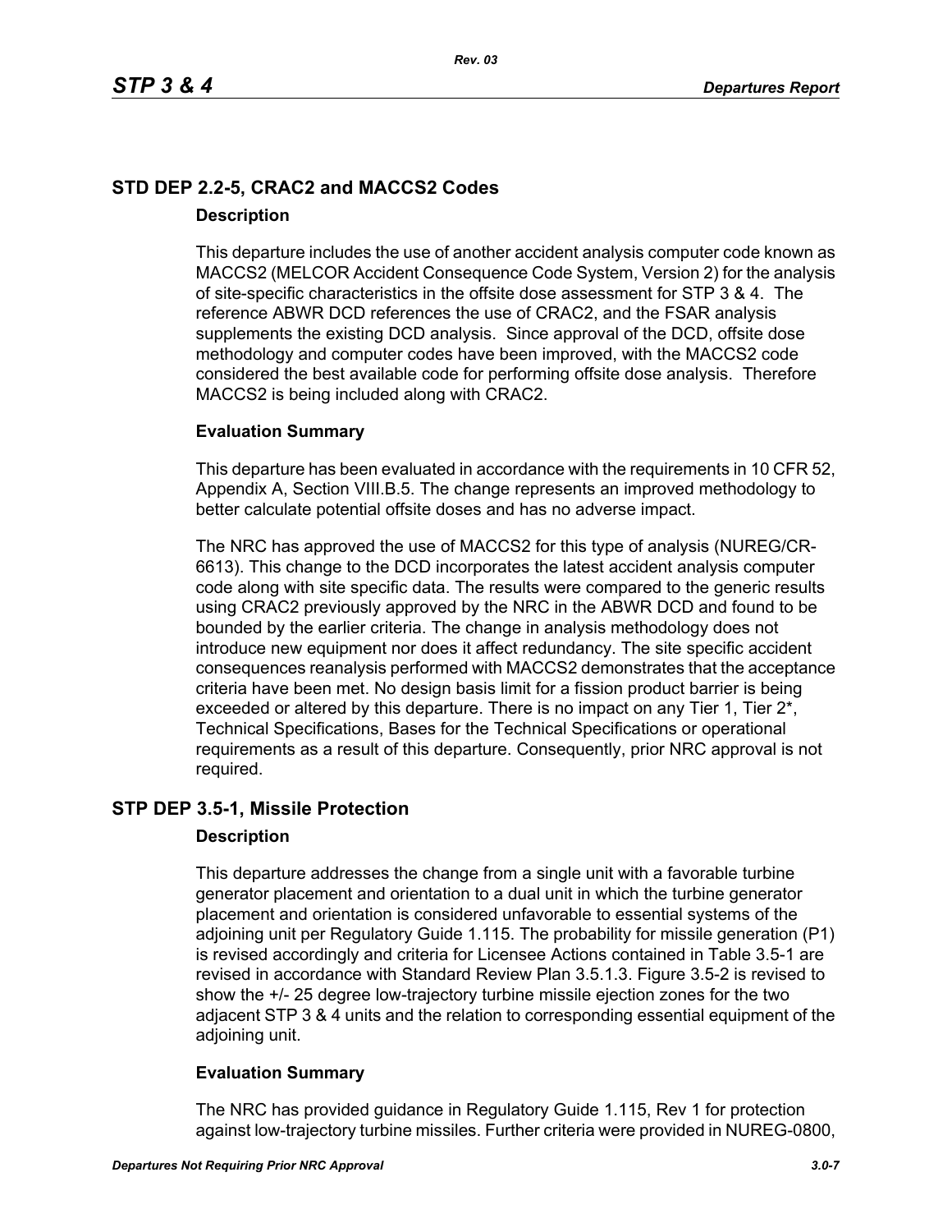## STD DEP 2.2-5, CRAC2 and MACCS2 Codes

### Description

This departure includes the use of another accident analysis computer code known as MACCS2 (MELCOR Accident Consequence Code System, Version 2) for the analysis of site-specific characteristics in the offsite dose assessment for STP 3 & 4. The reference ABWR DCD references the use of CRAC2, and the FSAR analysis supplements the existing DCD analysis. Since approval of the DCD, offsite dose methodology and computer codes have been improved, with the MACCS2 code considered the best available code for performing offsite dose analysis. Therefore MACCS2 is being included along with CRAC2.

### Evaluation Summary

This departure has been evaluated in accordance with the requirements in 10 CFR 52, Appendix A, Section VIII.B.5. The change represents an improved methodology to better calculate potential offsite doses and has no adverse impact.

The NRC has approved the use of MACCS2 for this type of analysis (NUREG/CR-6613). This change to the DCD incorporates the latest accident analysis computer code along with site specific data. The results were compared to the generic results using CRAC2 previously approved by the NRC in the ABWR DCD and found to be bounded by the earlier criteria. The change in analysis methodology does not introduce new equipment nor does it affect redundancy. The site specific accident consequences reanalysis performed with MACCS2 demonstrates that the acceptance criteria have been met. No design basis limit for a fission product barrier is being exceeded or altered by this departure. There is no impact on any Tier 1, Tier 2*, Technical Specifications, Bases for the Technical Specifications or operational requirements as a result of this departure. Consequently, prior NRC approval is not required.

## STP DEP 3.5-1, Missile Protection

### Description

This departure addresses the change from a single unit with a favorable turbine generator placement and orientation to a dual unit in which the turbine generator placement and orientation is considered unfavorable to essential systems of the adjoining unit per Regulatory Guide 1.115. The probability for missile generation (P1) is revised accordingly and criteria for Licensee Actions contained in Table 3.5-1 are revised in accordance with Standard Review Plan 3.5.1.3. Figure 3.5-2 is revised to show the +/- 25 degree low-trajectory turbine missile ejection zones for the two adjacent STP 3 & 4 units and the relation to corresponding essential equipment of the adjoining unit.

### Evaluation Summary

The NRC has provided guidance in Regulatory Guide 1.115, Rev 1 for protection against low-trajectory turbine missiles. Further criteria were provided in NUREG-0800,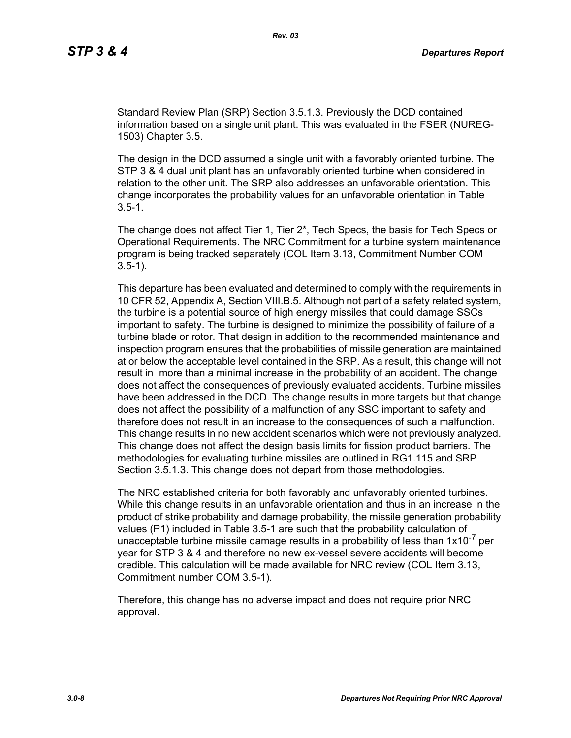Standard Review Plan (SRP) Section 3.5.1.3. Previously the DCD contained information based on a single unit plant. This was evaluated in the FSER (NUREG-1503) Chapter 3.5.

The design in the DCD assumed a single unit with a favorably oriented turbine. The STP 3 & 4 dual unit plant has an unfavorably oriented turbine when considered in relation to the other unit. The SRP also addresses an unfavorable orientation. This change incorporates the probability values for an unfavorable orientation in Table 3.5-1.

The change does not affect Tier 1, Tier 2*, Tech Specs, the basis for Tech Specs or Operational Requirements. The NRC Commitment for a turbine system maintenance program is being tracked separately (COL Item 3.13, Commitment Number COM 3.5-1).

This departure has been evaluated and determined to comply with the requirements in 10 CFR 52, Appendix A, Section VIII.B.5. Although not part of a safety related system, the turbine is a potential source of high energy missiles that could damage SSCs important to safety. The turbine is designed to minimize the possibility of failure of a turbine blade or rotor. That design in addition to the recommended maintenance and inspection program ensures that the probabilities of missile generation are maintained at or below the acceptable level contained in the SRP. As a result, this change will not result in more than a minimal increase in the probability of an accident. The change does not affect the consequences of previously evaluated accidents. Turbine missiles have been addressed in the DCD. The change results in more targets but that change does not affect the possibility of a malfunction of any SSC important to safety and therefore does not result in an increase to the consequences of such a malfunction. This change results in no new accident scenarios which were not previously analyzed. This change does not affect the design basis limits for fission product barriers. The methodologies for evaluating turbine missiles are outlined in RG1.115 and SRP Section 3.5.1.3. This change does not depart from those methodologies.

The NRC established criteria for both favorably and unfavorably oriented turbines. While this change results in an unfavorable orientation and thus in an increase in the product of strike probability and damage probability, the missile generation probability values (P1) included in Table 3.5-1 are such that the probability calculation of unacceptable turbine missile damage results in a probability of less than $1x10^{-7}$ per year for STP 3 & 4 and therefore no new ex-vessel severe accidents will become credible. This calculation will be made available for NRC review (COL Item 3.13, Commitment number COM 3.5-1).

Therefore, this change has no adverse impact and does not require prior NRC approval.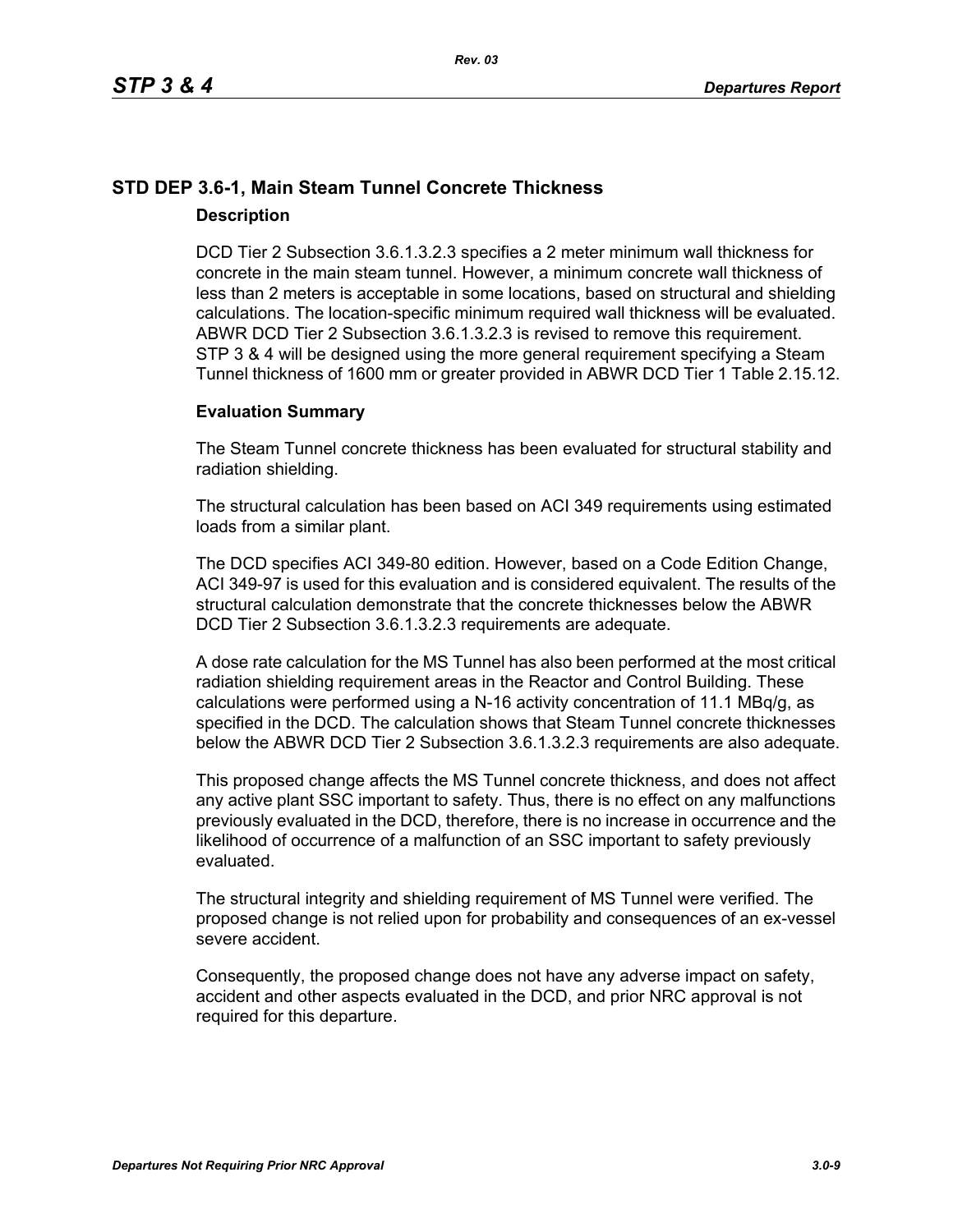## STD DEP 3.6-1, Main Steam Tunnel Concrete Thickness

### Description

DCD Tier 2 Subsection 3.6.1.3.2.3 specifies a 2 meter minimum wall thickness for concrete in the main steam tunnel. However, a minimum concrete wall thickness of less than 2 meters is acceptable in some locations, based on structural and shielding calculations. The location-specific minimum required wall thickness will be evaluated. ABWR DCD Tier 2 Subsection 3.6.1.3.2.3 is revised to remove this requirement. STP 3 & 4 will be designed using the more general requirement specifying a Steam Tunnel thickness of 1600 mm or greater provided in ABWR DCD Tier 1 Table 2.15.12.

### Evaluation Summary

The Steam Tunnel concrete thickness has been evaluated for structural stability and radiation shielding.

The structural calculation has been based on ACI 349 requirements using estimated loads from a similar plant.

The DCD specifies ACI 349-80 edition. However, based on a Code Edition Change, ACI 349-97 is used for this evaluation and is considered equivalent. The results of the structural calculation demonstrate that the concrete thicknesses below the ABWR DCD Tier 2 Subsection 3.6.1.3.2.3 requirements are adequate.

A dose rate calculation for the MS Tunnel has also been performed at the most critical radiation shielding requirement areas in the Reactor and Control Building. These calculations were performed using a N-16 activity concentration of 11.1 MBq/g, as specified in the DCD. The calculation shows that Steam Tunnel concrete thicknesses below the ABWR DCD Tier 2 Subsection 3.6.1.3.2.3 requirements are also adequate.

This proposed change affects the MS Tunnel concrete thickness, and does not affect any active plant SSC important to safety. Thus, there is no effect on any malfunctions previously evaluated in the DCD, therefore, there is no increase in occurrence and the likelihood of occurrence of a malfunction of an SSC important to safety previously evaluated.

The structural integrity and shielding requirement of MS Tunnel were verified. The proposed change is not relied upon for probability and consequences of an ex-vessel severe accident.

Consequently, the proposed change does not have any adverse impact on safety, accident and other aspects evaluated in the DCD, and prior NRC approval is not required for this departure.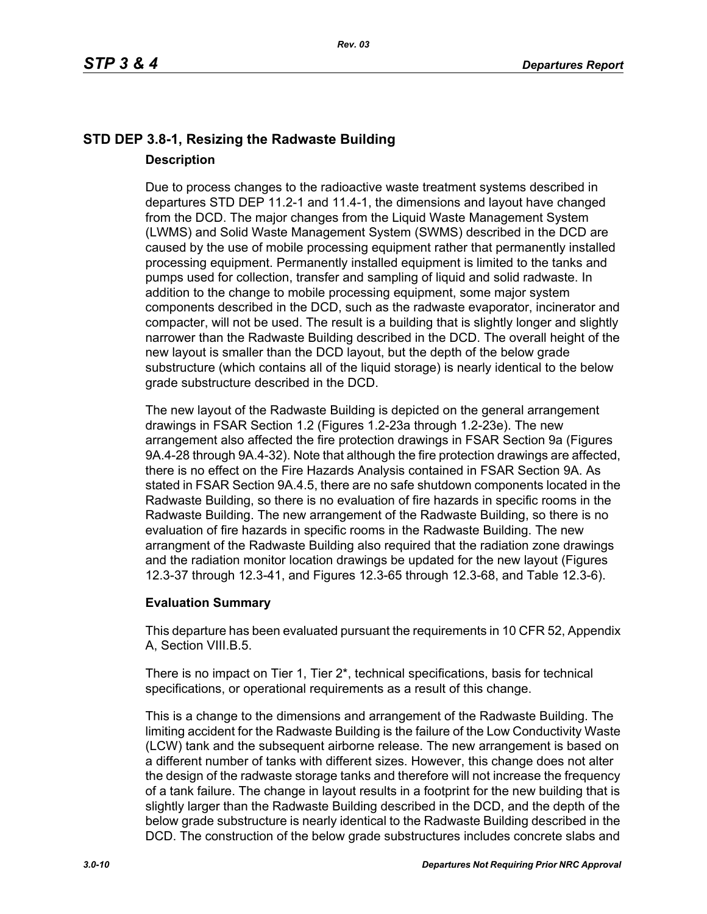## STD DEP 3.8-1, Resizing the Radwaste Building

### Description

Due to process changes to the radioactive waste treatment systems described in departures STD DEP 11.2-1 and 11.4-1, the dimensions and layout have changed from the DCD. The major changes from the Liquid Waste Management System (LWMS) and Solid Waste Management System (SWMS) described in the DCD are caused by the use of mobile processing equipment rather that permanently installed processing equipment. Permanently installed equipment is limited to the tanks and pumps used for collection, transfer and sampling of liquid and solid radwaste. In addition to the change to mobile processing equipment, some major system components described in the DCD, such as the radwaste evaporator, incinerator and compacter, will not be used. The result is a building that is slightly longer and slightly narrower than the Radwaste Building described in the DCD. The overall height of the new layout is smaller than the DCD layout, but the depth of the below grade substructure (which contains all of the liquid storage) is nearly identical to the below grade substructure described in the DCD.

The new layout of the Radwaste Building is depicted on the general arrangement drawings in FSAR Section 1.2 (Figures 1.2-23a through 1.2-23e). The new arrangement also affected the fire protection drawings in FSAR Section 9a (Figures 9A.4-28 through 9A.4-32). Note that although the fire protection drawings are affected, there is no effect on the Fire Hazards Analysis contained in FSAR Section 9A. As stated in FSAR Section 9A.4.5, there are no safe shutdown components located in the Radwaste Building, so there is no evaluation of fire hazards in specific rooms in the Radwaste Building. The new arrangement of the Radwaste Building, so there is no evaluation of fire hazards in specific rooms in the Radwaste Building. The new arrangment of the Radwaste Building also required that the radiation zone drawings and the radiation monitor location drawings be updated for the new layout (Figures 12.3-37 through 12.3-41, and Figures 12.3-65 through 12.3-68, and Table 12.3-6).

### Evaluation Summary

This departure has been evaluated pursuant the requirements in 10 CFR 52, Appendix A, Section VIII.B.5.

There is no impact on Tier 1, Tier 2*, technical specifications, basis for technical specifications, or operational requirements as a result of this change.

This is a change to the dimensions and arrangement of the Radwaste Building. The limiting accident for the Radwaste Building is the failure of the Low Conductivity Waste (LCW) tank and the subsequent airborne release. The new arrangement is based on a different number of tanks with different sizes. However, this change does not alter the design of the radwaste storage tanks and therefore will not increase the frequency of a tank failure. The change in layout results in a footprint for the new building that is slightly larger than the Radwaste Building described in the DCD, and the depth of the below grade substructure is nearly identical to the Radwaste Building described in the DCD. The construction of the below grade substructures includes concrete slabs and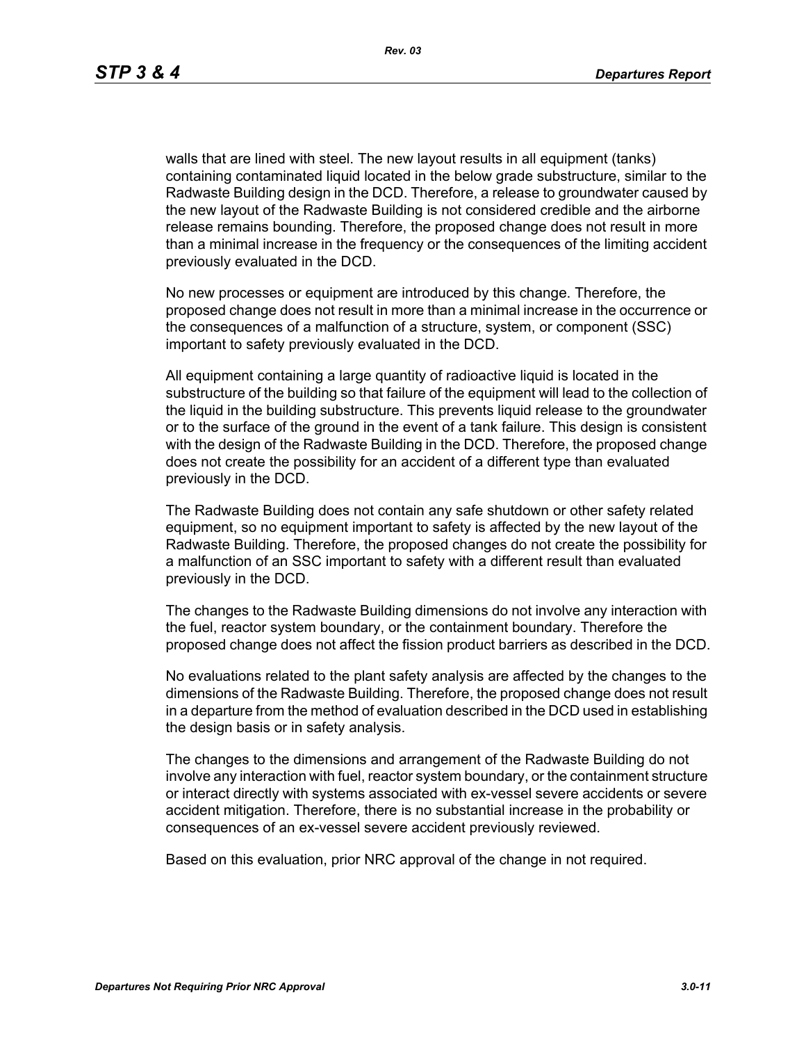walls that are lined with steel. The new layout results in all equipment (tanks) containing contaminated liquid located in the below grade substructure, similar to the Radwaste Building design in the DCD. Therefore, a release to groundwater caused by the new layout of the Radwaste Building is not considered credible and the airborne release remains bounding. Therefore, the proposed change does not result in more than a minimal increase in the frequency or the consequences of the limiting accident previously evaluated in the DCD.

No new processes or equipment are introduced by this change. Therefore, the proposed change does not result in more than a minimal increase in the occurrence or the consequences of a malfunction of a structure, system, or component (SSC) important to safety previously evaluated in the DCD.

All equipment containing a large quantity of radioactive liquid is located in the substructure of the building so that failure of the equipment will lead to the collection of the liquid in the building substructure. This prevents liquid release to the groundwater or to the surface of the ground in the event of a tank failure. This design is consistent with the design of the Radwaste Building in the DCD. Therefore, the proposed change does not create the possibility for an accident of a different type than evaluated previously in the DCD.

The Radwaste Building does not contain any safe shutdown or other safety related equipment, so no equipment important to safety is affected by the new layout of the Radwaste Building. Therefore, the proposed changes do not create the possibility for a malfunction of an SSC important to safety with a different result than evaluated previously in the DCD.

The changes to the Radwaste Building dimensions do not involve any interaction with the fuel, reactor system boundary, or the containment boundary. Therefore the proposed change does not affect the fission product barriers as described in the DCD.

No evaluations related to the plant safety analysis are affected by the changes to the dimensions of the Radwaste Building. Therefore, the proposed change does not result in a departure from the method of evaluation described in the DCD used in establishing the design basis or in safety analysis.

The changes to the dimensions and arrangement of the Radwaste Building do not involve any interaction with fuel, reactor system boundary, or the containment structure or interact directly with systems associated with ex-vessel severe accidents or severe accident mitigation. Therefore, there is no substantial increase in the probability or consequences of an ex-vessel severe accident previously reviewed.

Based on this evaluation, prior NRC approval of the change in not required.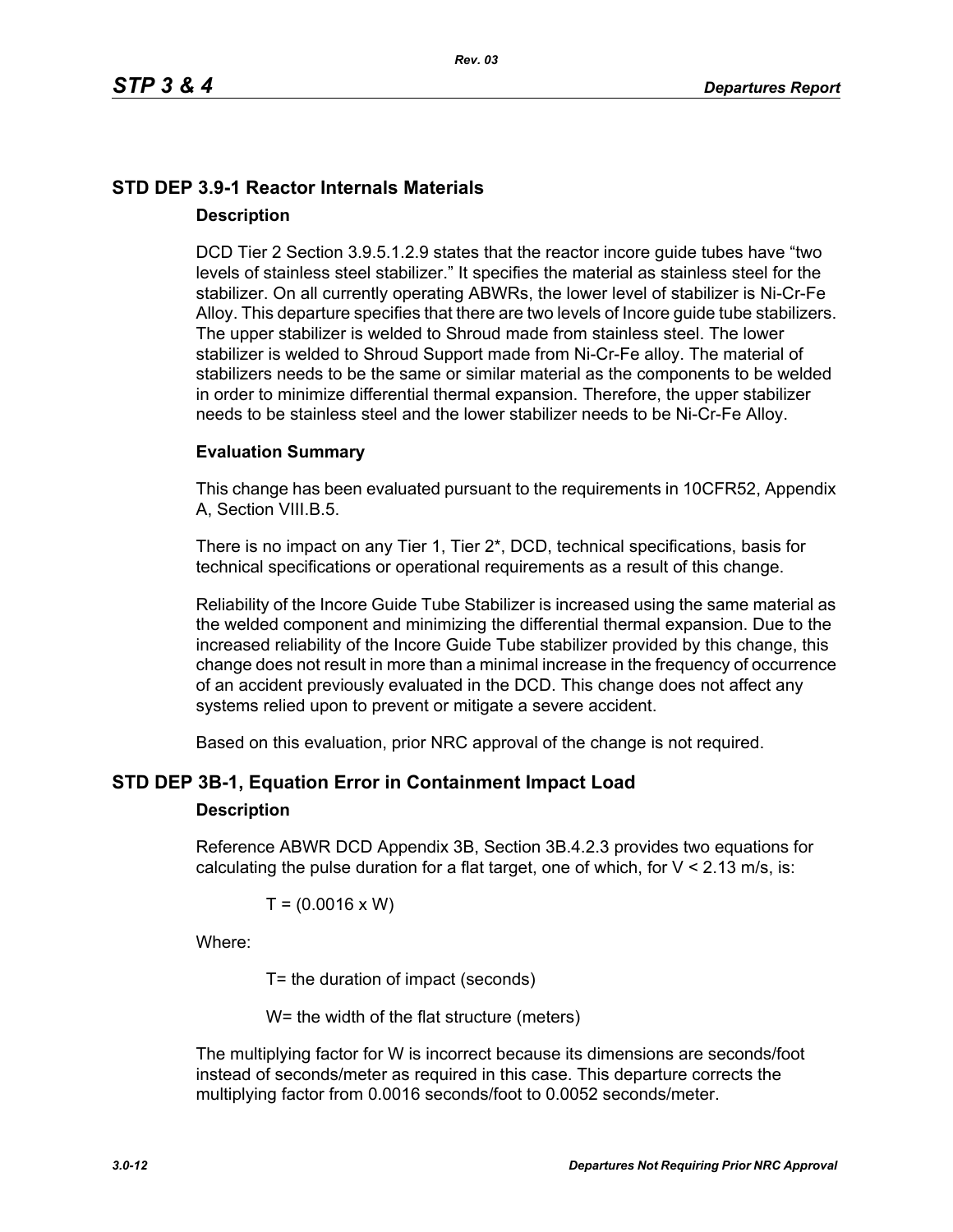## STD DEP 3.9-1 Reactor Internals Materials

### Description

DCD Tier 2 Section 3.9.5.1.2.9 states that the reactor incore guide tubes have "two levels of stainless steel stabilizer." It specifies the material as stainless steel for the stabilizer. On all currently operating ABWRs, the lower level of stabilizer is Ni-Cr-Fe Alloy. This departure specifies that there are two levels of Incore guide tube stabilizers. The upper stabilizer is welded to Shroud made from stainless steel. The lower stabilizer is welded to Shroud Support made from Ni-Cr-Fe alloy. The material of stabilizers needs to be the same or similar material as the components to be welded in order to minimize differential thermal expansion. Therefore, the upper stabilizer needs to be stainless steel and the lower stabilizer needs to be Ni-Cr-Fe Alloy.

### Evaluation Summary

This change has been evaluated pursuant to the requirements in 10CFR52, Appendix A, Section VIII.B.5.

There is no impact on any Tier 1, Tier 2*, DCD, technical specifications, basis for technical specifications or operational requirements as a result of this change.

Reliability of the Incore Guide Tube Stabilizer is increased using the same material as the welded component and minimizing the differential thermal expansion. Due to the increased reliability of the Incore Guide Tube stabilizer provided by this change, this change does not result in more than a minimal increase in the frequency of occurrence of an accident previously evaluated in the DCD. This change does not affect any systems relied upon to prevent or mitigate a severe accident.

Based on this evaluation, prior NRC approval of the change is not required.

## STD DEP 3B-1, Equation Error in Containment Impact Load

### Description

Reference ABWR DCD Appendix 3B, Section 3B.4.2.3 provides two equations for calculating the pulse duration for a flat target, one of which, for $V < 2.13$ m/s, is:

$$T = (0.0016 \times W)$$

Where:

T= the duration of impact (seconds)

W= the width of the flat structure (meters)

The multiplying factor for W is incorrect because its dimensions are seconds/foot instead of seconds/meter as required in this case. This departure corrects the multiplying factor from 0.0016 seconds/foot to 0.0052 seconds/meter.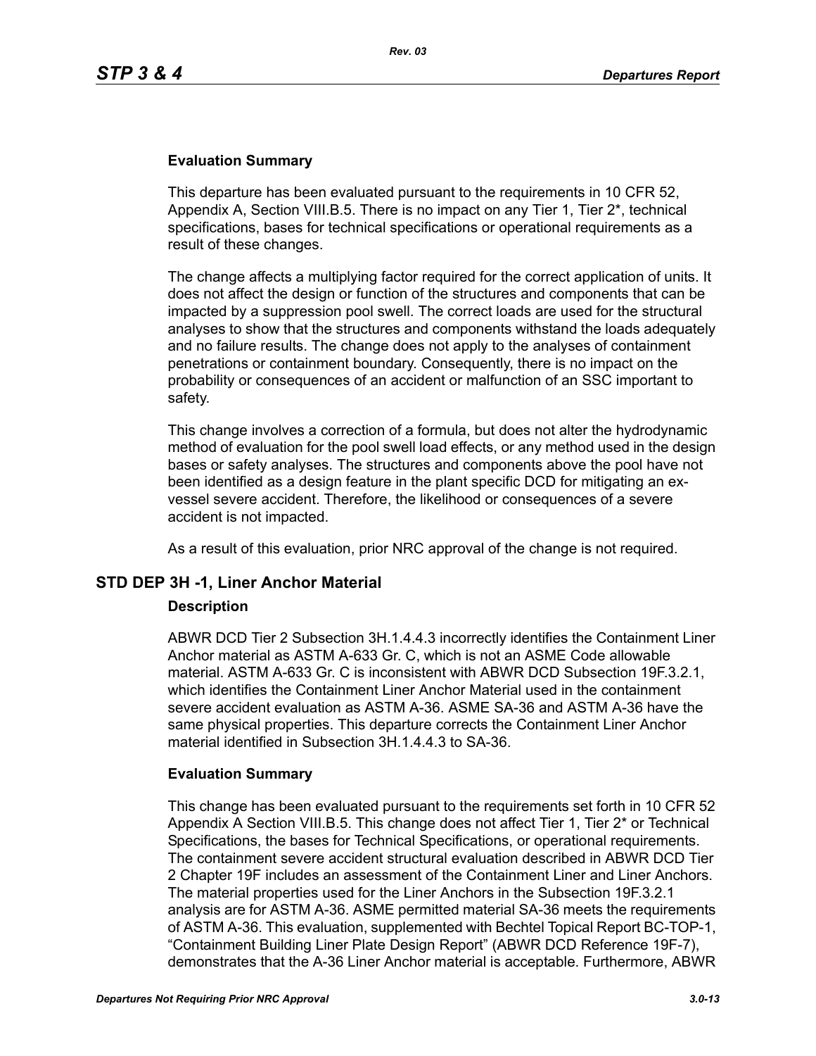### Evaluation Summary

This departure has been evaluated pursuant to the requirements in 10 CFR 52, Appendix A, Section VIII.B.5. There is no impact on any Tier 1, Tier 2*, technical specifications, bases for technical specifications or operational requirements as a result of these changes.

The change affects a multiplying factor required for the correct application of units. It does not affect the design or function of the structures and components that can be impacted by a suppression pool swell. The correct loads are used for the structural analyses to show that the structures and components withstand the loads adequately and no failure results. The change does not apply to the analyses of containment penetrations or containment boundary. Consequently, there is no impact on the probability or consequences of an accident or malfunction of an SSC important to safety.

This change involves a correction of a formula, but does not alter the hydrodynamic method of evaluation for the pool swell load effects, or any method used in the design bases or safety analyses. The structures and components above the pool have not been identified as a design feature in the plant specific DCD for mitigating an ex-vessel severe accident. Therefore, the likelihood or consequences of a severe accident is not impacted.

As a result of this evaluation, prior NRC approval of the change is not required.

## STD DEP 3H -1, Liner Anchor Material

### Description

ABWR DCD Tier 2 Subsection 3H.1.4.4.3 incorrectly identifies the Containment Liner Anchor material as ASTM A-633 Gr. C, which is not an ASME Code allowable material. ASTM A-633 Gr. C is inconsistent with ABWR DCD Subsection 19F.3.2.1, which identifies the Containment Liner Anchor Material used in the containment severe accident evaluation as ASTM A-36. ASME SA-36 and ASTM A-36 have the same physical properties. This departure corrects the Containment Liner Anchor material identified in Subsection 3H.1.4.4.3 to SA-36.

### Evaluation Summary

This change has been evaluated pursuant to the requirements set forth in 10 CFR 52 Appendix A Section VIII.B.5. This change does not affect Tier 1, Tier 2* or Technical Specifications, the bases for Technical Specifications, or operational requirements. The containment severe accident structural evaluation described in ABWR DCD Tier 2 Chapter 19F includes an assessment of the Containment Liner and Liner Anchors. The material properties used for the Liner Anchors in the Subsection 19F.3.2.1 analysis are for ASTM A-36. ASME permitted material SA-36 meets the requirements of ASTM A-36. This evaluation, supplemented with Bechtel Topical Report BC-TOP-1, "Containment Building Liner Plate Design Report" (ABWR DCD Reference 19F-7), demonstrates that the A-36 Liner Anchor material is acceptable. Furthermore, ABWR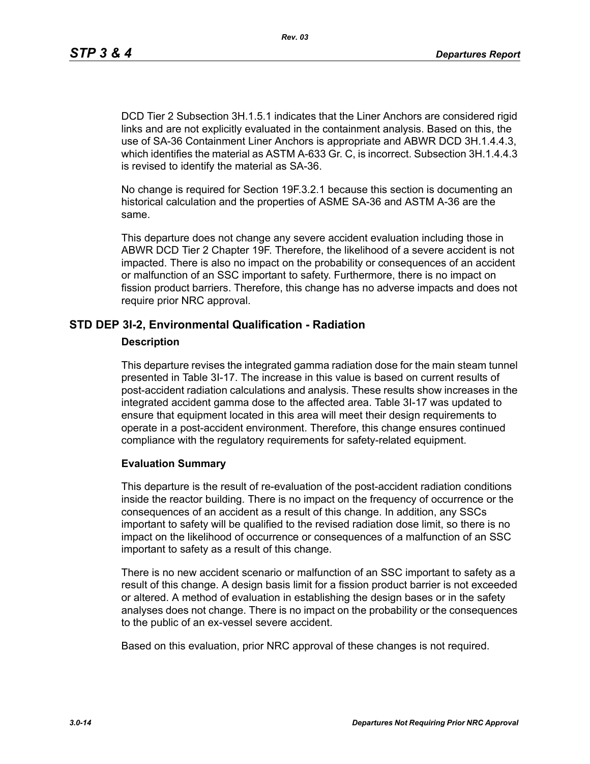DCD Tier 2 Subsection 3H.1.5.1 indicates that the Liner Anchors are considered rigid links and are not explicitly evaluated in the containment analysis. Based on this, the use of SA-36 Containment Liner Anchors is appropriate and ABWR DCD 3H.1.4.4.3, which identifies the material as ASTM A-633 Gr. C, is incorrect. Subsection 3H.1.4.4.3 is revised to identify the material as SA-36.

No change is required for Section 19F.3.2.1 because this section is documenting an historical calculation and the properties of ASME SA-36 and ASTM A-36 are the same.

This departure does not change any severe accident evaluation including those in ABWR DCD Tier 2 Chapter 19F. Therefore, the likelihood of a severe accident is not impacted. There is also no impact on the probability or consequences of an accident or malfunction of an SSC important to safety. Furthermore, there is no impact on fission product barriers. Therefore, this change has no adverse impacts and does not require prior NRC approval.

## STD DEP 3I-2, Environmental Qualification - Radiation

### Description

This departure revises the integrated gamma radiation dose for the main steam tunnel presented in Table 3I-17. The increase in this value is based on current results of post-accident radiation calculations and analysis. These results show increases in the integrated accident gamma dose to the affected area. Table 3I-17 was updated to ensure that equipment located in this area will meet their design requirements to operate in a post-accident environment. Therefore, this change ensures continued compliance with the regulatory requirements for safety-related equipment.

### Evaluation Summary

This departure is the result of re-evaluation of the post-accident radiation conditions inside the reactor building. There is no impact on the frequency of occurrence or the consequences of an accident as a result of this change. In addition, any SSCs important to safety will be qualified to the revised radiation dose limit, so there is no impact on the likelihood of occurrence or consequences of a malfunction of an SSC important to safety as a result of this change.

There is no new accident scenario or malfunction of an SSC important to safety as a result of this change. A design basis limit for a fission product barrier is not exceeded or altered. A method of evaluation in establishing the design bases or in the safety analyses does not change. There is no impact on the probability or the consequences to the public of an ex-vessel severe accident.

Based on this evaluation, prior NRC approval of these changes is not required.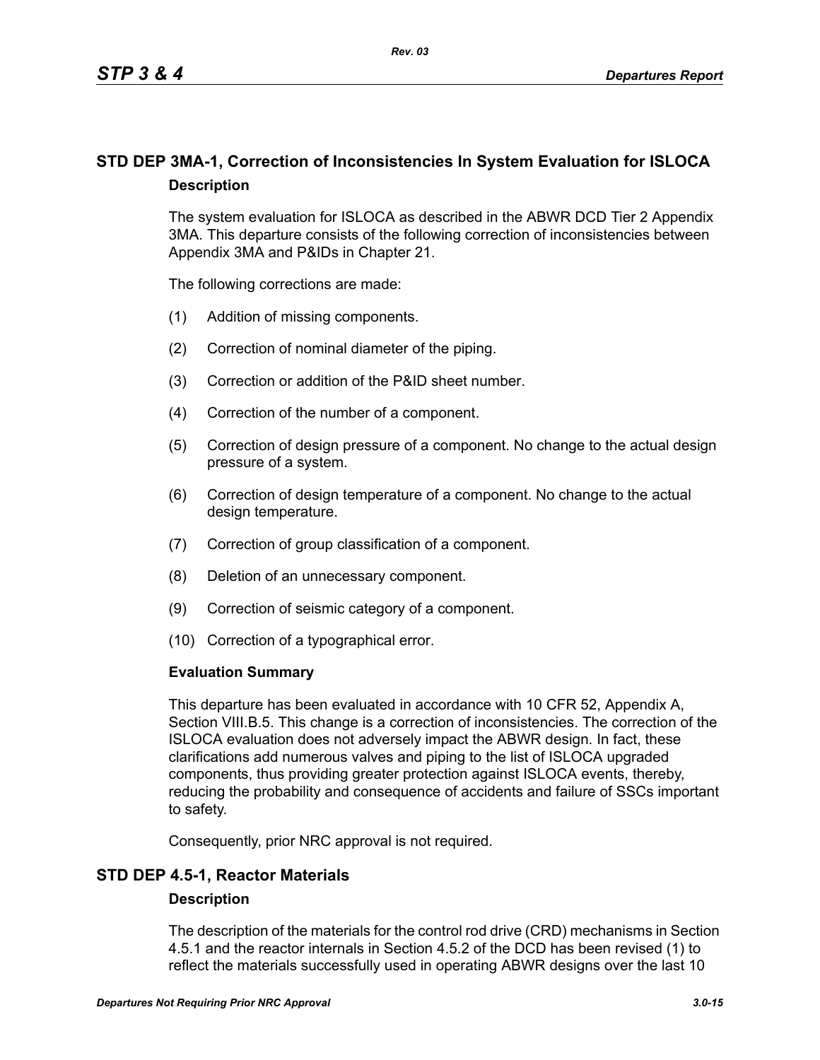## STD DEP 3MA-1, Correction of Inconsistencies In System Evaluation for ISLOCA

### Description

The system evaluation for ISLOCA as described in the ABWR DCD Tier 2 Appendix 3MA. This departure consists of the following correction of inconsistencies between Appendix 3MA and P&IDs in Chapter 21.

The following corrections are made:

(1) Addition of missing components.

(2) Correction of nominal diameter of the piping.

(3) Correction or addition of the P&ID sheet number.

(4) Correction of the number of a component.

(5) Correction of design pressure of a component. No change to the actual design pressure of a system.

(6) Correction of design temperature of a component. No change to the actual design temperature.

(7) Correction of group classification of a component.

(8) Deletion of an unnecessary component.

(9) Correction of seismic category of a component.

(10) Correction of a typographical error.

### Evaluation Summary

This departure has been evaluated in accordance with 10 CFR 52, Appendix A, Section VIII.B.5. This change is a correction of inconsistencies. The correction of the ISLOCA evaluation does not adversely impact the ABWR design. In fact, these clarifications add numerous valves and piping to the list of ISLOCA upgraded components, thus providing greater protection against ISLOCA events, thereby, reducing the probability and consequence of accidents and failure of SSCs important to safety.

Consequently, prior NRC approval is not required.

## STD DEP 4.5-1, Reactor Materials

### Description

The description of the materials for the control rod drive (CRD) mechanisms in Section 4.5.1 and the reactor internals in Section 4.5.2 of the DCD has been revised (1) to reflect the materials successfully used in operating ABWR designs over the last 10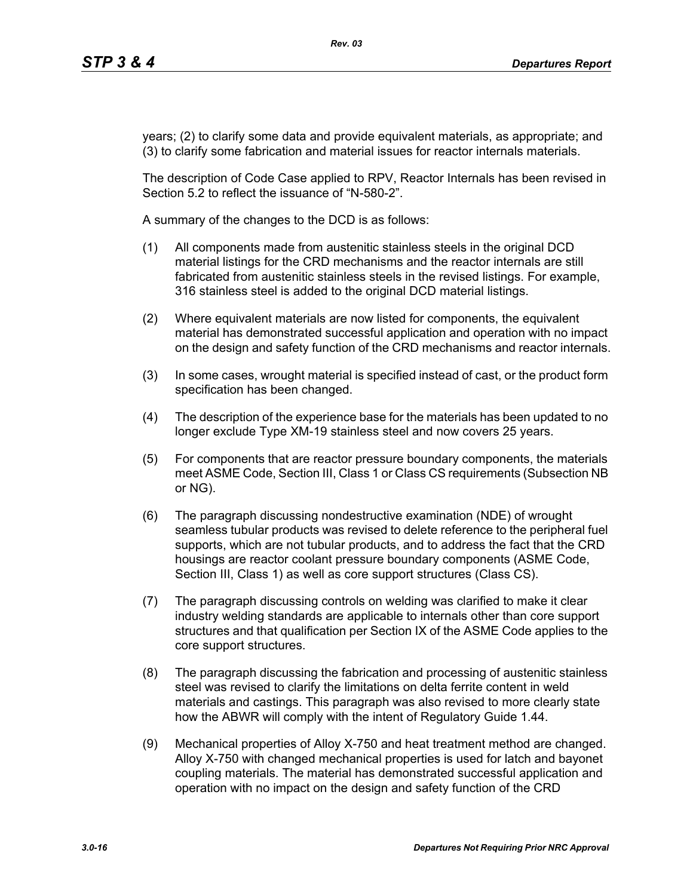years; (2) to clarify some data and provide equivalent materials, as appropriate; and (3) to clarify some fabrication and material issues for reactor internals materials.

The description of Code Case applied to RPV, Reactor Internals has been revised in Section 5.2 to reflect the issuance of "N-580-2".

A summary of the changes to the DCD is as follows:

(1) All components made from austenitic stainless steels in the original DCD material listings for the CRD mechanisms and the reactor internals are still fabricated from austenitic stainless steels in the revised listings. For example, 316 stainless steel is added to the original DCD material listings.

(2) Where equivalent materials are now listed for components, the equivalent material has demonstrated successful application and operation with no impact on the design and safety function of the CRD mechanisms and reactor internals.

(3) In some cases, wrought material is specified instead of cast, or the product form specification has been changed.

(4) The description of the experience base for the materials has been updated to no longer exclude Type XM-19 stainless steel and now covers 25 years.

(5) For components that are reactor pressure boundary components, the materials meet ASME Code, Section III, Class 1 or Class CS requirements (Subsection NB or NG).

(6) The paragraph discussing nondestructive examination (NDE) of wrought seamless tubular products was revised to delete reference to the peripheral fuel supports, which are not tubular products, and to address the fact that the CRD housings are reactor coolant pressure boundary components (ASME Code, Section III, Class 1) as well as core support structures (Class CS).

(7) The paragraph discussing controls on welding was clarified to make it clear industry welding standards are applicable to internals other than core support structures and that qualification per Section IX of the ASME Code applies to the core support structures.

(8) The paragraph discussing the fabrication and processing of austenitic stainless steel was revised to clarify the limitations on delta ferrite content in weld materials and castings. This paragraph was also revised to more clearly state how the ABWR will comply with the intent of Regulatory Guide 1.44.

(9) Mechanical properties of Alloy X-750 and heat treatment method are changed. Alloy X-750 with changed mechanical properties is used for latch and bayonet coupling materials. The material has demonstrated successful application and operation with no impact on the design and safety function of the CRD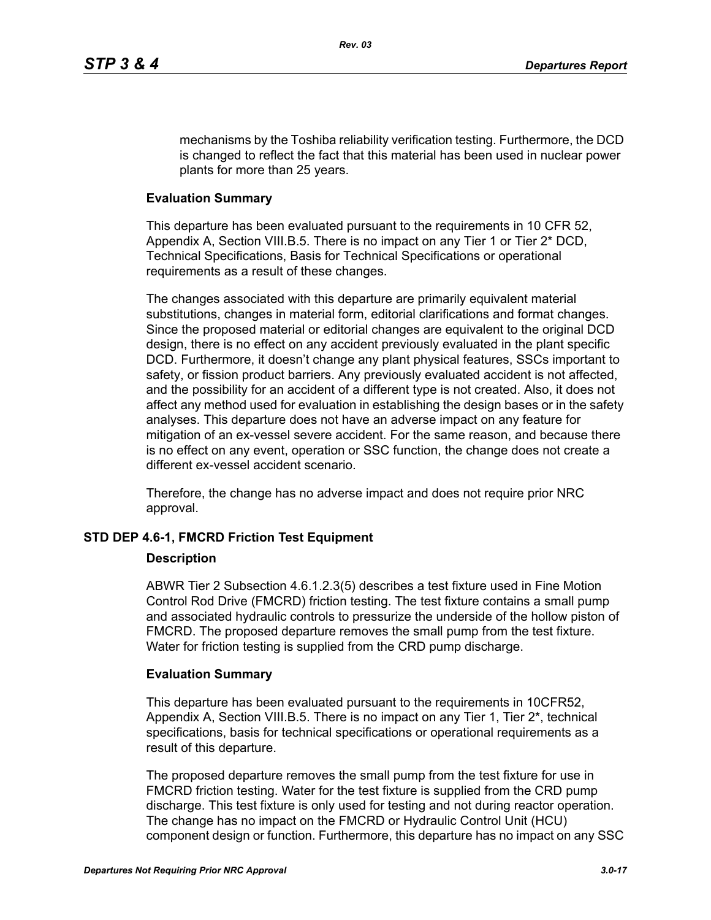mechanisms by the Toshiba reliability verification testing. Furthermore, the DCD is changed to reflect the fact that this material has been used in nuclear power plants for more than 25 years.

**Evaluation Summary**

This departure has been evaluated pursuant to the requirements in 10 CFR 52, Appendix A, Section VIII.B.5. There is no impact on any Tier 1 or Tier 2* DCD, Technical Specifications, Basis for Technical Specifications or operational requirements as a result of these changes.

The changes associated with this departure are primarily equivalent material substitutions, changes in material form, editorial clarifications and format changes. Since the proposed material or editorial changes are equivalent to the original DCD design, there is no effect on any accident previously evaluated in the plant specific DCD. Furthermore, it doesn't change any plant physical features, SSCs important to safety, or fission product barriers. Any previously evaluated accident is not affected, and the possibility for an accident of a different type is not created. Also, it does not affect any method used for evaluation in establishing the design bases or in the safety analyses. This departure does not have an adverse impact on any feature for mitigation of an ex-vessel severe accident. For the same reason, and because there is no effect on any event, operation or SSC function, the change does not create a different ex-vessel accident scenario.

Therefore, the change has no adverse impact and does not require prior NRC approval.

## STD DEP 4.6-1, FMCRD Friction Test Equipment

**Description**

ABWR Tier 2 Subsection 4.6.1.2.3(5) describes a test fixture used in Fine Motion Control Rod Drive (FMCRD) friction testing. The test fixture contains a small pump and associated hydraulic controls to pressurize the underside of the hollow piston of FMCRD. The proposed departure removes the small pump from the test fixture. Water for friction testing is supplied from the CRD pump discharge.

**Evaluation Summary**

This departure has been evaluated pursuant to the requirements in 10CFR52, Appendix A, Section VIII.B.5. There is no impact on any Tier 1, Tier 2*, technical specifications, basis for technical specifications or operational requirements as a result of this departure.

The proposed departure removes the small pump from the test fixture for use in FMCRD friction testing. Water for the test fixture is supplied from the CRD pump discharge. This test fixture is only used for testing and not during reactor operation. The change has no impact on the FMCRD or Hydraulic Control Unit (HCU) component design or function. Furthermore, this departure has no impact on any SSC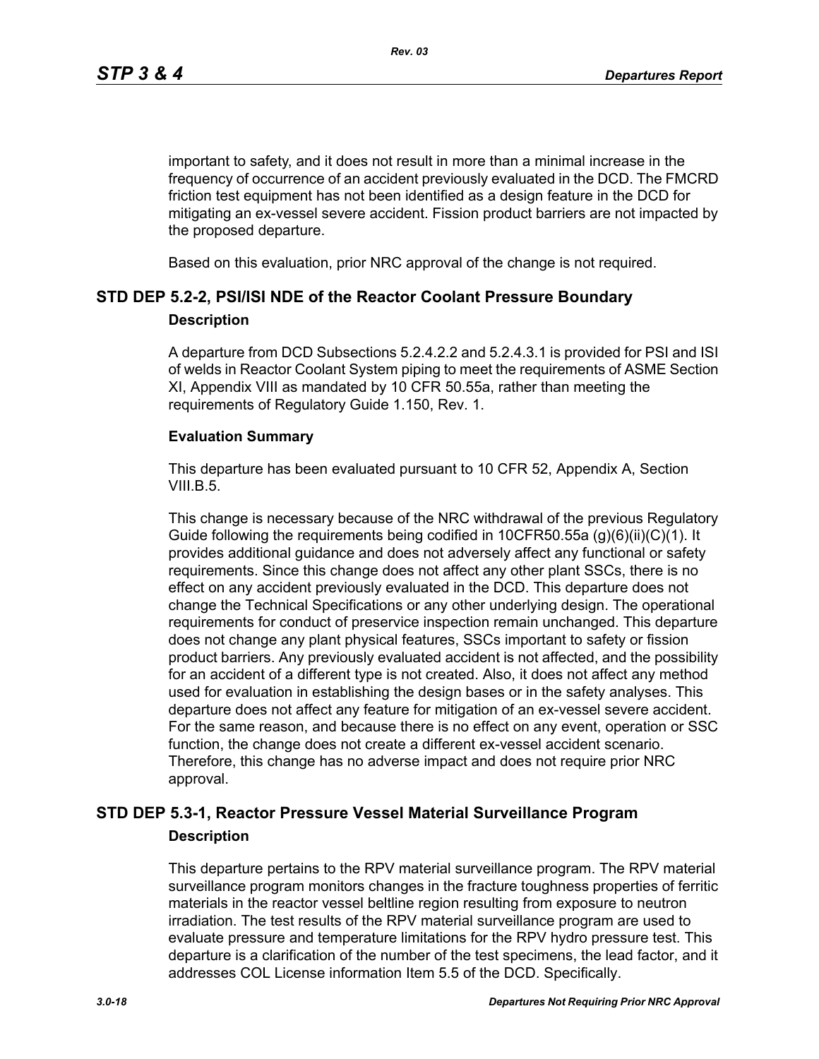important to safety, and it does not result in more than a minimal increase in the frequency of occurrence of an accident previously evaluated in the DCD. The FMCRD friction test equipment has not been identified as a design feature in the DCD for mitigating an ex-vessel severe accident. Fission product barriers are not impacted by the proposed departure.

Based on this evaluation, prior NRC approval of the change is not required.

## STD DEP 5.2-2, PSI/ISI NDE of the Reactor Coolant Pressure Boundary

### Description

A departure from DCD Subsections 5.2.4.2.2 and 5.2.4.3.1 is provided for PSI and ISI of welds in Reactor Coolant System piping to meet the requirements of ASME Section XI, Appendix VIII as mandated by 10 CFR 50.55a, rather than meeting the requirements of Regulatory Guide 1.150, Rev. 1.

### Evaluation Summary

This departure has been evaluated pursuant to 10 CFR 52, Appendix A, Section VIII.B.5.

This change is necessary because of the NRC withdrawal of the previous Regulatory Guide following the requirements being codified in 10CFR50.55a (g)(6)(ii)(C)(1). It provides additional guidance and does not adversely affect any functional or safety requirements. Since this change does not affect any other plant SSCs, there is no effect on any accident previously evaluated in the DCD. This departure does not change the Technical Specifications or any other underlying design. The operational requirements for conduct of preservice inspection remain unchanged. This departure does not change any plant physical features, SSCs important to safety or fission product barriers. Any previously evaluated accident is not affected, and the possibility for an accident of a different type is not created. Also, it does not affect any method used for evaluation in establishing the design bases or in the safety analyses. This departure does not affect any feature for mitigation of an ex-vessel severe accident. For the same reason, and because there is no effect on any event, operation or SSC function, the change does not create a different ex-vessel accident scenario. Therefore, this change has no adverse impact and does not require prior NRC approval.

## STD DEP 5.3-1, Reactor Pressure Vessel Material Surveillance Program

### Description

This departure pertains to the RPV material surveillance program. The RPV material surveillance program monitors changes in the fracture toughness properties of ferritic materials in the reactor vessel beltline region resulting from exposure to neutron irradiation. The test results of the RPV material surveillance program are used to evaluate pressure and temperature limitations for the RPV hydro pressure test. This departure is a clarification of the number of the test specimens, the lead factor, and it addresses COL License information Item 5.5 of the DCD. Specifically.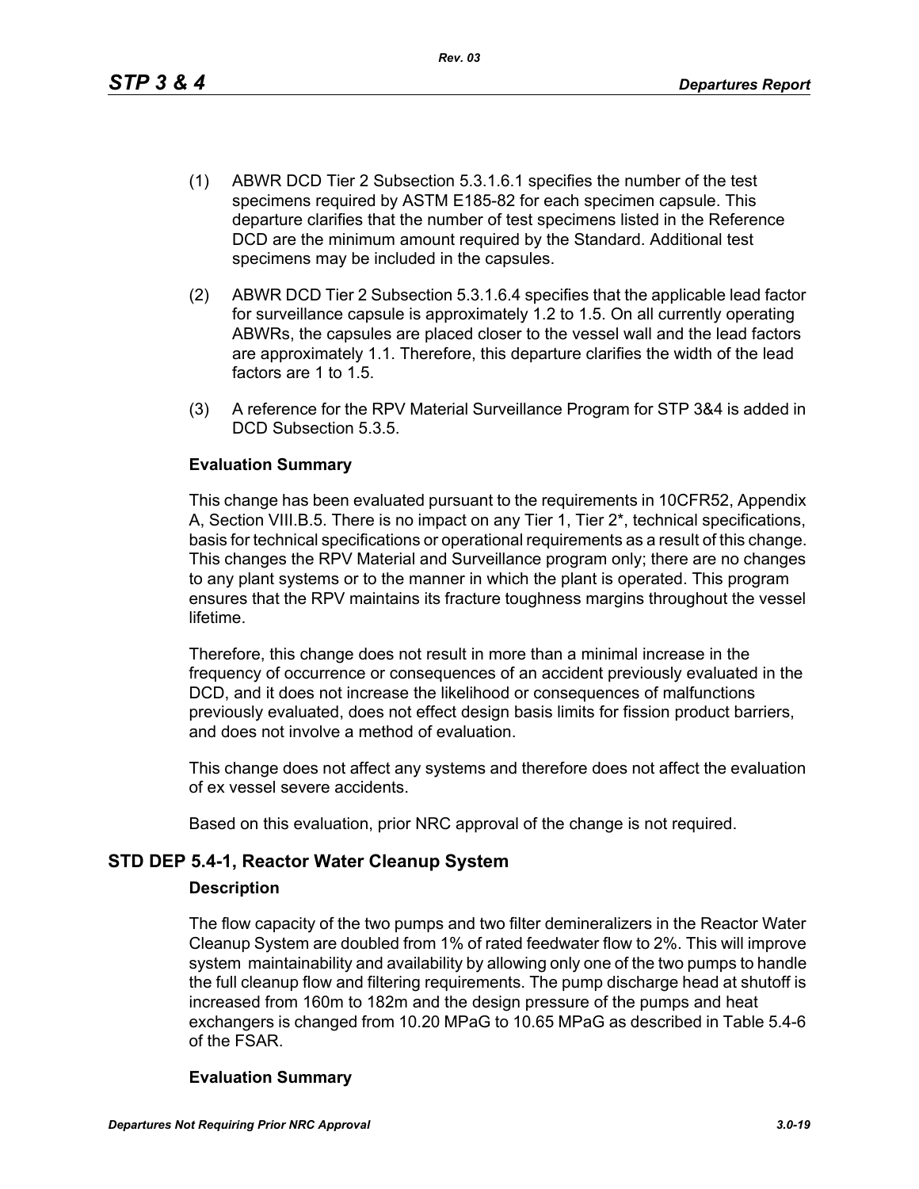(1) ABWR DCD Tier 2 Subsection 5.3.1.6.1 specifies the number of the test specimens required by ASTM E185-82 for each specimen capsule. This departure clarifies that the number of test specimens listed in the Reference DCD are the minimum amount required by the Standard. Additional test specimens may be included in the capsules.

(2) ABWR DCD Tier 2 Subsection 5.3.1.6.4 specifies that the applicable lead factor for surveillance capsule is approximately 1.2 to 1.5. On all currently operating ABWRs, the capsules are placed closer to the vessel wall and the lead factors are approximately 1.1. Therefore, this departure clarifies the width of the lead factors are 1 to 1.5.

(3) A reference for the RPV Material Surveillance Program for STP 3&4 is added in DCD Subsection 5.3.5.

**Evaluation Summary**

This change has been evaluated pursuant to the requirements in 10CFR52, Appendix A, Section VIII.B.5. There is no impact on any Tier 1, Tier 2*, technical specifications, basis for technical specifications or operational requirements as a result of this change. This changes the RPV Material and Surveillance program only; there are no changes to any plant systems or to the manner in which the plant is operated. This program ensures that the RPV maintains its fracture toughness margins throughout the vessel lifetime.

Therefore, this change does not result in more than a minimal increase in the frequency of occurrence or consequences of an accident previously evaluated in the DCD, and it does not increase the likelihood or consequences of malfunctions previously evaluated, does not effect design basis limits for fission product barriers, and does not involve a method of evaluation.

This change does not affect any systems and therefore does not affect the evaluation of ex vessel severe accidents.

Based on this evaluation, prior NRC approval of the change is not required.

## STD DEP 5.4-1, Reactor Water Cleanup System

**Description**

The flow capacity of the two pumps and two filter demineralizers in the Reactor Water Cleanup System are doubled from 1% of rated feedwater flow to 2%. This will improve system maintainability and availability by allowing only one of the two pumps to handle the full cleanup flow and filtering requirements. The pump discharge head at shutoff is increased from 160m to 182m and the design pressure of the pumps and heat exchangers is changed from 10.20 MPaG to 10.65 MPaG as described in Table 5.4-6 of the FSAR.

**Evaluation Summary**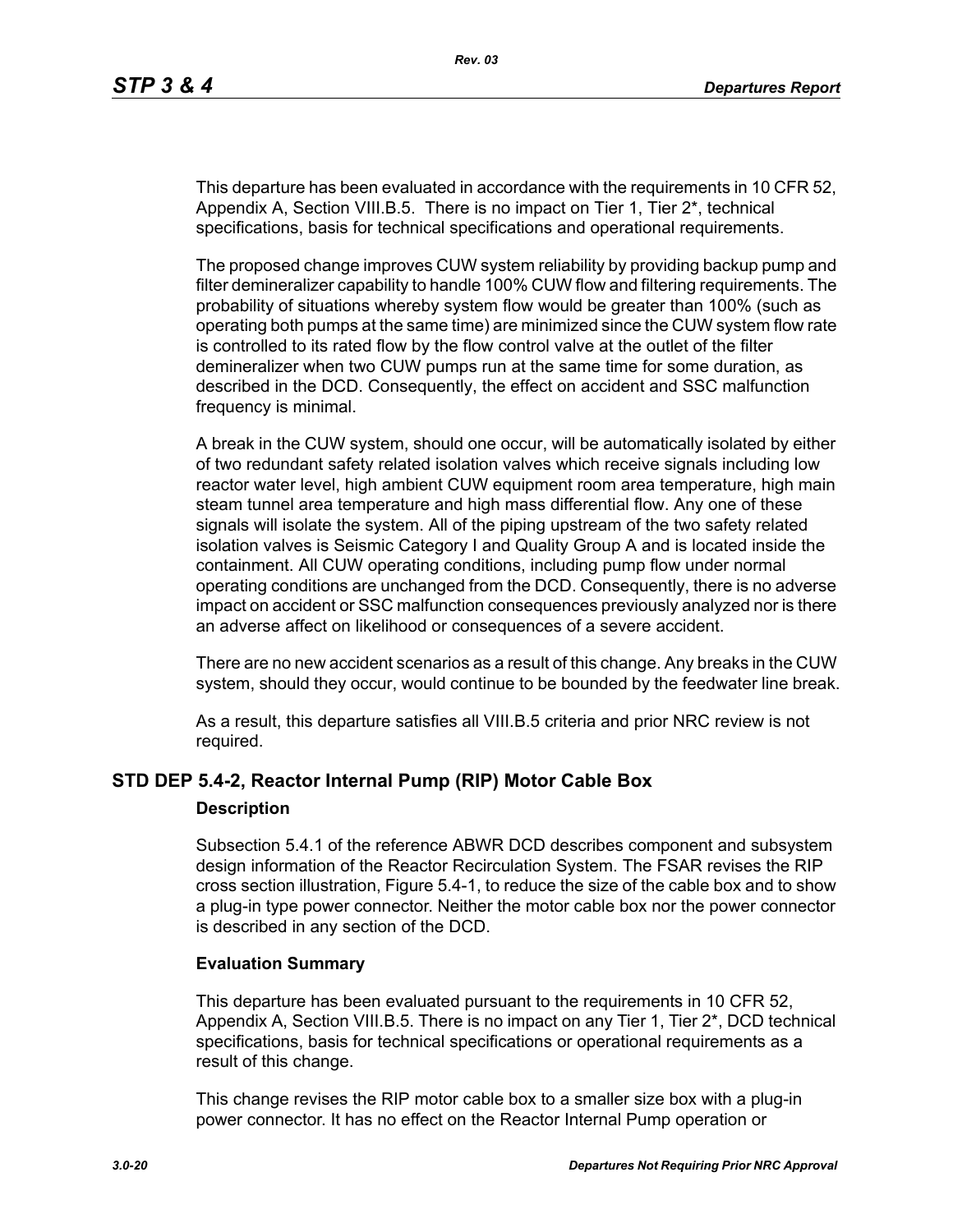This departure has been evaluated in accordance with the requirements in 10 CFR 52, Appendix A, Section VIII.B.5. There is no impact on Tier 1, Tier 2*, technical specifications, basis for technical specifications and operational requirements.

The proposed change improves CUW system reliability by providing backup pump and filter demineralizer capability to handle 100% CUW flow and filtering requirements. The probability of situations whereby system flow would be greater than 100% (such as operating both pumps at the same time) are minimized since the CUW system flow rate is controlled to its rated flow by the flow control valve at the outlet of the filter demineralizer when two CUW pumps run at the same time for some duration, as described in the DCD. Consequently, the effect on accident and SSC malfunction frequency is minimal.

A break in the CUW system, should one occur, will be automatically isolated by either of two redundant safety related isolation valves which receive signals including low reactor water level, high ambient CUW equipment room area temperature, high main steam tunnel area temperature and high mass differential flow. Any one of these signals will isolate the system. All of the piping upstream of the two safety related isolation valves is Seismic Category I and Quality Group A and is located inside the containment. All CUW operating conditions, including pump flow under normal operating conditions are unchanged from the DCD. Consequently, there is no adverse impact on accident or SSC malfunction consequences previously analyzed nor is there an adverse affect on likelihood or consequences of a severe accident.

There are no new accident scenarios as a result of this change. Any breaks in the CUW system, should they occur, would continue to be bounded by the feedwater line break.

As a result, this departure satisfies all VIII.B.5 criteria and prior NRC review is not required.

## STD DEP 5.4-2, Reactor Internal Pump (RIP) Motor Cable Box

### Description

Subsection 5.4.1 of the reference ABWR DCD describes component and subsystem design information of the Reactor Recirculation System. The FSAR revises the RIP cross section illustration, Figure 5.4-1, to reduce the size of the cable box and to show a plug-in type power connector. Neither the motor cable box nor the power connector is described in any section of the DCD.

### Evaluation Summary

This departure has been evaluated pursuant to the requirements in 10 CFR 52, Appendix A, Section VIII.B.5. There is no impact on any Tier 1, Tier 2*, DCD technical specifications, basis for technical specifications or operational requirements as a result of this change.

This change revises the RIP motor cable box to a smaller size box with a plug-in power connector. It has no effect on the Reactor Internal Pump operation or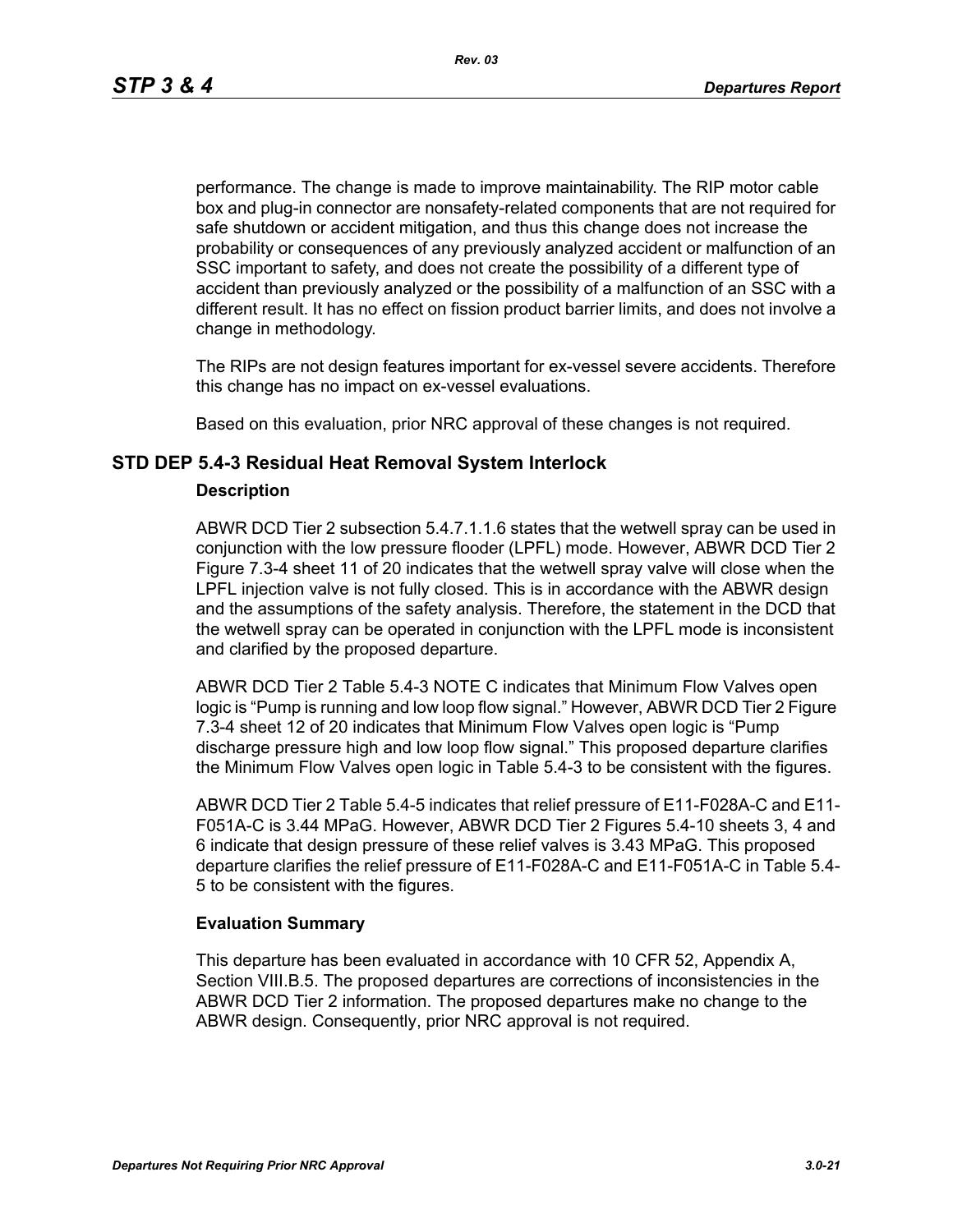performance. The change is made to improve maintainability. The RIP motor cable box and plug-in connector are nonsafety-related components that are not required for safe shutdown or accident mitigation, and thus this change does not increase the probability or consequences of any previously analyzed accident or malfunction of an SSC important to safety, and does not create the possibility of a different type of accident than previously analyzed or the possibility of a malfunction of an SSC with a different result. It has no effect on fission product barrier limits, and does not involve a change in methodology.

The RIPs are not design features important for ex-vessel severe accidents. Therefore this change has no impact on ex-vessel evaluations.

Based on this evaluation, prior NRC approval of these changes is not required.

## STD DEP 5.4-3 Residual Heat Removal System Interlock

### Description

ABWR DCD Tier 2 subsection 5.4.7.1.1.6 states that the wetwell spray can be used in conjunction with the low pressure flooder (LPFL) mode. However, ABWR DCD Tier 2 Figure 7.3-4 sheet 11 of 20 indicates that the wetwell spray valve will close when the LPFL injection valve is not fully closed. This is in accordance with the ABWR design and the assumptions of the safety analysis. Therefore, the statement in the DCD that the wetwell spray can be operated in conjunction with the LPFL mode is inconsistent and clarified by the proposed departure.

ABWR DCD Tier 2 Table 5.4-3 NOTE C indicates that Minimum Flow Valves open logic is "Pump is running and low loop flow signal." However, ABWR DCD Tier 2 Figure 7.3-4 sheet 12 of 20 indicates that Minimum Flow Valves open logic is "Pump discharge pressure high and low loop flow signal." This proposed departure clarifies the Minimum Flow Valves open logic in Table 5.4-3 to be consistent with the figures.

ABWR DCD Tier 2 Table 5.4-5 indicates that relief pressure of E11-F028A-C and E11-F051A-C is 3.44 MPaG. However, ABWR DCD Tier 2 Figures 5.4-10 sheets 3, 4 and 6 indicate that design pressure of these relief valves is 3.43 MPaG. This proposed departure clarifies the relief pressure of E11-F028A-C and E11-F051A-C in Table 5.4-5 to be consistent with the figures.

### Evaluation Summary

This departure has been evaluated in accordance with 10 CFR 52, Appendix A, Section VIII.B.5. The proposed departures are corrections of inconsistencies in the ABWR DCD Tier 2 information. The proposed departures make no change to the ABWR design. Consequently, prior NRC approval is not required.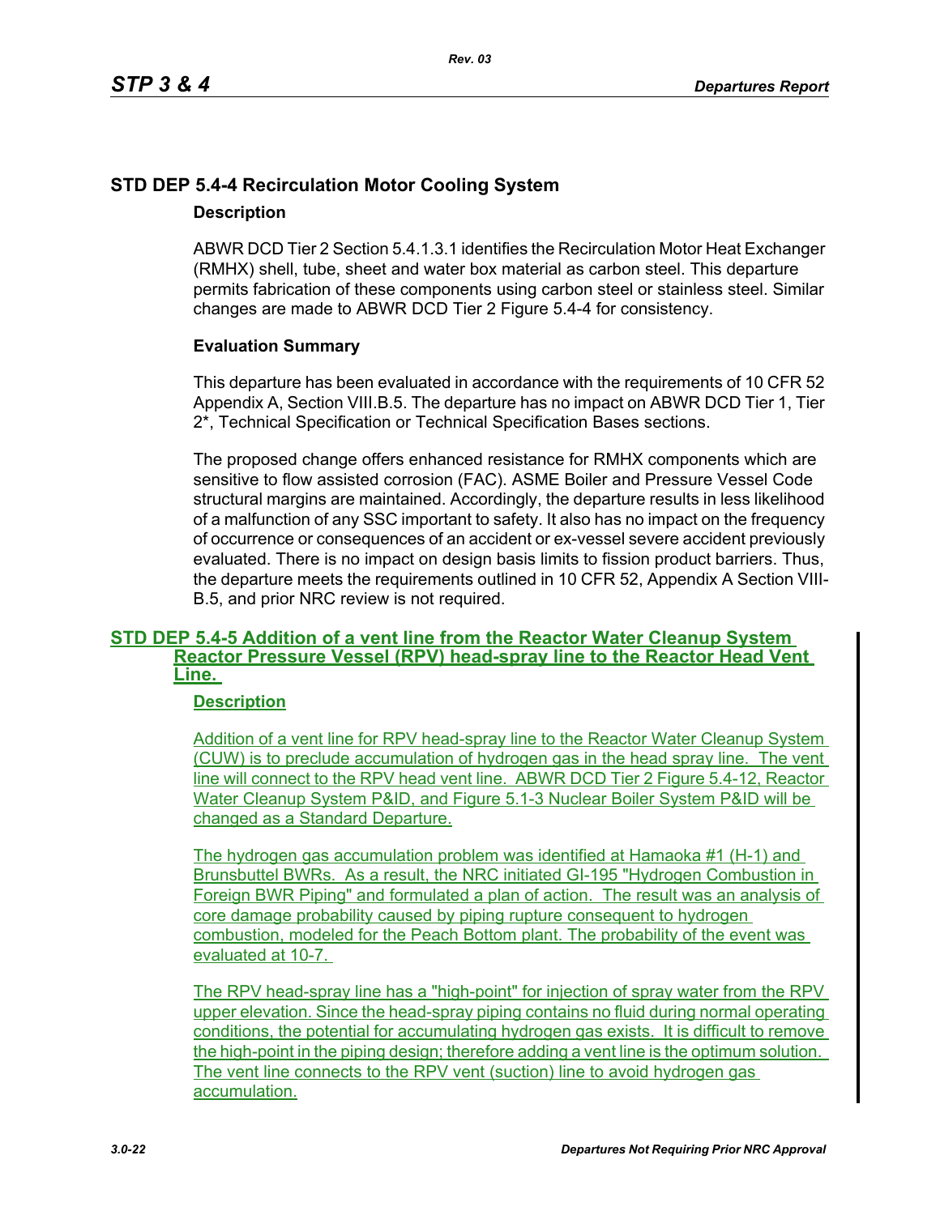## STD DEP 5.4-4 Recirculation Motor Cooling System

### Description

ABWR DCD Tier 2 Section 5.4.1.3.1 identifies the Recirculation Motor Heat Exchanger (RMHX) shell, tube, sheet and water box material as carbon steel. This departure permits fabrication of these components using carbon steel or stainless steel. Similar changes are made to ABWR DCD Tier 2 Figure 5.4-4 for consistency.

### Evaluation Summary

This departure has been evaluated in accordance with the requirements of 10 CFR 52 Appendix A, Section VIII.B.5. The departure has no impact on ABWR DCD Tier 1, Tier 2*, Technical Specification or Technical Specification Bases sections.

The proposed change offers enhanced resistance for RMHX components which are sensitive to flow assisted corrosion (FAC). ASME Boiler and Pressure Vessel Code structural margins are maintained. Accordingly, the departure results in less likelihood of a malfunction of any SSC important to safety. It also has no impact on the frequency of occurrence or consequences of an accident or ex-vessel severe accident previously evaluated. There is no impact on design basis limits to fission product barriers. Thus, the departure meets the requirements outlined in 10 CFR 52, Appendix A Section VIII-B.5, and prior NRC review is not required.

## STD DEP 5.4-5 Addition of a vent line from the Reactor Water Cleanup System Reactor Pressure Vessel (RPV) head-spray line to the Reactor Head Vent Line.

### Description

Addition of a vent line for RPV head-spray line to the Reactor Water Cleanup System (CUW) is to preclude accumulation of hydrogen gas in the head spray line. The vent line will connect to the RPV head vent line. ABWR DCD Tier 2 Figure 5.4-12, Reactor Water Cleanup System P&ID, and Figure 5.1-3 Nuclear Boiler System P&ID will be changed as a Standard Departure.

The hydrogen gas accumulation problem was identified at Hamaoka #1 (H-1) and Brunsbuttel BWRs. As a result, the NRC initiated GI-195 "Hydrogen Combustion in Foreign BWR Piping" and formulated a plan of action. The result was an analysis of core damage probability caused by piping rupture consequent to hydrogen combustion, modeled for the Peach Bottom plant. The probability of the event was evaluated at 10-7.

The RPV head-spray line has a "high-point" for injection of spray water from the RPV upper elevation. Since the head-spray piping contains no fluid during normal operating conditions, the potential for accumulating hydrogen gas exists. It is difficult to remove the high-point in the piping design; therefore adding a vent line is the optimum solution. The vent line connects to the RPV vent (suction) line to avoid hydrogen gas accumulation.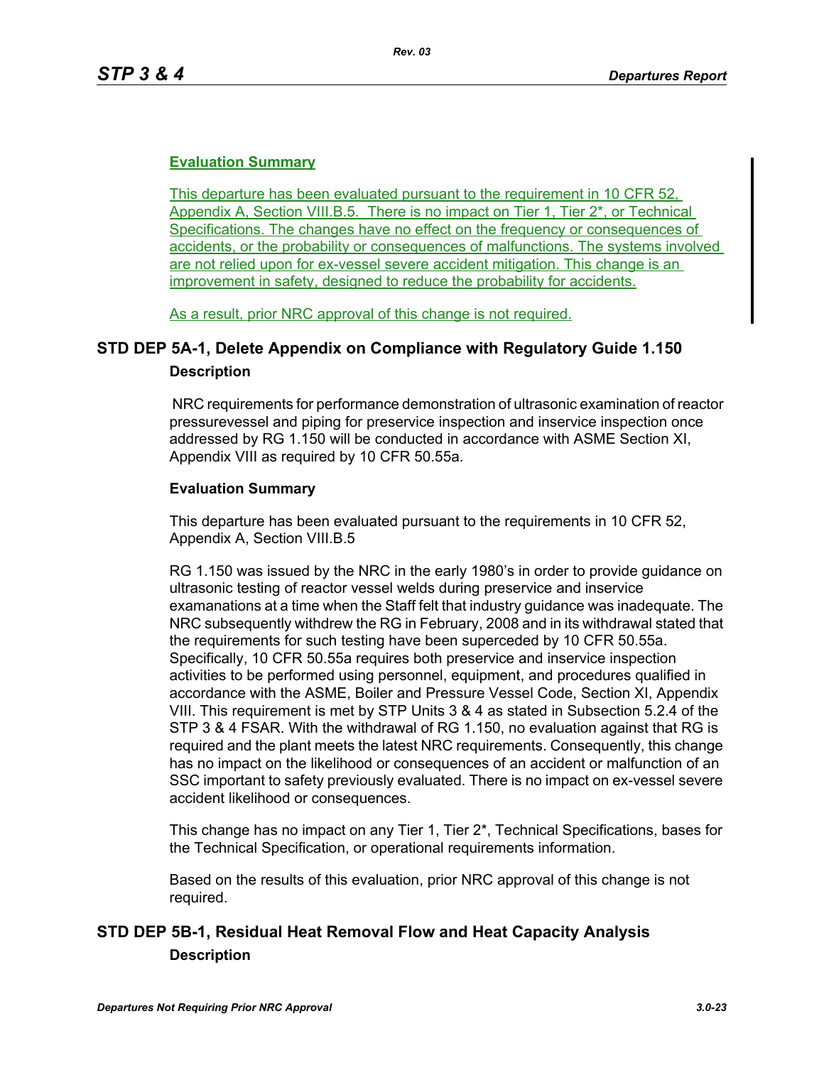**Evaluation Summary**

This departure has been evaluated pursuant to the requirement in 10 CFR 52, Appendix A, Section VIII.B.5. There is no impact on Tier 1, Tier 2*, or Technical Specifications. The changes have no effect on the frequency or consequences of accidents, or the probability or consequences of malfunctions. The systems involved are not relied upon for ex-vessel severe accident mitigation. This change is an improvement in safety, designed to reduce the probability for accidents.

As a result, prior NRC approval of this change is not required.

## STD DEP 5A-1, Delete Appendix on Compliance with Regulatory Guide 1.150

### Description

NRC requirements for performance demonstration of ultrasonic examination of reactor pressurevessel and piping for preservice inspection and inservice inspection once addressed by RG 1.150 will be conducted in accordance with ASME Section XI, Appendix VIII as required by 10 CFR 50.55a.

### Evaluation Summary

This departure has been evaluated pursuant to the requirements in 10 CFR 52, Appendix A, Section VIII.B.5

RG 1.150 was issued by the NRC in the early 1980's in order to provide guidance on ultrasonic testing of reactor vessel welds during preservice and inservice examanations at a time when the Staff felt that industry guidance was inadequate. The NRC subsequently withdrew the RG in February, 2008 and in its withdrawal stated that the requirements for such testing have been superceded by 10 CFR 50.55a. Specifically, 10 CFR 50.55a requires both preservice and inservice inspection activities to be performed using personnel, equipment, and procedures qualified in accordance with the ASME, Boiler and Pressure Vessel Code, Section XI, Appendix VIII. This requirement is met by STP Units 3 & 4 as stated in Subsection 5.2.4 of the STP 3 & 4 FSAR. With the withdrawal of RG 1.150, no evaluation against that RG is required and the plant meets the latest NRC requirements. Consequently, this change has no impact on the likelihood or consequences of an accident or malfunction of an SSC important to safety previously evaluated. There is no impact on ex-vessel severe accident likelihood or consequences.

This change has no impact on any Tier 1, Tier 2*, Technical Specifications, bases for the Technical Specification, or operational requirements information.

Based on the results of this evaluation, prior NRC approval of this change is not required.

## STD DEP 5B-1, Residual Heat Removal Flow and Heat Capacity Analysis

### Description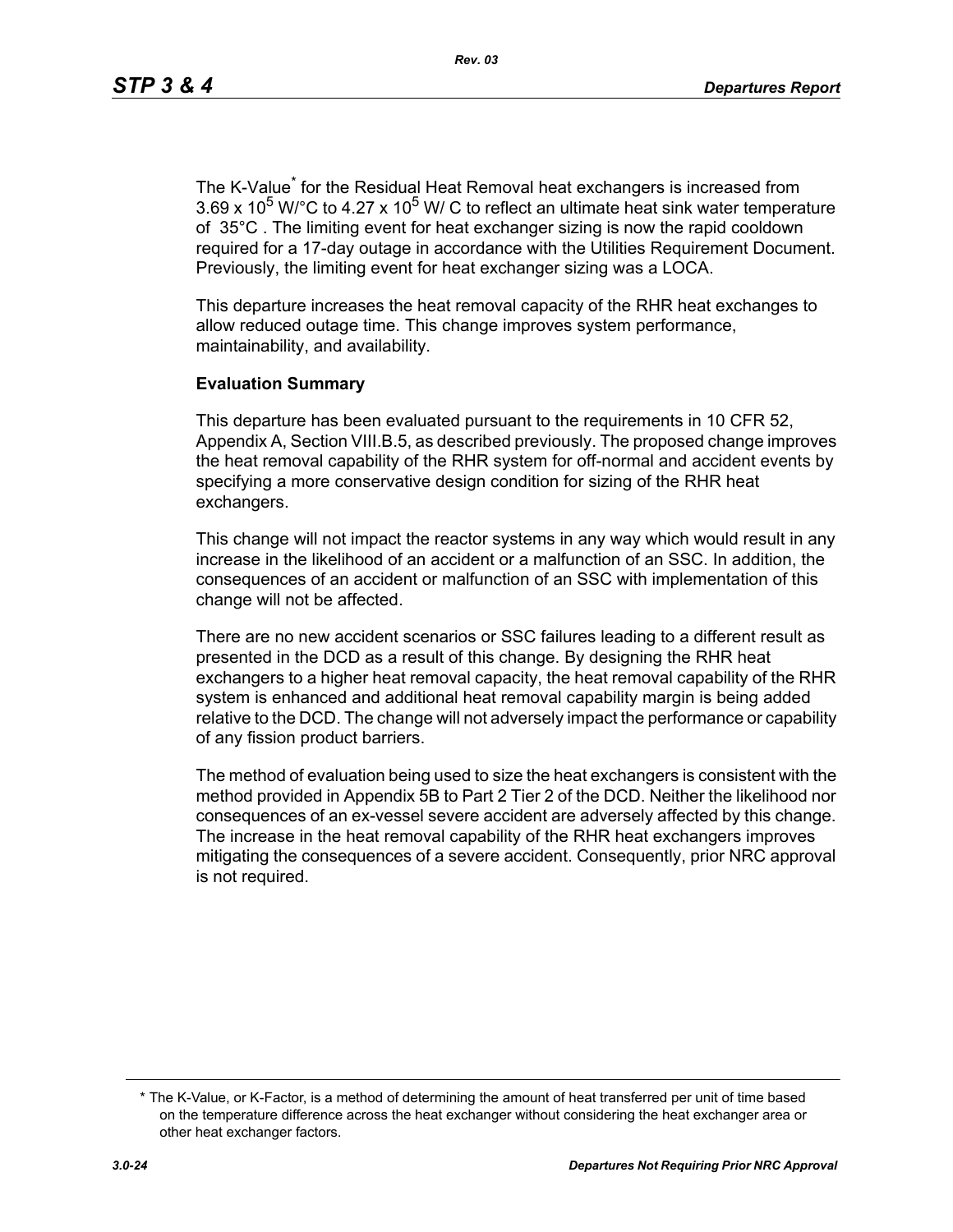The K-Value* for the Residual Heat Removal heat exchangers is increased from $3.69 \times 10^5$ W/°C to $4.27 \times 10^5$ W/ C to reflect an ultimate heat sink water temperature of 35°C . The limiting event for heat exchanger sizing is now the rapid cooldown required for a 17-day outage in accordance with the Utilities Requirement Document. Previously, the limiting event for heat exchanger sizing was a LOCA.

This departure increases the heat removal capacity of the RHR heat exchanges to allow reduced outage time. This change improves system performance, maintainability, and availability.

**Evaluation Summary**

This departure has been evaluated pursuant to the requirements in 10 CFR 52, Appendix A, Section VIII.B.5, as described previously. The proposed change improves the heat removal capability of the RHR system for off-normal and accident events by specifying a more conservative design condition for sizing of the RHR heat exchangers.

This change will not impact the reactor systems in any way which would result in any increase in the likelihood of an accident or a malfunction of an SSC. In addition, the consequences of an accident or malfunction of an SSC with implementation of this change will not be affected.

There are no new accident scenarios or SSC failures leading to a different result as presented in the DCD as a result of this change. By designing the RHR heat exchangers to a higher heat removal capacity, the heat removal capability of the RHR system is enhanced and additional heat removal capability margin is being added relative to the DCD. The change will not adversely impact the performance or capability of any fission product barriers.

The method of evaluation being used to size the heat exchangers is consistent with the method provided in Appendix 5B to Part 2 Tier 2 of the DCD. Neither the likelihood nor consequences of an ex-vessel severe accident are adversely affected by this change. The increase in the heat removal capability of the RHR heat exchangers improves mitigating the consequences of a severe accident. Consequently, prior NRC approval is not required.

---

* The K-Value, or K-Factor, is a method of determining the amount of heat transferred per unit of time based on the temperature difference across the heat exchanger without considering the heat exchanger area or other heat exchanger factors.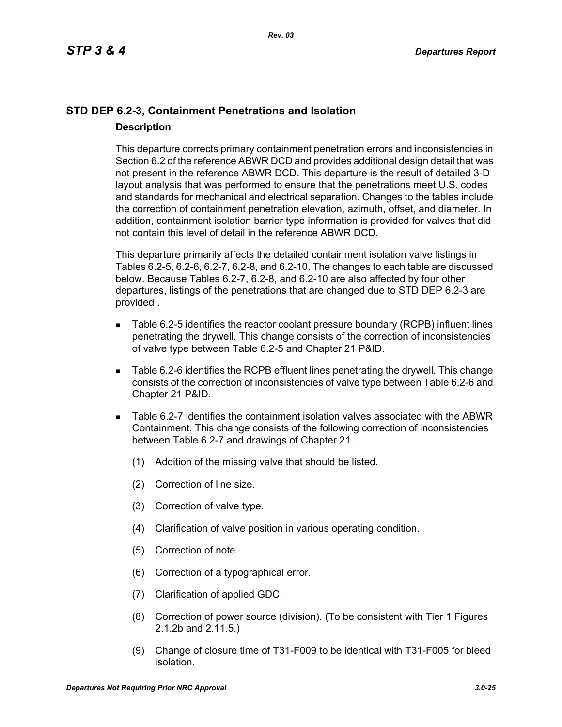## STD DEP 6.2-3, Containment Penetrations and Isolation

### Description

This departure corrects primary containment penetration errors and inconsistencies in Section 6.2 of the reference ABWR DCD and provides additional design detail that was not present in the reference ABWR DCD. This departure is the result of detailed 3-D layout analysis that was performed to ensure that the penetrations meet U.S. codes and standards for mechanical and electrical separation. Changes to the tables include the correction of containment penetration elevation, azimuth, offset, and diameter. In addition, containment isolation barrier type information is provided for valves that did not contain this level of detail in the reference ABWR DCD.

This departure primarily affects the detailed containment isolation valve listings in Tables 6.2-5, 6.2-6, 6.2-7, 6.2-8, and 6.2-10. The changes to each table are discussed below. Because Tables 6.2-7, 6.2-8, and 6.2-10 are also affected by four other departures, listings of the penetrations that are changed due to STD DEP 6.2-3 are provided .

- Table 6.2-5 identifies the reactor coolant pressure boundary (RCPB) influent lines penetrating the drywell. This change consists of the correction of inconsistencies of valve type between Table 6.2-5 and Chapter 21 P&ID.
- Table 6.2-6 identifies the RCPB effluent lines penetrating the drywell. This change consists of the correction of inconsistencies of valve type between Table 6.2-6 and Chapter 21 P&ID.
- Table 6.2-7 identifies the containment isolation valves associated with the ABWR Containment. This change consists of the following correction of inconsistencies between Table 6.2-7 and drawings of Chapter 21.
  1. Addition of the missing valve that should be listed.
  2. Correction of line size.
  3. Correction of valve type.
  4. Clarification of valve position in various operating condition.
  5. Correction of note.
  6. Correction of a typographical error.
  7. Clarification of applied GDC.
  8. Correction of power source (division). (To be consistent with Tier 1 Figures 2.1.2b and 2.11.5.)
  9. Change of closure time of T31-F009 to be identical with T31-F005 for bleed isolation.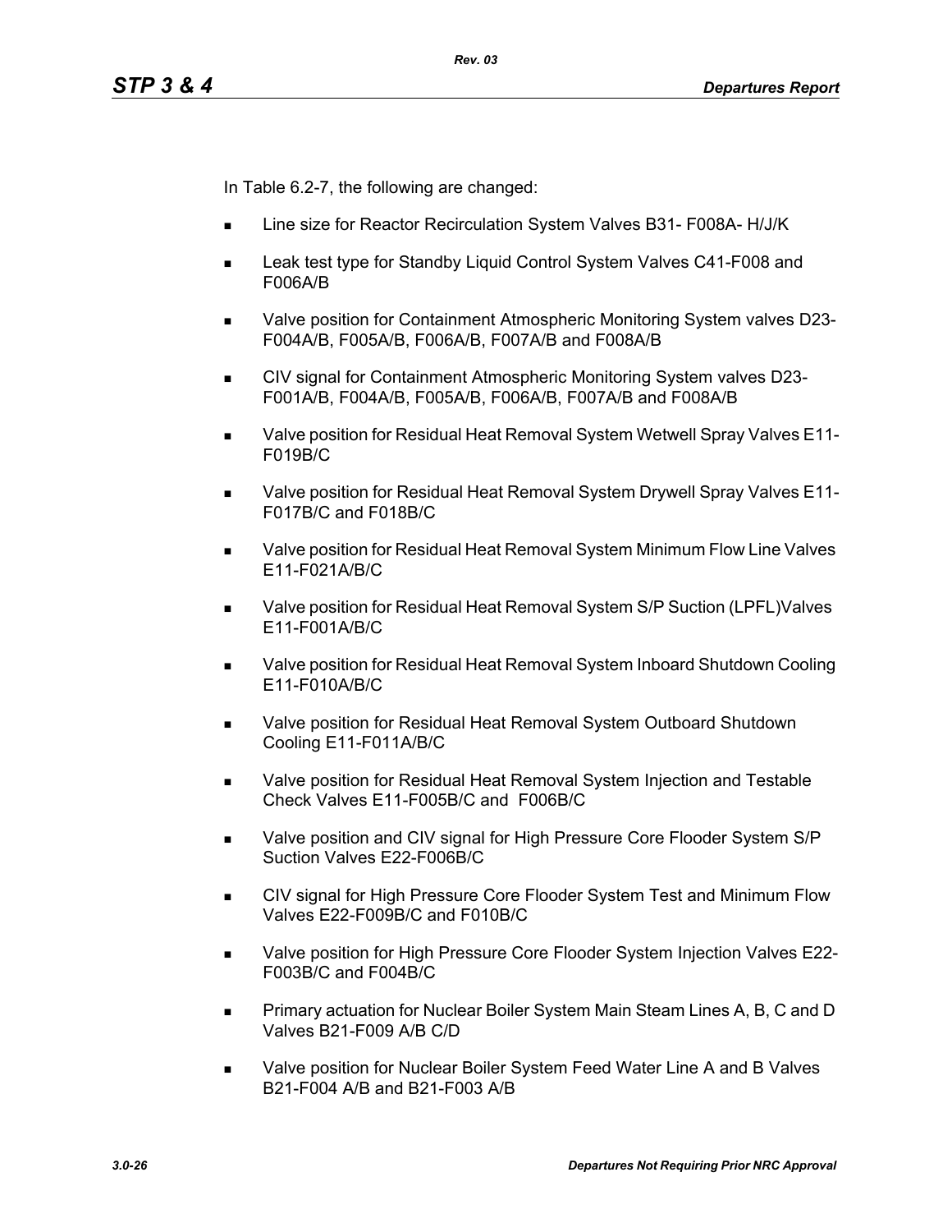In Table 6.2-7, the following are changed:

- Line size for Reactor Recirculation System Valves B31- F008A- H/J/K
- Leak test type for Standby Liquid Control System Valves C41-F008 and F006A/B
- Valve position for Containment Atmospheric Monitoring System valves D23-F004A/B, F005A/B, F006A/B, F007A/B and F008A/B
- CIV signal for Containment Atmospheric Monitoring System valves D23-F001A/B, F004A/B, F005A/B, F006A/B, F007A/B and F008A/B
- Valve position for Residual Heat Removal System Wetwell Spray Valves E11-F019B/C
- Valve position for Residual Heat Removal System Drywell Spray Valves E11-F017B/C and F018B/C
- Valve position for Residual Heat Removal System Minimum Flow Line Valves E11-F021A/B/C
- Valve position for Residual Heat Removal System S/P Suction (LPFL)Valves E11-F001A/B/C
- Valve position for Residual Heat Removal System Inboard Shutdown Cooling E11-F010A/B/C
- Valve position for Residual Heat Removal System Outboard Shutdown Cooling E11-F011A/B/C
- Valve position for Residual Heat Removal System Injection and Testable Check Valves E11-F005B/C and F006B/C
- Valve position and CIV signal for High Pressure Core Flooder System S/P Suction Valves E22-F006B/C
- CIV signal for High Pressure Core Flooder System Test and Minimum Flow Valves E22-F009B/C and F010B/C
- Valve position for High Pressure Core Flooder System Injection Valves E22-F003B/C and F004B/C
- Primary actuation for Nuclear Boiler System Main Steam Lines A, B, C and D Valves B21-F009 A/B C/D
- Valve position for Nuclear Boiler System Feed Water Line A and B Valves B21-F004 A/B and B21-F003 A/B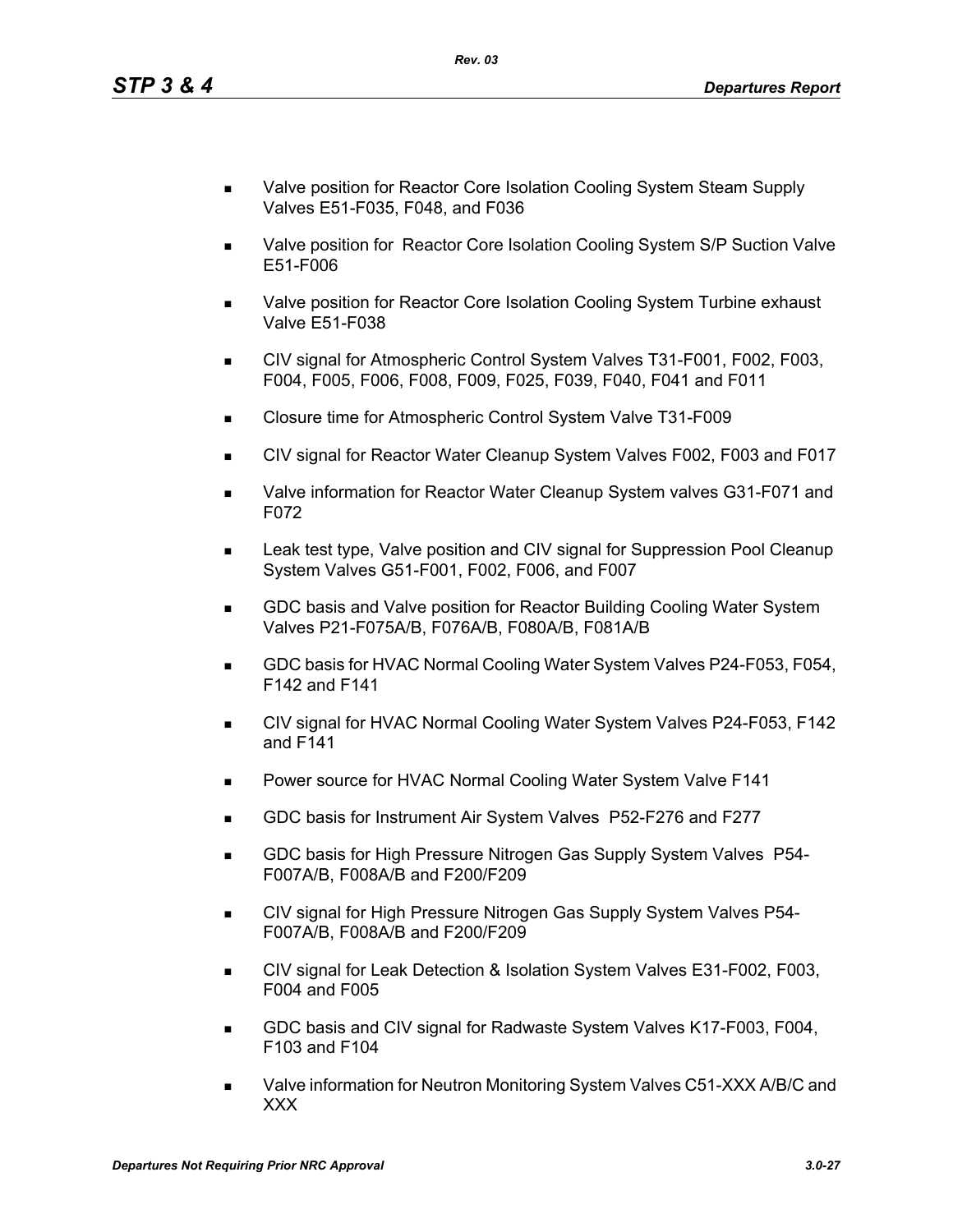- Valve position for Reactor Core Isolation Cooling System Steam Supply Valves E51-F035, F048, and F036
- Valve position for  Reactor Core Isolation Cooling System S/P Suction Valve E51-F006
- Valve position for Reactor Core Isolation Cooling System Turbine exhaust Valve E51-F038
- CIV signal for Atmospheric Control System Valves T31-F001, F002, F003, F004, F005, F006, F008, F009, F025, F039, F040, F041 and F011
- Closure time for Atmospheric Control System Valve T31-F009
- CIV signal for Reactor Water Cleanup System Valves F002, F003 and F017
- Valve information for Reactor Water Cleanup System valves G31-F071 and F072
- Leak test type, Valve position and CIV signal for Suppression Pool Cleanup System Valves G51-F001, F002, F006, and F007
- GDC basis and Valve position for Reactor Building Cooling Water System Valves P21-F075A/B, F076A/B, F080A/B, F081A/B
- GDC basis for HVAC Normal Cooling Water System Valves P24-F053, F054, F142 and F141
- CIV signal for HVAC Normal Cooling Water System Valves P24-F053, F142 and F141
- Power source for HVAC Normal Cooling Water System Valve F141
- GDC basis for Instrument Air System Valves  P52-F276 and F277
- GDC basis for High Pressure Nitrogen Gas Supply System Valves  P54-F007A/B, F008A/B and F200/F209
- CIV signal for High Pressure Nitrogen Gas Supply System Valves P54-F007A/B, F008A/B and F200/F209
- CIV signal for Leak Detection & Isolation System Valves E31-F002, F003, F004 and F005
- GDC basis and CIV signal for Radwaste System Valves K17-F003, F004, F103 and F104
- Valve information for Neutron Monitoring System Valves C51-XXX A/B/C and XXX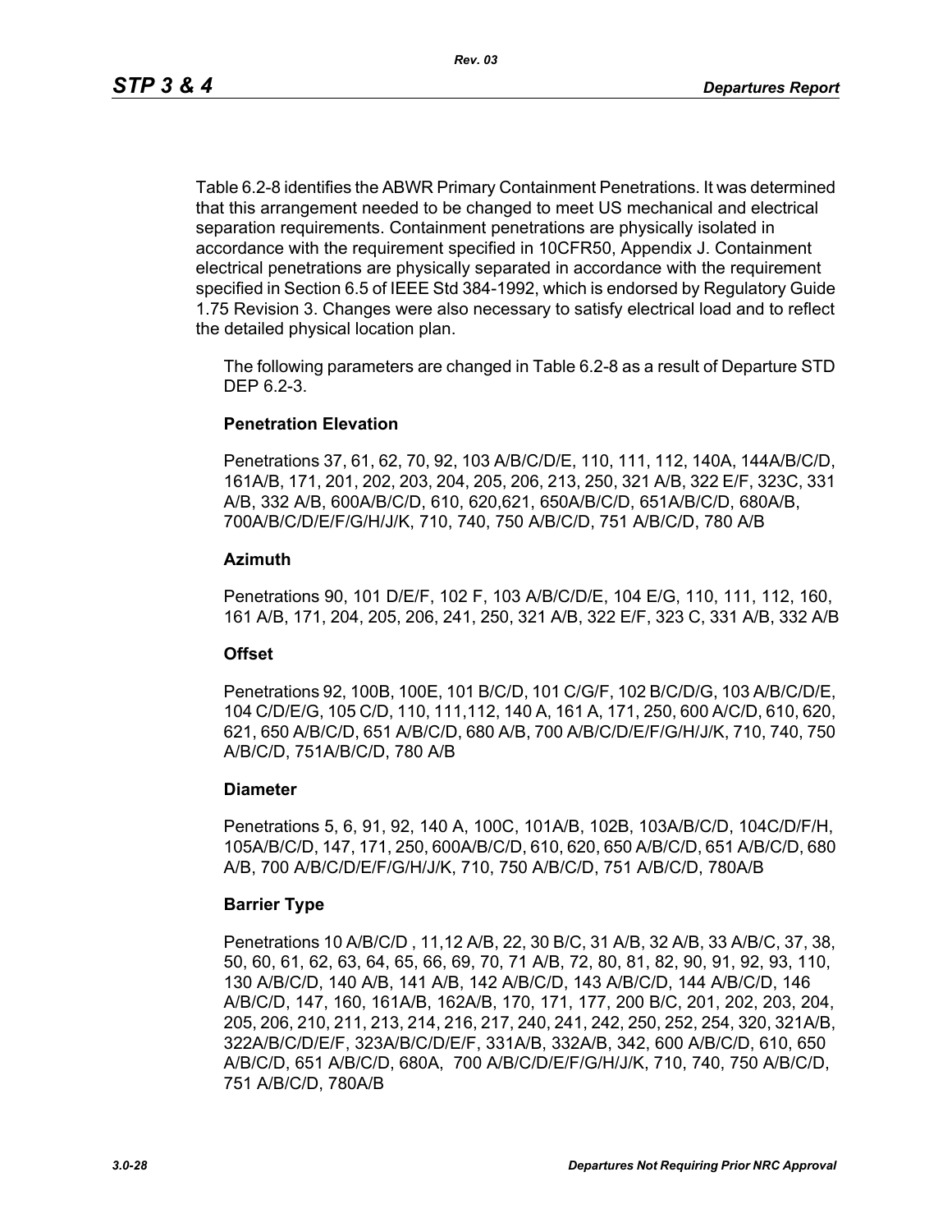Table 6.2-8 identifies the ABWR Primary Containment Penetrations. It was determined that this arrangement needed to be changed to meet US mechanical and electrical separation requirements. Containment penetrations are physically isolated in accordance with the requirement specified in 10CFR50, Appendix J. Containment electrical penetrations are physically separated in accordance with the requirement specified in Section 6.5 of IEEE Std 384-1992, which is endorsed by Regulatory Guide 1.75 Revision 3. Changes were also necessary to satisfy electrical load and to reflect the detailed physical location plan.

The following parameters are changed in Table 6.2-8 as a result of Departure STD DEP 6.2-3.

**Penetration Elevation**

Penetrations 37, 61, 62, 70, 92, 103 A/B/C/D/E, 110, 111, 112, 140A, 144A/B/C/D, 161A/B, 171, 201, 202, 203, 204, 205, 206, 213, 250, 321 A/B, 322 E/F, 323C, 331 A/B, 332 A/B, 600A/B/C/D, 610, 620,621, 650A/B/C/D, 651A/B/C/D, 680A/B, 700A/B/C/D/E/F/G/H/J/K, 710, 740, 750 A/B/C/D, 751 A/B/C/D, 780 A/B

**Azimuth**

Penetrations 90, 101 D/E/F, 102 F, 103 A/B/C/D/E, 104 E/G, 110, 111, 112, 160, 161 A/B, 171, 204, 205, 206, 241, 250, 321 A/B, 322 E/F, 323 C, 331 A/B, 332 A/B

**Offset**

Penetrations 92, 100B, 100E, 101 B/C/D, 101 C/G/F, 102 B/C/D/G, 103 A/B/C/D/E, 104 C/D/E/G, 105 C/D, 110, 111,112, 140 A, 161 A, 171, 250, 600 A/C/D, 610, 620, 621, 650 A/B/C/D, 651 A/B/C/D, 680 A/B, 700 A/B/C/D/E/F/G/H/J/K, 710, 740, 750 A/B/C/D, 751A/B/C/D, 780 A/B

**Diameter**

Penetrations 5, 6, 91, 92, 140 A, 100C, 101A/B, 102B, 103A/B/C/D, 104C/D/F/H, 105A/B/C/D, 147, 171, 250, 600A/B/C/D, 610, 620, 650 A/B/C/D, 651 A/B/C/D, 680 A/B, 700 A/B/C/D/E/F/G/H/J/K, 710, 750 A/B/C/D, 751 A/B/C/D, 780A/B

**Barrier Type**

Penetrations 10 A/B/C/D , 11,12 A/B, 22, 30 B/C, 31 A/B, 32 A/B, 33 A/B/C, 37, 38, 50, 60, 61, 62, 63, 64, 65, 66, 69, 70, 71 A/B, 72, 80, 81, 82, 90, 91, 92, 93, 110, 130 A/B/C/D, 140 A/B, 141 A/B, 142 A/B/C/D, 143 A/B/C/D, 144 A/B/C/D, 146 A/B/C/D, 147, 160, 161A/B, 162A/B, 170, 171, 177, 200 B/C, 201, 202, 203, 204, 205, 206, 210, 211, 213, 214, 216, 217, 240, 241, 242, 250, 252, 254, 320, 321A/B, 322A/B/C/D/E/F, 323A/B/C/D/E/F, 331A/B, 332A/B, 342, 600 A/B/C/D, 610, 650 A/B/C/D, 651 A/B/C/D, 680A, 700 A/B/C/D/E/F/G/H/J/K, 710, 740, 750 A/B/C/D, 751 A/B/C/D, 780A/B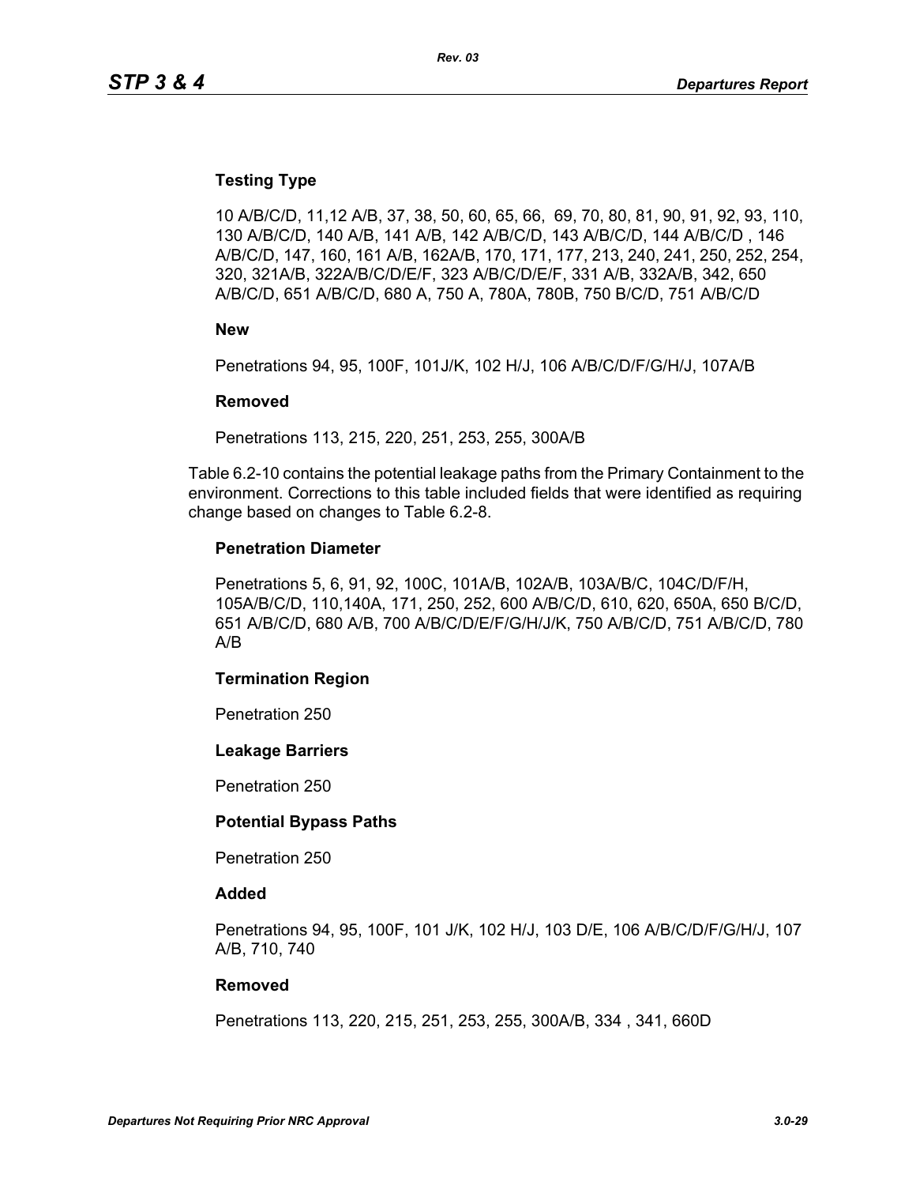**Testing Type**

10 A/B/C/D, 11,12 A/B, 37, 38, 50, 60, 65, 66,  69, 70, 80, 81, 90, 91, 92, 93, 110, 130 A/B/C/D, 140 A/B, 141 A/B, 142 A/B/C/D, 143 A/B/C/D, 144 A/B/C/D , 146 A/B/C/D, 147, 160, 161 A/B, 162A/B, 170, 171, 177, 213, 240, 241, 250, 252, 254, 320, 321A/B, 322A/B/C/D/E/F, 323 A/B/C/D/E/F, 331 A/B, 332A/B, 342, 650 A/B/C/D, 651 A/B/C/D, 680 A, 750 A, 780A, 780B, 750 B/C/D, 751 A/B/C/D

**New**

Penetrations 94, 95, 100F, 101J/K, 102 H/J, 106 A/B/C/D/F/G/H/J, 107A/B

**Removed**

Penetrations 113, 215, 220, 251, 253, 255, 300A/B

Table 6.2-10 contains the potential leakage paths from the Primary Containment to the environment. Corrections to this table included fields that were identified as requiring change based on changes to Table 6.2-8.

**Penetration Diameter**

Penetrations 5, 6, 91, 92, 100C, 101A/B, 102A/B, 103A/B/C, 104C/D/F/H, 105A/B/C/D, 110,140A, 171, 250, 252, 600 A/B/C/D, 610, 620, 650A, 650 B/C/D, 651 A/B/C/D, 680 A/B, 700 A/B/C/D/E/F/G/H/J/K, 750 A/B/C/D, 751 A/B/C/D, 780 A/B

**Termination Region**

Penetration 250

**Leakage Barriers**

Penetration 250

**Potential Bypass Paths**

Penetration 250

**Added**

Penetrations 94, 95, 100F, 101 J/K, 102 H/J, 103 D/E, 106 A/B/C/D/F/G/H/J, 107 A/B, 710, 740

**Removed**

Penetrations 113, 220, 215, 251, 253, 255, 300A/B, 334 , 341, 660D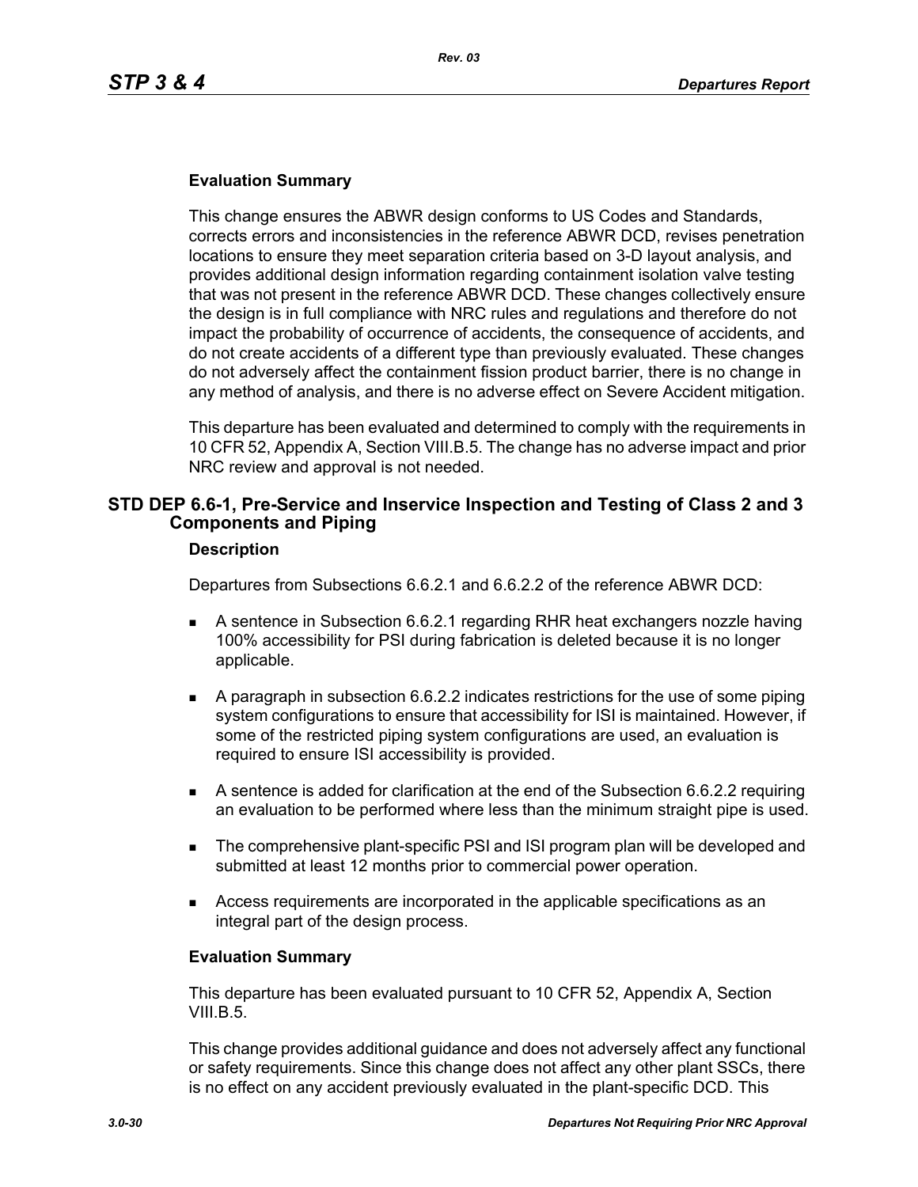**Evaluation Summary**

This change ensures the ABWR design conforms to US Codes and Standards, corrects errors and inconsistencies in the reference ABWR DCD, revises penetration locations to ensure they meet separation criteria based on 3-D layout analysis, and provides additional design information regarding containment isolation valve testing that was not present in the reference ABWR DCD. These changes collectively ensure the design is in full compliance with NRC rules and regulations and therefore do not impact the probability of occurrence of accidents, the consequence of accidents, and do not create accidents of a different type than previously evaluated. These changes do not adversely affect the containment fission product barrier, there is no change in any method of analysis, and there is no adverse effect on Severe Accident mitigation.

This departure has been evaluated and determined to comply with the requirements in 10 CFR 52, Appendix A, Section VIII.B.5. The change has no adverse impact and prior NRC review and approval is not needed.

## STD DEP 6.6-1, Pre-Service and Inservice Inspection and Testing of Class 2 and 3 Components and Piping

**Description**

Departures from Subsections 6.6.2.1 and 6.6.2.2 of the reference ABWR DCD:

- A sentence in Subsection 6.6.2.1 regarding RHR heat exchangers nozzle having 100% accessibility for PSI during fabrication is deleted because it is no longer applicable.
- A paragraph in subsection 6.6.2.2 indicates restrictions for the use of some piping system configurations to ensure that accessibility for ISI is maintained. However, if some of the restricted piping system configurations are used, an evaluation is required to ensure ISI accessibility is provided.
- A sentence is added for clarification at the end of the Subsection 6.6.2.2 requiring an evaluation to be performed where less than the minimum straight pipe is used.
- The comprehensive plant-specific PSI and ISI program plan will be developed and submitted at least 12 months prior to commercial power operation.
- Access requirements are incorporated in the applicable specifications as an integral part of the design process.

**Evaluation Summary**

This departure has been evaluated pursuant to 10 CFR 52, Appendix A, Section VIII.B.5.

This change provides additional guidance and does not adversely affect any functional or safety requirements. Since this change does not affect any other plant SSCs, there is no effect on any accident previously evaluated in the plant-specific DCD. This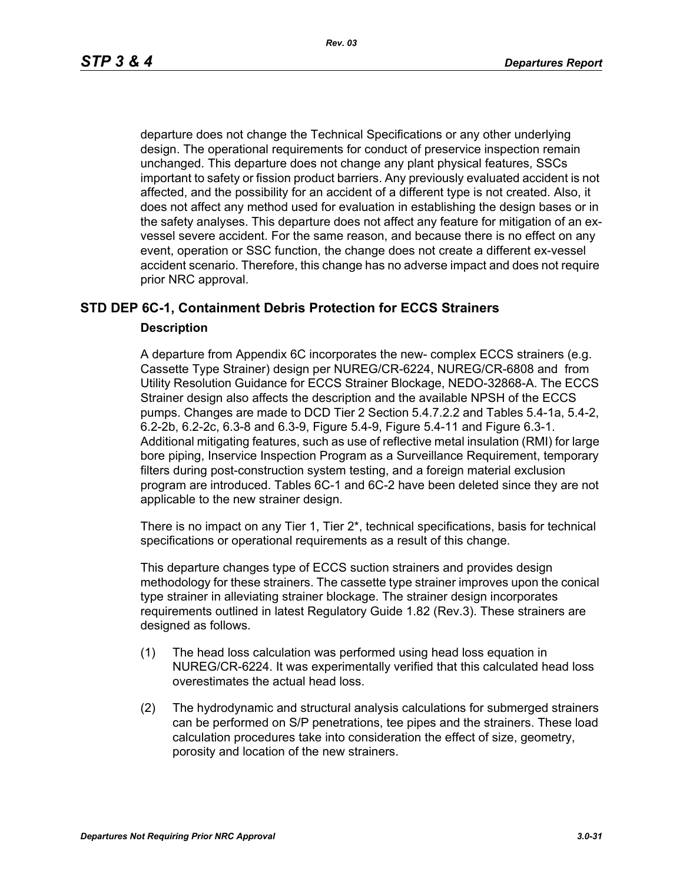departure does not change the Technical Specifications or any other underlying design. The operational requirements for conduct of preservice inspection remain unchanged. This departure does not change any plant physical features, SSCs important to safety or fission product barriers. Any previously evaluated accident is not affected, and the possibility for an accident of a different type is not created. Also, it does not affect any method used for evaluation in establishing the design bases or in the safety analyses. This departure does not affect any feature for mitigation of an ex-vessel severe accident. For the same reason, and because there is no effect on any event, operation or SSC function, the change does not create a different ex-vessel accident scenario. Therefore, this change has no adverse impact and does not require prior NRC approval.

## STD DEP 6C-1, Containment Debris Protection for ECCS Strainers

### Description

A departure from Appendix 6C incorporates the new- complex ECCS strainers (e.g. Cassette Type Strainer) design per NUREG/CR-6224, NUREG/CR-6808 and from Utility Resolution Guidance for ECCS Strainer Blockage, NEDO-32868-A. The ECCS Strainer design also affects the description and the available NPSH of the ECCS pumps. Changes are made to DCD Tier 2 Section 5.4.7.2.2 and Tables 5.4-1a, 5.4-2, 6.2-2b, 6.2-2c, 6.3-8 and 6.3-9, Figure 5.4-9, Figure 5.4-11 and Figure 6.3-1. Additional mitigating features, such as use of reflective metal insulation (RMI) for large bore piping, Inservice Inspection Program as a Surveillance Requirement, temporary filters during post-construction system testing, and a foreign material exclusion program are introduced. Tables 6C-1 and 6C-2 have been deleted since they are not applicable to the new strainer design.

There is no impact on any Tier 1, Tier 2*, technical specifications, basis for technical specifications or operational requirements as a result of this change.

This departure changes type of ECCS suction strainers and provides design methodology for these strainers. The cassette type strainer improves upon the conical type strainer in alleviating strainer blockage. The strainer design incorporates requirements outlined in latest Regulatory Guide 1.82 (Rev.3). These strainers are designed as follows.

(1) The head loss calculation was performed using head loss equation in NUREG/CR-6224. It was experimentally verified that this calculated head loss overestimates the actual head loss.

(2) The hydrodynamic and structural analysis calculations for submerged strainers can be performed on S/P penetrations, tee pipes and the strainers. These load calculation procedures take into consideration the effect of size, geometry, porosity and location of the new strainers.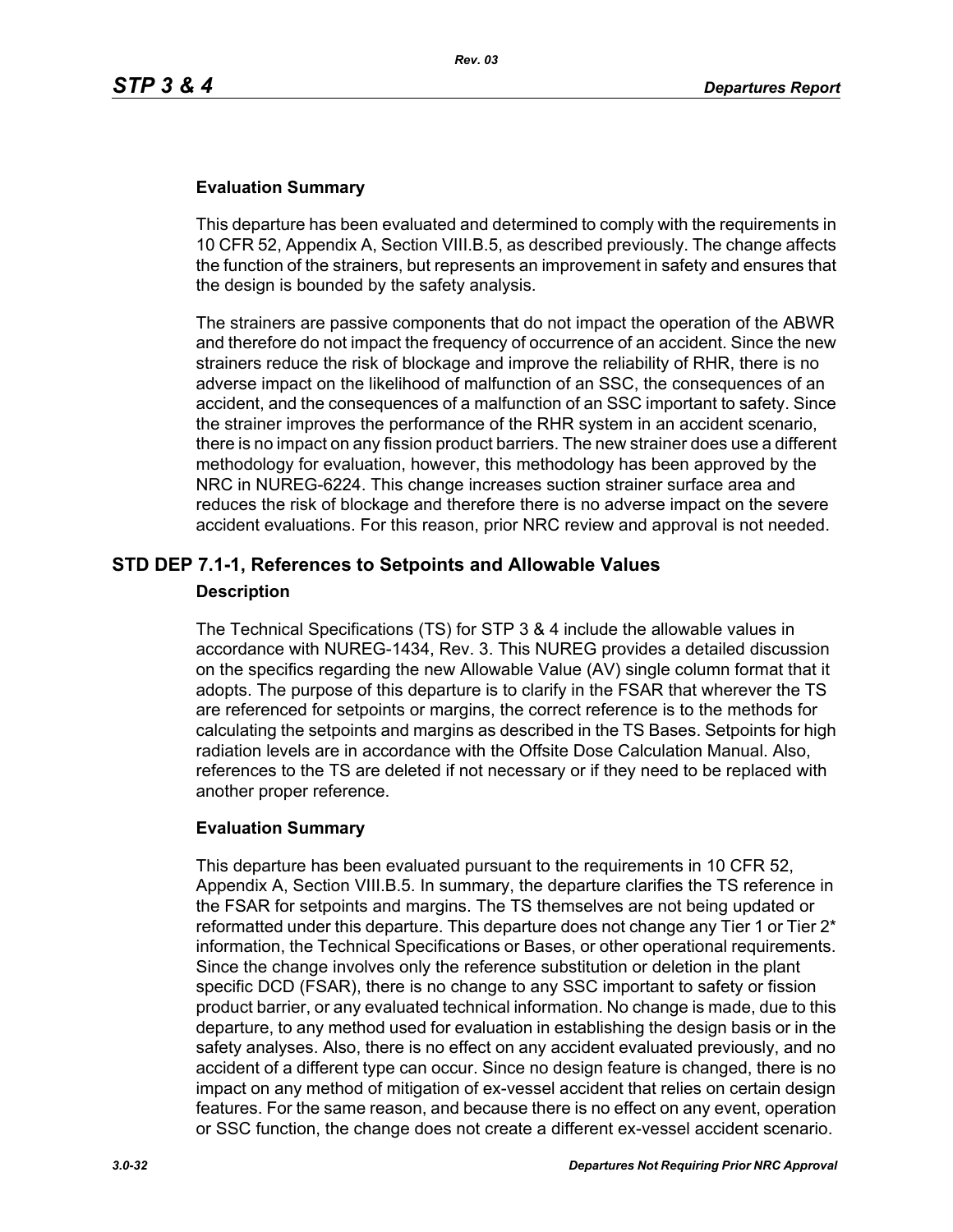### Evaluation Summary

This departure has been evaluated and determined to comply with the requirements in 10 CFR 52, Appendix A, Section VIII.B.5, as described previously. The change affects the function of the strainers, but represents an improvement in safety and ensures that the design is bounded by the safety analysis.

The strainers are passive components that do not impact the operation of the ABWR and therefore do not impact the frequency of occurrence of an accident. Since the new strainers reduce the risk of blockage and improve the reliability of RHR, there is no adverse impact on the likelihood of malfunction of an SSC, the consequences of an accident, and the consequences of a malfunction of an SSC important to safety. Since the strainer improves the performance of the RHR system in an accident scenario, there is no impact on any fission product barriers. The new strainer does use a different methodology for evaluation, however, this methodology has been approved by the NRC in NUREG-6224. This change increases suction strainer surface area and reduces the risk of blockage and therefore there is no adverse impact on the severe accident evaluations. For this reason, prior NRC review and approval is not needed.

## STD DEP 7.1-1, References to Setpoints and Allowable Values

### Description

The Technical Specifications (TS) for STP 3 & 4 include the allowable values in accordance with NUREG-1434, Rev. 3. This NUREG provides a detailed discussion on the specifics regarding the new Allowable Value (AV) single column format that it adopts. The purpose of this departure is to clarify in the FSAR that wherever the TS are referenced for setpoints or margins, the correct reference is to the methods for calculating the setpoints and margins as described in the TS Bases. Setpoints for high radiation levels are in accordance with the Offsite Dose Calculation Manual. Also, references to the TS are deleted if not necessary or if they need to be replaced with another proper reference.

### Evaluation Summary

This departure has been evaluated pursuant to the requirements in 10 CFR 52, Appendix A, Section VIII.B.5. In summary, the departure clarifies the TS reference in the FSAR for setpoints and margins. The TS themselves are not being updated or reformatted under this departure. This departure does not change any Tier 1 or Tier 2* information, the Technical Specifications or Bases, or other operational requirements. Since the change involves only the reference substitution or deletion in the plant specific DCD (FSAR), there is no change to any SSC important to safety or fission product barrier, or any evaluated technical information. No change is made, due to this departure, to any method used for evaluation in establishing the design basis or in the safety analyses. Also, there is no effect on any accident evaluated previously, and no accident of a different type can occur. Since no design feature is changed, there is no impact on any method of mitigation of ex-vessel accident that relies on certain design features. For the same reason, and because there is no effect on any event, operation or SSC function, the change does not create a different ex-vessel accident scenario.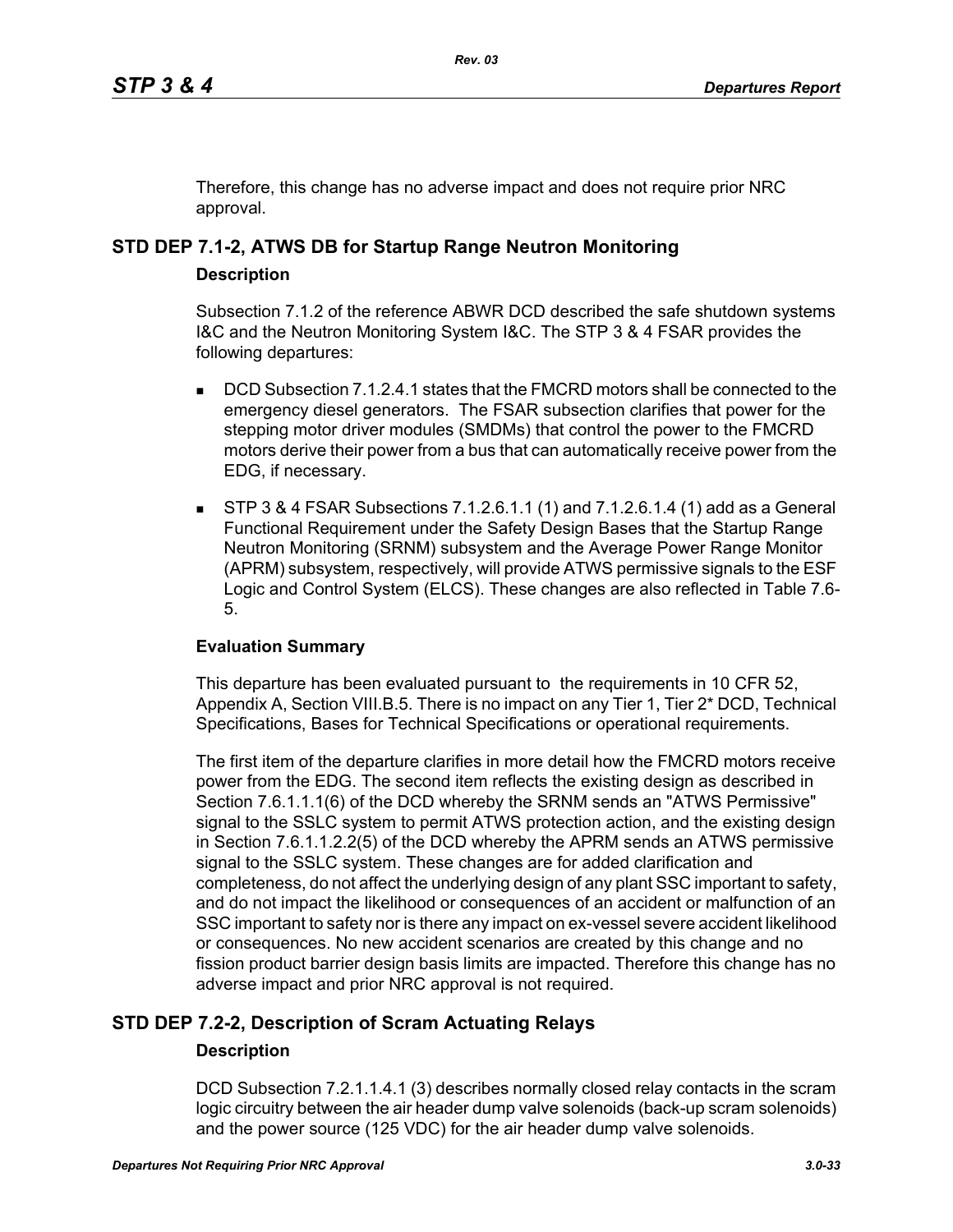Therefore, this change has no adverse impact and does not require prior NRC approval.

## STD DEP 7.1-2, ATWS DB for Startup Range Neutron Monitoring

### Description

Subsection 7.1.2 of the reference ABWR DCD described the safe shutdown systems I&C and the Neutron Monitoring System I&C. The STP 3 & 4 FSAR provides the following departures:

- DCD Subsection 7.1.2.4.1 states that the FMCRD motors shall be connected to the emergency diesel generators. The FSAR subsection clarifies that power for the stepping motor driver modules (SMDMs) that control the power to the FMCRD motors derive their power from a bus that can automatically receive power from the EDG, if necessary.
- STP 3 & 4 FSAR Subsections 7.1.2.6.1.1 (1) and 7.1.2.6.1.4 (1) add as a General Functional Requirement under the Safety Design Bases that the Startup Range Neutron Monitoring (SRNM) subsystem and the Average Power Range Monitor (APRM) subsystem, respectively, will provide ATWS permissive signals to the ESF Logic and Control System (ELCS). These changes are also reflected in Table 7.6-5.

### Evaluation Summary

This departure has been evaluated pursuant to the requirements in 10 CFR 52, Appendix A, Section VIII.B.5. There is no impact on any Tier 1, Tier 2* DCD, Technical Specifications, Bases for Technical Specifications or operational requirements.

The first item of the departure clarifies in more detail how the FMCRD motors receive power from the EDG. The second item reflects the existing design as described in Section 7.6.1.1.1(6) of the DCD whereby the SRNM sends an "ATWS Permissive" signal to the SSLC system to permit ATWS protection action, and the existing design in Section 7.6.1.1.2.2(5) of the DCD whereby the APRM sends an ATWS permissive signal to the SSLC system. These changes are for added clarification and completeness, do not affect the underlying design of any plant SSC important to safety, and do not impact the likelihood or consequences of an accident or malfunction of an SSC important to safety nor is there any impact on ex-vessel severe accident likelihood or consequences. No new accident scenarios are created by this change and no fission product barrier design basis limits are impacted. Therefore this change has no adverse impact and prior NRC approval is not required.

## STD DEP 7.2-2, Description of Scram Actuating Relays

### Description

DCD Subsection 7.2.1.1.4.1 (3) describes normally closed relay contacts in the scram logic circuitry between the air header dump valve solenoids (back-up scram solenoids) and the power source (125 VDC) for the air header dump valve solenoids.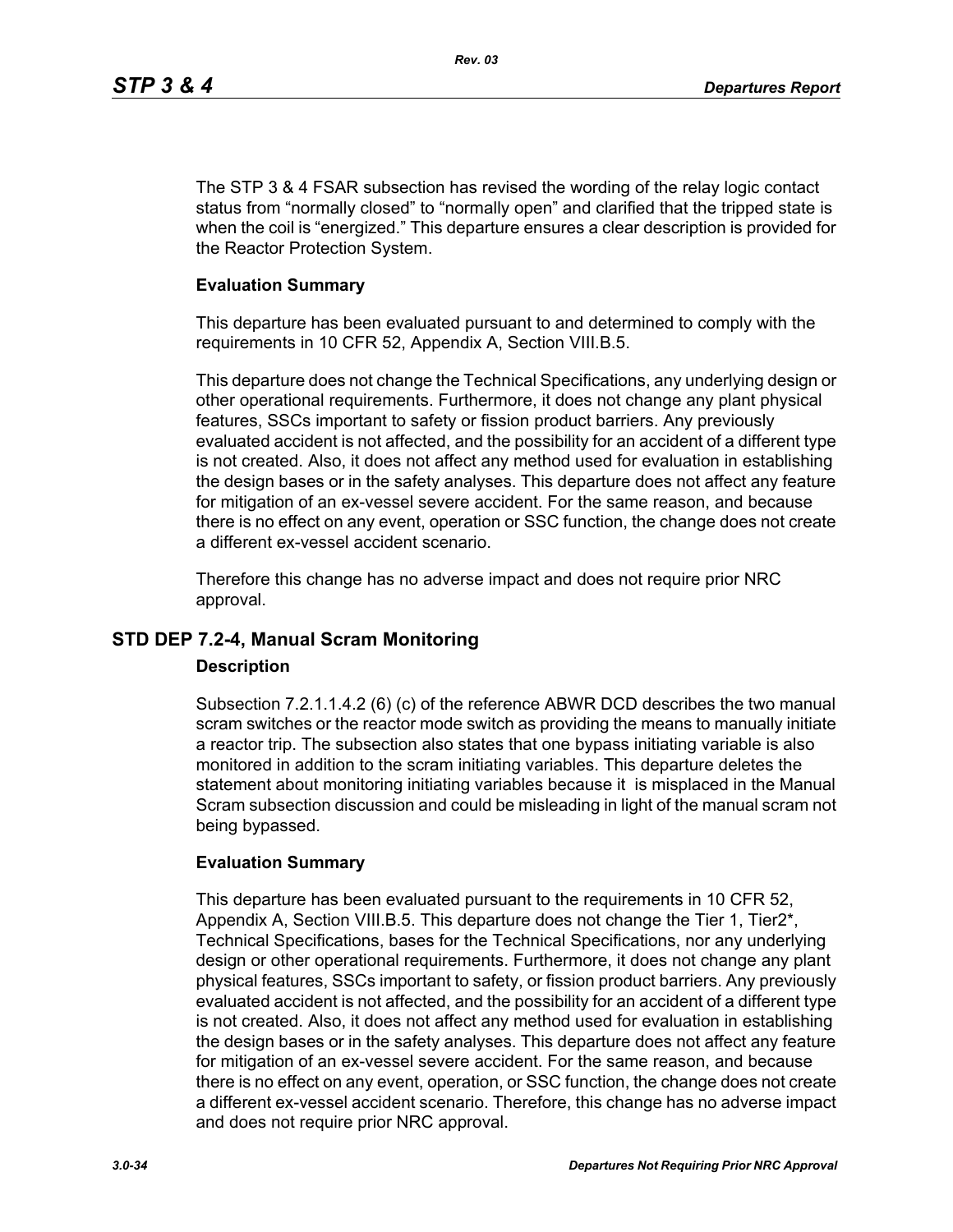The STP 3 & 4 FSAR subsection has revised the wording of the relay logic contact status from “normally closed” to “normally open” and clarified that the tripped state is when the coil is “energized.” This departure ensures a clear description is provided for the Reactor Protection System.

**Evaluation Summary**

This departure has been evaluated pursuant to and determined to comply with the requirements in 10 CFR 52, Appendix A, Section VIII.B.5.

This departure does not change the Technical Specifications, any underlying design or other operational requirements. Furthermore, it does not change any plant physical features, SSCs important to safety or fission product barriers. Any previously evaluated accident is not affected, and the possibility for an accident of a different type is not created. Also, it does not affect any method used for evaluation in establishing the design bases or in the safety analyses. This departure does not affect any feature for mitigation of an ex-vessel severe accident. For the same reason, and because there is no effect on any event, operation or SSC function, the change does not create a different ex-vessel accident scenario.

Therefore this change has no adverse impact and does not require prior NRC approval.

## STD DEP 7.2-4, Manual Scram Monitoring

**Description**

Subsection 7.2.1.1.4.2 (6) (c) of the reference ABWR DCD describes the two manual scram switches or the reactor mode switch as providing the means to manually initiate a reactor trip. The subsection also states that one bypass initiating variable is also monitored in addition to the scram initiating variables. This departure deletes the statement about monitoring initiating variables because it is misplaced in the Manual Scram subsection discussion and could be misleading in light of the manual scram not being bypassed.

**Evaluation Summary**

This departure has been evaluated pursuant to the requirements in 10 CFR 52, Appendix A, Section VIII.B.5. This departure does not change the Tier 1, Tier2*, Technical Specifications, bases for the Technical Specifications, nor any underlying design or other operational requirements. Furthermore, it does not change any plant physical features, SSCs important to safety, or fission product barriers. Any previously evaluated accident is not affected, and the possibility for an accident of a different type is not created. Also, it does not affect any method used for evaluation in establishing the design bases or in the safety analyses. This departure does not affect any feature for mitigation of an ex-vessel severe accident. For the same reason, and because there is no effect on any event, operation, or SSC function, the change does not create a different ex-vessel accident scenario. Therefore, this change has no adverse impact and does not require prior NRC approval.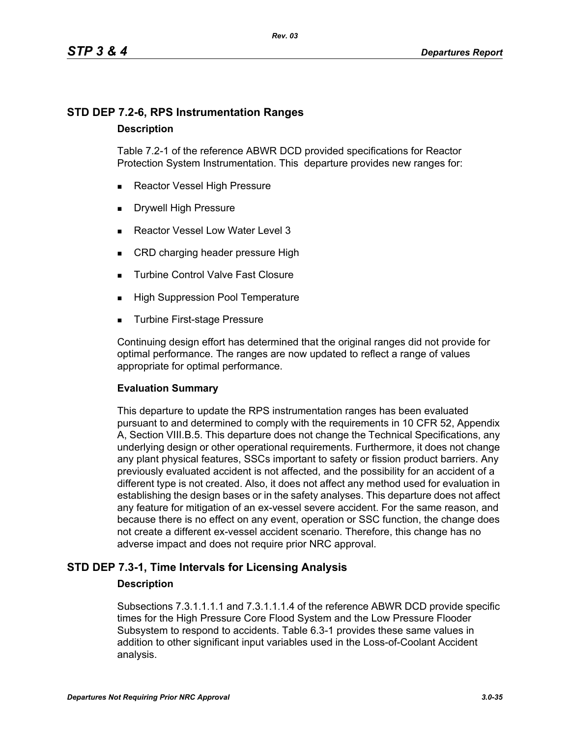## STD DEP 7.2-6, RPS Instrumentation Ranges

### Description

Table 7.2-1 of the reference ABWR DCD provided specifications for Reactor Protection System Instrumentation. This departure provides new ranges for:

- Reactor Vessel High Pressure
- Drywell High Pressure
- Reactor Vessel Low Water Level 3
- CRD charging header pressure High
- Turbine Control Valve Fast Closure
- High Suppression Pool Temperature
- Turbine First-stage Pressure

Continuing design effort has determined that the original ranges did not provide for optimal performance. The ranges are now updated to reflect a range of values appropriate for optimal performance.

### Evaluation Summary

This departure to update the RPS instrumentation ranges has been evaluated pursuant to and determined to comply with the requirements in 10 CFR 52, Appendix A, Section VIII.B.5. This departure does not change the Technical Specifications, any underlying design or other operational requirements. Furthermore, it does not change any plant physical features, SSCs important to safety or fission product barriers. Any previously evaluated accident is not affected, and the possibility for an accident of a different type is not created. Also, it does not affect any method used for evaluation in establishing the design bases or in the safety analyses. This departure does not affect any feature for mitigation of an ex-vessel severe accident. For the same reason, and because there is no effect on any event, operation or SSC function, the change does not create a different ex-vessel accident scenario. Therefore, this change has no adverse impact and does not require prior NRC approval.

## STD DEP 7.3-1, Time Intervals for Licensing Analysis

### Description

Subsections 7.3.1.1.1.1 and 7.3.1.1.1.4 of the reference ABWR DCD provide specific times for the High Pressure Core Flood System and the Low Pressure Flooder Subsystem to respond to accidents. Table 6.3-1 provides these same values in addition to other significant input variables used in the Loss-of-Coolant Accident analysis.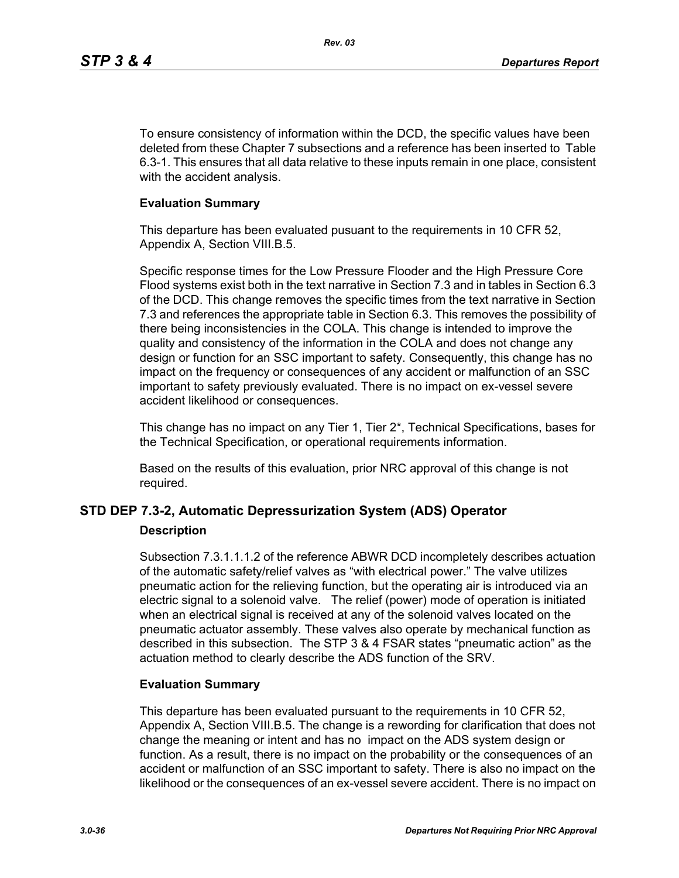To ensure consistency of information within the DCD, the specific values have been deleted from these Chapter 7 subsections and a reference has been inserted to Table 6.3-1. This ensures that all data relative to these inputs remain in one place, consistent with the accident analysis.

**Evaluation Summary**

This departure has been evaluated pusuant to the requirements in 10 CFR 52, Appendix A, Section VIII.B.5.

Specific response times for the Low Pressure Flooder and the High Pressure Core Flood systems exist both in the text narrative in Section 7.3 and in tables in Section 6.3 of the DCD. This change removes the specific times from the text narrative in Section 7.3 and references the appropriate table in Section 6.3. This removes the possibility of there being inconsistencies in the COLA. This change is intended to improve the quality and consistency of the information in the COLA and does not change any design or function for an SSC important to safety. Consequently, this change has no impact on the frequency or consequences of any accident or malfunction of an SSC important to safety previously evaluated. There is no impact on ex-vessel severe accident likelihood or consequences.

This change has no impact on any Tier 1, Tier 2*, Technical Specifications, bases for the Technical Specification, or operational requirements information.

Based on the results of this evaluation, prior NRC approval of this change is not required.

## STD DEP 7.3-2, Automatic Depressurization System (ADS) Operator

**Description**

Subsection 7.3.1.1.1.2 of the reference ABWR DCD incompletely describes actuation of the automatic safety/relief valves as "with electrical power." The valve utilizes pneumatic action for the relieving function, but the operating air is introduced via an electric signal to a solenoid valve. The relief (power) mode of operation is initiated when an electrical signal is received at any of the solenoid valves located on the pneumatic actuator assembly. These valves also operate by mechanical function as described in this subsection. The STP 3 & 4 FSAR states "pneumatic action" as the actuation method to clearly describe the ADS function of the SRV.

**Evaluation Summary**

This departure has been evaluated pursuant to the requirements in 10 CFR 52, Appendix A, Section VIII.B.5. The change is a rewording for clarification that does not change the meaning or intent and has no impact on the ADS system design or function. As a result, there is no impact on the probability or the consequences of an accident or malfunction of an SSC important to safety. There is also no impact on the likelihood or the consequences of an ex-vessel severe accident. There is no impact on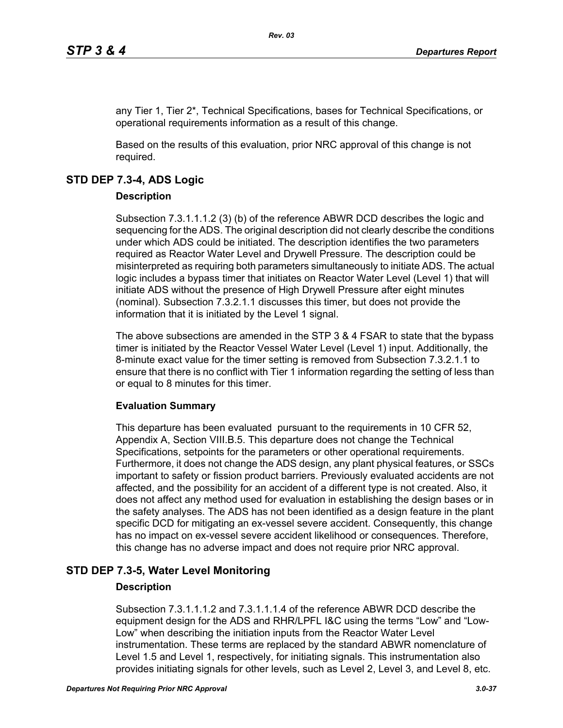any Tier 1, Tier 2*, Technical Specifications, bases for Technical Specifications, or operational requirements information as a result of this change.

Based on the results of this evaluation, prior NRC approval of this change is not required.

## STD DEP 7.3-4, ADS Logic

### Description

Subsection 7.3.1.1.1.2 (3) (b) of the reference ABWR DCD describes the logic and sequencing for the ADS. The original description did not clearly describe the conditions under which ADS could be initiated. The description identifies the two parameters required as Reactor Water Level and Drywell Pressure. The description could be misinterpreted as requiring both parameters simultaneously to initiate ADS. The actual logic includes a bypass timer that initiates on Reactor Water Level (Level 1) that will initiate ADS without the presence of High Drywell Pressure after eight minutes (nominal). Subsection 7.3.2.1.1 discusses this timer, but does not provide the information that it is initiated by the Level 1 signal.

The above subsections are amended in the STP 3 & 4 FSAR to state that the bypass timer is initiated by the Reactor Vessel Water Level (Level 1) input. Additionally, the 8-minute exact value for the timer setting is removed from Subsection 7.3.2.1.1 to ensure that there is no conflict with Tier 1 information regarding the setting of less than or equal to 8 minutes for this timer.

### Evaluation Summary

This departure has been evaluated pursuant to the requirements in 10 CFR 52, Appendix A, Section VIII.B.5. This departure does not change the Technical Specifications, setpoints for the parameters or other operational requirements. Furthermore, it does not change the ADS design, any plant physical features, or SSCs important to safety or fission product barriers. Previously evaluated accidents are not affected, and the possibility for an accident of a different type is not created. Also, it does not affect any method used for evaluation in establishing the design bases or in the safety analyses. The ADS has not been identified as a design feature in the plant specific DCD for mitigating an ex-vessel severe accident. Consequently, this change has no impact on ex-vessel severe accident likelihood or consequences. Therefore, this change has no adverse impact and does not require prior NRC approval.

## STD DEP 7.3-5, Water Level Monitoring

### Description

Subsection 7.3.1.1.1.2 and 7.3.1.1.1.4 of the reference ABWR DCD describe the equipment design for the ADS and RHR/LPFL I&C using the terms “Low” and “Low-Low” when describing the initiation inputs from the Reactor Water Level instrumentation. These terms are replaced by the standard ABWR nomenclature of Level 1.5 and Level 1, respectively, for initiating signals. This instrumentation also provides initiating signals for other levels, such as Level 2, Level 3, and Level 8, etc.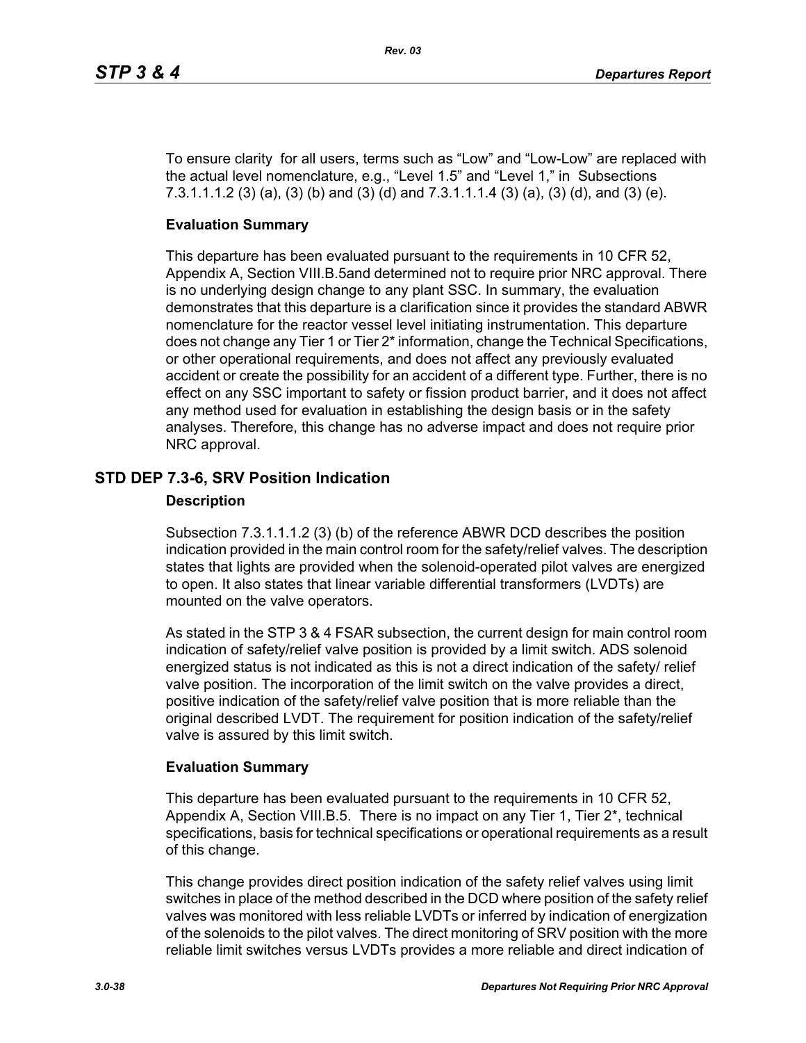To ensure clarity for all users, terms such as “Low” and “Low-Low” are replaced with the actual level nomenclature, e.g., “Level 1.5” and “Level 1,” in Subsections 7.3.1.1.1.2 (3) (a), (3) (b) and (3) (d) and 7.3.1.1.1.4 (3) (a), (3) (d), and (3) (e).

**Evaluation Summary**

This departure has been evaluated pursuant to the requirements in 10 CFR 52, Appendix A, Section VIII.B.5and determined not to require prior NRC approval. There is no underlying design change to any plant SSC. In summary, the evaluation demonstrates that this departure is a clarification since it provides the standard ABWR nomenclature for the reactor vessel level initiating instrumentation. This departure does not change any Tier 1 or Tier 2* information, change the Technical Specifications, or other operational requirements, and does not affect any previously evaluated accident or create the possibility for an accident of a different type. Further, there is no effect on any SSC important to safety or fission product barrier, and it does not affect any method used for evaluation in establishing the design basis or in the safety analyses. Therefore, this change has no adverse impact and does not require prior NRC approval.

## STD DEP 7.3-6, SRV Position Indication

**Description**

Subsection 7.3.1.1.1.2 (3) (b) of the reference ABWR DCD describes the position indication provided in the main control room for the safety/relief valves. The description states that lights are provided when the solenoid-operated pilot valves are energized to open. It also states that linear variable differential transformers (LVDTs) are mounted on the valve operators.

As stated in the STP 3 & 4 FSAR subsection, the current design for main control room indication of safety/relief valve position is provided by a limit switch. ADS solenoid energized status is not indicated as this is not a direct indication of the safety/ relief valve position. The incorporation of the limit switch on the valve provides a direct, positive indication of the safety/relief valve position that is more reliable than the original described LVDT. The requirement for position indication of the safety/relief valve is assured by this limit switch.

**Evaluation Summary**

This departure has been evaluated pursuant to the requirements in 10 CFR 52, Appendix A, Section VIII.B.5. There is no impact on any Tier 1, Tier 2*, technical specifications, basis for technical specifications or operational requirements as a result of this change.

This change provides direct position indication of the safety relief valves using limit switches in place of the method described in the DCD where position of the safety relief valves was monitored with less reliable LVDTs or inferred by indication of energization of the solenoids to the pilot valves. The direct monitoring of SRV position with the more reliable limit switches versus LVDTs provides a more reliable and direct indication of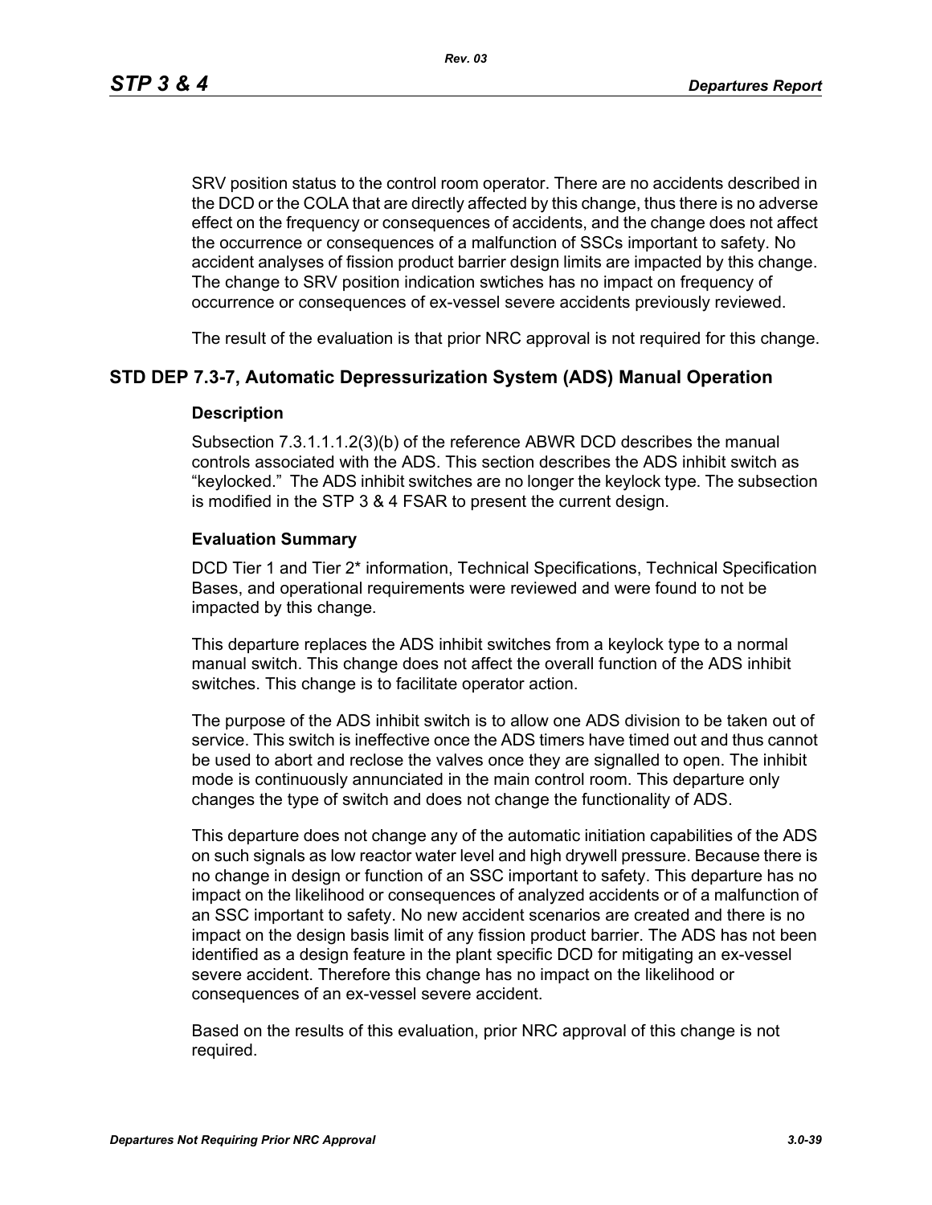SRV position status to the control room operator. There are no accidents described in the DCD or the COLA that are directly affected by this change, thus there is no adverse effect on the frequency or consequences of accidents, and the change does not affect the occurrence or consequences of a malfunction of SSCs important to safety. No accident analyses of fission product barrier design limits are impacted by this change. The change to SRV position indication swtiches has no impact on frequency of occurrence or consequences of ex-vessel severe accidents previously reviewed.

The result of the evaluation is that prior NRC approval is not required for this change.

## STD DEP 7.3-7, Automatic Depressurization System (ADS) Manual Operation

### Description

Subsection 7.3.1.1.1.2(3)(b) of the reference ABWR DCD describes the manual controls associated with the ADS. This section describes the ADS inhibit switch as "keylocked." The ADS inhibit switches are no longer the keylock type. The subsection is modified in the STP 3 & 4 FSAR to present the current design.

### Evaluation Summary

DCD Tier 1 and Tier 2* information, Technical Specifications, Technical Specification Bases, and operational requirements were reviewed and were found to not be impacted by this change.

This departure replaces the ADS inhibit switches from a keylock type to a normal manual switch. This change does not affect the overall function of the ADS inhibit switches. This change is to facilitate operator action.

The purpose of the ADS inhibit switch is to allow one ADS division to be taken out of service. This switch is ineffective once the ADS timers have timed out and thus cannot be used to abort and reclose the valves once they are signalled to open. The inhibit mode is continuously annunciated in the main control room. This departure only changes the type of switch and does not change the functionality of ADS.

This departure does not change any of the automatic initiation capabilities of the ADS on such signals as low reactor water level and high drywell pressure. Because there is no change in design or function of an SSC important to safety. This departure has no impact on the likelihood or consequences of analyzed accidents or of a malfunction of an SSC important to safety. No new accident scenarios are created and there is no impact on the design basis limit of any fission product barrier. The ADS has not been identified as a design feature in the plant specific DCD for mitigating an ex-vessel severe accident. Therefore this change has no impact on the likelihood or consequences of an ex-vessel severe accident.

Based on the results of this evaluation, prior NRC approval of this change is not required.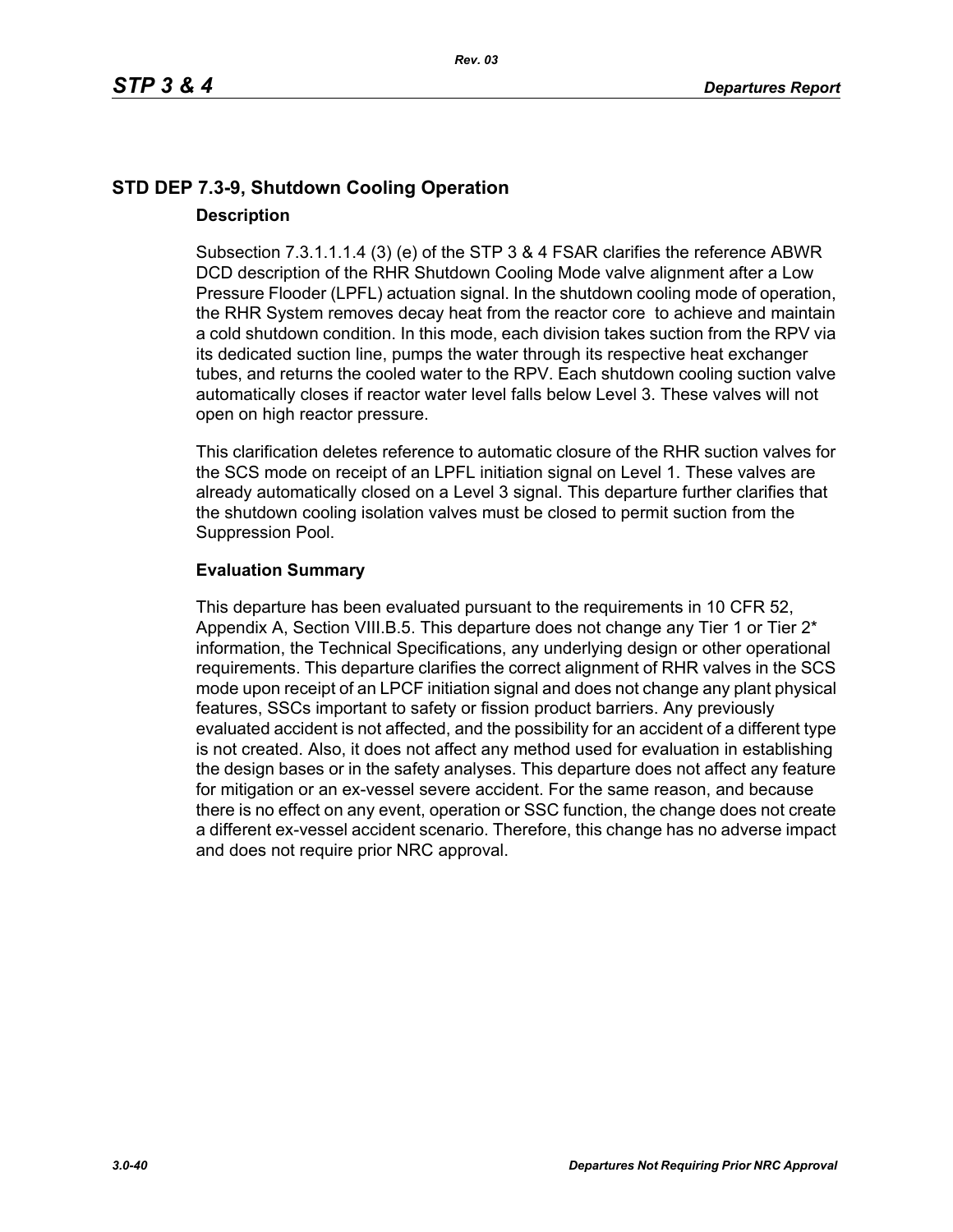## STD DEP 7.3-9, Shutdown Cooling Operation

### Description

Subsection 7.3.1.1.1.4 (3) (e) of the STP 3 & 4 FSAR clarifies the reference ABWR DCD description of the RHR Shutdown Cooling Mode valve alignment after a Low Pressure Flooder (LPFL) actuation signal. In the shutdown cooling mode of operation, the RHR System removes decay heat from the reactor core to achieve and maintain a cold shutdown condition. In this mode, each division takes suction from the RPV via its dedicated suction line, pumps the water through its respective heat exchanger tubes, and returns the cooled water to the RPV. Each shutdown cooling suction valve automatically closes if reactor water level falls below Level 3. These valves will not open on high reactor pressure.

This clarification deletes reference to automatic closure of the RHR suction valves for the SCS mode on receipt of an LPFL initiation signal on Level 1. These valves are already automatically closed on a Level 3 signal. This departure further clarifies that the shutdown cooling isolation valves must be closed to permit suction from the Suppression Pool.

### Evaluation Summary

This departure has been evaluated pursuant to the requirements in 10 CFR 52, Appendix A, Section VIII.B.5. This departure does not change any Tier 1 or Tier 2* information, the Technical Specifications, any underlying design or other operational requirements. This departure clarifies the correct alignment of RHR valves in the SCS mode upon receipt of an LPCF initiation signal and does not change any plant physical features, SSCs important to safety or fission product barriers. Any previously evaluated accident is not affected, and the possibility for an accident of a different type is not created. Also, it does not affect any method used for evaluation in establishing the design bases or in the safety analyses. This departure does not affect any feature for mitigation or an ex-vessel severe accident. For the same reason, and because there is no effect on any event, operation or SSC function, the change does not create a different ex-vessel accident scenario. Therefore, this change has no adverse impact and does not require prior NRC approval.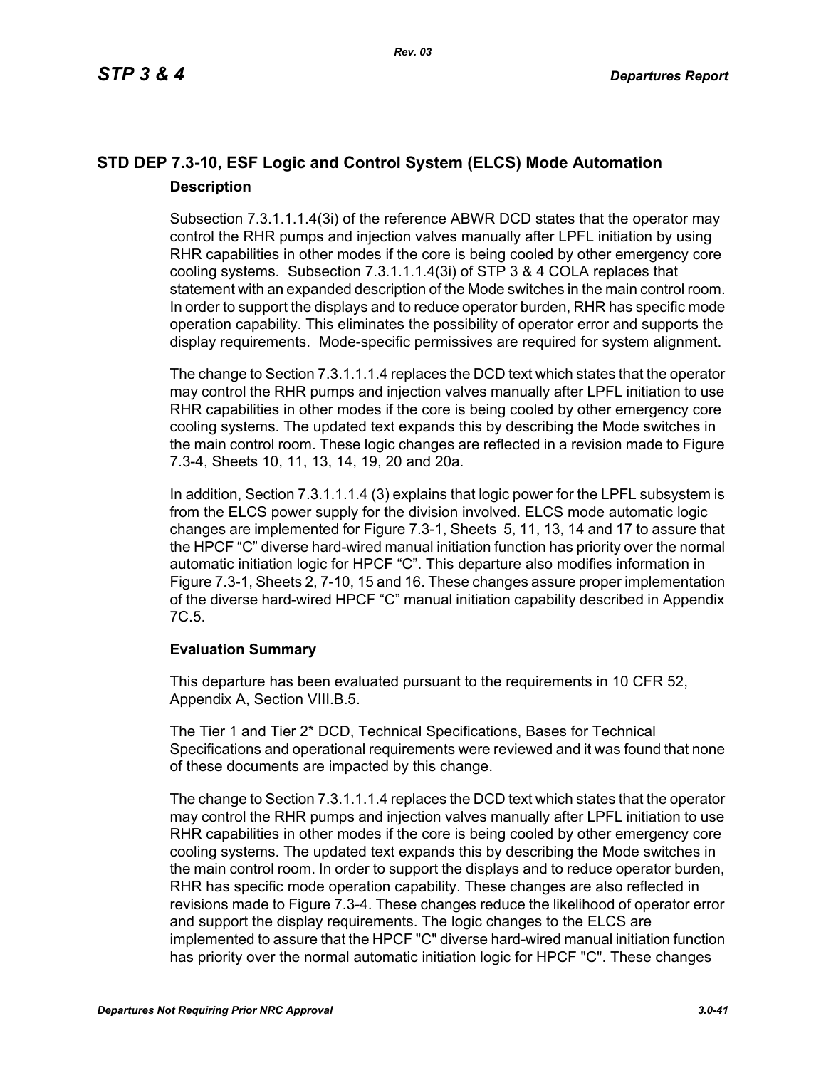## STD DEP 7.3-10, ESF Logic and Control System (ELCS) Mode Automation

### Description

Subsection 7.3.1.1.1.4(3i) of the reference ABWR DCD states that the operator may control the RHR pumps and injection valves manually after LPFL initiation by using RHR capabilities in other modes if the core is being cooled by other emergency core cooling systems. Subsection 7.3.1.1.1.4(3i) of STP 3 & 4 COLA replaces that statement with an expanded description of the Mode switches in the main control room. In order to support the displays and to reduce operator burden, RHR has specific mode operation capability. This eliminates the possibility of operator error and supports the display requirements. Mode-specific permissives are required for system alignment.

The change to Section 7.3.1.1.1.4 replaces the DCD text which states that the operator may control the RHR pumps and injection valves manually after LPFL initiation to use RHR capabilities in other modes if the core is being cooled by other emergency core cooling systems. The updated text expands this by describing the Mode switches in the main control room. These logic changes are reflected in a revision made to Figure 7.3-4, Sheets 10, 11, 13, 14, 19, 20 and 20a.

In addition, Section 7.3.1.1.1.4 (3) explains that logic power for the LPFL subsystem is from the ELCS power supply for the division involved. ELCS mode automatic logic changes are implemented for Figure 7.3-1, Sheets 5, 11, 13, 14 and 17 to assure that the HPCF “C” diverse hard-wired manual initiation function has priority over the normal automatic initiation logic for HPCF “C”. This departure also modifies information in Figure 7.3-1, Sheets 2, 7-10, 15 and 16. These changes assure proper implementation of the diverse hard-wired HPCF “C” manual initiation capability described in Appendix 7C.5.

### Evaluation Summary

This departure has been evaluated pursuant to the requirements in 10 CFR 52, Appendix A, Section VIII.B.5.

The Tier 1 and Tier 2* DCD, Technical Specifications, Bases for Technical Specifications and operational requirements were reviewed and it was found that none of these documents are impacted by this change.

The change to Section 7.3.1.1.1.4 replaces the DCD text which states that the operator may control the RHR pumps and injection valves manually after LPFL initiation to use RHR capabilities in other modes if the core is being cooled by other emergency core cooling systems. The updated text expands this by describing the Mode switches in the main control room. In order to support the displays and to reduce operator burden, RHR has specific mode operation capability. These changes are also reflected in revisions made to Figure 7.3-4. These changes reduce the likelihood of operator error and support the display requirements. The logic changes to the ELCS are implemented to assure that the HPCF "C" diverse hard-wired manual initiation function has priority over the normal automatic initiation logic for HPCF "C". These changes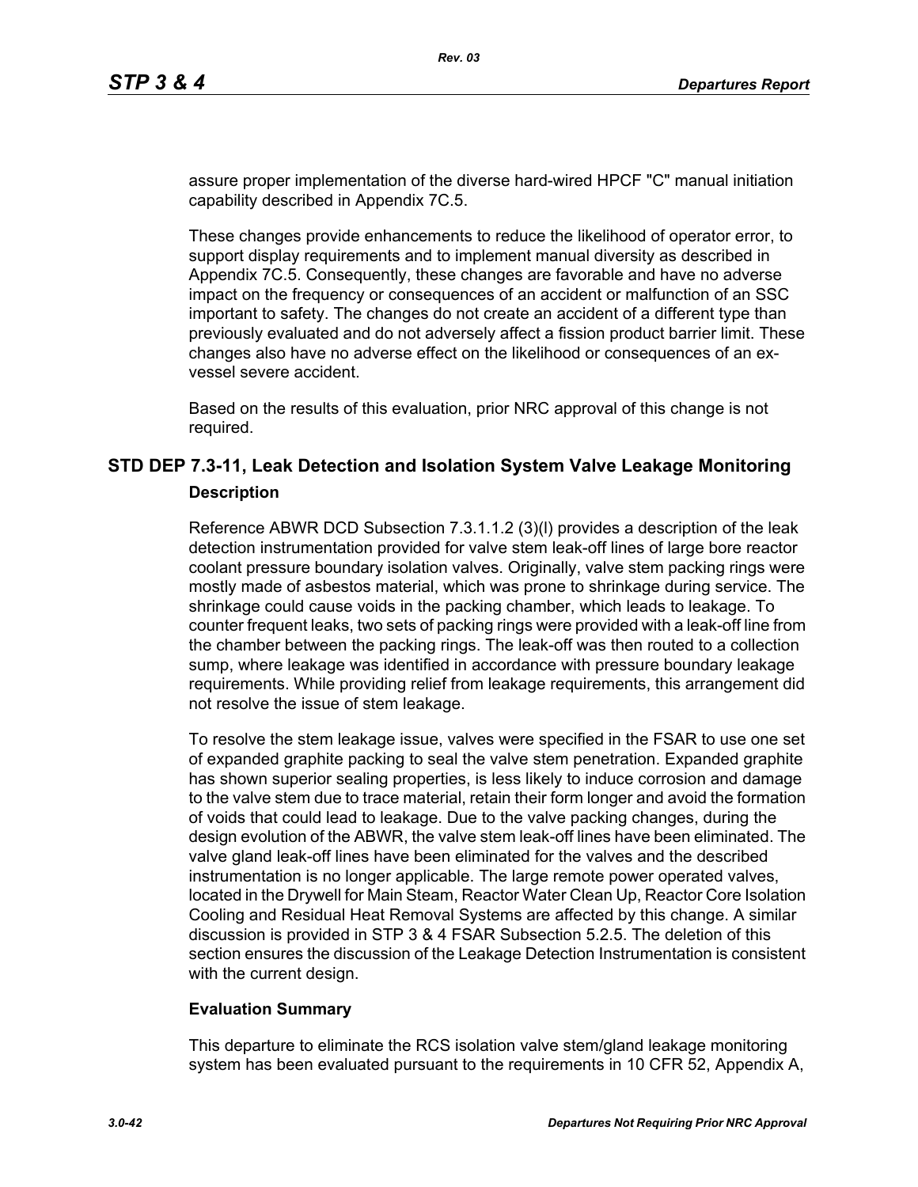assure proper implementation of the diverse hard-wired HPCF "C" manual initiation capability described in Appendix 7C.5.

These changes provide enhancements to reduce the likelihood of operator error, to support display requirements and to implement manual diversity as described in Appendix 7C.5. Consequently, these changes are favorable and have no adverse impact on the frequency or consequences of an accident or malfunction of an SSC important to safety. The changes do not create an accident of a different type than previously evaluated and do not adversely affect a fission product barrier limit. These changes also have no adverse effect on the likelihood or consequences of an ex-vessel severe accident.

Based on the results of this evaluation, prior NRC approval of this change is not required.

## STD DEP 7.3-11, Leak Detection and Isolation System Valve Leakage Monitoring

### Description

Reference ABWR DCD Subsection 7.3.1.1.2 (3)(l) provides a description of the leak detection instrumentation provided for valve stem leak-off lines of large bore reactor coolant pressure boundary isolation valves. Originally, valve stem packing rings were mostly made of asbestos material, which was prone to shrinkage during service. The shrinkage could cause voids in the packing chamber, which leads to leakage. To counter frequent leaks, two sets of packing rings were provided with a leak-off line from the chamber between the packing rings. The leak-off was then routed to a collection sump, where leakage was identified in accordance with pressure boundary leakage requirements. While providing relief from leakage requirements, this arrangement did not resolve the issue of stem leakage.

To resolve the stem leakage issue, valves were specified in the FSAR to use one set of expanded graphite packing to seal the valve stem penetration. Expanded graphite has shown superior sealing properties, is less likely to induce corrosion and damage to the valve stem due to trace material, retain their form longer and avoid the formation of voids that could lead to leakage. Due to the valve packing changes, during the design evolution of the ABWR, the valve stem leak-off lines have been eliminated. The valve gland leak-off lines have been eliminated for the valves and the described instrumentation is no longer applicable. The large remote power operated valves, located in the Drywell for Main Steam, Reactor Water Clean Up, Reactor Core Isolation Cooling and Residual Heat Removal Systems are affected by this change. A similar discussion is provided in STP 3 & 4 FSAR Subsection 5.2.5. The deletion of this section ensures the discussion of the Leakage Detection Instrumentation is consistent with the current design.

### Evaluation Summary

This departure to eliminate the RCS isolation valve stem/gland leakage monitoring system has been evaluated pursuant to the requirements in 10 CFR 52, Appendix A,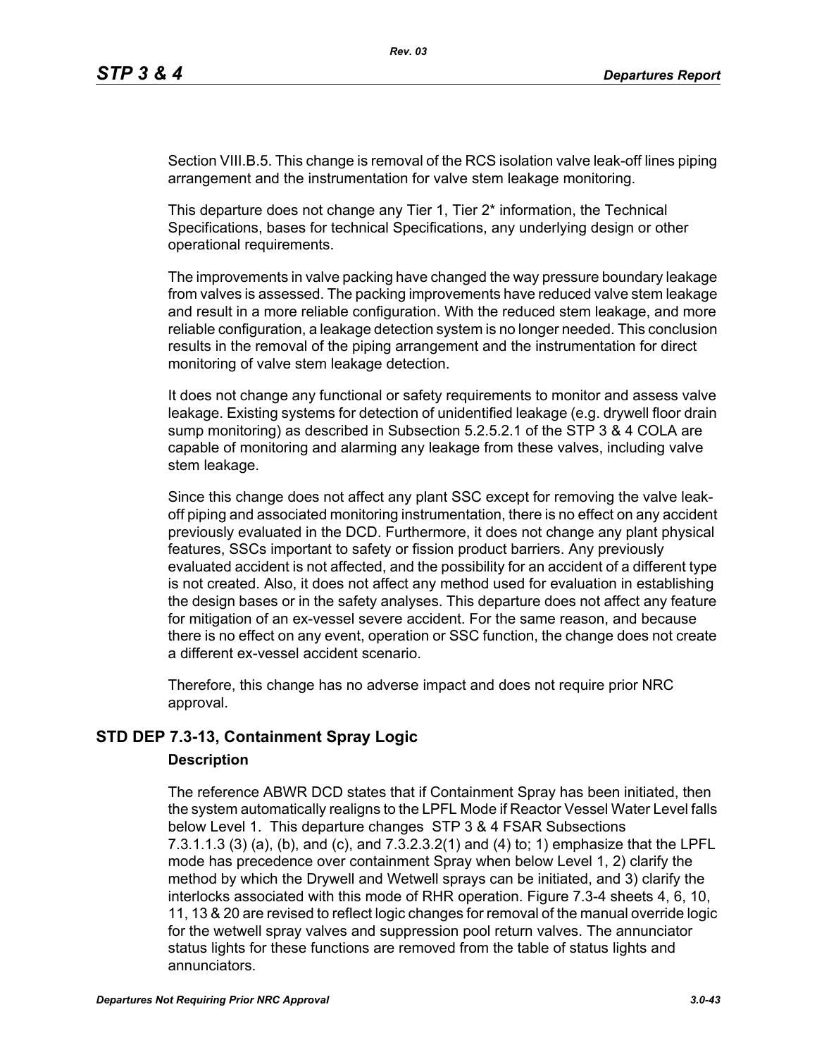Section VIII.B.5. This change is removal of the RCS isolation valve leak-off lines piping arrangement and the instrumentation for valve stem leakage monitoring.

This departure does not change any Tier 1, Tier 2* information, the Technical Specifications, bases for technical Specifications, any underlying design or other operational requirements.

The improvements in valve packing have changed the way pressure boundary leakage from valves is assessed. The packing improvements have reduced valve stem leakage and result in a more reliable configuration. With the reduced stem leakage, and more reliable configuration, a leakage detection system is no longer needed. This conclusion results in the removal of the piping arrangement and the instrumentation for direct monitoring of valve stem leakage detection.

It does not change any functional or safety requirements to monitor and assess valve leakage. Existing systems for detection of unidentified leakage (e.g. drywell floor drain sump monitoring) as described in Subsection 5.2.5.2.1 of the STP 3 & 4 COLA are capable of monitoring and alarming any leakage from these valves, including valve stem leakage.

Since this change does not affect any plant SSC except for removing the valve leak-off piping and associated monitoring instrumentation, there is no effect on any accident previously evaluated in the DCD. Furthermore, it does not change any plant physical features, SSCs important to safety or fission product barriers. Any previously evaluated accident is not affected, and the possibility for an accident of a different type is not created. Also, it does not affect any method used for evaluation in establishing the design bases or in the safety analyses. This departure does not affect any feature for mitigation of an ex-vessel severe accident. For the same reason, and because there is no effect on any event, operation or SSC function, the change does not create a different ex-vessel accident scenario.

Therefore, this change has no adverse impact and does not require prior NRC approval.

## STD DEP 7.3-13, Containment Spray Logic

### Description

The reference ABWR DCD states that if Containment Spray has been initiated, then the system automatically realigns to the LPFL Mode if Reactor Vessel Water Level falls below Level 1. This departure changes STP 3 & 4 FSAR Subsections 7.3.1.1.3 (3) (a), (b), and (c), and 7.3.2.3.2(1) and (4) to; 1) emphasize that the LPFL mode has precedence over containment Spray when below Level 1, 2) clarify the method by which the Drywell and Wetwell sprays can be initiated, and 3) clarify the interlocks associated with this mode of RHR operation. Figure 7.3-4 sheets 4, 6, 10, 11, 13 & 20 are revised to reflect logic changes for removal of the manual override logic for the wetwell spray valves and suppression pool return valves. The annunciator status lights for these functions are removed from the table of status lights and annunciators.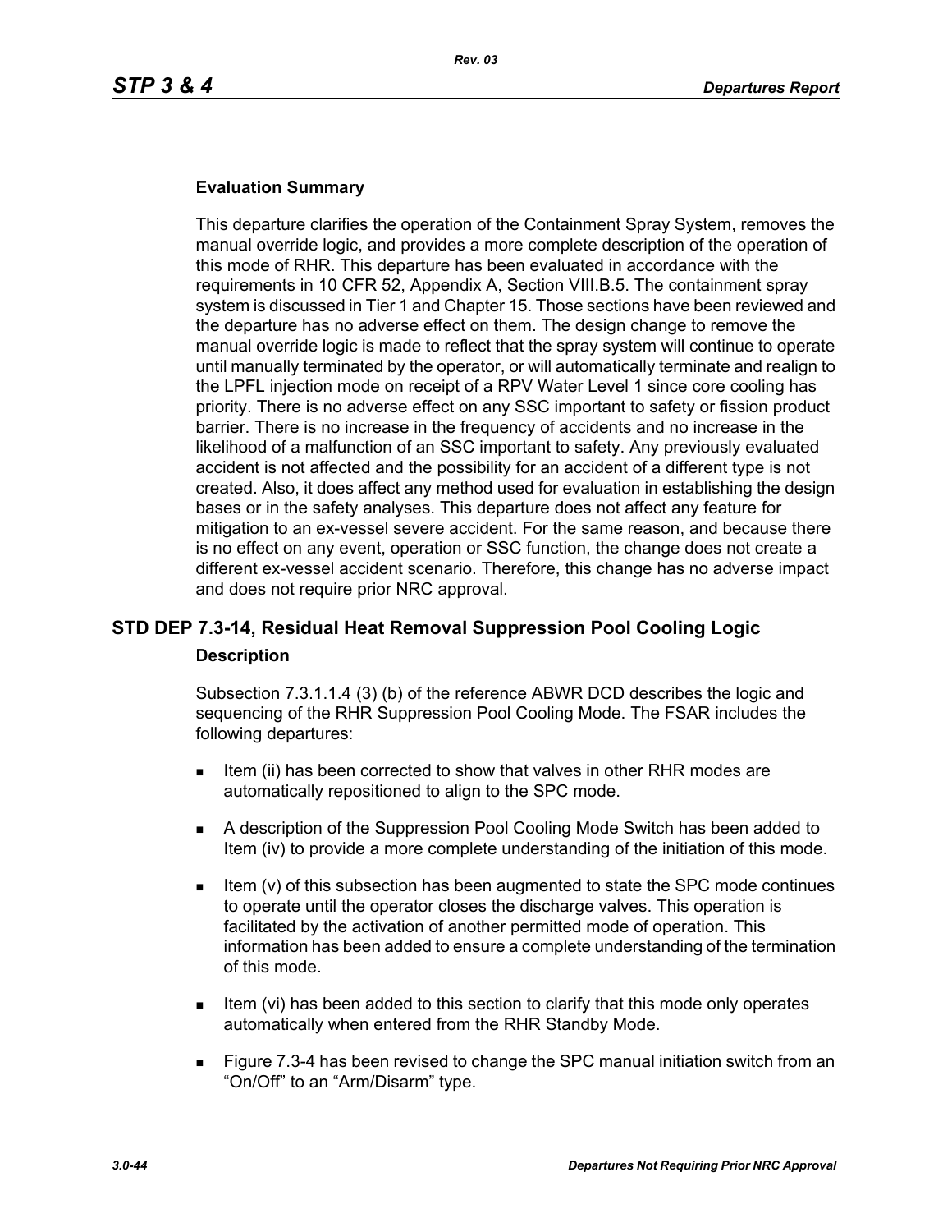### Evaluation Summary

This departure clarifies the operation of the Containment Spray System, removes the manual override logic, and provides a more complete description of the operation of this mode of RHR. This departure has been evaluated in accordance with the requirements in 10 CFR 52, Appendix A, Section VIII.B.5. The containment spray system is discussed in Tier 1 and Chapter 15. Those sections have been reviewed and the departure has no adverse effect on them. The design change to remove the manual override logic is made to reflect that the spray system will continue to operate until manually terminated by the operator, or will automatically terminate and realign to the LPFL injection mode on receipt of a RPV Water Level 1 since core cooling has priority. There is no adverse effect on any SSC important to safety or fission product barrier. There is no increase in the frequency of accidents and no increase in the likelihood of a malfunction of an SSC important to safety. Any previously evaluated accident is not affected and the possibility for an accident of a different type is not created. Also, it does affect any method used for evaluation in establishing the design bases or in the safety analyses. This departure does not affect any feature for mitigation to an ex-vessel severe accident. For the same reason, and because there is no effect on any event, operation or SSC function, the change does not create a different ex-vessel accident scenario. Therefore, this change has no adverse impact and does not require prior NRC approval.

## STD DEP 7.3-14, Residual Heat Removal Suppression Pool Cooling Logic

### Description

Subsection 7.3.1.1.4 (3) (b) of the reference ABWR DCD describes the logic and sequencing of the RHR Suppression Pool Cooling Mode. The FSAR includes the following departures:

- Item (ii) has been corrected to show that valves in other RHR modes are automatically repositioned to align to the SPC mode.
- A description of the Suppression Pool Cooling Mode Switch has been added to Item (iv) to provide a more complete understanding of the initiation of this mode.
- Item (v) of this subsection has been augmented to state the SPC mode continues to operate until the operator closes the discharge valves. This operation is facilitated by the activation of another permitted mode of operation. This information has been added to ensure a complete understanding of the termination of this mode.
- Item (vi) has been added to this section to clarify that this mode only operates automatically when entered from the RHR Standby Mode.
- Figure 7.3-4 has been revised to change the SPC manual initiation switch from an “On/Off” to an “Arm/Disarm” type.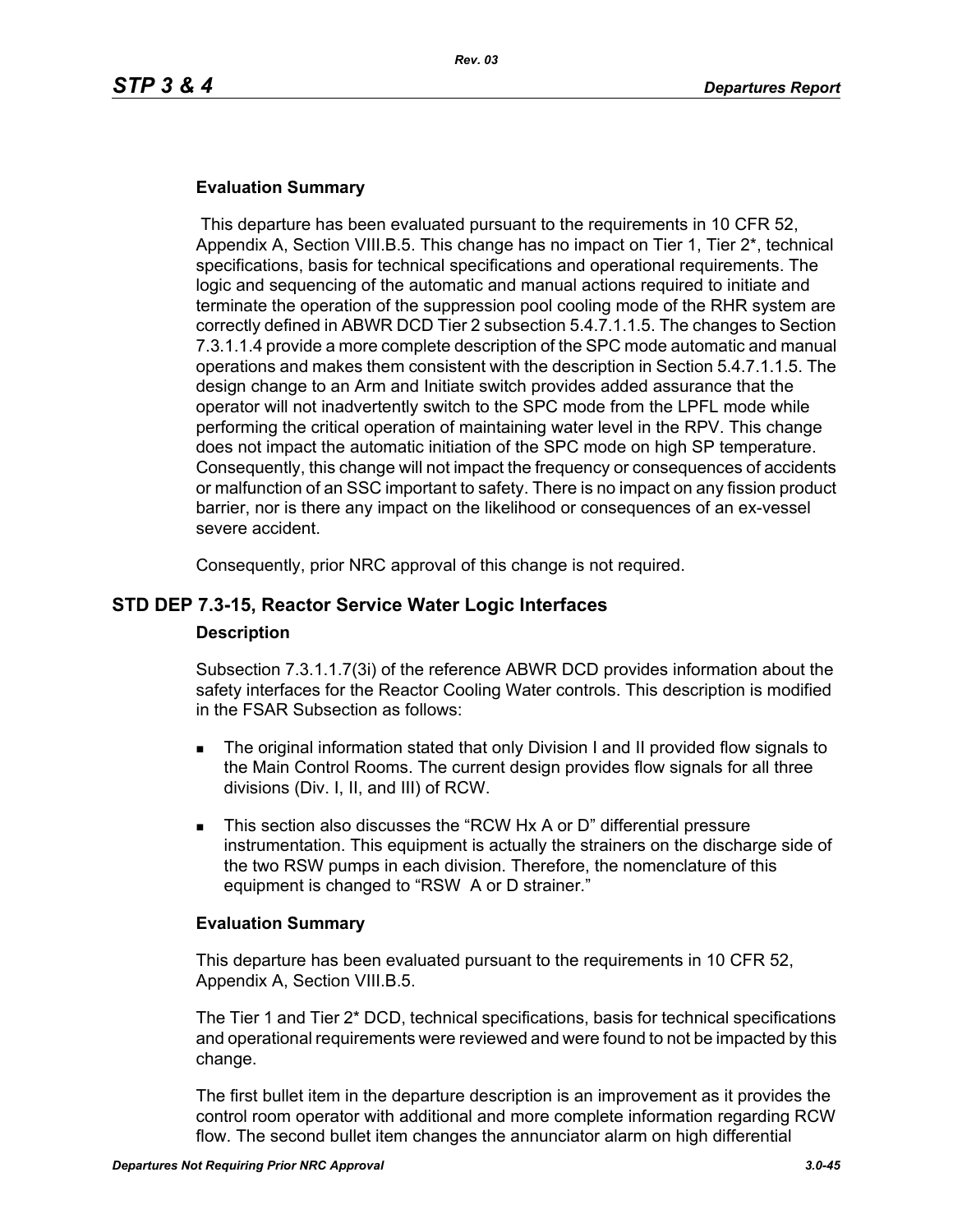#### Evaluation Summary

This departure has been evaluated pursuant to the requirements in 10 CFR 52, Appendix A, Section VIII.B.5. This change has no impact on Tier 1, Tier 2*, technical specifications, basis for technical specifications and operational requirements. The logic and sequencing of the automatic and manual actions required to initiate and terminate the operation of the suppression pool cooling mode of the RHR system are correctly defined in ABWR DCD Tier 2 subsection 5.4.7.1.1.5. The changes to Section 7.3.1.1.4 provide a more complete description of the SPC mode automatic and manual operations and makes them consistent with the description in Section 5.4.7.1.1.5. The design change to an Arm and Initiate switch provides added assurance that the operator will not inadvertently switch to the SPC mode from the LPFL mode while performing the critical operation of maintaining water level in the RPV. This change does not impact the automatic initiation of the SPC mode on high SP temperature. Consequently, this change will not impact the frequency or consequences of accidents or malfunction of an SSC important to safety. There is no impact on any fission product barrier, nor is there any impact on the likelihood or consequences of an ex-vessel severe accident.

Consequently, prior NRC approval of this change is not required.

### STD DEP 7.3-15, Reactor Service Water Logic Interfaces

#### Description

Subsection 7.3.1.1.7(3i) of the reference ABWR DCD provides information about the safety interfaces for the Reactor Cooling Water controls. This description is modified in the FSAR Subsection as follows:

- The original information stated that only Division I and II provided flow signals to the Main Control Rooms. The current design provides flow signals for all three divisions (Div. I, II, and III) of RCW.
- This section also discusses the "RCW Hx A or D" differential pressure instrumentation. This equipment is actually the strainers on the discharge side of the two RSW pumps in each division. Therefore, the nomenclature of this equipment is changed to "RSW A or D strainer."

#### Evaluation Summary

This departure has been evaluated pursuant to the requirements in 10 CFR 52, Appendix A, Section VIII.B.5.

The Tier 1 and Tier 2* DCD, technical specifications, basis for technical specifications and operational requirements were reviewed and were found to not be impacted by this change.

The first bullet item in the departure description is an improvement as it provides the control room operator with additional and more complete information regarding RCW flow. The second bullet item changes the annunciator alarm on high differential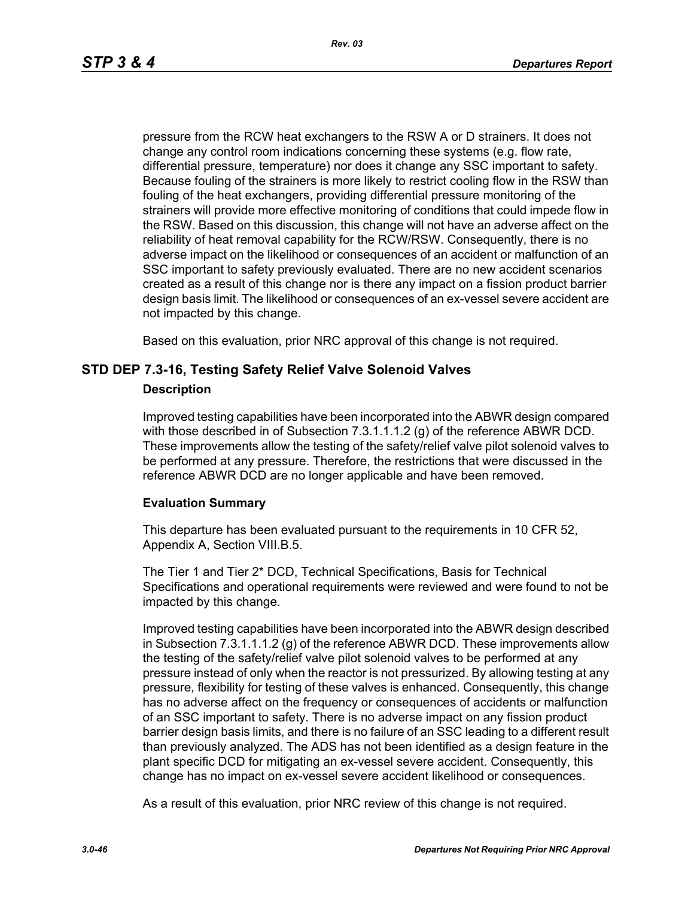pressure from the RCW heat exchangers to the RSW A or D strainers. It does not change any control room indications concerning these systems (e.g. flow rate, differential pressure, temperature) nor does it change any SSC important to safety. Because fouling of the strainers is more likely to restrict cooling flow in the RSW than fouling of the heat exchangers, providing differential pressure monitoring of the strainers will provide more effective monitoring of conditions that could impede flow in the RSW. Based on this discussion, this change will not have an adverse affect on the reliability of heat removal capability for the RCW/RSW. Consequently, there is no adverse impact on the likelihood or consequences of an accident or malfunction of an SSC important to safety previously evaluated. There are no new accident scenarios created as a result of this change nor is there any impact on a fission product barrier design basis limit. The likelihood or consequences of an ex-vessel severe accident are not impacted by this change.

Based on this evaluation, prior NRC approval of this change is not required.

## STD DEP 7.3-16, Testing Safety Relief Valve Solenoid Valves

### Description

Improved testing capabilities have been incorporated into the ABWR design compared with those described in of Subsection 7.3.1.1.1.2 (g) of the reference ABWR DCD. These improvements allow the testing of the safety/relief valve pilot solenoid valves to be performed at any pressure. Therefore, the restrictions that were discussed in the reference ABWR DCD are no longer applicable and have been removed.

### Evaluation Summary

This departure has been evaluated pursuant to the requirements in 10 CFR 52, Appendix A, Section VIII.B.5.

The Tier 1 and Tier 2* DCD, Technical Specifications, Basis for Technical Specifications and operational requirements were reviewed and were found to not be impacted by this change.

Improved testing capabilities have been incorporated into the ABWR design described in Subsection 7.3.1.1.1.2 (g) of the reference ABWR DCD. These improvements allow the testing of the safety/relief valve pilot solenoid valves to be performed at any pressure instead of only when the reactor is not pressurized. By allowing testing at any pressure, flexibility for testing of these valves is enhanced. Consequently, this change has no adverse affect on the frequency or consequences of accidents or malfunction of an SSC important to safety. There is no adverse impact on any fission product barrier design basis limits, and there is no failure of an SSC leading to a different result than previously analyzed. The ADS has not been identified as a design feature in the plant specific DCD for mitigating an ex-vessel severe accident. Consequently, this change has no impact on ex-vessel severe accident likelihood or consequences.

As a result of this evaluation, prior NRC review of this change is not required.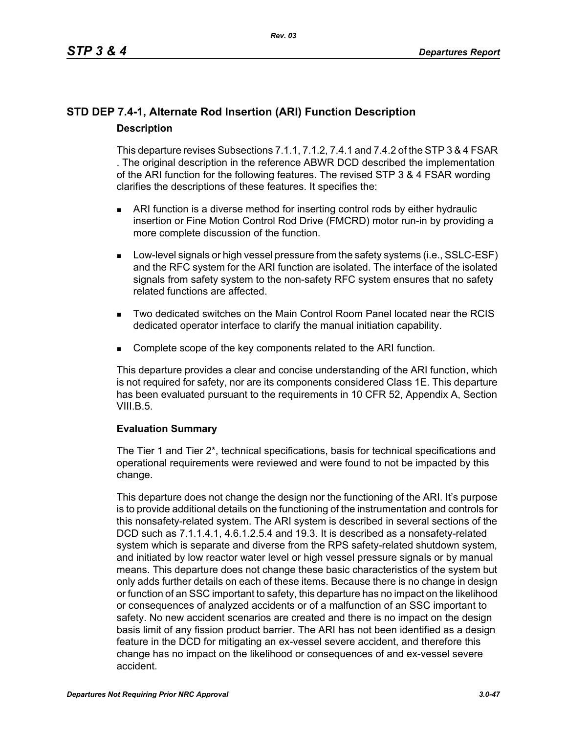## STD DEP 7.4-1, Alternate Rod Insertion (ARI) Function Description

### Description

This departure revises Subsections 7.1.1, 7.1.2, 7.4.1 and 7.4.2 of the STP 3 & 4 FSAR . The original description in the reference ABWR DCD described the implementation of the ARI function for the following features. The revised STP 3 & 4 FSAR wording clarifies the descriptions of these features. It specifies the:

- ARI function is a diverse method for inserting control rods by either hydraulic insertion or Fine Motion Control Rod Drive (FMCRD) motor run-in by providing a more complete discussion of the function.
- Low-level signals or high vessel pressure from the safety systems (i.e., SSLC-ESF) and the RFC system for the ARI function are isolated. The interface of the isolated signals from safety system to the non-safety RFC system ensures that no safety related functions are affected.
- Two dedicated switches on the Main Control Room Panel located near the RCIS dedicated operator interface to clarify the manual initiation capability.
- Complete scope of the key components related to the ARI function.

This departure provides a clear and concise understanding of the ARI function, which is not required for safety, nor are its components considered Class 1E. This departure has been evaluated pursuant to the requirements in 10 CFR 52, Appendix A, Section VIII.B.5.

### Evaluation Summary

The Tier 1 and Tier 2*, technical specifications, basis for technical specifications and operational requirements were reviewed and were found to not be impacted by this change.

This departure does not change the design nor the functioning of the ARI. It's purpose is to provide additional details on the functioning of the instrumentation and controls for this nonsafety-related system. The ARI system is described in several sections of the DCD such as 7.1.1.4.1, 4.6.1.2.5.4 and 19.3. It is described as a nonsafety-related system which is separate and diverse from the RPS safety-related shutdown system, and initiated by low reactor water level or high vessel pressure signals or by manual means. This departure does not change these basic characteristics of the system but only adds further details on each of these items. Because there is no change in design or function of an SSC important to safety, this departure has no impact on the likelihood or consequences of analyzed accidents or of a malfunction of an SSC important to safety. No new accident scenarios are created and there is no impact on the design basis limit of any fission product barrier. The ARI has not been identified as a design feature in the DCD for mitigating an ex-vessel severe accident, and therefore this change has no impact on the likelihood or consequences of and ex-vessel severe accident.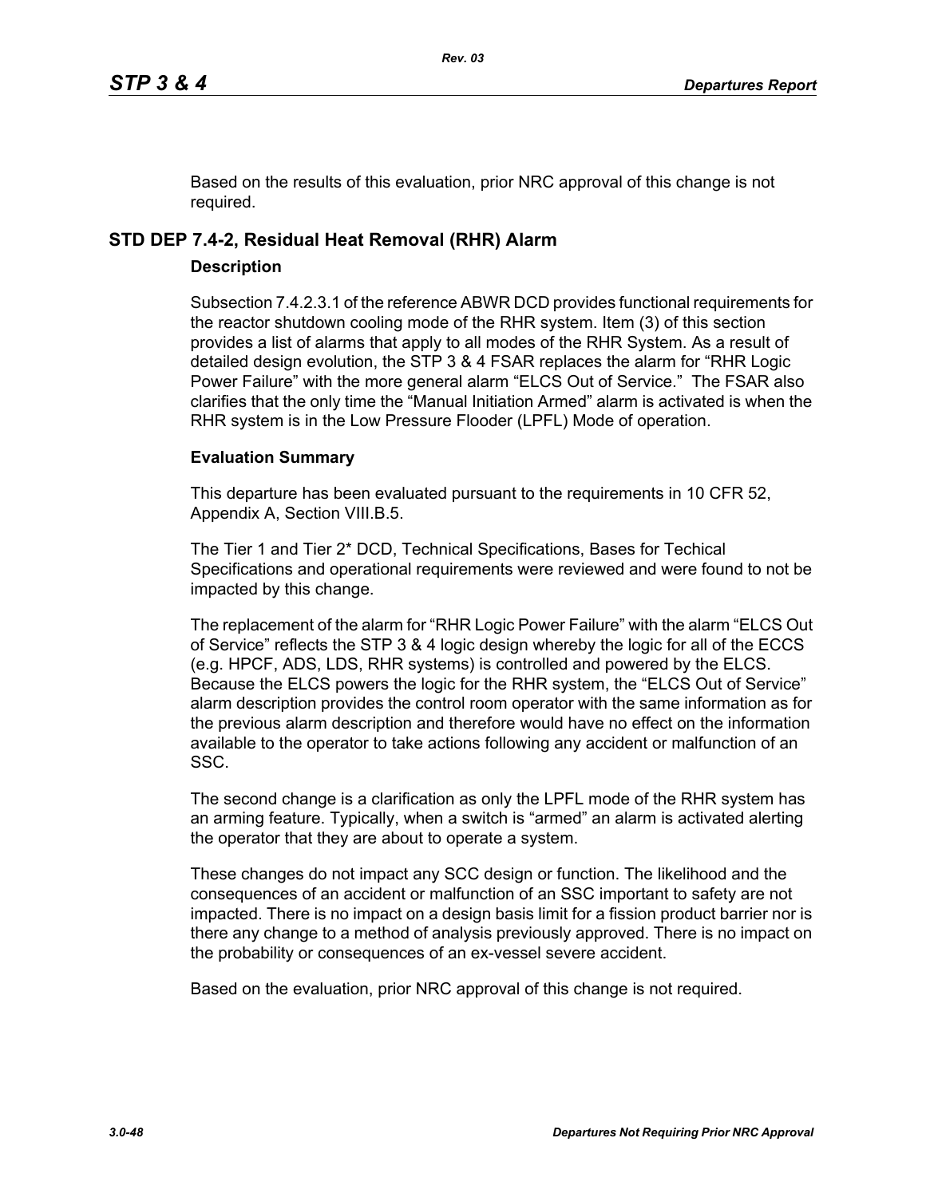Based on the results of this evaluation, prior NRC approval of this change is not required.

## STD DEP 7.4-2, Residual Heat Removal (RHR) Alarm

### Description

Subsection 7.4.2.3.1 of the reference ABWR DCD provides functional requirements for the reactor shutdown cooling mode of the RHR system. Item (3) of this section provides a list of alarms that apply to all modes of the RHR System. As a result of detailed design evolution, the STP 3 & 4 FSAR replaces the alarm for "RHR Logic Power Failure" with the more general alarm "ELCS Out of Service." The FSAR also clarifies that the only time the "Manual Initiation Armed" alarm is activated is when the RHR system is in the Low Pressure Flooder (LPFL) Mode of operation.

### Evaluation Summary

This departure has been evaluated pursuant to the requirements in 10 CFR 52, Appendix A, Section VIII.B.5.

The Tier 1 and Tier 2* DCD, Technical Specifications, Bases for Techical Specifications and operational requirements were reviewed and were found to not be impacted by this change.

The replacement of the alarm for "RHR Logic Power Failure" with the alarm "ELCS Out of Service" reflects the STP 3 & 4 logic design whereby the logic for all of the ECCS (e.g. HPCF, ADS, LDS, RHR systems) is controlled and powered by the ELCS. Because the ELCS powers the logic for the RHR system, the "ELCS Out of Service" alarm description provides the control room operator with the same information as for the previous alarm description and therefore would have no effect on the information available to the operator to take actions following any accident or malfunction of an SSC.

The second change is a clarification as only the LPFL mode of the RHR system has an arming feature. Typically, when a switch is "armed" an alarm is activated alerting the operator that they are about to operate a system.

These changes do not impact any SCC design or function. The likelihood and the consequences of an accident or malfunction of an SSC important to safety are not impacted. There is no impact on a design basis limit for a fission product barrier nor is there any change to a method of analysis previously approved. There is no impact on the probability or consequences of an ex-vessel severe accident.

Based on the evaluation, prior NRC approval of this change is not required.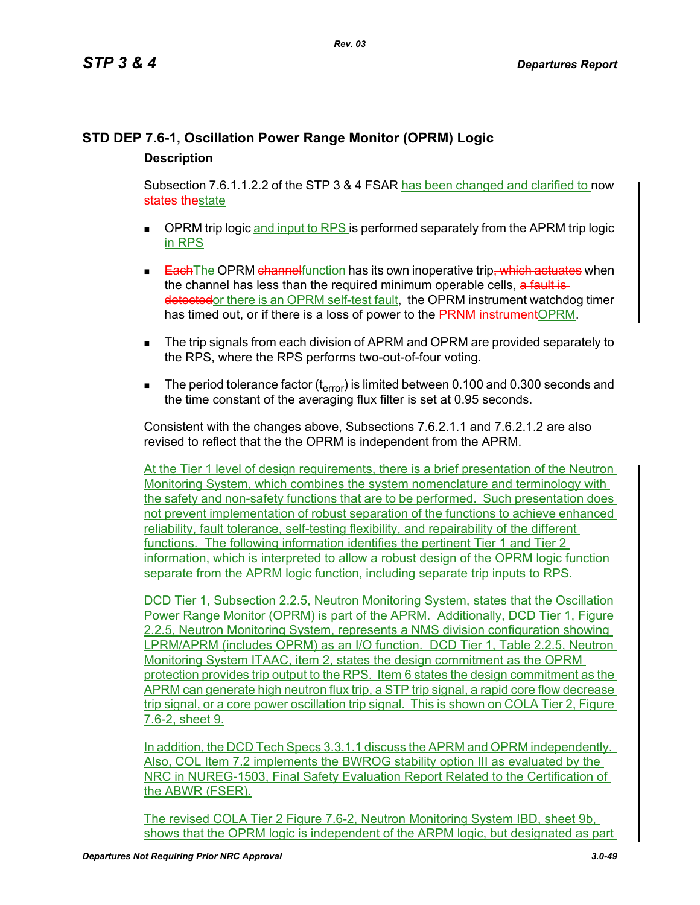## STD DEP 7.6-1, Oscillation Power Range Monitor (OPRM) Logic

### Description

Subsection 7.6.1.1.2.2 of the STP 3 & 4 FSAR has been changed and clarified to now ~~states the~~state

- OPRM trip logic and input to RPS is performed separately from the APRM trip logic in RPS
- ~~Each~~The OPRM ~~channel~~function has its own inoperative trip~~, which actuates~~ when the channel has less than the required minimum operable cells, ~~a fault is detected~~or there is an OPRM self-test fault, the OPRM instrument watchdog timer has timed out, or if there is a loss of power to the ~~PRNM instrument~~OPRM.
- The trip signals from each division of APRM and OPRM are provided separately to the RPS, where the RPS performs two-out-of-four voting.
- The period tolerance factor ($t_{error}$) is limited between 0.100 and 0.300 seconds and the time constant of the averaging flux filter is set at 0.95 seconds.

Consistent with the changes above, Subsections 7.6.2.1.1 and 7.6.2.1.2 are also revised to reflect that the the OPRM is independent from the APRM.

At the Tier 1 level of design requirements, there is a brief presentation of the Neutron Monitoring System, which combines the system nomenclature and terminology with the safety and non-safety functions that are to be performed. Such presentation does not prevent implementation of robust separation of the functions to achieve enhanced reliability, fault tolerance, self-testing flexibility, and repairability of the different functions. The following information identifies the pertinent Tier 1 and Tier 2 information, which is interpreted to allow a robust design of the OPRM logic function separate from the APRM logic function, including separate trip inputs to RPS.

DCD Tier 1, Subsection 2.2.5, Neutron Monitoring System, states that the Oscillation Power Range Monitor (OPRM) is part of the APRM. Additionally, DCD Tier 1, Figure 2.2.5, Neutron Monitoring System, represents a NMS division configuration showing LPRM/APRM (includes OPRM) as an I/O function. DCD Tier 1, Table 2.2.5, Neutron Monitoring System ITAAC, item 2, states the design commitment as the OPRM protection provides trip output to the RPS. Item 6 states the design commitment as the APRM can generate high neutron flux trip, a STP trip signal, a rapid core flow decrease trip signal, or a core power oscillation trip signal. This is shown on COLA Tier 2, Figure 7.6-2, sheet 9.

In addition, the DCD Tech Specs 3.3.1.1 discuss the APRM and OPRM independently. Also, COL Item 7.2 implements the BWROG stability option III as evaluated by the NRC in NUREG-1503, Final Safety Evaluation Report Related to the Certification of the ABWR (FSER).

The revised COLA Tier 2 Figure 7.6-2, Neutron Monitoring System IBD, sheet 9b, shows that the OPRM logic is independent of the ARPM logic, but designated as part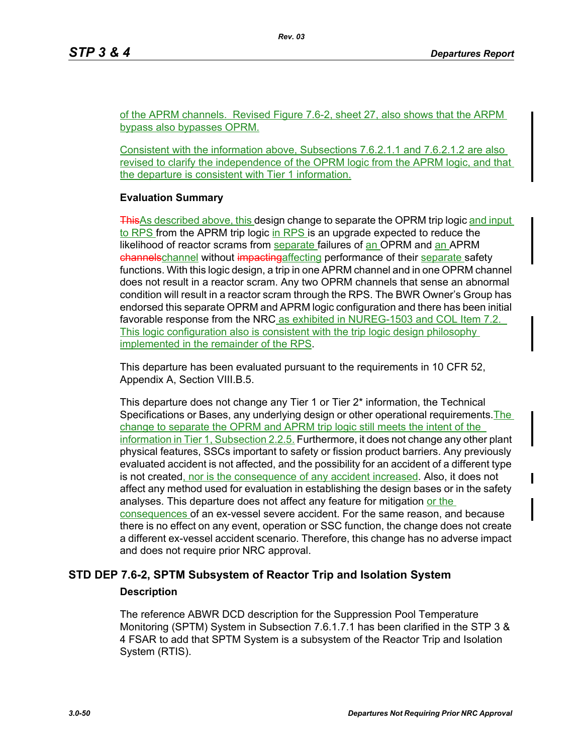of the APRM channels. Revised Figure 7.6-2, sheet 27, also shows that the ARPM bypass also bypasses OPRM.

Consistent with the information above, Subsections 7.6.2.1.1 and 7.6.2.1.2 are also revised to clarify the independence of the OPRM logic from the APRM logic, and that the departure is consistent with Tier 1 information.

**Evaluation Summary**

~~This~~As described above, this design change to separate the OPRM trip logic and input to RPS from the APRM trip logic in RPS is an upgrade expected to reduce the likelihood of reactor scrams from separate failures of an OPRM and an APRM ~~channels~~channel without ~~impacting~~affecting performance of their separate safety functions. With this logic design, a trip in one APRM channel and in one OPRM channel does not result in a reactor scram. Any two OPRM channels that sense an abnormal condition will result in a reactor scram through the RPS. The BWR Owner's Group has endorsed this separate OPRM and APRM logic configuration and there has been initial favorable response from the NRC as exhibited in NUREG-1503 and COL Item 7.2. This logic configuration also is consistent with the trip logic design philosophy implemented in the remainder of the RPS.

This departure has been evaluated pursuant to the requirements in 10 CFR 52, Appendix A, Section VIII.B.5.

This departure does not change any Tier 1 or Tier 2* information, the Technical Specifications or Bases, any underlying design or other operational requirements. The change to separate the OPRM and APRM trip logic still meets the intent of the information in Tier 1, Subsection 2.2.5. Furthermore, it does not change any other plant physical features, SSCs important to safety or fission product barriers. Any previously evaluated accident is not affected, and the possibility for an accident of a different type is not created, nor is the consequence of any accident increased. Also, it does not affect any method used for evaluation in establishing the design bases or in the safety analyses. This departure does not affect any feature for mitigation or the consequences of an ex-vessel severe accident. For the same reason, and because there is no effect on any event, operation or SSC function, the change does not create a different ex-vessel accident scenario. Therefore, this change has no adverse impact and does not require prior NRC approval.

## STD DEP 7.6-2, SPTM Subsystem of Reactor Trip and Isolation System

**Description**

The reference ABWR DCD description for the Suppression Pool Temperature Monitoring (SPTM) System in Subsection 7.6.1.7.1 has been clarified in the STP 3 & 4 FSAR to add that SPTM System is a subsystem of the Reactor Trip and Isolation System (RTIS).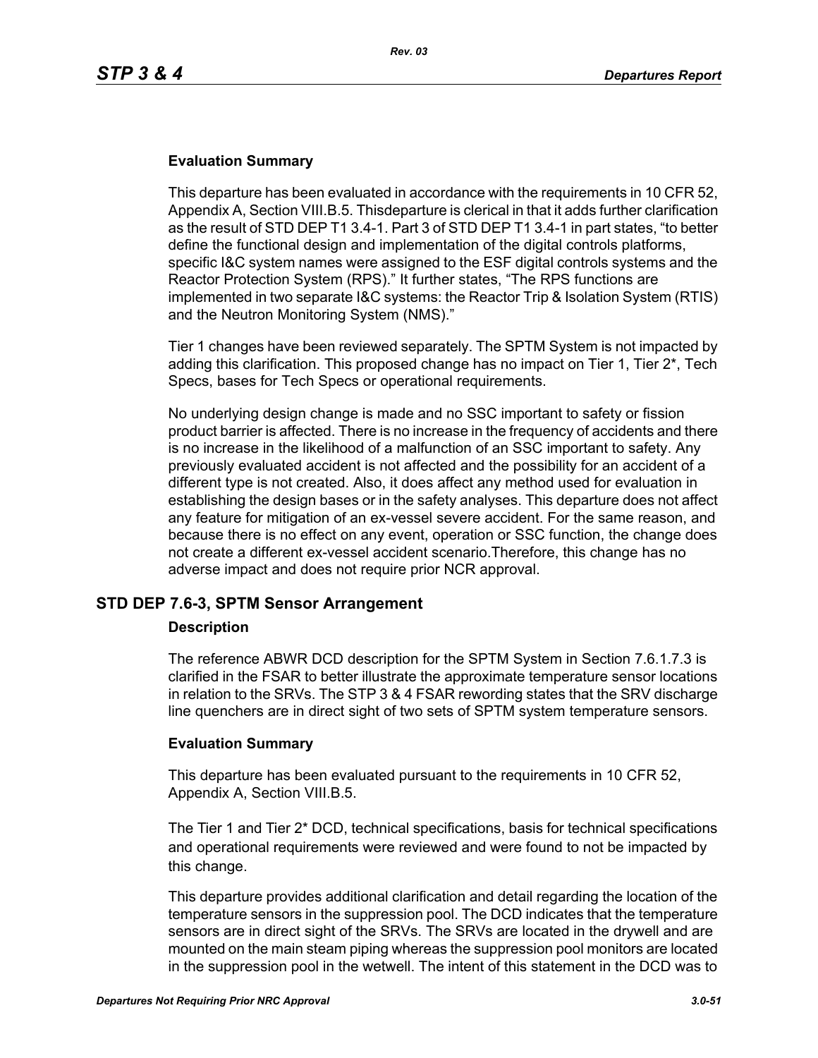### Evaluation Summary

This departure has been evaluated in accordance with the requirements in 10 CFR 52, Appendix A, Section VIII.B.5. Thisdeparture is clerical in that it adds further clarification as the result of STD DEP T1 3.4-1. Part 3 of STD DEP T1 3.4-1 in part states, "to better define the functional design and implementation of the digital controls platforms, specific I&C system names were assigned to the ESF digital controls systems and the Reactor Protection System (RPS)." It further states, "The RPS functions are implemented in two separate I&C systems: the Reactor Trip & Isolation System (RTIS) and the Neutron Monitoring System (NMS)."

Tier 1 changes have been reviewed separately. The SPTM System is not impacted by adding this clarification. This proposed change has no impact on Tier 1, Tier 2*, Tech Specs, bases for Tech Specs or operational requirements.

No underlying design change is made and no SSC important to safety or fission product barrier is affected. There is no increase in the frequency of accidents and there is no increase in the likelihood of a malfunction of an SSC important to safety. Any previously evaluated accident is not affected and the possibility for an accident of a different type is not created. Also, it does affect any method used for evaluation in establishing the design bases or in the safety analyses. This departure does not affect any feature for mitigation of an ex-vessel severe accident. For the same reason, and because there is no effect on any event, operation or SSC function, the change does not create a different ex-vessel accident scenario.Therefore, this change has no adverse impact and does not require prior NCR approval.

## STD DEP 7.6-3, SPTM Sensor Arrangement

### Description

The reference ABWR DCD description for the SPTM System in Section 7.6.1.7.3 is clarified in the FSAR to better illustrate the approximate temperature sensor locations in relation to the SRVs. The STP 3 & 4 FSAR rewording states that the SRV discharge line quenchers are in direct sight of two sets of SPTM system temperature sensors.

### Evaluation Summary

This departure has been evaluated pursuant to the requirements in 10 CFR 52, Appendix A, Section VIII.B.5.

The Tier 1 and Tier 2* DCD, technical specifications, basis for technical specifications and operational requirements were reviewed and were found to not be impacted by this change.

This departure provides additional clarification and detail regarding the location of the temperature sensors in the suppression pool. The DCD indicates that the temperature sensors are in direct sight of the SRVs. The SRVs are located in the drywell and are mounted on the main steam piping whereas the suppression pool monitors are located in the suppression pool in the wetwell. The intent of this statement in the DCD was to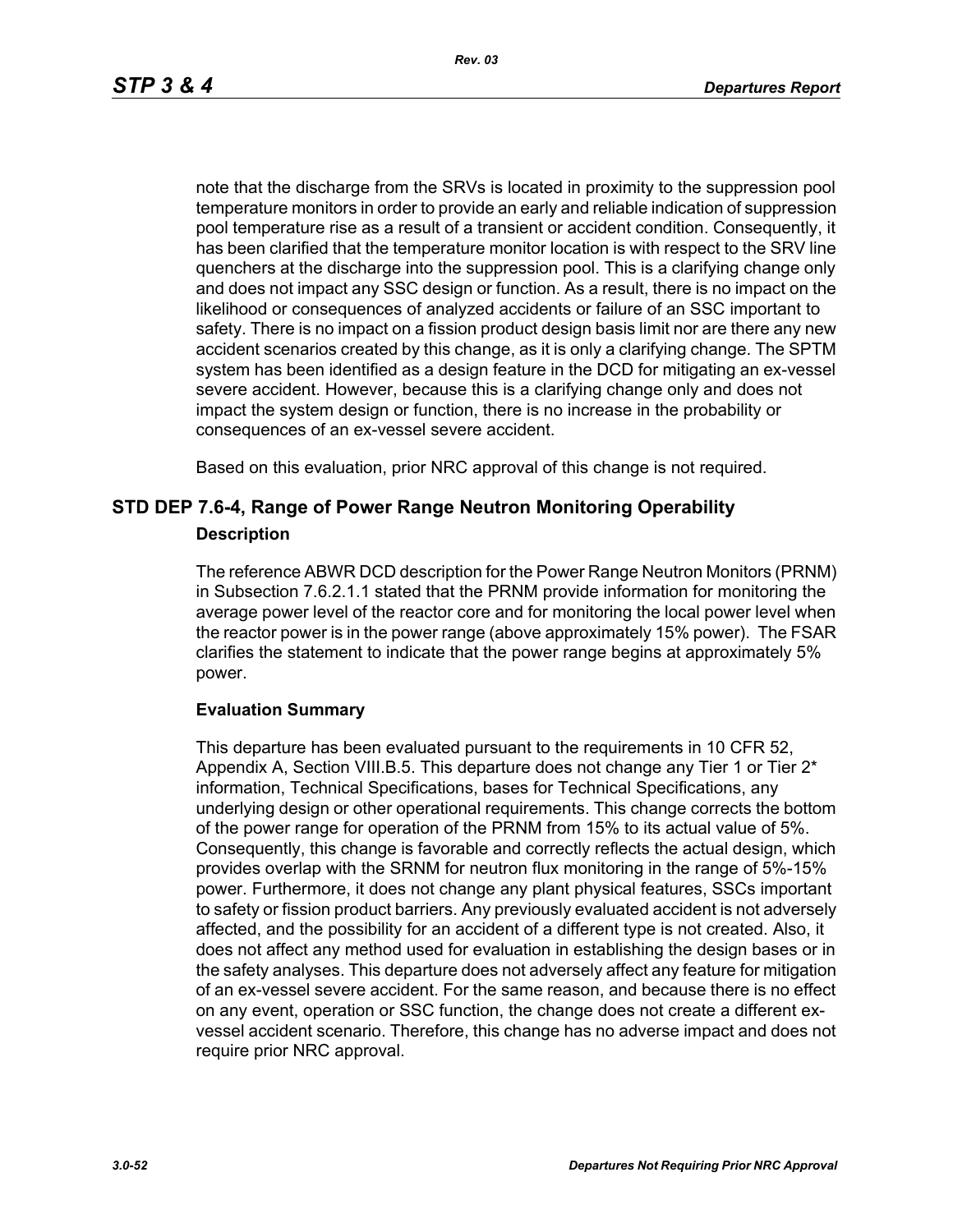note that the discharge from the SRVs is located in proximity to the suppression pool temperature monitors in order to provide an early and reliable indication of suppression pool temperature rise as a result of a transient or accident condition. Consequently, it has been clarified that the temperature monitor location is with respect to the SRV line quenchers at the discharge into the suppression pool. This is a clarifying change only and does not impact any SSC design or function. As a result, there is no impact on the likelihood or consequences of analyzed accidents or failure of an SSC important to safety. There is no impact on a fission product design basis limit nor are there any new accident scenarios created by this change, as it is only a clarifying change. The SPTM system has been identified as a design feature in the DCD for mitigating an ex-vessel severe accident. However, because this is a clarifying change only and does not impact the system design or function, there is no increase in the probability or consequences of an ex-vessel severe accident.

Based on this evaluation, prior NRC approval of this change is not required.

## STD DEP 7.6-4, Range of Power Range Neutron Monitoring Operability

### Description

The reference ABWR DCD description for the Power Range Neutron Monitors (PRNM) in Subsection 7.6.2.1.1 stated that the PRNM provide information for monitoring the average power level of the reactor core and for monitoring the local power level when the reactor power is in the power range (above approximately 15% power). The FSAR clarifies the statement to indicate that the power range begins at approximately 5% power.

### Evaluation Summary

This departure has been evaluated pursuant to the requirements in 10 CFR 52, Appendix A, Section VIII.B.5. This departure does not change any Tier 1 or Tier 2* information, Technical Specifications, bases for Technical Specifications, any underlying design or other operational requirements. This change corrects the bottom of the power range for operation of the PRNM from 15% to its actual value of 5%. Consequently, this change is favorable and correctly reflects the actual design, which provides overlap with the SRNM for neutron flux monitoring in the range of 5%-15% power. Furthermore, it does not change any plant physical features, SSCs important to safety or fission product barriers. Any previously evaluated accident is not adversely affected, and the possibility for an accident of a different type is not created. Also, it does not affect any method used for evaluation in establishing the design bases or in the safety analyses. This departure does not adversely affect any feature for mitigation of an ex-vessel severe accident. For the same reason, and because there is no effect on any event, operation or SSC function, the change does not create a different ex-vessel accident scenario. Therefore, this change has no adverse impact and does not require prior NRC approval.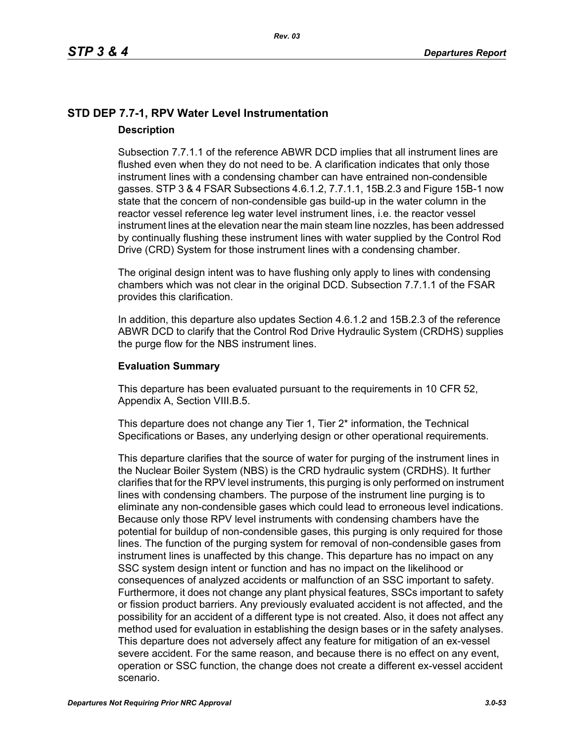## STD DEP 7.7-1, RPV Water Level Instrumentation

### Description

Subsection 7.7.1.1 of the reference ABWR DCD implies that all instrument lines are flushed even when they do not need to be. A clarification indicates that only those instrument lines with a condensing chamber can have entrained non-condensible gasses. STP 3 & 4 FSAR Subsections 4.6.1.2, 7.7.1.1, 15B.2.3 and Figure 15B-1 now state that the concern of non-condensible gas build-up in the water column in the reactor vessel reference leg water level instrument lines, i.e. the reactor vessel instrument lines at the elevation near the main steam line nozzles, has been addressed by continually flushing these instrument lines with water supplied by the Control Rod Drive (CRD) System for those instrument lines with a condensing chamber.

The original design intent was to have flushing only apply to lines with condensing chambers which was not clear in the original DCD. Subsection 7.7.1.1 of the FSAR provides this clarification.

In addition, this departure also updates Section 4.6.1.2 and 15B.2.3 of the reference ABWR DCD to clarify that the Control Rod Drive Hydraulic System (CRDHS) supplies the purge flow for the NBS instrument lines.

### Evaluation Summary

This departure has been evaluated pursuant to the requirements in 10 CFR 52, Appendix A, Section VIII.B.5.

This departure does not change any Tier 1, Tier 2* information, the Technical Specifications or Bases, any underlying design or other operational requirements.

This departure clarifies that the source of water for purging of the instrument lines in the Nuclear Boiler System (NBS) is the CRD hydraulic system (CRDHS). It further clarifies that for the RPV level instruments, this purging is only performed on instrument lines with condensing chambers. The purpose of the instrument line purging is to eliminate any non-condensible gases which could lead to erroneous level indications. Because only those RPV level instruments with condensing chambers have the potential for buildup of non-condensible gases, this purging is only required for those lines. The function of the purging system for removal of non-condensible gases from instrument lines is unaffected by this change. This departure has no impact on any SSC system design intent or function and has no impact on the likelihood or consequences of analyzed accidents or malfunction of an SSC important to safety. Furthermore, it does not change any plant physical features, SSCs important to safety or fission product barriers. Any previously evaluated accident is not affected, and the possibility for an accident of a different type is not created. Also, it does not affect any method used for evaluation in establishing the design bases or in the safety analyses. This departure does not adversely affect any feature for mitigation of an ex-vessel severe accident. For the same reason, and because there is no effect on any event, operation or SSC function, the change does not create a different ex-vessel accident scenario.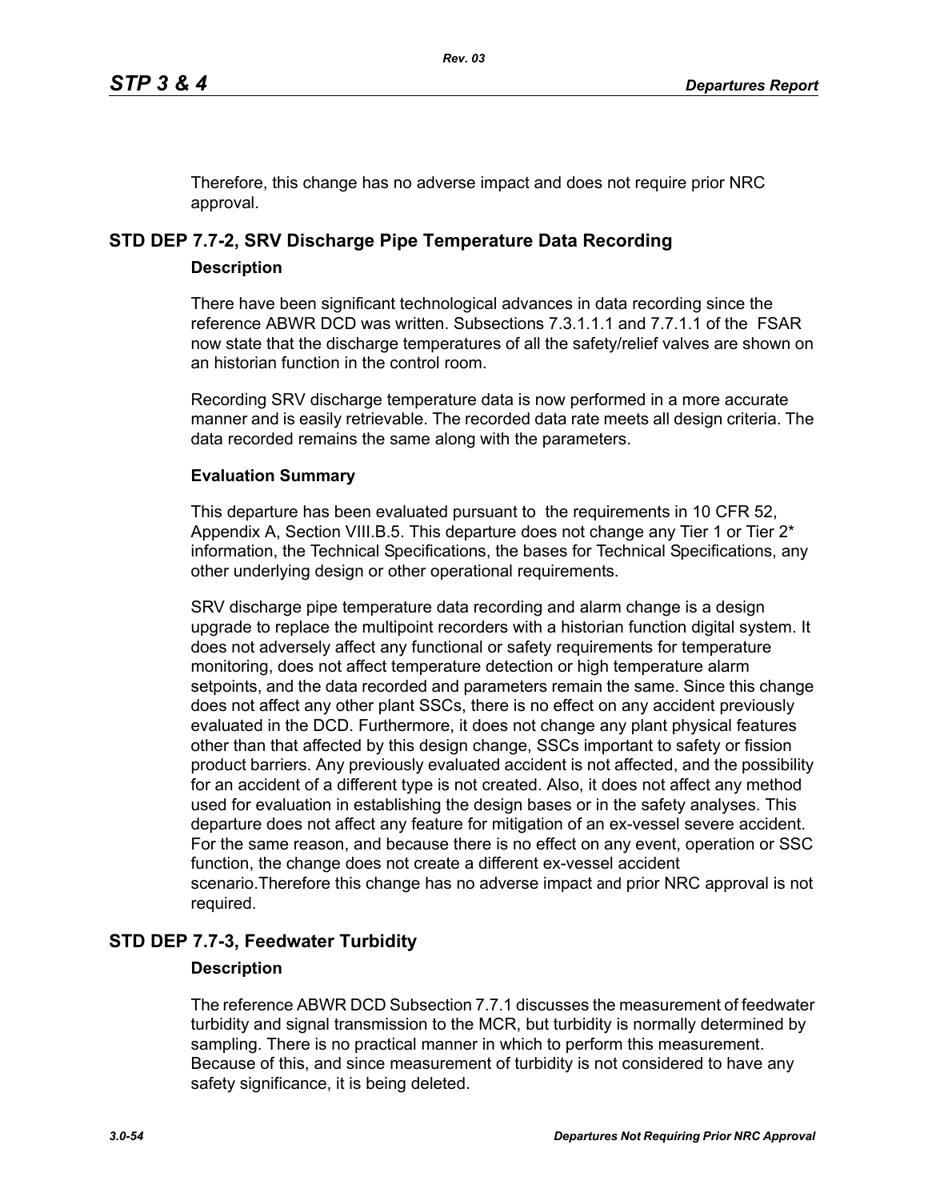Therefore, this change has no adverse impact and does not require prior NRC approval.

## STD DEP 7.7-2, SRV Discharge Pipe Temperature Data Recording

### Description

There have been significant technological advances in data recording since the reference ABWR DCD was written. Subsections 7.3.1.1.1 and 7.7.1.1 of the FSAR now state that the discharge temperatures of all the safety/relief valves are shown on an historian function in the control room.

Recording SRV discharge temperature data is now performed in a more accurate manner and is easily retrievable. The recorded data rate meets all design criteria. The data recorded remains the same along with the parameters.

### Evaluation Summary

This departure has been evaluated pursuant to the requirements in 10 CFR 52, Appendix A, Section VIII.B.5. This departure does not change any Tier 1 or Tier 2* information, the Technical Specifications, the bases for Technical Specifications, any other underlying design or other operational requirements.

SRV discharge pipe temperature data recording and alarm change is a design upgrade to replace the multipoint recorders with a historian function digital system. It does not adversely affect any functional or safety requirements for temperature monitoring, does not affect temperature detection or high temperature alarm setpoints, and the data recorded and parameters remain the same. Since this change does not affect any other plant SSCs, there is no effect on any accident previously evaluated in the DCD. Furthermore, it does not change any plant physical features other than that affected by this design change, SSCs important to safety or fission product barriers. Any previously evaluated accident is not affected, and the possibility for an accident of a different type is not created. Also, it does not affect any method used for evaluation in establishing the design bases or in the safety analyses. This departure does not affect any feature for mitigation of an ex-vessel severe accident. For the same reason, and because there is no effect on any event, operation or SSC function, the change does not create a different ex-vessel accident scenario.Therefore this change has no adverse impact and prior NRC approval is not required.

## STD DEP 7.7-3, Feedwater Turbidity

### Description

The reference ABWR DCD Subsection 7.7.1 discusses the measurement of feedwater turbidity and signal transmission to the MCR, but turbidity is normally determined by sampling. There is no practical manner in which to perform this measurement. Because of this, and since measurement of turbidity is not considered to have any safety significance, it is being deleted.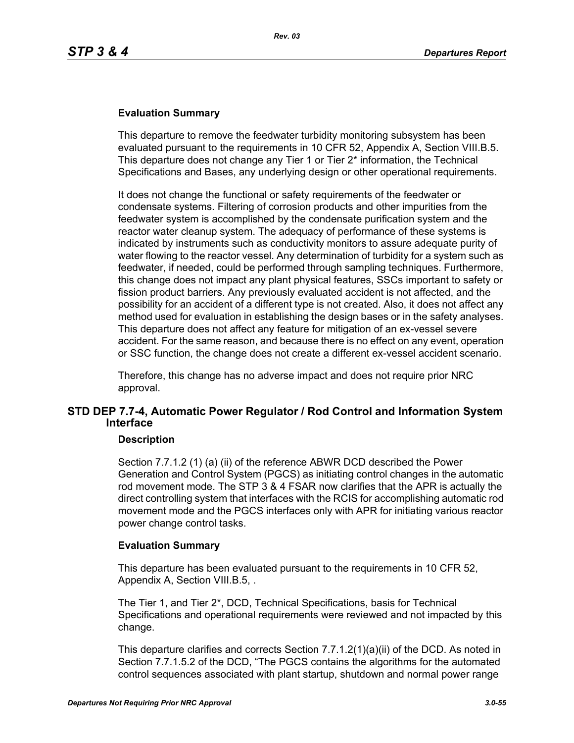#### Evaluation Summary

This departure to remove the feedwater turbidity monitoring subsystem has been evaluated pursuant to the requirements in 10 CFR 52, Appendix A, Section VIII.B.5. This departure does not change any Tier 1 or Tier 2* information, the Technical Specifications and Bases, any underlying design or other operational requirements.

It does not change the functional or safety requirements of the feedwater or condensate systems. Filtering of corrosion products and other impurities from the feedwater system is accomplished by the condensate purification system and the reactor water cleanup system. The adequacy of performance of these systems is indicated by instruments such as conductivity monitors to assure adequate purity of water flowing to the reactor vessel. Any determination of turbidity for a system such as feedwater, if needed, could be performed through sampling techniques. Furthermore, this change does not impact any plant physical features, SSCs important to safety or fission product barriers. Any previously evaluated accident is not affected, and the possibility for an accident of a different type is not created. Also, it does not affect any method used for evaluation in establishing the design bases or in the safety analyses. This departure does not affect any feature for mitigation of an ex-vessel severe accident. For the same reason, and because there is no effect on any event, operation or SSC function, the change does not create a different ex-vessel accident scenario.

Therefore, this change has no adverse impact and does not require prior NRC approval.

### STD DEP 7.7-4, Automatic Power Regulator / Rod Control and Information System Interface

#### Description

Section 7.7.1.2 (1) (a) (ii) of the reference ABWR DCD described the Power Generation and Control System (PGCS) as initiating control changes in the automatic rod movement mode. The STP 3 & 4 FSAR now clarifies that the APR is actually the direct controlling system that interfaces with the RCIS for accomplishing automatic rod movement mode and the PGCS interfaces only with APR for initiating various reactor power change control tasks.

#### Evaluation Summary

This departure has been evaluated pursuant to the requirements in 10 CFR 52, Appendix A, Section VIII.B.5, .

The Tier 1, and Tier 2*, DCD, Technical Specifications, basis for Technical Specifications and operational requirements were reviewed and not impacted by this change.

This departure clarifies and corrects Section 7.7.1.2(1)(a)(ii) of the DCD. As noted in Section 7.7.1.5.2 of the DCD, "The PGCS contains the algorithms for the automated control sequences associated with plant startup, shutdown and normal power range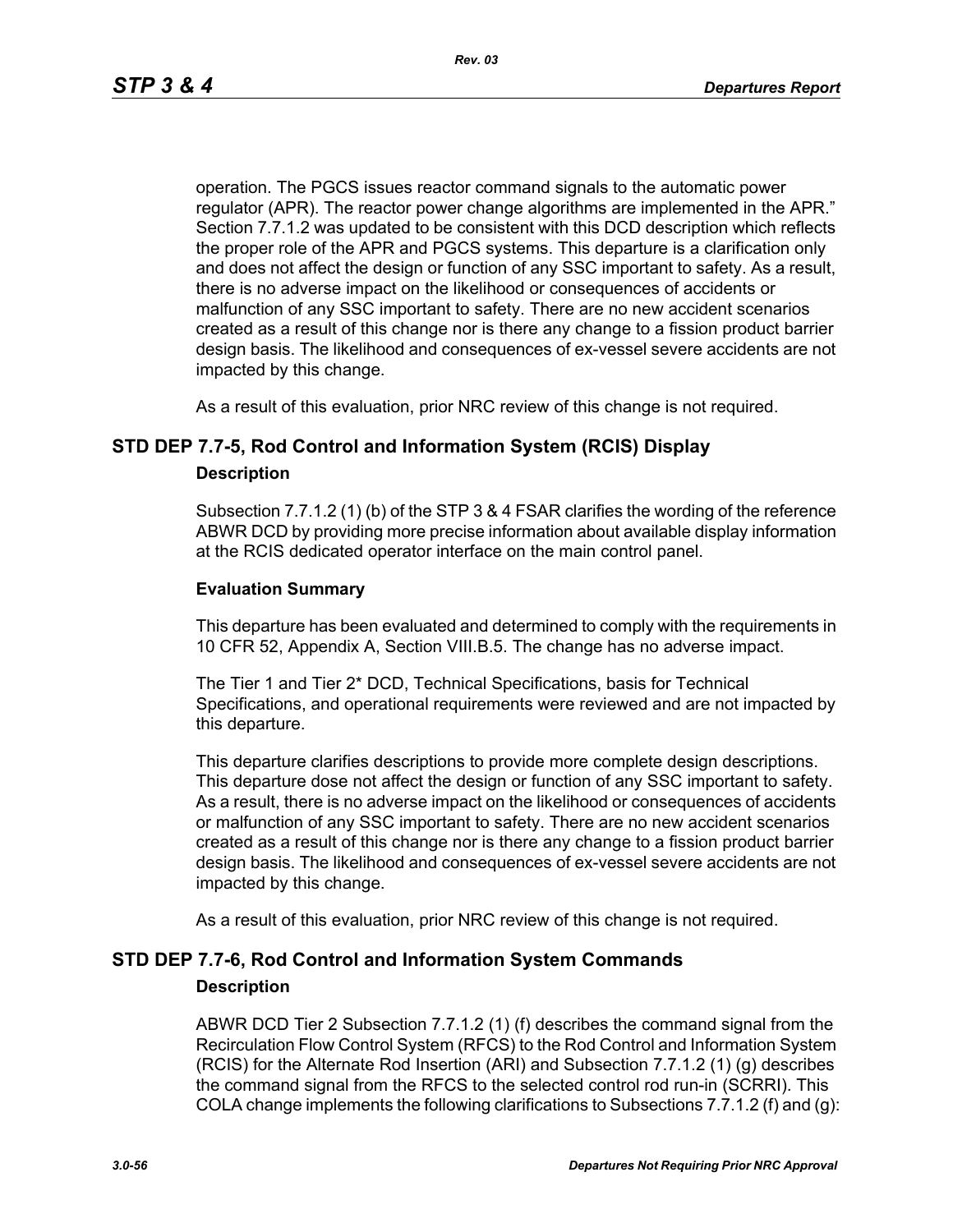operation. The PGCS issues reactor command signals to the automatic power regulator (APR). The reactor power change algorithms are implemented in the APR." Section 7.7.1.2 was updated to be consistent with this DCD description which reflects the proper role of the APR and PGCS systems. This departure is a clarification only and does not affect the design or function of any SSC important to safety. As a result, there is no adverse impact on the likelihood or consequences of accidents or malfunction of any SSC important to safety. There are no new accident scenarios created as a result of this change nor is there any change to a fission product barrier design basis. The likelihood and consequences of ex-vessel severe accidents are not impacted by this change.

As a result of this evaluation, prior NRC review of this change is not required.

## STD DEP 7.7-5, Rod Control and Information System (RCIS) Display

### Description

Subsection 7.7.1.2 (1) (b) of the STP 3 & 4 FSAR clarifies the wording of the reference ABWR DCD by providing more precise information about available display information at the RCIS dedicated operator interface on the main control panel.

### Evaluation Summary

This departure has been evaluated and determined to comply with the requirements in 10 CFR 52, Appendix A, Section VIII.B.5. The change has no adverse impact.

The Tier 1 and Tier 2* DCD, Technical Specifications, basis for Technical Specifications, and operational requirements were reviewed and are not impacted by this departure.

This departure clarifies descriptions to provide more complete design descriptions. This departure dose not affect the design or function of any SSC important to safety. As a result, there is no adverse impact on the likelihood or consequences of accidents or malfunction of any SSC important to safety. There are no new accident scenarios created as a result of this change nor is there any change to a fission product barrier design basis. The likelihood and consequences of ex-vessel severe accidents are not impacted by this change.

As a result of this evaluation, prior NRC review of this change is not required.

## STD DEP 7.7-6, Rod Control and Information System Commands

### Description

ABWR DCD Tier 2 Subsection 7.7.1.2 (1) (f) describes the command signal from the Recirculation Flow Control System (RFCS) to the Rod Control and Information System (RCIS) for the Alternate Rod Insertion (ARI) and Subsection 7.7.1.2 (1) (g) describes the command signal from the RFCS to the selected control rod run-in (SCRRI). This COLA change implements the following clarifications to Subsections 7.7.1.2 (f) and (g):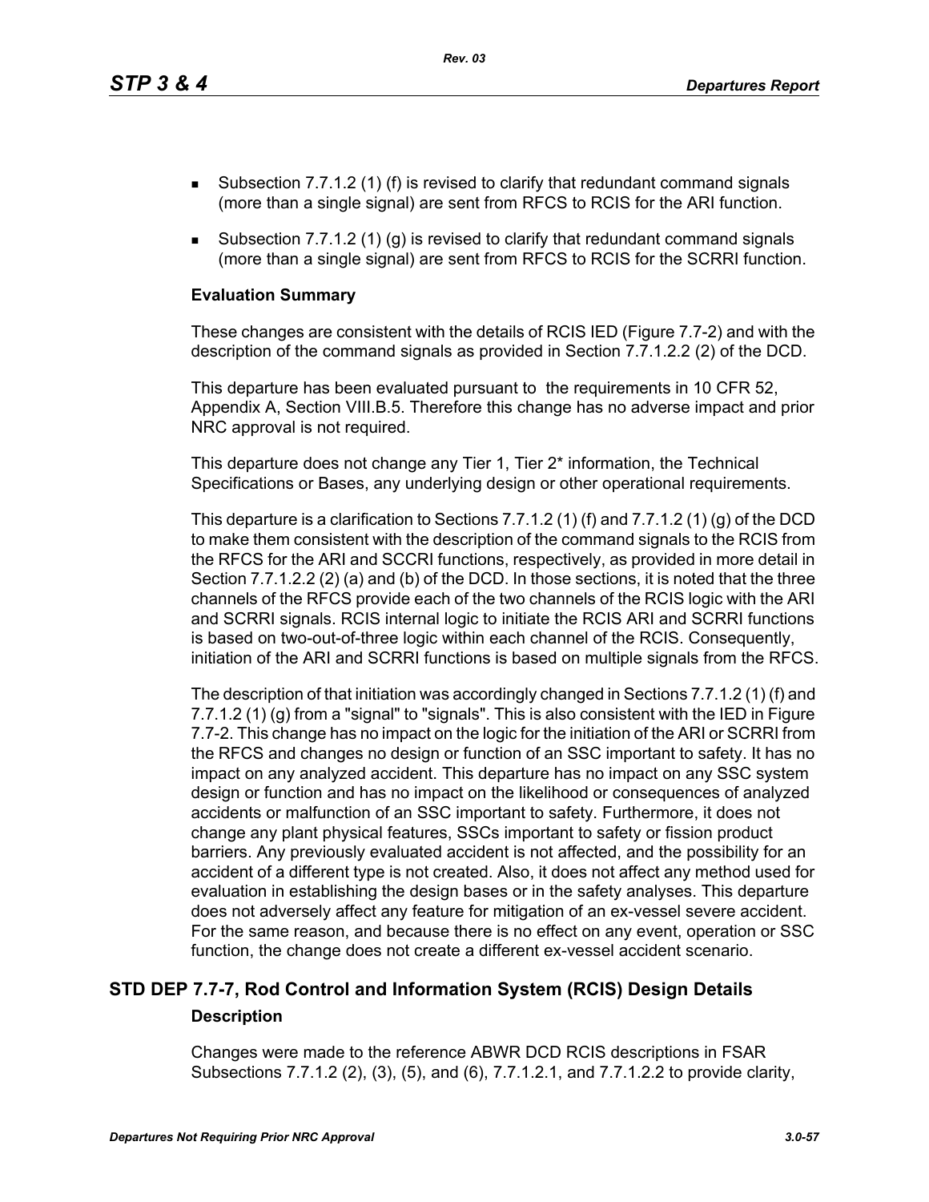- Subsection 7.7.1.2 (1) (f) is revised to clarify that redundant command signals (more than a single signal) are sent from RFCS to RCIS for the ARI function.
- Subsection 7.7.1.2 (1) (g) is revised to clarify that redundant command signals (more than a single signal) are sent from RFCS to RCIS for the SCRRI function.

**Evaluation Summary**

These changes are consistent with the details of RCIS IED (Figure 7.7-2) and with the description of the command signals as provided in Section 7.7.1.2.2 (2) of the DCD.

This departure has been evaluated pursuant to the requirements in 10 CFR 52, Appendix A, Section VIII.B.5. Therefore this change has no adverse impact and prior NRC approval is not required.

This departure does not change any Tier 1, Tier 2* information, the Technical Specifications or Bases, any underlying design or other operational requirements.

This departure is a clarification to Sections 7.7.1.2 (1) (f) and 7.7.1.2 (1) (g) of the DCD to make them consistent with the description of the command signals to the RCIS from the RFCS for the ARI and SCCRI functions, respectively, as provided in more detail in Section 7.7.1.2.2 (2) (a) and (b) of the DCD. In those sections, it is noted that the three channels of the RFCS provide each of the two channels of the RCIS logic with the ARI and SCRRI signals. RCIS internal logic to initiate the RCIS ARI and SCRRI functions is based on two-out-of-three logic within each channel of the RCIS. Consequently, initiation of the ARI and SCRRI functions is based on multiple signals from the RFCS.

The description of that initiation was accordingly changed in Sections 7.7.1.2 (1) (f) and 7.7.1.2 (1) (g) from a "signal" to "signals". This is also consistent with the IED in Figure 7.7-2. This change has no impact on the logic for the initiation of the ARI or SCRRI from the RFCS and changes no design or function of an SSC important to safety. It has no impact on any analyzed accident. This departure has no impact on any SSC system design or function and has no impact on the likelihood or consequences of analyzed accidents or malfunction of an SSC important to safety. Furthermore, it does not change any plant physical features, SSCs important to safety or fission product barriers. Any previously evaluated accident is not affected, and the possibility for an accident of a different type is not created. Also, it does not affect any method used for evaluation in establishing the design bases or in the safety analyses. This departure does not adversely affect any feature for mitigation of an ex-vessel severe accident. For the same reason, and because there is no effect on any event, operation or SSC function, the change does not create a different ex-vessel accident scenario.

## STD DEP 7.7-7, Rod Control and Information System (RCIS) Design Details

**Description**

Changes were made to the reference ABWR DCD RCIS descriptions in FSAR Subsections 7.7.1.2 (2), (3), (5), and (6), 7.7.1.2.1, and 7.7.1.2.2 to provide clarity,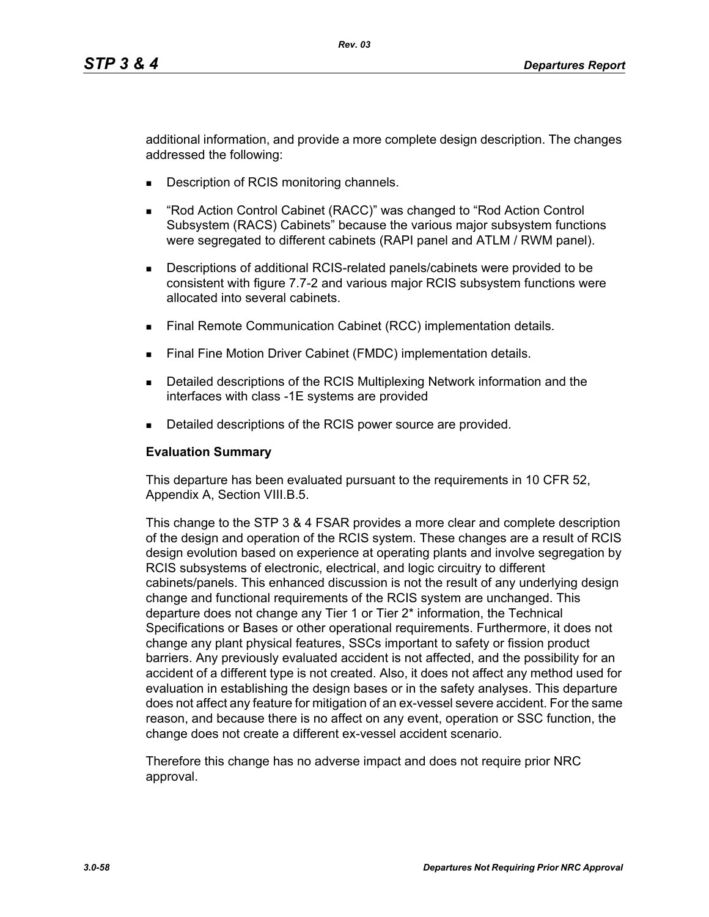additional information, and provide a more complete design description. The changes addressed the following:

- Description of RCIS monitoring channels.
- "Rod Action Control Cabinet (RACC)" was changed to "Rod Action Control Subsystem (RACS) Cabinets" because the various major subsystem functions were segregated to different cabinets (RAPI panel and ATLM / RWM panel).
- Descriptions of additional RCIS-related panels/cabinets were provided to be consistent with figure 7.7-2 and various major RCIS subsystem functions were allocated into several cabinets.
- Final Remote Communication Cabinet (RCC) implementation details.
- Final Fine Motion Driver Cabinet (FMDC) implementation details.
- Detailed descriptions of the RCIS Multiplexing Network information and the interfaces with class -1E systems are provided
- Detailed descriptions of the RCIS power source are provided.

**Evaluation Summary**

This departure has been evaluated pursuant to the requirements in 10 CFR 52, Appendix A, Section VIII.B.5.

This change to the STP 3 & 4 FSAR provides a more clear and complete description of the design and operation of the RCIS system. These changes are a result of RCIS design evolution based on experience at operating plants and involve segregation by RCIS subsystems of electronic, electrical, and logic circuitry to different cabinets/panels. This enhanced discussion is not the result of any underlying design change and functional requirements of the RCIS system are unchanged. This departure does not change any Tier 1 or Tier 2* information, the Technical Specifications or Bases or other operational requirements. Furthermore, it does not change any plant physical features, SSCs important to safety or fission product barriers. Any previously evaluated accident is not affected, and the possibility for an accident of a different type is not created. Also, it does not affect any method used for evaluation in establishing the design bases or in the safety analyses. This departure does not affect any feature for mitigation of an ex-vessel severe accident. For the same reason, and because there is no affect on any event, operation or SSC function, the change does not create a different ex-vessel accident scenario.

Therefore this change has no adverse impact and does not require prior NRC approval.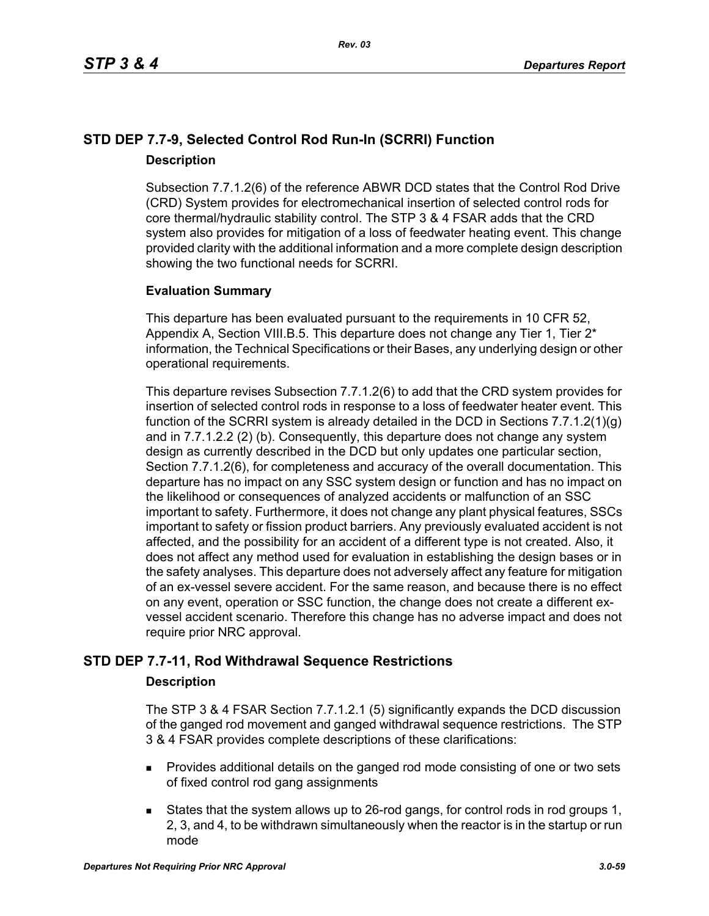## STD DEP 7.7-9, Selected Control Rod Run-In (SCRRI) Function

### Description

Subsection 7.7.1.2(6) of the reference ABWR DCD states that the Control Rod Drive (CRD) System provides for electromechanical insertion of selected control rods for core thermal/hydraulic stability control. The STP 3 & 4 FSAR adds that the CRD system also provides for mitigation of a loss of feedwater heating event. This change provided clarity with the additional information and a more complete design description showing the two functional needs for SCRRI.

### Evaluation Summary

This departure has been evaluated pursuant to the requirements in 10 CFR 52, Appendix A, Section VIII.B.5. This departure does not change any Tier 1, Tier 2* information, the Technical Specifications or their Bases, any underlying design or other operational requirements.

This departure revises Subsection 7.7.1.2(6) to add that the CRD system provides for insertion of selected control rods in response to a loss of feedwater heater event. This function of the SCRRI system is already detailed in the DCD in Sections 7.7.1.2(1)(g) and in 7.7.1.2.2 (2) (b). Consequently, this departure does not change any system design as currently described in the DCD but only updates one particular section, Section 7.7.1.2(6), for completeness and accuracy of the overall documentation. This departure has no impact on any SSC system design or function and has no impact on the likelihood or consequences of analyzed accidents or malfunction of an SSC important to safety. Furthermore, it does not change any plant physical features, SSCs important to safety or fission product barriers. Any previously evaluated accident is not affected, and the possibility for an accident of a different type is not created. Also, it does not affect any method used for evaluation in establishing the design bases or in the safety analyses. This departure does not adversely affect any feature for mitigation of an ex-vessel severe accident. For the same reason, and because there is no effect on any event, operation or SSC function, the change does not create a different ex-vessel accident scenario. Therefore this change has no adverse impact and does not require prior NRC approval.

## STD DEP 7.7-11, Rod Withdrawal Sequence Restrictions

### Description

The STP 3 & 4 FSAR Section 7.7.1.2.1 (5) significantly expands the DCD discussion of the ganged rod movement and ganged withdrawal sequence restrictions. The STP 3 & 4 FSAR provides complete descriptions of these clarifications:

- Provides additional details on the ganged rod mode consisting of one or two sets of fixed control rod gang assignments
- States that the system allows up to 26-rod gangs, for control rods in rod groups 1, 2, 3, and 4, to be withdrawn simultaneously when the reactor is in the startup or run mode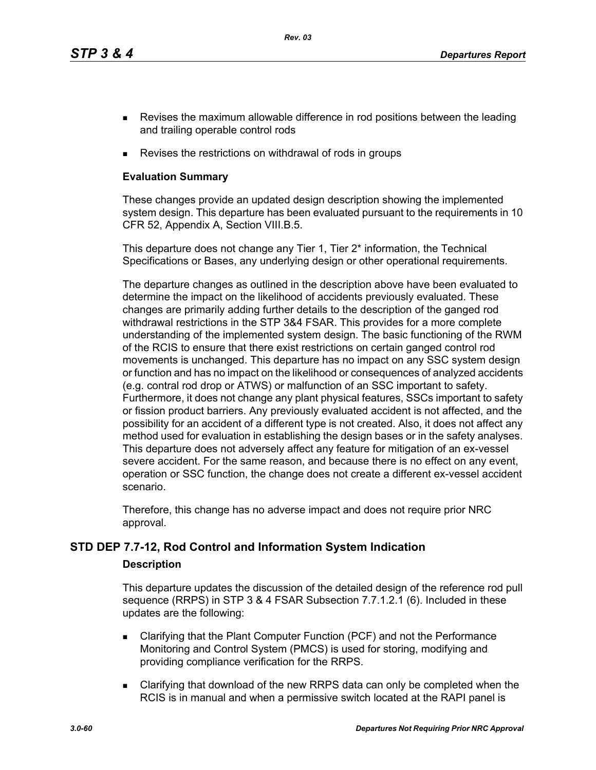- Revises the maximum allowable difference in rod positions between the leading and trailing operable control rods
- Revises the restrictions on withdrawal of rods in groups

**Evaluation Summary**

These changes provide an updated design description showing the implemented system design. This departure has been evaluated pursuant to the requirements in 10 CFR 52, Appendix A, Section VIII.B.5.

This departure does not change any Tier 1, Tier 2* information, the Technical Specifications or Bases, any underlying design or other operational requirements.

The departure changes as outlined in the description above have been evaluated to determine the impact on the likelihood of accidents previously evaluated. These changes are primarily adding further details to the description of the ganged rod withdrawal restrictions in the STP 3&4 FSAR. This provides for a more complete understanding of the implemented system design. The basic functioning of the RWM of the RCIS to ensure that there exist restrictions on certain ganged control rod movements is unchanged. This departure has no impact on any SSC system design or function and has no impact on the likelihood or consequences of analyzed accidents (e.g. contral rod drop or ATWS) or malfunction of an SSC important to safety. Furthermore, it does not change any plant physical features, SSCs important to safety or fission product barriers. Any previously evaluated accident is not affected, and the possibility for an accident of a different type is not created. Also, it does not affect any method used for evaluation in establishing the design bases or in the safety analyses. This departure does not adversely affect any feature for mitigation of an ex-vessel severe accident. For the same reason, and because there is no effect on any event, operation or SSC function, the change does not create a different ex-vessel accident scenario.

Therefore, this change has no adverse impact and does not require prior NRC approval.

## STD DEP 7.7-12, Rod Control and Information System Indication

**Description**

This departure updates the discussion of the detailed design of the reference rod pull sequence (RRPS) in STP 3 & 4 FSAR Subsection 7.7.1.2.1 (6). Included in these updates are the following:

- Clarifying that the Plant Computer Function (PCF) and not the Performance Monitoring and Control System (PMCS) is used for storing, modifying and providing compliance verification for the RRPS.
- Clarifying that download of the new RRPS data can only be completed when the RCIS is in manual and when a permissive switch located at the RAPI panel is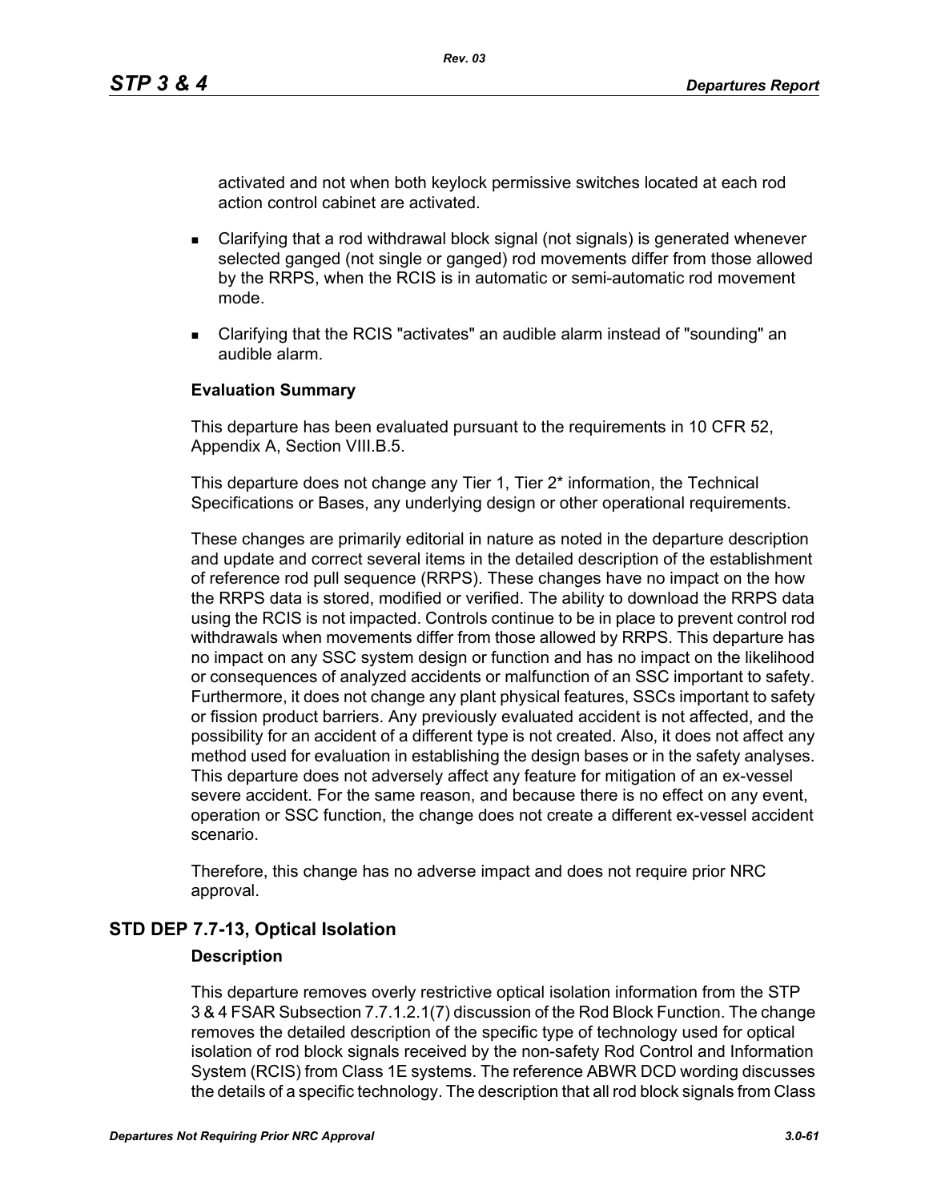activated and not when both keylock permissive switches located at each rod action control cabinet are activated.

- Clarifying that a rod withdrawal block signal (not signals) is generated whenever selected ganged (not single or ganged) rod movements differ from those allowed by the RRPS, when the RCIS is in automatic or semi-automatic rod movement mode.
- Clarifying that the RCIS "activates" an audible alarm instead of "sounding" an audible alarm.

**Evaluation Summary**

This departure has been evaluated pursuant to the requirements in 10 CFR 52, Appendix A, Section VIII.B.5.

This departure does not change any Tier 1, Tier 2* information, the Technical Specifications or Bases, any underlying design or other operational requirements.

These changes are primarily editorial in nature as noted in the departure description and update and correct several items in the detailed description of the establishment of reference rod pull sequence (RRPS). These changes have no impact on the how the RRPS data is stored, modified or verified. The ability to download the RRPS data using the RCIS is not impacted. Controls continue to be in place to prevent control rod withdrawals when movements differ from those allowed by RRPS. This departure has no impact on any SSC system design or function and has no impact on the likelihood or consequences of analyzed accidents or malfunction of an SSC important to safety. Furthermore, it does not change any plant physical features, SSCs important to safety or fission product barriers. Any previously evaluated accident is not affected, and the possibility for an accident of a different type is not created. Also, it does not affect any method used for evaluation in establishing the design bases or in the safety analyses. This departure does not adversely affect any feature for mitigation of an ex-vessel severe accident. For the same reason, and because there is no effect on any event, operation or SSC function, the change does not create a different ex-vessel accident scenario.

Therefore, this change has no adverse impact and does not require prior NRC approval.

## STD DEP 7.7-13, Optical Isolation

**Description**

This departure removes overly restrictive optical isolation information from the STP 3 & 4 FSAR Subsection 7.7.1.2.1(7) discussion of the Rod Block Function. The change removes the detailed description of the specific type of technology used for optical isolation of rod block signals received by the non-safety Rod Control and Information System (RCIS) from Class 1E systems. The reference ABWR DCD wording discusses the details of a specific technology. The description that all rod block signals from Class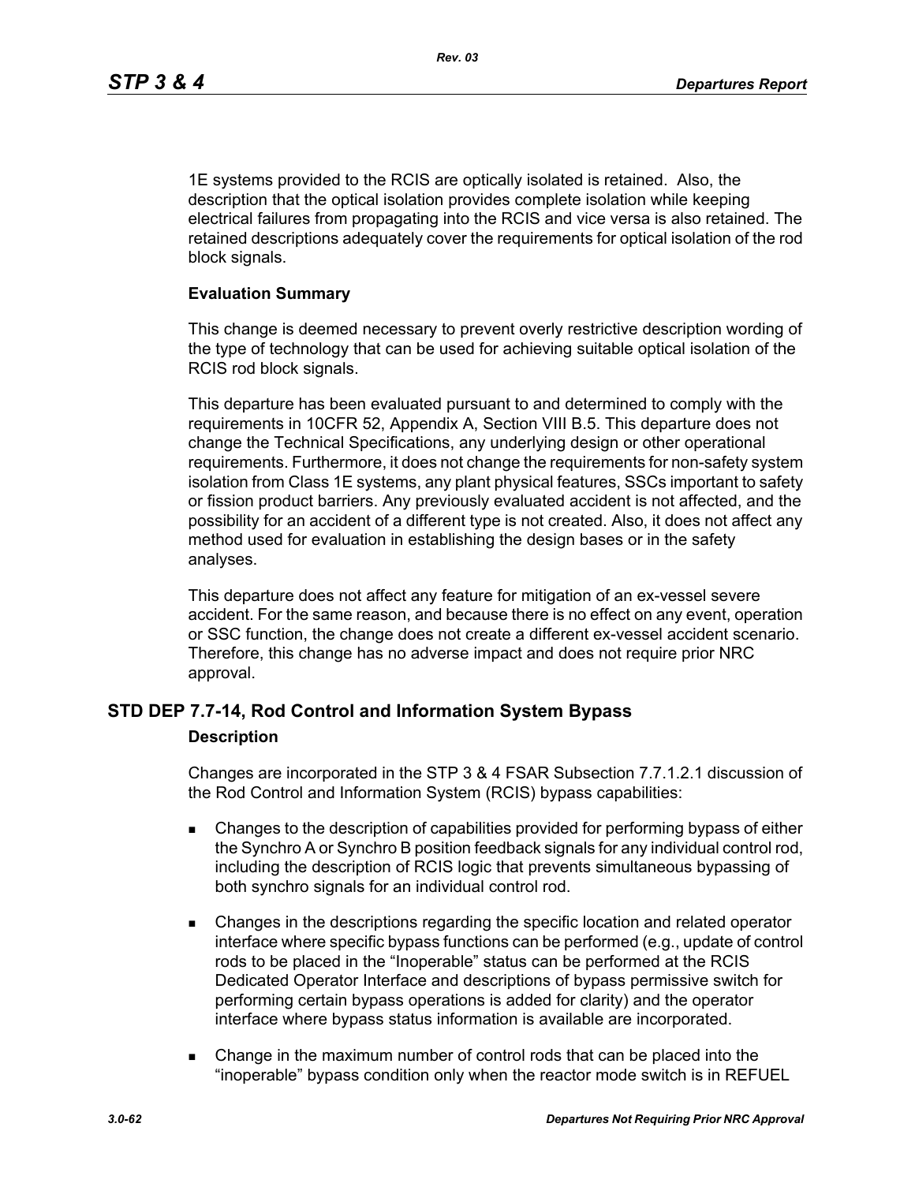1E systems provided to the RCIS are optically isolated is retained. Also, the description that the optical isolation provides complete isolation while keeping electrical failures from propagating into the RCIS and vice versa is also retained. The retained descriptions adequately cover the requirements for optical isolation of the rod block signals.

**Evaluation Summary**

This change is deemed necessary to prevent overly restrictive description wording of the type of technology that can be used for achieving suitable optical isolation of the RCIS rod block signals.

This departure has been evaluated pursuant to and determined to comply with the requirements in 10CFR 52, Appendix A, Section VIII B.5. This departure does not change the Technical Specifications, any underlying design or other operational requirements. Furthermore, it does not change the requirements for non-safety system isolation from Class 1E systems, any plant physical features, SSCs important to safety or fission product barriers. Any previously evaluated accident is not affected, and the possibility for an accident of a different type is not created. Also, it does not affect any method used for evaluation in establishing the design bases or in the safety analyses.

This departure does not affect any feature for mitigation of an ex-vessel severe accident. For the same reason, and because there is no effect on any event, operation or SSC function, the change does not create a different ex-vessel accident scenario. Therefore, this change has no adverse impact and does not require prior NRC approval.

## STD DEP 7.7-14, Rod Control and Information System Bypass

**Description**

Changes are incorporated in the STP 3 & 4 FSAR Subsection 7.7.1.2.1 discussion of the Rod Control and Information System (RCIS) bypass capabilities:

- Changes to the description of capabilities provided for performing bypass of either the Synchro A or Synchro B position feedback signals for any individual control rod, including the description of RCIS logic that prevents simultaneous bypassing of both synchro signals for an individual control rod.
- Changes in the descriptions regarding the specific location and related operator interface where specific bypass functions can be performed (e.g., update of control rods to be placed in the "Inoperable" status can be performed at the RCIS Dedicated Operator Interface and descriptions of bypass permissive switch for performing certain bypass operations is added for clarity) and the operator interface where bypass status information is available are incorporated.
- Change in the maximum number of control rods that can be placed into the "inoperable" bypass condition only when the reactor mode switch is in REFUEL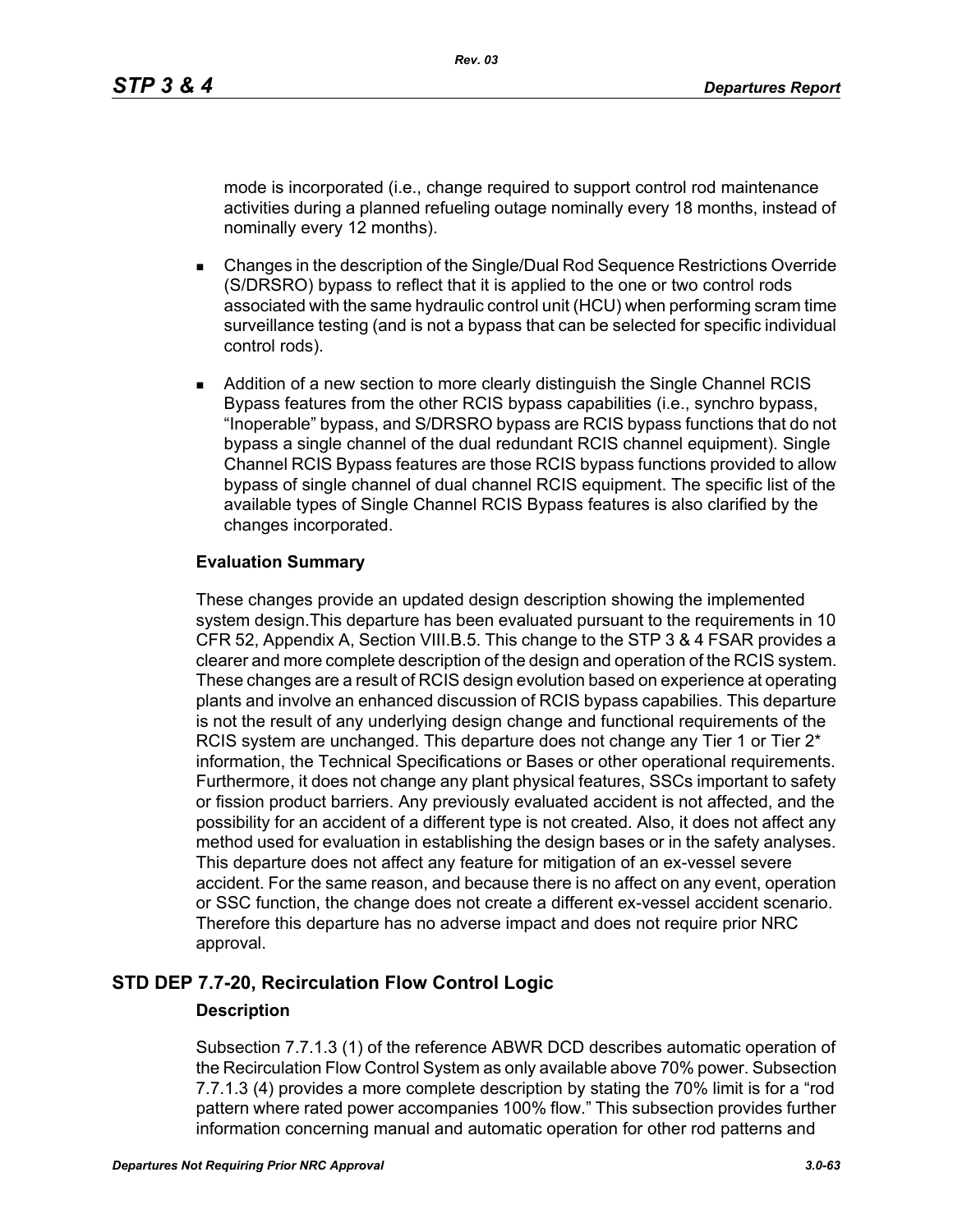mode is incorporated (i.e., change required to support control rod maintenance activities during a planned refueling outage nominally every 18 months, instead of nominally every 12 months).

- Changes in the description of the Single/Dual Rod Sequence Restrictions Override (S/DRSRO) bypass to reflect that it is applied to the one or two control rods associated with the same hydraulic control unit (HCU) when performing scram time surveillance testing (and is not a bypass that can be selected for specific individual control rods).
- Addition of a new section to more clearly distinguish the Single Channel RCIS Bypass features from the other RCIS bypass capabilities (i.e., synchro bypass, "Inoperable" bypass, and S/DRSRO bypass are RCIS bypass functions that do not bypass a single channel of the dual redundant RCIS channel equipment). Single Channel RCIS Bypass features are those RCIS bypass functions provided to allow bypass of single channel of dual channel RCIS equipment. The specific list of the available types of Single Channel RCIS Bypass features is also clarified by the changes incorporated.

**Evaluation Summary**

These changes provide an updated design description showing the implemented system design.This departure has been evaluated pursuant to the requirements in 10 CFR 52, Appendix A, Section VIII.B.5. This change to the STP 3 & 4 FSAR provides a clearer and more complete description of the design and operation of the RCIS system. These changes are a result of RCIS design evolution based on experience at operating plants and involve an enhanced discussion of RCIS bypass capabilies. This departure is not the result of any underlying design change and functional requirements of the RCIS system are unchanged. This departure does not change any Tier 1 or Tier 2* information, the Technical Specifications or Bases or other operational requirements. Furthermore, it does not change any plant physical features, SSCs important to safety or fission product barriers. Any previously evaluated accident is not affected, and the possibility for an accident of a different type is not created. Also, it does not affect any method used for evaluation in establishing the design bases or in the safety analyses. This departure does not affect any feature for mitigation of an ex-vessel severe accident. For the same reason, and because there is no affect on any event, operation or SSC function, the change does not create a different ex-vessel accident scenario. Therefore this departure has no adverse impact and does not require prior NRC approval.

## STD DEP 7.7-20, Recirculation Flow Control Logic

**Description**

Subsection 7.7.1.3 (1) of the reference ABWR DCD describes automatic operation of the Recirculation Flow Control System as only available above 70% power. Subsection 7.7.1.3 (4) provides a more complete description by stating the 70% limit is for a "rod pattern where rated power accompanies 100% flow." This subsection provides further information concerning manual and automatic operation for other rod patterns and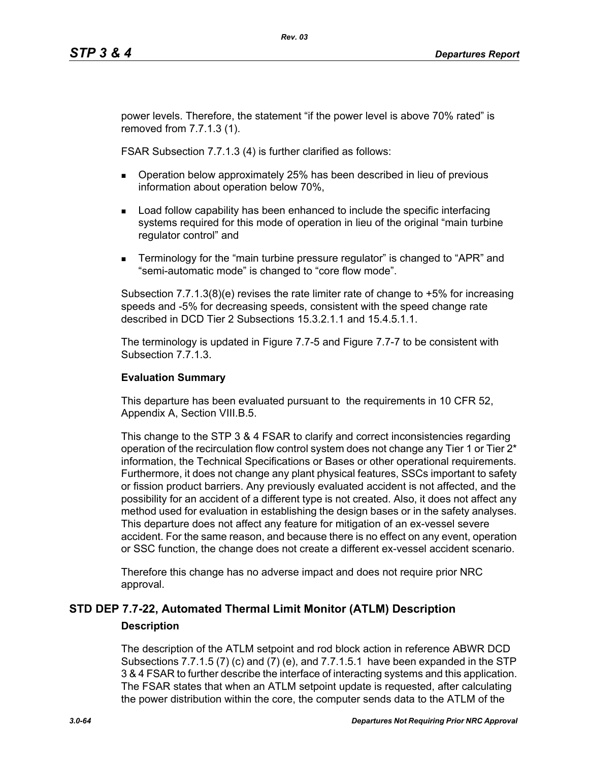power levels. Therefore, the statement “if the power level is above 70% rated” is removed from 7.7.1.3 (1).

FSAR Subsection 7.7.1.3 (4) is further clarified as follows:

- Operation below approximately 25% has been described in lieu of previous information about operation below 70%,
- Load follow capability has been enhanced to include the specific interfacing systems required for this mode of operation in lieu of the original “main turbine regulator control” and
- Terminology for the “main turbine pressure regulator” is changed to “APR” and “semi-automatic mode” is changed to “core flow mode”.

Subsection 7.7.1.3(8)(e) revises the rate limiter rate of change to +5% for increasing speeds and -5% for decreasing speeds, consistent with the speed change rate described in DCD Tier 2 Subsections 15.3.2.1.1 and 15.4.5.1.1.

The terminology is updated in Figure 7.7-5 and Figure 7.7-7 to be consistent with Subsection 7.7.1.3.

**Evaluation Summary**

This departure has been evaluated pursuant to the requirements in 10 CFR 52, Appendix A, Section VIII.B.5.

This change to the STP 3 & 4 FSAR to clarify and correct inconsistencies regarding operation of the recirculation flow control system does not change any Tier 1 or Tier 2* information, the Technical Specifications or Bases or other operational requirements. Furthermore, it does not change any plant physical features, SSCs important to safety or fission product barriers. Any previously evaluated accident is not affected, and the possibility for an accident of a different type is not created. Also, it does not affect any method used for evaluation in establishing the design bases or in the safety analyses. This departure does not affect any feature for mitigation of an ex-vessel severe accident. For the same reason, and because there is no effect on any event, operation or SSC function, the change does not create a different ex-vessel accident scenario.

Therefore this change has no adverse impact and does not require prior NRC approval.

## STD DEP 7.7-22, Automated Thermal Limit Monitor (ATLM) Description

**Description**

The description of the ATLM setpoint and rod block action in reference ABWR DCD Subsections 7.7.1.5 (7) (c) and (7) (e), and 7.7.1.5.1 have been expanded in the STP 3 & 4 FSAR to further describe the interface of interacting systems and this application. The FSAR states that when an ATLM setpoint update is requested, after calculating the power distribution within the core, the computer sends data to the ATLM of the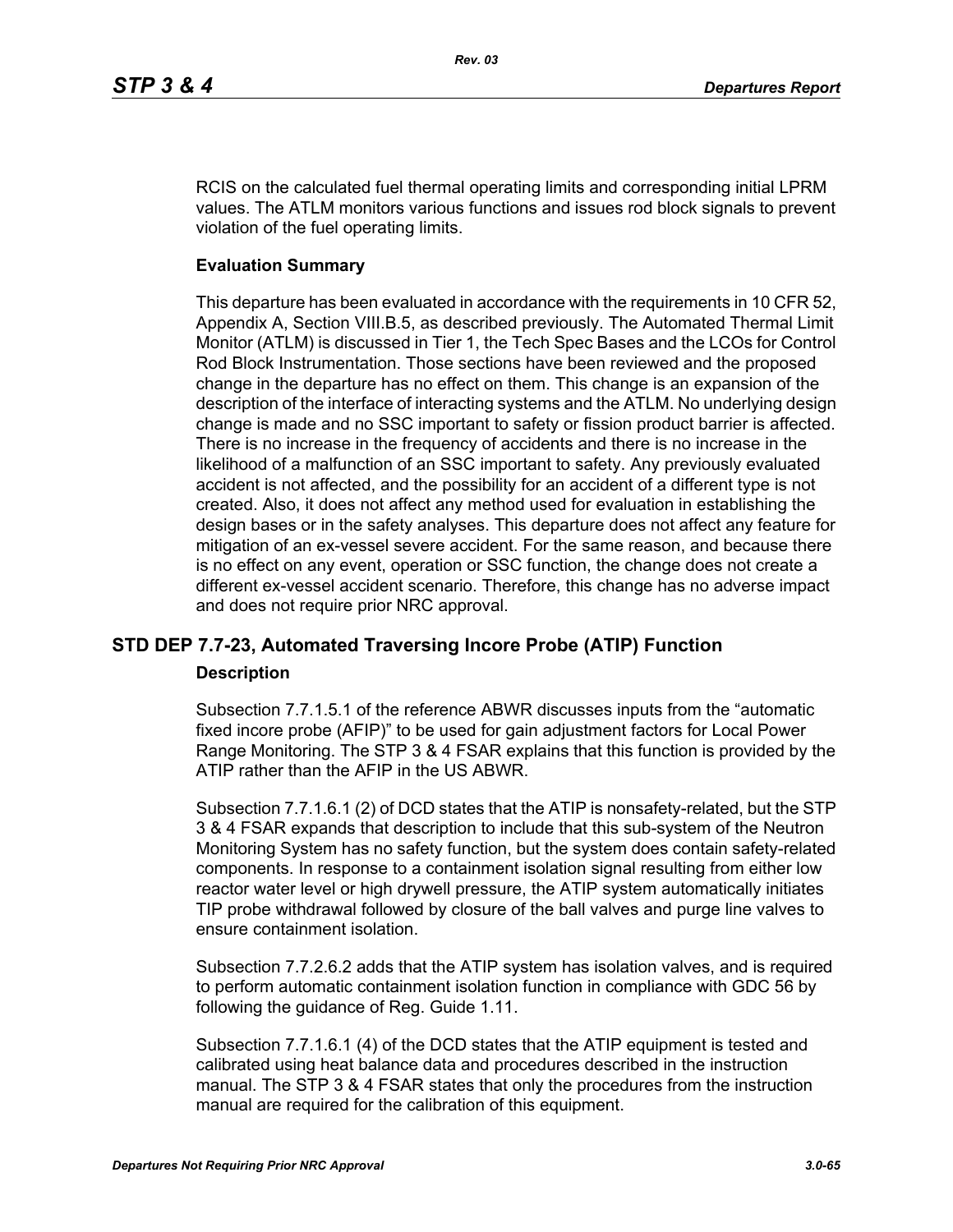RCIS on the calculated fuel thermal operating limits and corresponding initial LPRM values. The ATLM monitors various functions and issues rod block signals to prevent violation of the fuel operating limits.

**Evaluation Summary**

This departure has been evaluated in accordance with the requirements in 10 CFR 52, Appendix A, Section VIII.B.5, as described previously. The Automated Thermal Limit Monitor (ATLM) is discussed in Tier 1, the Tech Spec Bases and the LCOs for Control Rod Block Instrumentation. Those sections have been reviewed and the proposed change in the departure has no effect on them. This change is an expansion of the description of the interface of interacting systems and the ATLM. No underlying design change is made and no SSC important to safety or fission product barrier is affected. There is no increase in the frequency of accidents and there is no increase in the likelihood of a malfunction of an SSC important to safety. Any previously evaluated accident is not affected, and the possibility for an accident of a different type is not created. Also, it does not affect any method used for evaluation in establishing the design bases or in the safety analyses. This departure does not affect any feature for mitigation of an ex-vessel severe accident. For the same reason, and because there is no effect on any event, operation or SSC function, the change does not create a different ex-vessel accident scenario. Therefore, this change has no adverse impact and does not require prior NRC approval.

## STD DEP 7.7-23, Automated Traversing Incore Probe (ATIP) Function

**Description**

Subsection 7.7.1.5.1 of the reference ABWR discusses inputs from the "automatic fixed incore probe (AFIP)" to be used for gain adjustment factors for Local Power Range Monitoring. The STP 3 & 4 FSAR explains that this function is provided by the ATIP rather than the AFIP in the US ABWR.

Subsection 7.7.1.6.1 (2) of DCD states that the ATIP is nonsafety-related, but the STP 3 & 4 FSAR expands that description to include that this sub-system of the Neutron Monitoring System has no safety function, but the system does contain safety-related components. In response to a containment isolation signal resulting from either low reactor water level or high drywell pressure, the ATIP system automatically initiates TIP probe withdrawal followed by closure of the ball valves and purge line valves to ensure containment isolation.

Subsection 7.7.2.6.2 adds that the ATIP system has isolation valves, and is required to perform automatic containment isolation function in compliance with GDC 56 by following the guidance of Reg. Guide 1.11.

Subsection 7.7.1.6.1 (4) of the DCD states that the ATIP equipment is tested and calibrated using heat balance data and procedures described in the instruction manual. The STP 3 & 4 FSAR states that only the procedures from the instruction manual are required for the calibration of this equipment.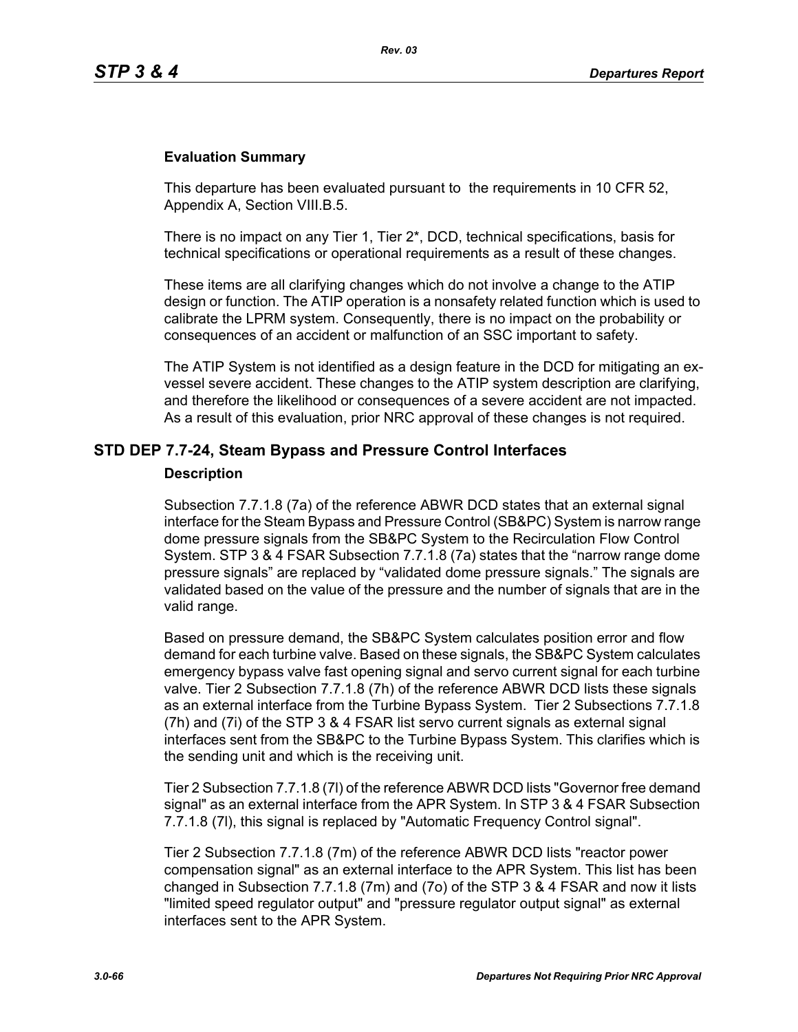### Evaluation Summary

This departure has been evaluated pursuant to the requirements in 10 CFR 52, Appendix A, Section VIII.B.5.

There is no impact on any Tier 1, Tier 2*, DCD, technical specifications, basis for technical specifications or operational requirements as a result of these changes.

These items are all clarifying changes which do not involve a change to the ATIP design or function. The ATIP operation is a nonsafety related function which is used to calibrate the LPRM system. Consequently, there is no impact on the probability or consequences of an accident or malfunction of an SSC important to safety.

The ATIP System is not identified as a design feature in the DCD for mitigating an ex-vessel severe accident. These changes to the ATIP system description are clarifying, and therefore the likelihood or consequences of a severe accident are not impacted. As a result of this evaluation, prior NRC approval of these changes is not required.

## STD DEP 7.7-24, Steam Bypass and Pressure Control Interfaces

### Description

Subsection 7.7.1.8 (7a) of the reference ABWR DCD states that an external signal interface for the Steam Bypass and Pressure Control (SB&PC) System is narrow range dome pressure signals from the SB&PC System to the Recirculation Flow Control System. STP 3 & 4 FSAR Subsection 7.7.1.8 (7a) states that the “narrow range dome pressure signals” are replaced by “validated dome pressure signals.” The signals are validated based on the value of the pressure and the number of signals that are in the valid range.

Based on pressure demand, the SB&PC System calculates position error and flow demand for each turbine valve. Based on these signals, the SB&PC System calculates emergency bypass valve fast opening signal and servo current signal for each turbine valve. Tier 2 Subsection 7.7.1.8 (7h) of the reference ABWR DCD lists these signals as an external interface from the Turbine Bypass System. Tier 2 Subsections 7.7.1.8 (7h) and (7i) of the STP 3 & 4 FSAR list servo current signals as external signal interfaces sent from the SB&PC to the Turbine Bypass System. This clarifies which is the sending unit and which is the receiving unit.

Tier 2 Subsection 7.7.1.8 (7l) of the reference ABWR DCD lists "Governor free demand signal" as an external interface from the APR System. In STP 3 & 4 FSAR Subsection 7.7.1.8 (7l), this signal is replaced by "Automatic Frequency Control signal".

Tier 2 Subsection 7.7.1.8 (7m) of the reference ABWR DCD lists "reactor power compensation signal" as an external interface to the APR System. This list has been changed in Subsection 7.7.1.8 (7m) and (7o) of the STP 3 & 4 FSAR and now it lists "limited speed regulator output" and "pressure regulator output signal" as external interfaces sent to the APR System.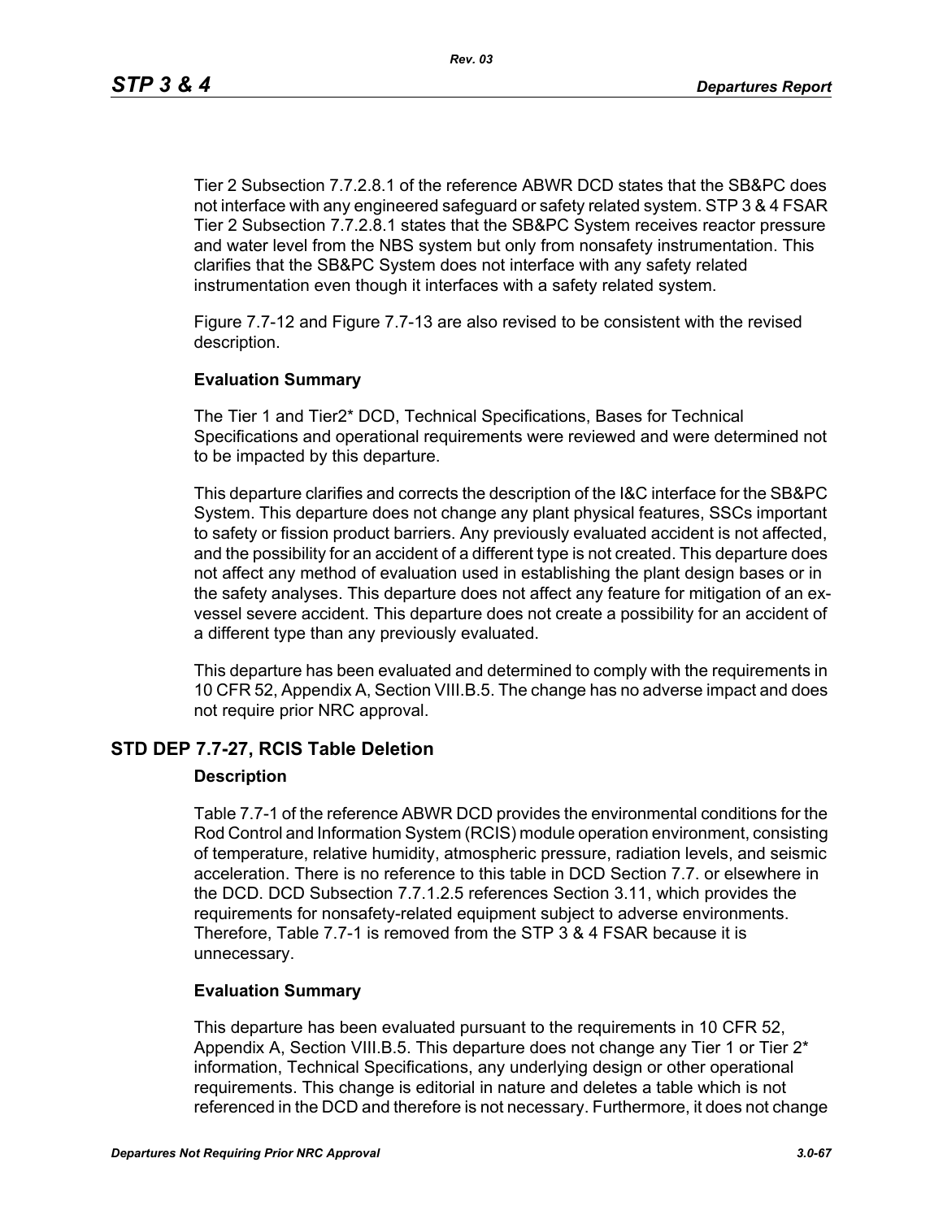Tier 2 Subsection 7.7.2.8.1 of the reference ABWR DCD states that the SB&PC does not interface with any engineered safeguard or safety related system. STP 3 & 4 FSAR Tier 2 Subsection 7.7.2.8.1 states that the SB&PC System receives reactor pressure and water level from the NBS system but only from nonsafety instrumentation. This clarifies that the SB&PC System does not interface with any safety related instrumentation even though it interfaces with a safety related system.

Figure 7.7-12 and Figure 7.7-13 are also revised to be consistent with the revised description.

**Evaluation Summary**

The Tier 1 and Tier2* DCD, Technical Specifications, Bases for Technical Specifications and operational requirements were reviewed and were determined not to be impacted by this departure.

This departure clarifies and corrects the description of the I&C interface for the SB&PC System. This departure does not change any plant physical features, SSCs important to safety or fission product barriers. Any previously evaluated accident is not affected, and the possibility for an accident of a different type is not created. This departure does not affect any method of evaluation used in establishing the plant design bases or in the safety analyses. This departure does not affect any feature for mitigation of an ex-vessel severe accident. This departure does not create a possibility for an accident of a different type than any previously evaluated.

This departure has been evaluated and determined to comply with the requirements in 10 CFR 52, Appendix A, Section VIII.B.5. The change has no adverse impact and does not require prior NRC approval.

## STD DEP 7.7-27, RCIS Table Deletion

**Description**

Table 7.7-1 of the reference ABWR DCD provides the environmental conditions for the Rod Control and Information System (RCIS) module operation environment, consisting of temperature, relative humidity, atmospheric pressure, radiation levels, and seismic acceleration. There is no reference to this table in DCD Section 7.7. or elsewhere in the DCD. DCD Subsection 7.7.1.2.5 references Section 3.11, which provides the requirements for nonsafety-related equipment subject to adverse environments. Therefore, Table 7.7-1 is removed from the STP 3 & 4 FSAR because it is unnecessary.

**Evaluation Summary**

This departure has been evaluated pursuant to the requirements in 10 CFR 52, Appendix A, Section VIII.B.5. This departure does not change any Tier 1 or Tier 2* information, Technical Specifications, any underlying design or other operational requirements. This change is editorial in nature and deletes a table which is not referenced in the DCD and therefore is not necessary. Furthermore, it does not change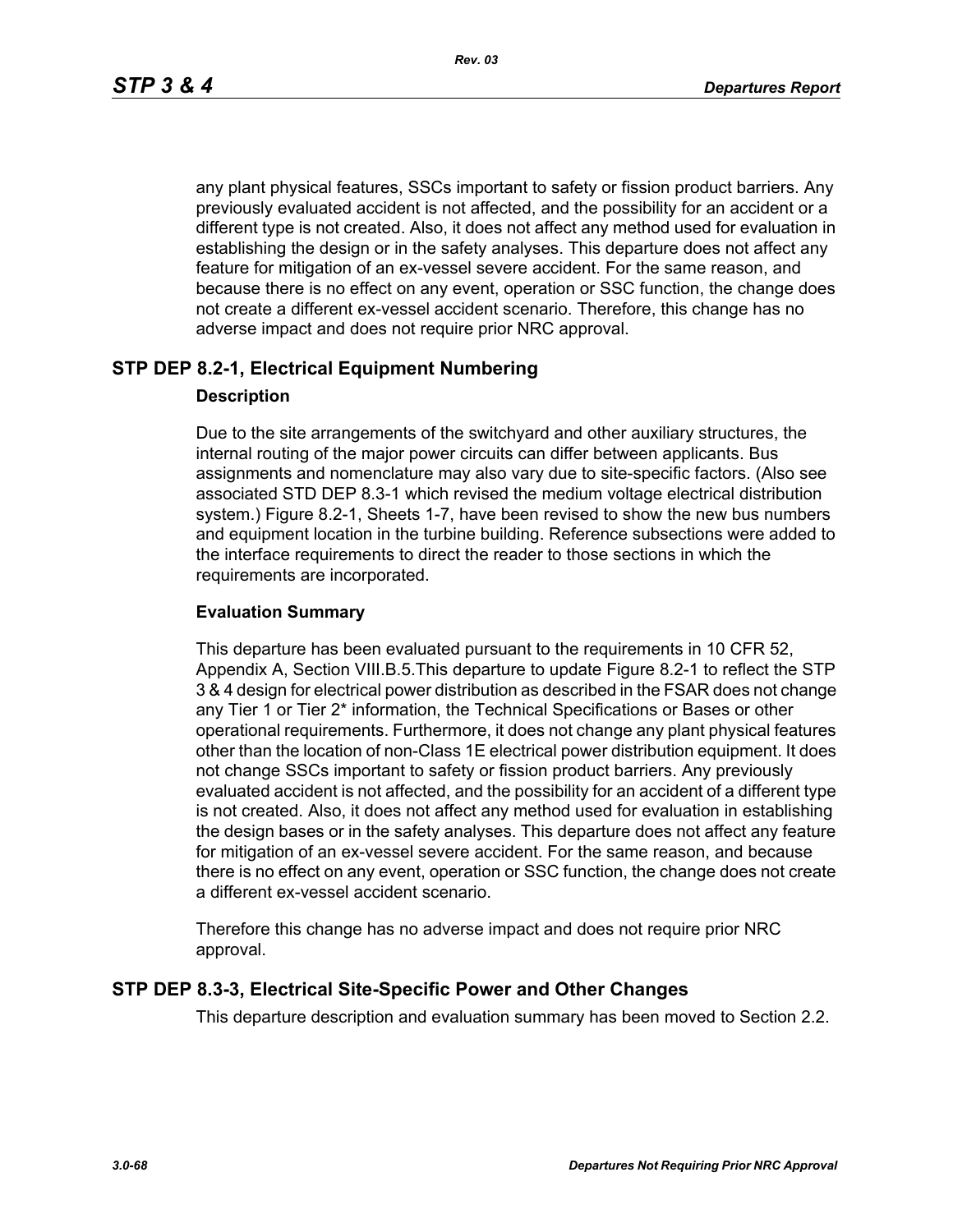any plant physical features, SSCs important to safety or fission product barriers. Any previously evaluated accident is not affected, and the possibility for an accident or a different type is not created. Also, it does not affect any method used for evaluation in establishing the design or in the safety analyses. This departure does not affect any feature for mitigation of an ex-vessel severe accident. For the same reason, and because there is no effect on any event, operation or SSC function, the change does not create a different ex-vessel accident scenario. Therefore, this change has no adverse impact and does not require prior NRC approval.

## STP DEP 8.2-1, Electrical Equipment Numbering

### Description

Due to the site arrangements of the switchyard and other auxiliary structures, the internal routing of the major power circuits can differ between applicants. Bus assignments and nomenclature may also vary due to site-specific factors. (Also see associated STD DEP 8.3-1 which revised the medium voltage electrical distribution system.) Figure 8.2-1, Sheets 1-7, have been revised to show the new bus numbers and equipment location in the turbine building. Reference subsections were added to the interface requirements to direct the reader to those sections in which the requirements are incorporated.

### Evaluation Summary

This departure has been evaluated pursuant to the requirements in 10 CFR 52, Appendix A, Section VIII.B.5.This departure to update Figure 8.2-1 to reflect the STP 3 & 4 design for electrical power distribution as described in the FSAR does not change any Tier 1 or Tier 2* information, the Technical Specifications or Bases or other operational requirements. Furthermore, it does not change any plant physical features other than the location of non-Class 1E electrical power distribution equipment. It does not change SSCs important to safety or fission product barriers. Any previously evaluated accident is not affected, and the possibility for an accident of a different type is not created. Also, it does not affect any method used for evaluation in establishing the design bases or in the safety analyses. This departure does not affect any feature for mitigation of an ex-vessel severe accident. For the same reason, and because there is no effect on any event, operation or SSC function, the change does not create a different ex-vessel accident scenario.

Therefore this change has no adverse impact and does not require prior NRC approval.

## STP DEP 8.3-3, Electrical Site-Specific Power and Other Changes

This departure description and evaluation summary has been moved to Section 2.2.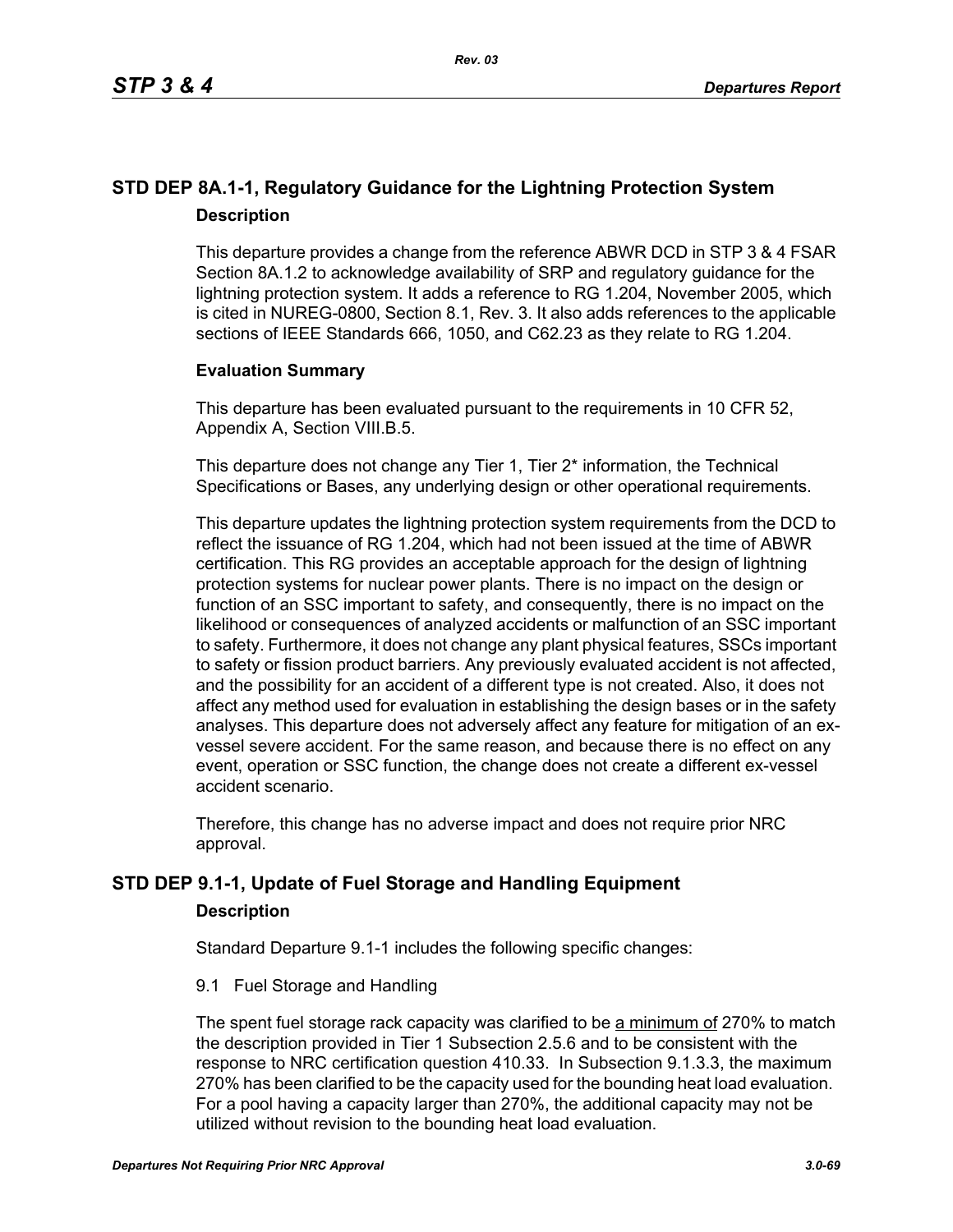## STD DEP 8A.1-1, Regulatory Guidance for the Lightning Protection System

### Description

This departure provides a change from the reference ABWR DCD in STP 3 & 4 FSAR Section 8A.1.2 to acknowledge availability of SRP and regulatory guidance for the lightning protection system. It adds a reference to RG 1.204, November 2005, which is cited in NUREG-0800, Section 8.1, Rev. 3. It also adds references to the applicable sections of IEEE Standards 666, 1050, and C62.23 as they relate to RG 1.204.

### Evaluation Summary

This departure has been evaluated pursuant to the requirements in 10 CFR 52, Appendix A, Section VIII.B.5.

This departure does not change any Tier 1, Tier 2* information, the Technical Specifications or Bases, any underlying design or other operational requirements.

This departure updates the lightning protection system requirements from the DCD to reflect the issuance of RG 1.204, which had not been issued at the time of ABWR certification. This RG provides an acceptable approach for the design of lightning protection systems for nuclear power plants. There is no impact on the design or function of an SSC important to safety, and consequently, there is no impact on the likelihood or consequences of analyzed accidents or malfunction of an SSC important to safety. Furthermore, it does not change any plant physical features, SSCs important to safety or fission product barriers. Any previously evaluated accident is not affected, and the possibility for an accident of a different type is not created. Also, it does not affect any method used for evaluation in establishing the design bases or in the safety analyses. This departure does not adversely affect any feature for mitigation of an ex-vessel severe accident. For the same reason, and because there is no effect on any event, operation or SSC function, the change does not create a different ex-vessel accident scenario.

Therefore, this change has no adverse impact and does not require prior NRC approval.

## STD DEP 9.1-1, Update of Fuel Storage and Handling Equipment

### Description

Standard Departure 9.1-1 includes the following specific changes:

9.1 Fuel Storage and Handling

The spent fuel storage rack capacity was clarified to be <u>a minimum of</u> 270% to match the description provided in Tier 1 Subsection 2.5.6 and to be consistent with the response to NRC certification question 410.33. In Subsection 9.1.3.3, the maximum 270% has been clarified to be the capacity used for the bounding heat load evaluation. For a pool having a capacity larger than 270%, the additional capacity may not be utilized without revision to the bounding heat load evaluation.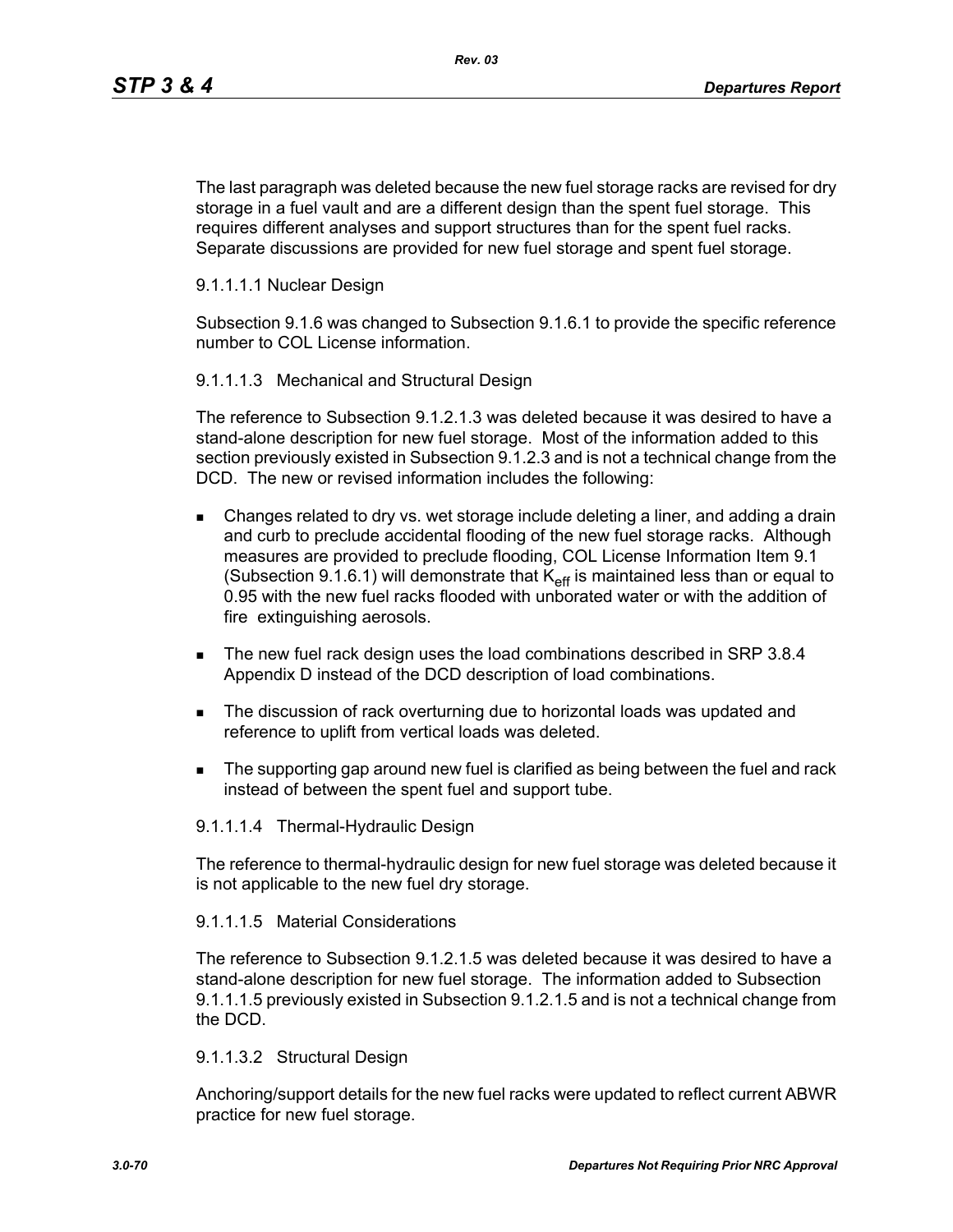The last paragraph was deleted because the new fuel storage racks are revised for dry storage in a fuel vault and are a different design than the spent fuel storage. This requires different analyses and support structures than for the spent fuel racks. Separate discussions are provided for new fuel storage and spent fuel storage.

9.1.1.1.1 Nuclear Design

Subsection 9.1.6 was changed to Subsection 9.1.6.1 to provide the specific reference number to COL License information.

9.1.1.1.3 Mechanical and Structural Design

The reference to Subsection 9.1.2.1.3 was deleted because it was desired to have a stand-alone description for new fuel storage. Most of the information added to this section previously existed in Subsection 9.1.2.3 and is not a technical change from the DCD. The new or revised information includes the following:

- Changes related to dry vs. wet storage include deleting a liner, and adding a drain and curb to preclude accidental flooding of the new fuel storage racks. Although measures are provided to preclude flooding, COL License Information Item 9.1 (Subsection 9.1.6.1) will demonstrate that $K_{eff}$ is maintained less than or equal to 0.95 with the new fuel racks flooded with unborated water or with the addition of fire extinguishing aerosols.
- The new fuel rack design uses the load combinations described in SRP 3.8.4 Appendix D instead of the DCD description of load combinations.
- The discussion of rack overturning due to horizontal loads was updated and reference to uplift from vertical loads was deleted.
- The supporting gap around new fuel is clarified as being between the fuel and rack instead of between the spent fuel and support tube.

9.1.1.1.4 Thermal-Hydraulic Design

The reference to thermal-hydraulic design for new fuel storage was deleted because it is not applicable to the new fuel dry storage.

9.1.1.1.5 Material Considerations

The reference to Subsection 9.1.2.1.5 was deleted because it was desired to have a stand-alone description for new fuel storage. The information added to Subsection 9.1.1.1.5 previously existed in Subsection 9.1.2.1.5 and is not a technical change from the DCD.

9.1.1.3.2 Structural Design

Anchoring/support details for the new fuel racks were updated to reflect current ABWR practice for new fuel storage.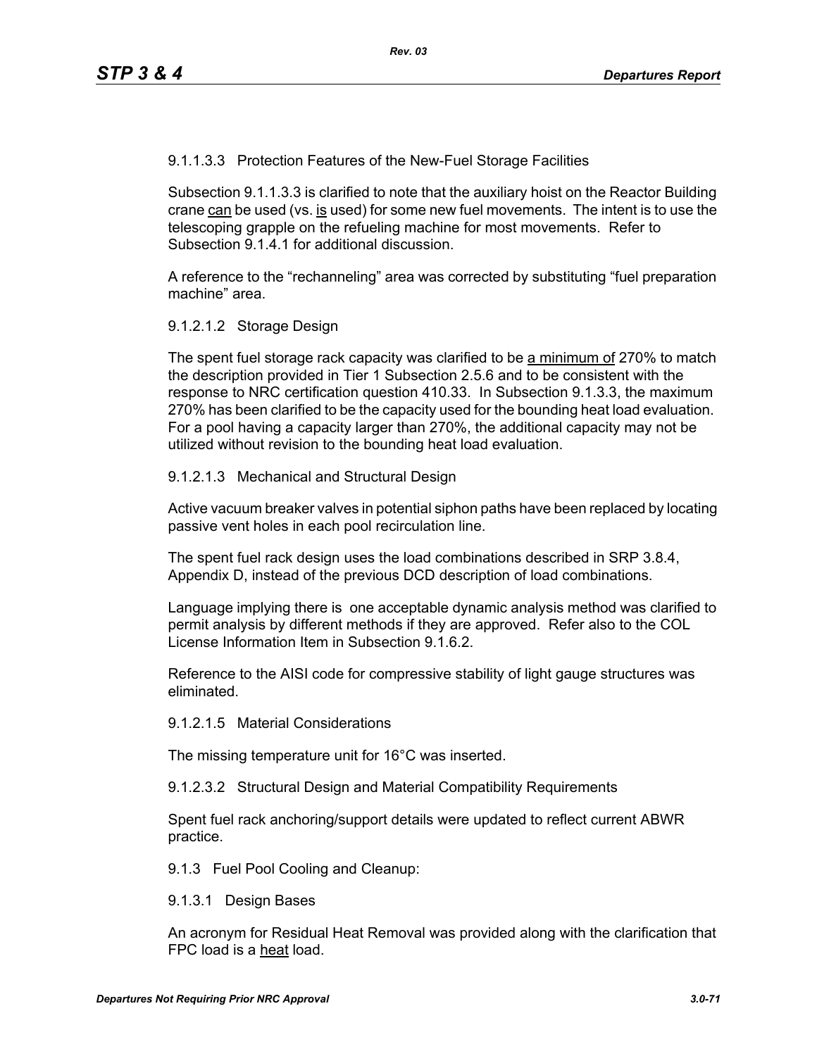9.1.1.3.3 Protection Features of the New-Fuel Storage Facilities

Subsection 9.1.1.3.3 is clarified to note that the auxiliary hoist on the Reactor Building crane can be used (vs. is used) for some new fuel movements. The intent is to use the telescoping grapple on the refueling machine for most movements. Refer to Subsection 9.1.4.1 for additional discussion.

A reference to the “rechanneling” area was corrected by substituting “fuel preparation machine” area.

9.1.2.1.2 Storage Design

The spent fuel storage rack capacity was clarified to be a minimum of 270% to match the description provided in Tier 1 Subsection 2.5.6 and to be consistent with the response to NRC certification question 410.33. In Subsection 9.1.3.3, the maximum 270% has been clarified to be the capacity used for the bounding heat load evaluation. For a pool having a capacity larger than 270%, the additional capacity may not be utilized without revision to the bounding heat load evaluation.

9.1.2.1.3 Mechanical and Structural Design

Active vacuum breaker valves in potential siphon paths have been replaced by locating passive vent holes in each pool recirculation line.

The spent fuel rack design uses the load combinations described in SRP 3.8.4, Appendix D, instead of the previous DCD description of load combinations.

Language implying there is one acceptable dynamic analysis method was clarified to permit analysis by different methods if they are approved. Refer also to the COL License Information Item in Subsection 9.1.6.2.

Reference to the AISI code for compressive stability of light gauge structures was eliminated.

9.1.2.1.5 Material Considerations

The missing temperature unit for 16°C was inserted.

9.1.2.3.2 Structural Design and Material Compatibility Requirements

Spent fuel rack anchoring/support details were updated to reflect current ABWR practice.

9.1.3 Fuel Pool Cooling and Cleanup:

9.1.3.1 Design Bases

An acronym for Residual Heat Removal was provided along with the clarification that FPC load is a heat load.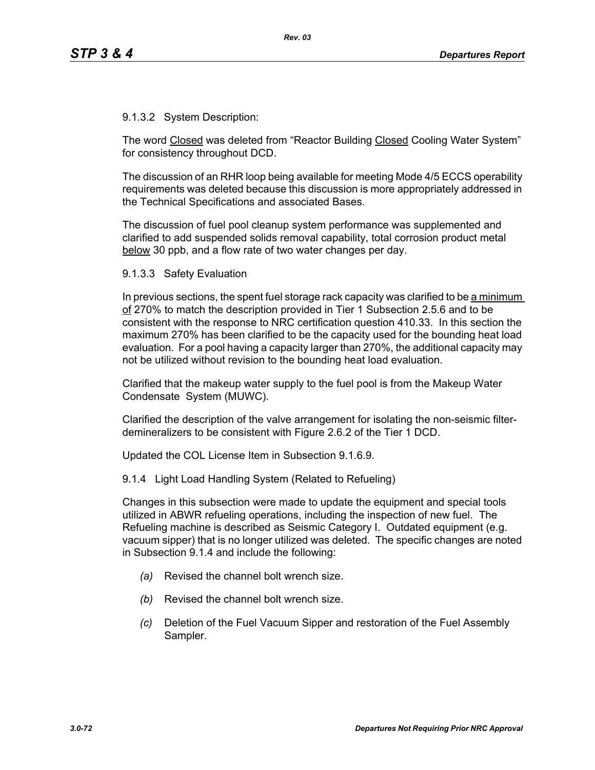9.1.3.2 System Description:

The word Closed was deleted from “Reactor Building Closed Cooling Water System” for consistency throughout DCD.

The discussion of an RHR loop being available for meeting Mode 4/5 ECCS operability requirements was deleted because this discussion is more appropriately addressed in the Technical Specifications and associated Bases.

The discussion of fuel pool cleanup system performance was supplemented and clarified to add suspended solids removal capability, total corrosion product metal below 30 ppb, and a flow rate of two water changes per day.

9.1.3.3 Safety Evaluation

In previous sections, the spent fuel storage rack capacity was clarified to be a minimum of 270% to match the description provided in Tier 1 Subsection 2.5.6 and to be consistent with the response to NRC certification question 410.33. In this section the maximum 270% has been clarified to be the capacity used for the bounding heat load evaluation. For a pool having a capacity larger than 270%, the additional capacity may not be utilized without revision to the bounding heat load evaluation.

Clarified that the makeup water supply to the fuel pool is from the Makeup Water Condensate System (MUWC).

Clarified the description of the valve arrangement for isolating the non-seismic filter-demineralizers to be consistent with Figure 2.6.2 of the Tier 1 DCD.

Updated the COL License Item in Subsection 9.1.6.9.

9.1.4 Light Load Handling System (Related to Refueling)

Changes in this subsection were made to update the equipment and special tools utilized in ABWR refueling operations, including the inspection of new fuel. The Refueling machine is described as Seismic Category I. Outdated equipment (e.g. vacuum sipper) that is no longer utilized was deleted. The specific changes are noted in Subsection 9.1.4 and include the following:

- *(a)* Revised the channel bolt wrench size.
- *(b)* Revised the channel bolt wrench size.
- *(c)* Deletion of the Fuel Vacuum Sipper and restoration of the Fuel Assembly Sampler.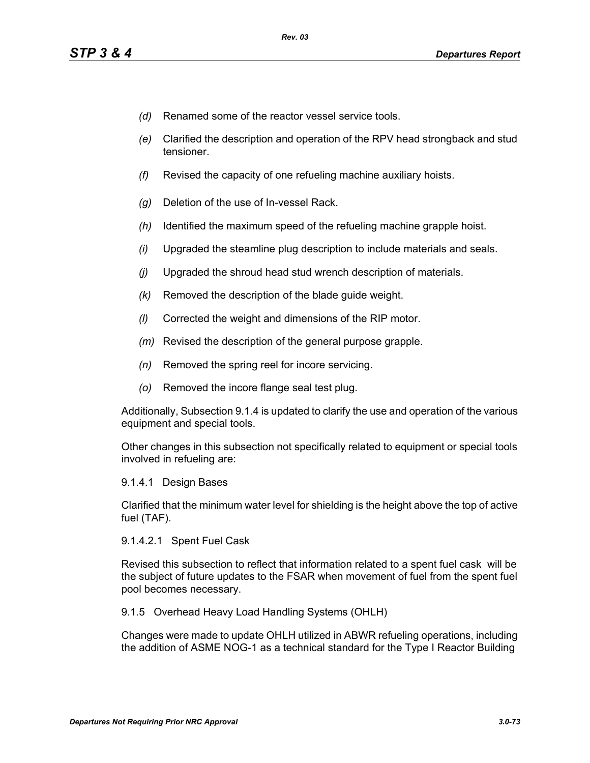*(d)* Renamed some of the reactor vessel service tools.

*(e)* Clarified the description and operation of the RPV head strongback and stud tensioner.

*(f)* Revised the capacity of one refueling machine auxiliary hoists.

*(g)* Deletion of the use of In-vessel Rack.

*(h)* Identified the maximum speed of the refueling machine grapple hoist.

*(i)* Upgraded the steamline plug description to include materials and seals.

*(j)* Upgraded the shroud head stud wrench description of materials.

*(k)* Removed the description of the blade guide weight.

*(l)* Corrected the weight and dimensions of the RIP motor.

*(m)* Revised the description of the general purpose grapple.

*(n)* Removed the spring reel for incore servicing.

*(o)* Removed the incore flange seal test plug.

Additionally, Subsection 9.1.4 is updated to clarify the use and operation of the various equipment and special tools.

Other changes in this subsection not specifically related to equipment or special tools involved in refueling are:

9.1.4.1 Design Bases

Clarified that the minimum water level for shielding is the height above the top of active fuel (TAF).

9.1.4.2.1 Spent Fuel Cask

Revised this subsection to reflect that information related to a spent fuel cask will be the subject of future updates to the FSAR when movement of fuel from the spent fuel pool becomes necessary.

9.1.5 Overhead Heavy Load Handling Systems (OHLH)

Changes were made to update OHLH utilized in ABWR refueling operations, including the addition of ASME NOG-1 as a technical standard for the Type I Reactor Building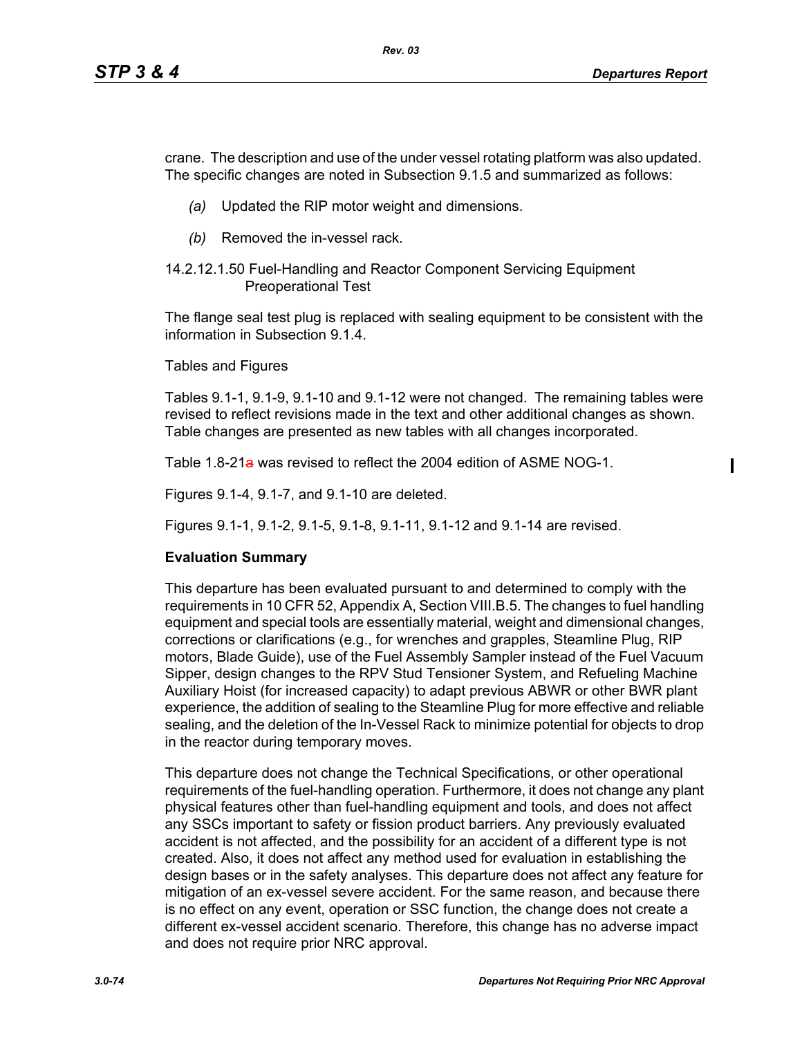crane. The description and use of the under vessel rotating platform was also updated. The specific changes are noted in Subsection 9.1.5 and summarized as follows:

*(a)* Updated the RIP motor weight and dimensions.

*(b)* Removed the in-vessel rack.

14.2.12.1.50 Fuel-Handling and Reactor Component Servicing Equipment Preoperational Test

The flange seal test plug is replaced with sealing equipment to be consistent with the information in Subsection 9.1.4.

Tables and Figures

Tables 9.1-1, 9.1-9, 9.1-10 and 9.1-12 were not changed. The remaining tables were revised to reflect revisions made in the text and other additional changes as shown. Table changes are presented as new tables with all changes incorporated.

Table 1.8-21a was revised to reflect the 2004 edition of ASME NOG-1.

Figures 9.1-4, 9.1-7, and 9.1-10 are deleted.

Figures 9.1-1, 9.1-2, 9.1-5, 9.1-8, 9.1-11, 9.1-12 and 9.1-14 are revised.

**Evaluation Summary**

This departure has been evaluated pursuant to and determined to comply with the requirements in 10 CFR 52, Appendix A, Section VIII.B.5. The changes to fuel handling equipment and special tools are essentially material, weight and dimensional changes, corrections or clarifications (e.g., for wrenches and grapples, Steamline Plug, RIP motors, Blade Guide), use of the Fuel Assembly Sampler instead of the Fuel Vacuum Sipper, design changes to the RPV Stud Tensioner System, and Refueling Machine Auxiliary Hoist (for increased capacity) to adapt previous ABWR or other BWR plant experience, the addition of sealing to the Steamline Plug for more effective and reliable sealing, and the deletion of the In-Vessel Rack to minimize potential for objects to drop in the reactor during temporary moves.

This departure does not change the Technical Specifications, or other operational requirements of the fuel-handling operation. Furthermore, it does not change any plant physical features other than fuel-handling equipment and tools, and does not affect any SSCs important to safety or fission product barriers. Any previously evaluated accident is not affected, and the possibility for an accident of a different type is not created. Also, it does not affect any method used for evaluation in establishing the design bases or in the safety analyses. This departure does not affect any feature for mitigation of an ex-vessel severe accident. For the same reason, and because there is no effect on any event, operation or SSC function, the change does not create a different ex-vessel accident scenario. Therefore, this change has no adverse impact and does not require prior NRC approval.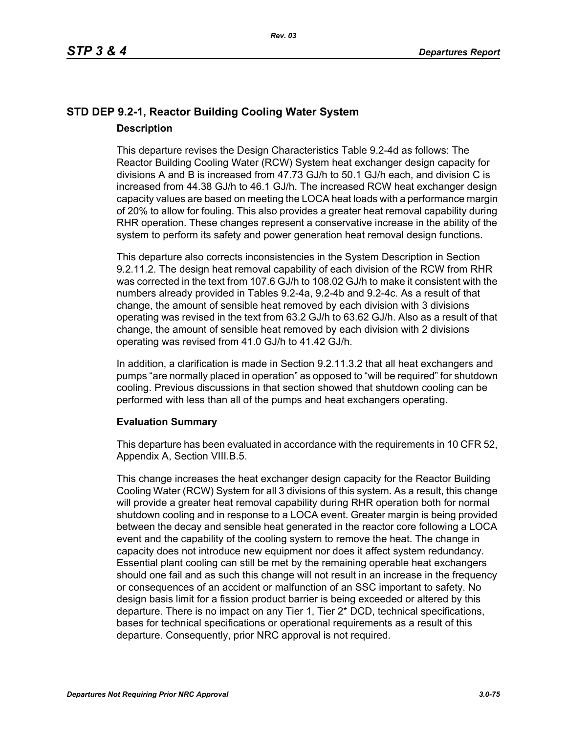## STD DEP 9.2-1, Reactor Building Cooling Water System

### Description

This departure revises the Design Characteristics Table 9.2-4d as follows: The Reactor Building Cooling Water (RCW) System heat exchanger design capacity for divisions A and B is increased from 47.73 GJ/h to 50.1 GJ/h each, and division C is increased from 44.38 GJ/h to 46.1 GJ/h. The increased RCW heat exchanger design capacity values are based on meeting the LOCA heat loads with a performance margin of 20% to allow for fouling. This also provides a greater heat removal capability during RHR operation. These changes represent a conservative increase in the ability of the system to perform its safety and power generation heat removal design functions.

This departure also corrects inconsistencies in the System Description in Section 9.2.11.2. The design heat removal capability of each division of the RCW from RHR was corrected in the text from 107.6 GJ/h to 108.02 GJ/h to make it consistent with the numbers already provided in Tables 9.2-4a, 9.2-4b and 9.2-4c. As a result of that change, the amount of sensible heat removed by each division with 3 divisions operating was revised in the text from 63.2 GJ/h to 63.62 GJ/h. Also as a result of that change, the amount of sensible heat removed by each division with 2 divisions operating was revised from 41.0 GJ/h to 41.42 GJ/h.

In addition, a clarification is made in Section 9.2.11.3.2 that all heat exchangers and pumps "are normally placed in operation" as opposed to "will be required" for shutdown cooling. Previous discussions in that section showed that shutdown cooling can be performed with less than all of the pumps and heat exchangers operating.

### Evaluation Summary

This departure has been evaluated in accordance with the requirements in 10 CFR 52, Appendix A, Section VIII.B.5.

This change increases the heat exchanger design capacity for the Reactor Building Cooling Water (RCW) System for all 3 divisions of this system. As a result, this change will provide a greater heat removal capability during RHR operation both for normal shutdown cooling and in response to a LOCA event. Greater margin is being provided between the decay and sensible heat generated in the reactor core following a LOCA event and the capability of the cooling system to remove the heat. The change in capacity does not introduce new equipment nor does it affect system redundancy. Essential plant cooling can still be met by the remaining operable heat exchangers should one fail and as such this change will not result in an increase in the frequency or consequences of an accident or malfunction of an SSC important to safety. No design basis limit for a fission product barrier is being exceeded or altered by this departure. There is no impact on any Tier 1, Tier 2* DCD, technical specifications, bases for technical specifications or operational requirements as a result of this departure. Consequently, prior NRC approval is not required.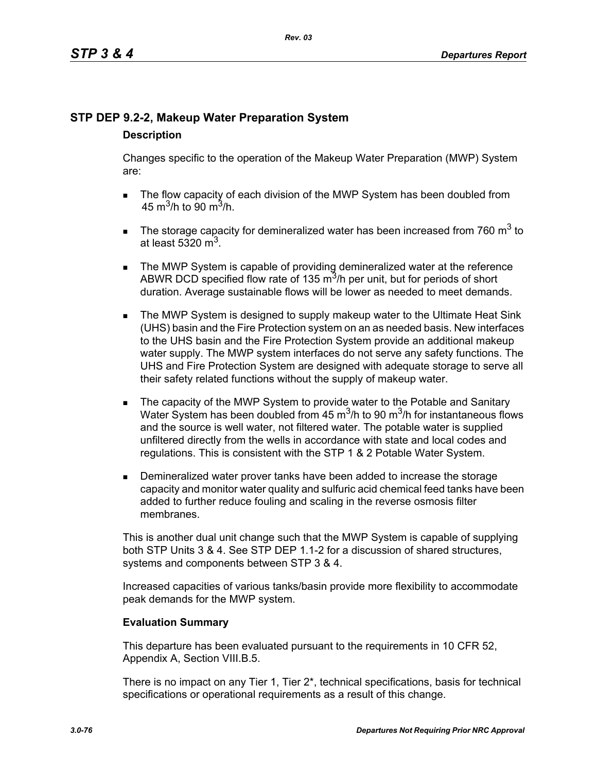## STP DEP 9.2-2, Makeup Water Preparation System

### Description

Changes specific to the operation of the Makeup Water Preparation (MWP) System are:

- The flow capacity of each division of the MWP System has been doubled from 45 $m^3$/h to 90 $m^3$/h.
- The storage capacity for demineralized water has been increased from 760 $m^3$ to at least 5320 $m^3$.
- The MWP System is capable of providing demineralized water at the reference ABWR DCD specified flow rate of 135 $m^3$/h per unit, but for periods of short duration. Average sustainable flows will be lower as needed to meet demands.
- The MWP System is designed to supply makeup water to the Ultimate Heat Sink (UHS) basin and the Fire Protection system on an as needed basis. New interfaces to the UHS basin and the Fire Protection System provide an additional makeup water supply. The MWP system interfaces do not serve any safety functions. The UHS and Fire Protection System are designed with adequate storage to serve all their safety related functions without the supply of makeup water.
- The capacity of the MWP System to provide water to the Potable and Sanitary Water System has been doubled from 45 $m^3$/h to 90 $m^3$/h for instantaneous flows and the source is well water, not filtered water. The potable water is supplied unfiltered directly from the wells in accordance with state and local codes and regulations. This is consistent with the STP 1 & 2 Potable Water System.
- Demineralized water prover tanks have been added to increase the storage capacity and monitor water quality and sulfuric acid chemical feed tanks have been added to further reduce fouling and scaling in the reverse osmosis filter membranes.

This is another dual unit change such that the MWP System is capable of supplying both STP Units 3 & 4. See STP DEP 1.1-2 for a discussion of shared structures, systems and components between STP 3 & 4.

Increased capacities of various tanks/basin provide more flexibility to accommodate peak demands for the MWP system.

### Evaluation Summary

This departure has been evaluated pursuant to the requirements in 10 CFR 52, Appendix A, Section VIII.B.5.

There is no impact on any Tier 1, Tier 2*, technical specifications, basis for technical specifications or operational requirements as a result of this change.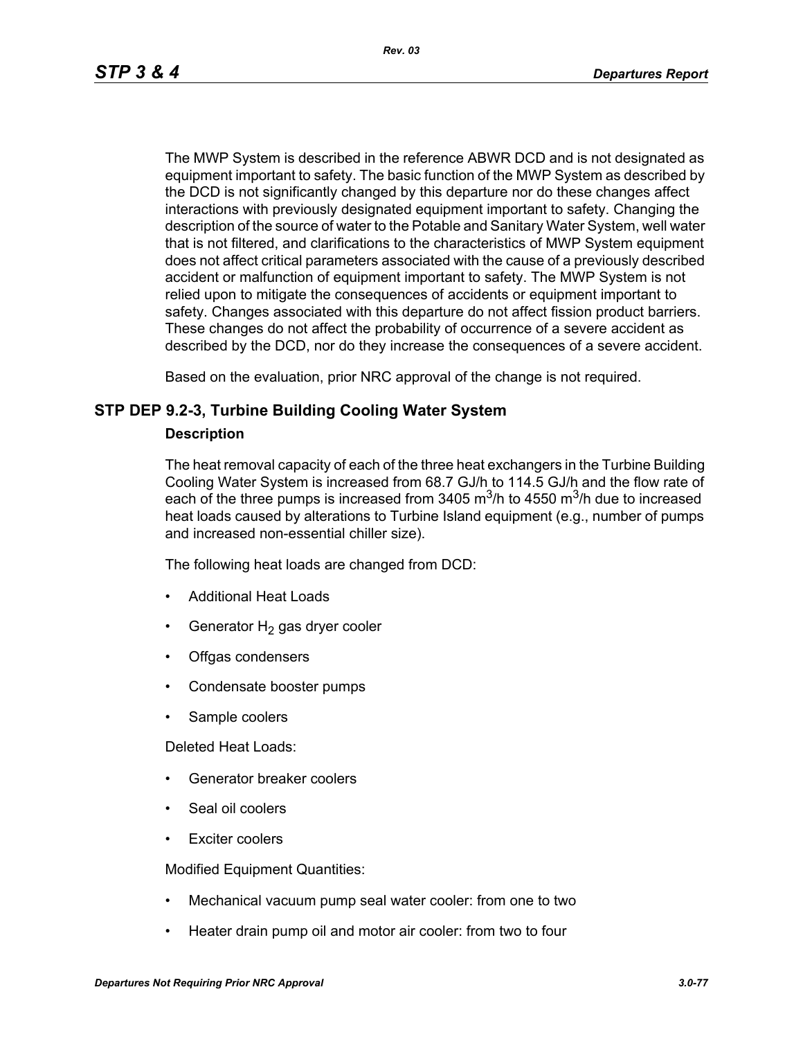The MWP System is described in the reference ABWR DCD and is not designated as equipment important to safety. The basic function of the MWP System as described by the DCD is not significantly changed by this departure nor do these changes affect interactions with previously designated equipment important to safety. Changing the description of the source of water to the Potable and Sanitary Water System, well water that is not filtered, and clarifications to the characteristics of MWP System equipment does not affect critical parameters associated with the cause of a previously described accident or malfunction of equipment important to safety. The MWP System is not relied upon to mitigate the consequences of accidents or equipment important to safety. Changes associated with this departure do not affect fission product barriers. These changes do not affect the probability of occurrence of a severe accident as described by the DCD, nor do they increase the consequences of a severe accident.

Based on the evaluation, prior NRC approval of the change is not required.

## STP DEP 9.2-3, Turbine Building Cooling Water System

### Description

The heat removal capacity of each of the three heat exchangers in the Turbine Building Cooling Water System is increased from 68.7 GJ/h to 114.5 GJ/h and the flow rate of each of the three pumps is increased from 3405 $m^3$/h to 4550 $m^3$/h due to increased heat loads caused by alterations to Turbine Island equipment (e.g., number of pumps and increased non-essential chiller size).

The following heat loads are changed from DCD:

- Additional Heat Loads
- Generator $H_2$ gas dryer cooler
- Offgas condensers
- Condensate booster pumps
- Sample coolers

Deleted Heat Loads:

- Generator breaker coolers
- Seal oil coolers
- Exciter coolers

Modified Equipment Quantities:

- Mechanical vacuum pump seal water cooler: from one to two
- Heater drain pump oil and motor air cooler: from two to four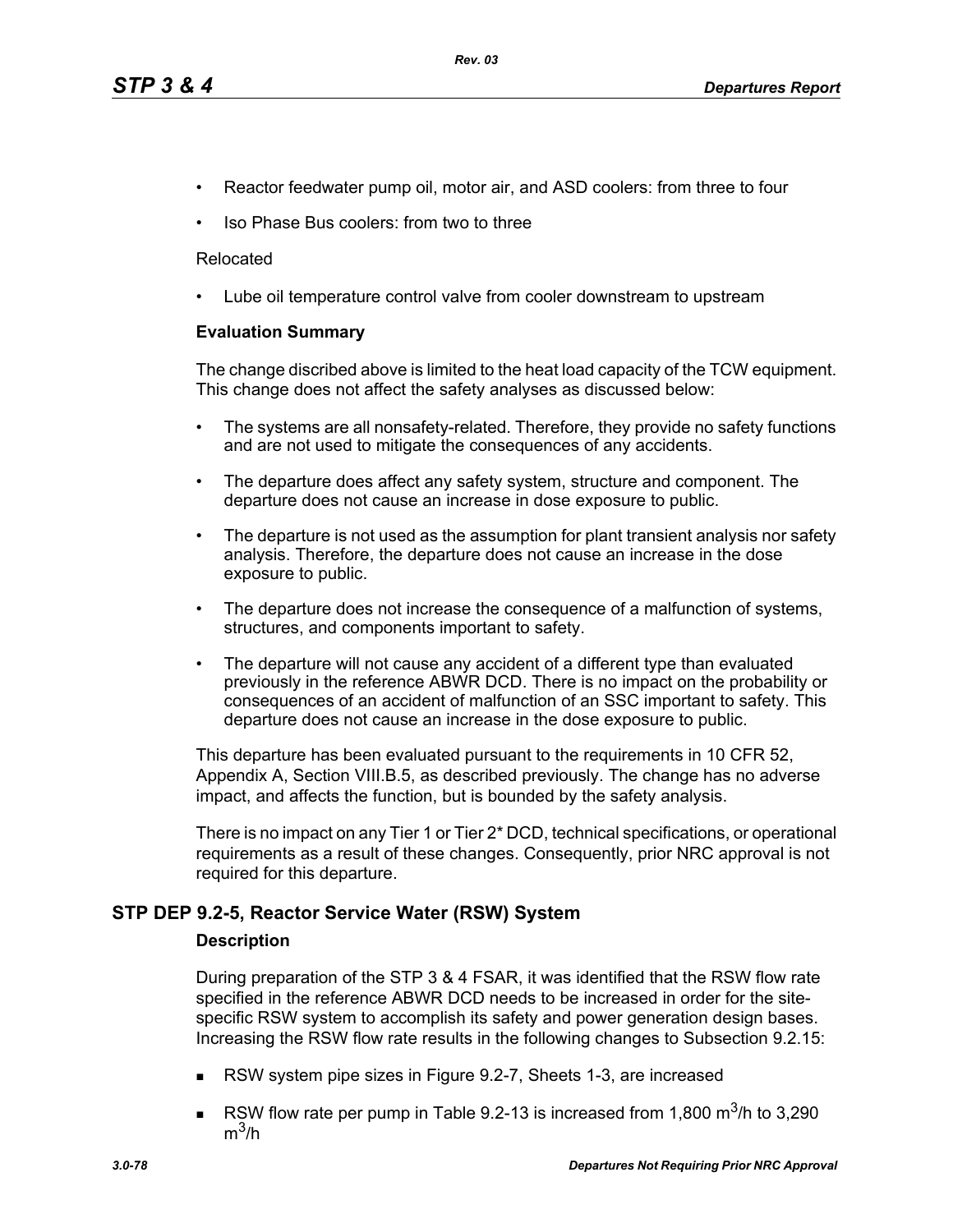- Reactor feedwater pump oil, motor air, and ASD coolers: from three to four
- Iso Phase Bus coolers: from two to three

Relocated

- Lube oil temperature control valve from cooler downstream to upstream

**Evaluation Summary**

The change discribed above is limited to the heat load capacity of the TCW equipment. This change does not affect the safety analyses as discussed below:

- The systems are all nonsafety-related. Therefore, they provide no safety functions and are not used to mitigate the consequences of any accidents.
- The departure does affect any safety system, structure and component. The departure does not cause an increase in dose exposure to public.
- The departure is not used as the assumption for plant transient analysis nor safety analysis. Therefore, the departure does not cause an increase in the dose exposure to public.
- The departure does not increase the consequence of a malfunction of systems, structures, and components important to safety.
- The departure will not cause any accident of a different type than evaluated previously in the reference ABWR DCD. There is no impact on the probability or consequences of an accident of malfunction of an SSC important to safety. This departure does not cause an increase in the dose exposure to public.

This departure has been evaluated pursuant to the requirements in 10 CFR 52, Appendix A, Section VIII.B.5, as described previously. The change has no adverse impact, and affects the function, but is bounded by the safety analysis.

There is no impact on any Tier 1 or Tier 2* DCD, technical specifications, or operational requirements as a result of these changes. Consequently, prior NRC approval is not required for this departure.

## STP DEP 9.2-5, Reactor Service Water (RSW) System

**Description**

During preparation of the STP 3 & 4 FSAR, it was identified that the RSW flow rate specified in the reference ABWR DCD needs to be increased in order for the site-specific RSW system to accomplish its safety and power generation design bases. Increasing the RSW flow rate results in the following changes to Subsection 9.2.15:

- RSW system pipe sizes in Figure 9.2-7, Sheets 1-3, are increased
- RSW flow rate per pump in Table 9.2-13 is increased from 1,800 $m^3$/h to 3,290 $m^3$/h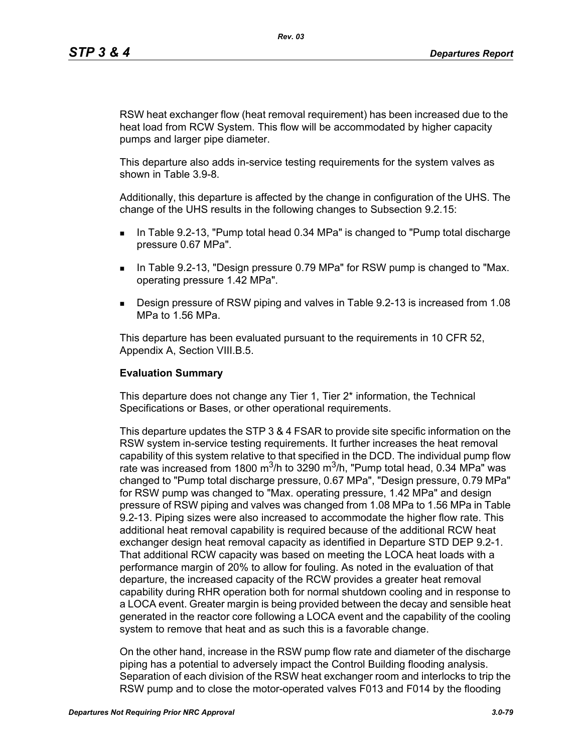RSW heat exchanger flow (heat removal requirement) has been increased due to the heat load from RCW System. This flow will be accommodated by higher capacity pumps and larger pipe diameter.

This departure also adds in-service testing requirements for the system valves as shown in Table 3.9-8.

Additionally, this departure is affected by the change in configuration of the UHS. The change of the UHS results in the following changes to Subsection 9.2.15:

- In Table 9.2-13, "Pump total head 0.34 MPa" is changed to "Pump total discharge pressure 0.67 MPa".
- In Table 9.2-13, "Design pressure 0.79 MPa" for RSW pump is changed to "Max. operating pressure 1.42 MPa".
- Design pressure of RSW piping and valves in Table 9.2-13 is increased from 1.08 MPa to 1.56 MPa.

This departure has been evaluated pursuant to the requirements in 10 CFR 52, Appendix A, Section VIII.B.5.

**Evaluation Summary**

This departure does not change any Tier 1, Tier 2* information, the Technical Specifications or Bases, or other operational requirements.

This departure updates the STP 3 & 4 FSAR to provide site specific information on the RSW system in-service testing requirements. It further increases the heat removal capability of this system relative to that specified in the DCD. The individual pump flow rate was increased from 1800 $m^3$/h to 3290 $m^3$/h, "Pump total head, 0.34 MPa" was changed to "Pump total discharge pressure, 0.67 MPa", "Design pressure, 0.79 MPa" for RSW pump was changed to "Max. operating pressure, 1.42 MPa" and design pressure of RSW piping and valves was changed from 1.08 MPa to 1.56 MPa in Table 9.2-13. Piping sizes were also increased to accommodate the higher flow rate. This additional heat removal capability is required because of the additional RCW heat exchanger design heat removal capacity as identified in Departure STD DEP 9.2-1. That additional RCW capacity was based on meeting the LOCA heat loads with a performance margin of 20% to allow for fouling. As noted in the evaluation of that departure, the increased capacity of the RCW provides a greater heat removal capability during RHR operation both for normal shutdown cooling and in response to a LOCA event. Greater margin is being provided between the decay and sensible heat generated in the reactor core following a LOCA event and the capability of the cooling system to remove that heat and as such this is a favorable change.

On the other hand, increase in the RSW pump flow rate and diameter of the discharge piping has a potential to adversely impact the Control Building flooding analysis. Separation of each division of the RSW heat exchanger room and interlocks to trip the RSW pump and to close the motor-operated valves F013 and F014 by the flooding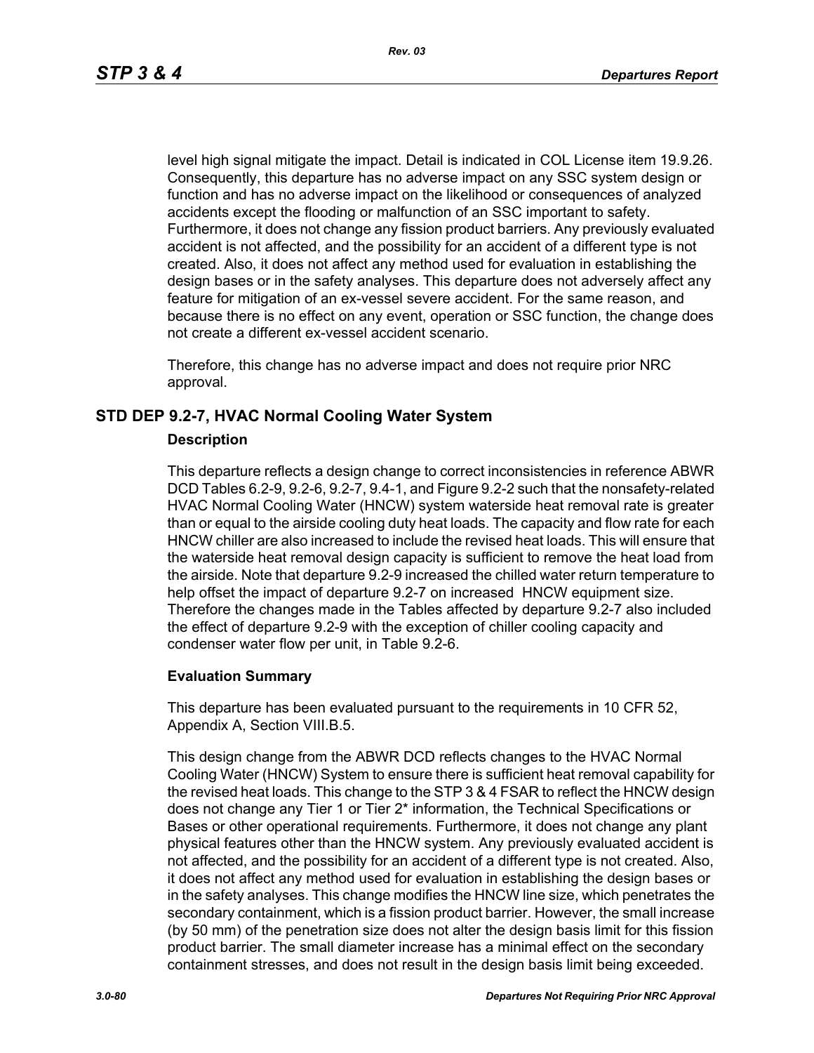level high signal mitigate the impact. Detail is indicated in COL License item 19.9.26. Consequently, this departure has no adverse impact on any SSC system design or function and has no adverse impact on the likelihood or consequences of analyzed accidents except the flooding or malfunction of an SSC important to safety. Furthermore, it does not change any fission product barriers. Any previously evaluated accident is not affected, and the possibility for an accident of a different type is not created. Also, it does not affect any method used for evaluation in establishing the design bases or in the safety analyses. This departure does not adversely affect any feature for mitigation of an ex-vessel severe accident. For the same reason, and because there is no effect on any event, operation or SSC function, the change does not create a different ex-vessel accident scenario.

Therefore, this change has no adverse impact and does not require prior NRC approval.

## STD DEP 9.2-7, HVAC Normal Cooling Water System

### Description

This departure reflects a design change to correct inconsistencies in reference ABWR DCD Tables 6.2-9, 9.2-6, 9.2-7, 9.4-1, and Figure 9.2-2 such that the nonsafety-related HVAC Normal Cooling Water (HNCW) system waterside heat removal rate is greater than or equal to the airside cooling duty heat loads. The capacity and flow rate for each HNCW chiller are also increased to include the revised heat loads. This will ensure that the waterside heat removal design capacity is sufficient to remove the heat load from the airside. Note that departure 9.2-9 increased the chilled water return temperature to help offset the impact of departure 9.2-7 on increased HNCW equipment size. Therefore the changes made in the Tables affected by departure 9.2-7 also included the effect of departure 9.2-9 with the exception of chiller cooling capacity and condenser water flow per unit, in Table 9.2-6.

### Evaluation Summary

This departure has been evaluated pursuant to the requirements in 10 CFR 52, Appendix A, Section VIII.B.5.

This design change from the ABWR DCD reflects changes to the HVAC Normal Cooling Water (HNCW) System to ensure there is sufficient heat removal capability for the revised heat loads. This change to the STP 3 & 4 FSAR to reflect the HNCW design does not change any Tier 1 or Tier 2* information, the Technical Specifications or Bases or other operational requirements. Furthermore, it does not change any plant physical features other than the HNCW system. Any previously evaluated accident is not affected, and the possibility for an accident of a different type is not created. Also, it does not affect any method used for evaluation in establishing the design bases or in the safety analyses. This change modifies the HNCW line size, which penetrates the secondary containment, which is a fission product barrier. However, the small increase (by 50 mm) of the penetration size does not alter the design basis limit for this fission product barrier. The small diameter increase has a minimal effect on the secondary containment stresses, and does not result in the design basis limit being exceeded.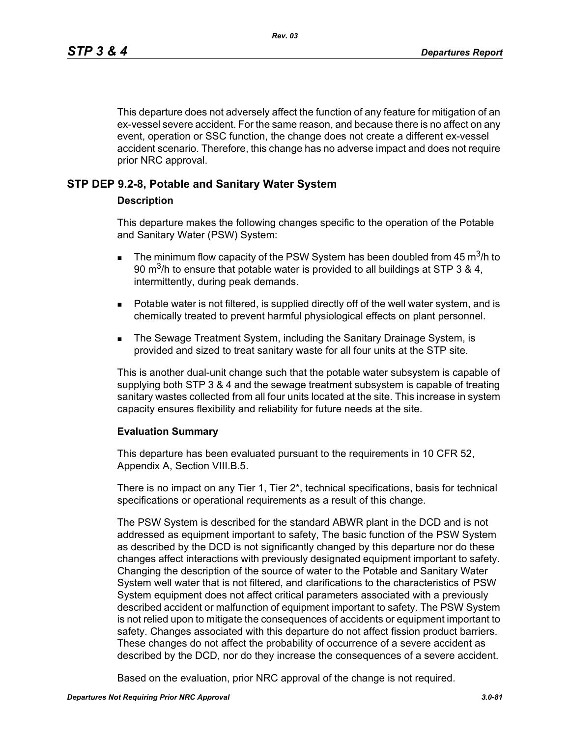This departure does not adversely affect the function of any feature for mitigation of an ex-vessel severe accident. For the same reason, and because there is no affect on any event, operation or SSC function, the change does not create a different ex-vessel accident scenario. Therefore, this change has no adverse impact and does not require prior NRC approval.

## STP DEP 9.2-8, Potable and Sanitary Water System

### Description

This departure makes the following changes specific to the operation of the Potable and Sanitary Water (PSW) System:

- The minimum flow capacity of the PSW System has been doubled from 45 $m^3/h$ to 90 $m^3/h$ to ensure that potable water is provided to all buildings at STP 3 & 4, intermittently, during peak demands.
- Potable water is not filtered, is supplied directly off of the well water system, and is chemically treated to prevent harmful physiological effects on plant personnel.
- The Sewage Treatment System, including the Sanitary Drainage System, is provided and sized to treat sanitary waste for all four units at the STP site.

This is another dual-unit change such that the potable water subsystem is capable of supplying both STP 3 & 4 and the sewage treatment subsystem is capable of treating sanitary wastes collected from all four units located at the site. This increase in system capacity ensures flexibility and reliability for future needs at the site.

### Evaluation Summary

This departure has been evaluated pursuant to the requirements in 10 CFR 52, Appendix A, Section VIII.B.5.

There is no impact on any Tier 1, Tier 2*, technical specifications, basis for technical specifications or operational requirements as a result of this change.

The PSW System is described for the standard ABWR plant in the DCD and is not addressed as equipment important to safety, The basic function of the PSW System as described by the DCD is not significantly changed by this departure nor do these changes affect interactions with previously designated equipment important to safety. Changing the description of the source of water to the Potable and Sanitary Water System well water that is not filtered, and clarifications to the characteristics of PSW System equipment does not affect critical parameters associated with a previously described accident or malfunction of equipment important to safety. The PSW System is not relied upon to mitigate the consequences of accidents or equipment important to safety. Changes associated with this departure do not affect fission product barriers. These changes do not affect the probability of occurrence of a severe accident as described by the DCD, nor do they increase the consequences of a severe accident.

Based on the evaluation, prior NRC approval of the change is not required.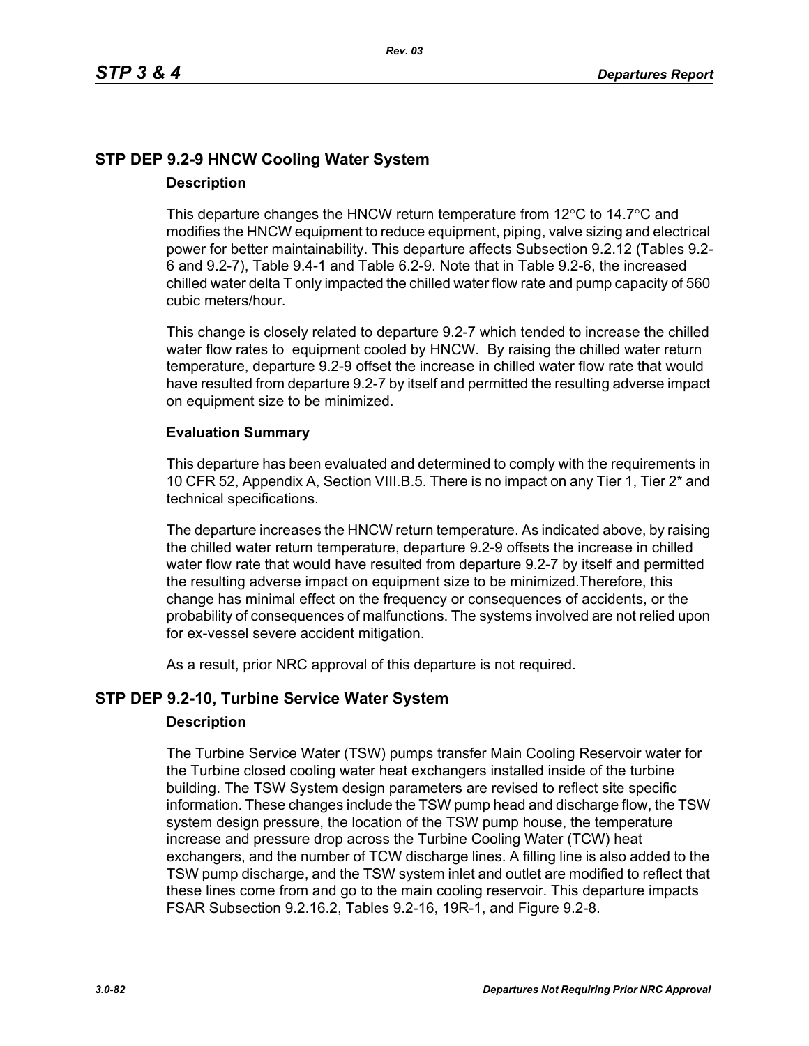## STP DEP 9.2-9 HNCW Cooling Water System

### Description

This departure changes the HNCW return temperature from 12°C to 14.7°C and modifies the HNCW equipment to reduce equipment, piping, valve sizing and electrical power for better maintainability. This departure affects Subsection 9.2.12 (Tables 9.2-6 and 9.2-7), Table 9.4-1 and Table 6.2-9. Note that in Table 9.2-6, the increased chilled water delta T only impacted the chilled water flow rate and pump capacity of 560 cubic meters/hour.

This change is closely related to departure 9.2-7 which tended to increase the chilled water flow rates to equipment cooled by HNCW. By raising the chilled water return temperature, departure 9.2-9 offset the increase in chilled water flow rate that would have resulted from departure 9.2-7 by itself and permitted the resulting adverse impact on equipment size to be minimized.

### Evaluation Summary

This departure has been evaluated and determined to comply with the requirements in 10 CFR 52, Appendix A, Section VIII.B.5. There is no impact on any Tier 1, Tier 2* and technical specifications.

The departure increases the HNCW return temperature. As indicated above, by raising the chilled water return temperature, departure 9.2-9 offsets the increase in chilled water flow rate that would have resulted from departure 9.2-7 by itself and permitted the resulting adverse impact on equipment size to be minimized.Therefore, this change has minimal effect on the frequency or consequences of accidents, or the probability of consequences of malfunctions. The systems involved are not relied upon for ex-vessel severe accident mitigation.

As a result, prior NRC approval of this departure is not required.

## STP DEP 9.2-10, Turbine Service Water System

### Description

The Turbine Service Water (TSW) pumps transfer Main Cooling Reservoir water for the Turbine closed cooling water heat exchangers installed inside of the turbine building. The TSW System design parameters are revised to reflect site specific information. These changes include the TSW pump head and discharge flow, the TSW system design pressure, the location of the TSW pump house, the temperature increase and pressure drop across the Turbine Cooling Water (TCW) heat exchangers, and the number of TCW discharge lines. A filling line is also added to the TSW pump discharge, and the TSW system inlet and outlet are modified to reflect that these lines come from and go to the main cooling reservoir. This departure impacts FSAR Subsection 9.2.16.2, Tables 9.2-16, 19R-1, and Figure 9.2-8.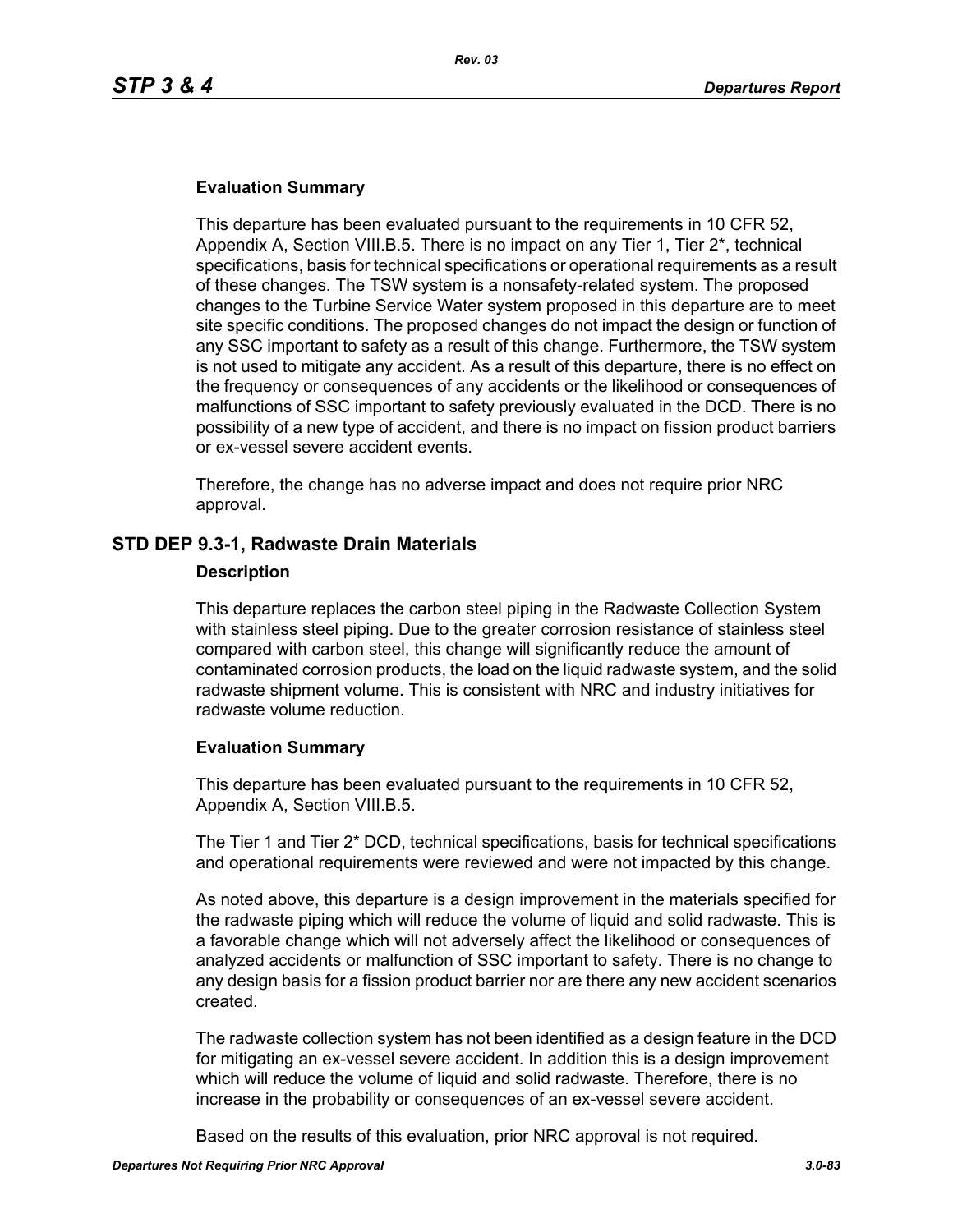#### Evaluation Summary

This departure has been evaluated pursuant to the requirements in 10 CFR 52, Appendix A, Section VIII.B.5. There is no impact on any Tier 1, Tier 2*, technical specifications, basis for technical specifications or operational requirements as a result of these changes. The TSW system is a nonsafety-related system. The proposed changes to the Turbine Service Water system proposed in this departure are to meet site specific conditions. The proposed changes do not impact the design or function of any SSC important to safety as a result of this change. Furthermore, the TSW system is not used to mitigate any accident. As a result of this departure, there is no effect on the frequency or consequences of any accidents or the likelihood or consequences of malfunctions of SSC important to safety previously evaluated in the DCD. There is no possibility of a new type of accident, and there is no impact on fission product barriers or ex-vessel severe accident events.

Therefore, the change has no adverse impact and does not require prior NRC approval.

### STD DEP 9.3-1, Radwaste Drain Materials

#### Description

This departure replaces the carbon steel piping in the Radwaste Collection System with stainless steel piping. Due to the greater corrosion resistance of stainless steel compared with carbon steel, this change will significantly reduce the amount of contaminated corrosion products, the load on the liquid radwaste system, and the solid radwaste shipment volume. This is consistent with NRC and industry initiatives for radwaste volume reduction.

#### Evaluation Summary

This departure has been evaluated pursuant to the requirements in 10 CFR 52, Appendix A, Section VIII.B.5.

The Tier 1 and Tier 2* DCD, technical specifications, basis for technical specifications and operational requirements were reviewed and were not impacted by this change.

As noted above, this departure is a design improvement in the materials specified for the radwaste piping which will reduce the volume of liquid and solid radwaste. This is a favorable change which will not adversely affect the likelihood or consequences of analyzed accidents or malfunction of SSC important to safety. There is no change to any design basis for a fission product barrier nor are there any new accident scenarios created.

The radwaste collection system has not been identified as a design feature in the DCD for mitigating an ex-vessel severe accident. In addition this is a design improvement which will reduce the volume of liquid and solid radwaste. Therefore, there is no increase in the probability or consequences of an ex-vessel severe accident.

Based on the results of this evaluation, prior NRC approval is not required.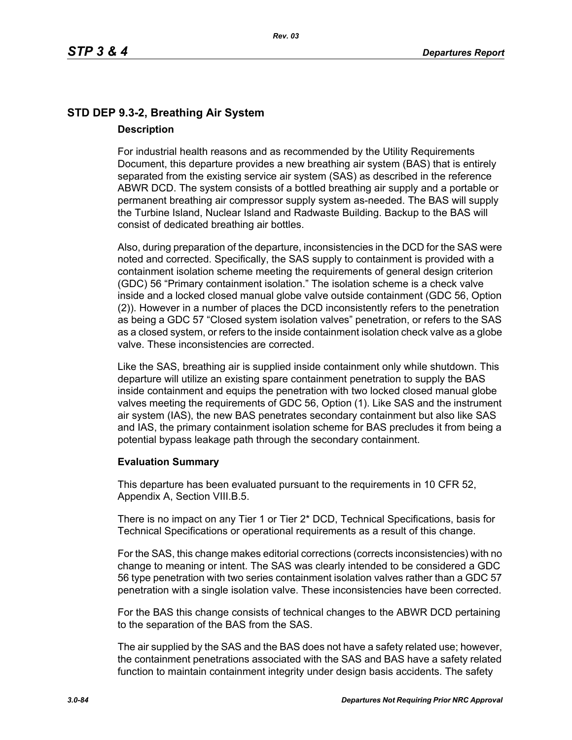## STD DEP 9.3-2, Breathing Air System

### Description

For industrial health reasons and as recommended by the Utility Requirements Document, this departure provides a new breathing air system (BAS) that is entirely separated from the existing service air system (SAS) as described in the reference ABWR DCD. The system consists of a bottled breathing air supply and a portable or permanent breathing air compressor supply system as-needed. The BAS will supply the Turbine Island, Nuclear Island and Radwaste Building. Backup to the BAS will consist of dedicated breathing air bottles.

Also, during preparation of the departure, inconsistencies in the DCD for the SAS were noted and corrected. Specifically, the SAS supply to containment is provided with a containment isolation scheme meeting the requirements of general design criterion (GDC) 56 "Primary containment isolation." The isolation scheme is a check valve inside and a locked closed manual globe valve outside containment (GDC 56, Option (2)). However in a number of places the DCD inconsistently refers to the penetration as being a GDC 57 "Closed system isolation valves" penetration, or refers to the SAS as a closed system, or refers to the inside containment isolation check valve as a globe valve. These inconsistencies are corrected.

Like the SAS, breathing air is supplied inside containment only while shutdown. This departure will utilize an existing spare containment penetration to supply the BAS inside containment and equips the penetration with two locked closed manual globe valves meeting the requirements of GDC 56, Option (1). Like SAS and the instrument air system (IAS), the new BAS penetrates secondary containment but also like SAS and IAS, the primary containment isolation scheme for BAS precludes it from being a potential bypass leakage path through the secondary containment.

### Evaluation Summary

This departure has been evaluated pursuant to the requirements in 10 CFR 52, Appendix A, Section VIII.B.5.

There is no impact on any Tier 1 or Tier 2* DCD, Technical Specifications, basis for Technical Specifications or operational requirements as a result of this change.

For the SAS, this change makes editorial corrections (corrects inconsistencies) with no change to meaning or intent. The SAS was clearly intended to be considered a GDC 56 type penetration with two series containment isolation valves rather than a GDC 57 penetration with a single isolation valve. These inconsistencies have been corrected.

For the BAS this change consists of technical changes to the ABWR DCD pertaining to the separation of the BAS from the SAS.

The air supplied by the SAS and the BAS does not have a safety related use; however, the containment penetrations associated with the SAS and BAS have a safety related function to maintain containment integrity under design basis accidents. The safety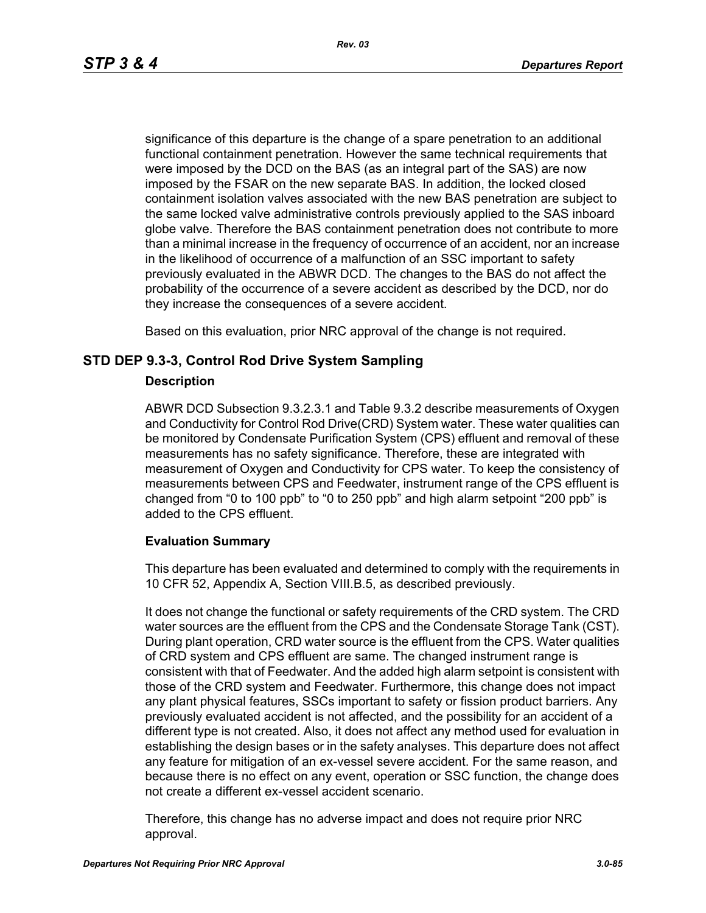significance of this departure is the change of a spare penetration to an additional functional containment penetration. However the same technical requirements that were imposed by the DCD on the BAS (as an integral part of the SAS) are now imposed by the FSAR on the new separate BAS. In addition, the locked closed containment isolation valves associated with the new BAS penetration are subject to the same locked valve administrative controls previously applied to the SAS inboard globe valve. Therefore the BAS containment penetration does not contribute to more than a minimal increase in the frequency of occurrence of an accident, nor an increase in the likelihood of occurrence of a malfunction of an SSC important to safety previously evaluated in the ABWR DCD. The changes to the BAS do not affect the probability of the occurrence of a severe accident as described by the DCD, nor do they increase the consequences of a severe accident.

Based on this evaluation, prior NRC approval of the change is not required.

## STD DEP 9.3-3, Control Rod Drive System Sampling

### Description

ABWR DCD Subsection 9.3.2.3.1 and Table 9.3.2 describe measurements of Oxygen and Conductivity for Control Rod Drive(CRD) System water. These water qualities can be monitored by Condensate Purification System (CPS) effluent and removal of these measurements has no safety significance. Therefore, these are integrated with measurement of Oxygen and Conductivity for CPS water. To keep the consistency of measurements between CPS and Feedwater, instrument range of the CPS effluent is changed from “0 to 100 ppb” to “0 to 250 ppb” and high alarm setpoint “200 ppb” is added to the CPS effluent.

### Evaluation Summary

This departure has been evaluated and determined to comply with the requirements in 10 CFR 52, Appendix A, Section VIII.B.5, as described previously.

It does not change the functional or safety requirements of the CRD system. The CRD water sources are the effluent from the CPS and the Condensate Storage Tank (CST). During plant operation, CRD water source is the effluent from the CPS. Water qualities of CRD system and CPS effluent are same. The changed instrument range is consistent with that of Feedwater. And the added high alarm setpoint is consistent with those of the CRD system and Feedwater. Furthermore, this change does not impact any plant physical features, SSCs important to safety or fission product barriers. Any previously evaluated accident is not affected, and the possibility for an accident of a different type is not created. Also, it does not affect any method used for evaluation in establishing the design bases or in the safety analyses. This departure does not affect any feature for mitigation of an ex-vessel severe accident. For the same reason, and because there is no effect on any event, operation or SSC function, the change does not create a different ex-vessel accident scenario.

Therefore, this change has no adverse impact and does not require prior NRC approval.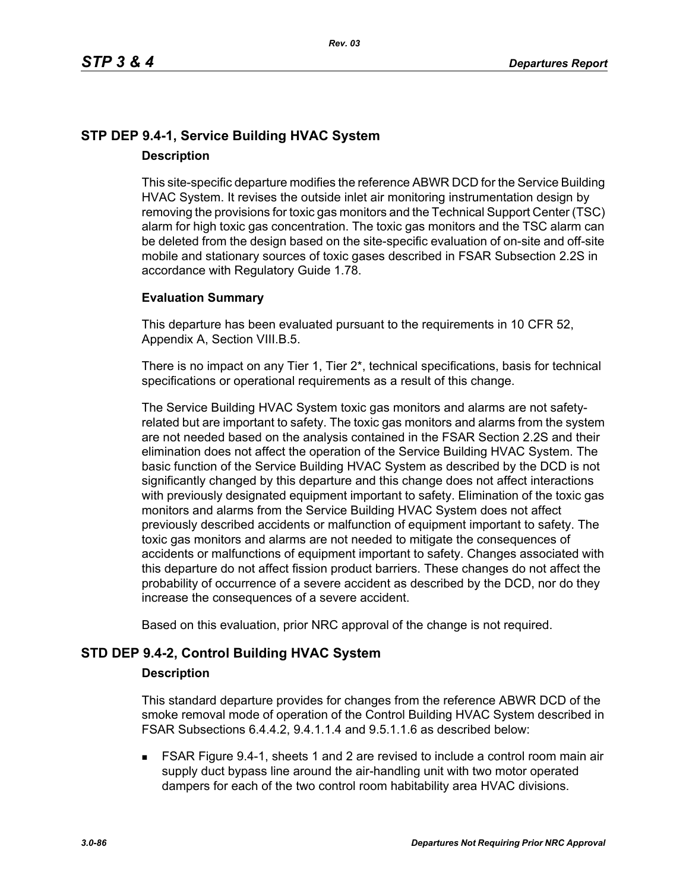## STP DEP 9.4-1, Service Building HVAC System

### Description

This site-specific departure modifies the reference ABWR DCD for the Service Building HVAC System. It revises the outside inlet air monitoring instrumentation design by removing the provisions for toxic gas monitors and the Technical Support Center (TSC) alarm for high toxic gas concentration. The toxic gas monitors and the TSC alarm can be deleted from the design based on the site-specific evaluation of on-site and off-site mobile and stationary sources of toxic gases described in FSAR Subsection 2.2S in accordance with Regulatory Guide 1.78.

### Evaluation Summary

This departure has been evaluated pursuant to the requirements in 10 CFR 52, Appendix A, Section VIII.B.5.

There is no impact on any Tier 1, Tier 2*, technical specifications, basis for technical specifications or operational requirements as a result of this change.

The Service Building HVAC System toxic gas monitors and alarms are not safety-related but are important to safety. The toxic gas monitors and alarms from the system are not needed based on the analysis contained in the FSAR Section 2.2S and their elimination does not affect the operation of the Service Building HVAC System. The basic function of the Service Building HVAC System as described by the DCD is not significantly changed by this departure and this change does not affect interactions with previously designated equipment important to safety. Elimination of the toxic gas monitors and alarms from the Service Building HVAC System does not affect previously described accidents or malfunction of equipment important to safety. The toxic gas monitors and alarms are not needed to mitigate the consequences of accidents or malfunctions of equipment important to safety. Changes associated with this departure do not affect fission product barriers. These changes do not affect the probability of occurrence of a severe accident as described by the DCD, nor do they increase the consequences of a severe accident.

Based on this evaluation, prior NRC approval of the change is not required.

## STD DEP 9.4-2, Control Building HVAC System

### Description

This standard departure provides for changes from the reference ABWR DCD of the smoke removal mode of operation of the Control Building HVAC System described in FSAR Subsections 6.4.4.2, 9.4.1.1.4 and 9.5.1.1.6 as described below:

- FSAR Figure 9.4-1, sheets 1 and 2 are revised to include a control room main air supply duct bypass line around the air-handling unit with two motor operated dampers for each of the two control room habitability area HVAC divisions.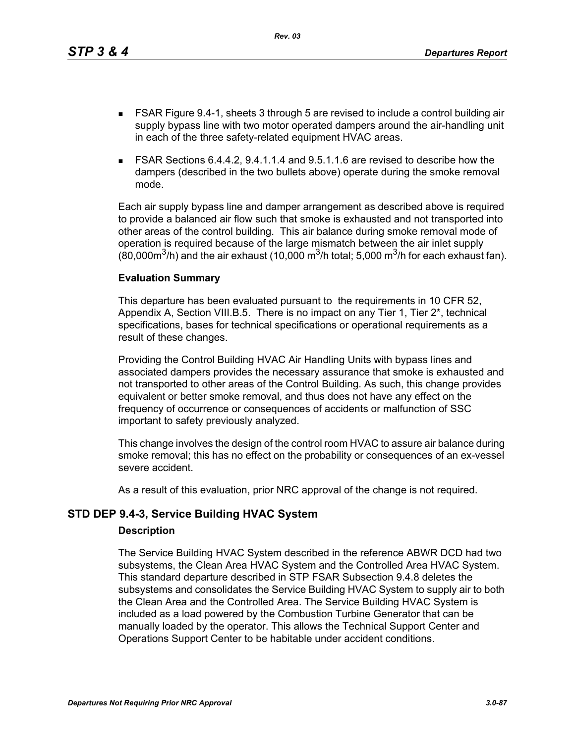- FSAR Figure 9.4-1, sheets 3 through 5 are revised to include a control building air supply bypass line with two motor operated dampers around the air-handling unit in each of the three safety-related equipment HVAC areas.
- FSAR Sections 6.4.4.2, 9.4.1.1.4 and 9.5.1.1.6 are revised to describe how the dampers (described in the two bullets above) operate during the smoke removal mode.

Each air supply bypass line and damper arrangement as described above is required to provide a balanced air flow such that smoke is exhausted and not transported into other areas of the control building. This air balance during smoke removal mode of operation is required because of the large mismatch between the air inlet supply (80,000$m^3$/h) and the air exhaust (10,000 $m^3$/h total; 5,000 $m^3$/h for each exhaust fan).

**Evaluation Summary**

This departure has been evaluated pursuant to the requirements in 10 CFR 52, Appendix A, Section VIII.B.5. There is no impact on any Tier 1, Tier 2*, technical specifications, bases for technical specifications or operational requirements as a result of these changes.

Providing the Control Building HVAC Air Handling Units with bypass lines and associated dampers provides the necessary assurance that smoke is exhausted and not transported to other areas of the Control Building. As such, this change provides equivalent or better smoke removal, and thus does not have any effect on the frequency of occurrence or consequences of accidents or malfunction of SSC important to safety previously analyzed.

This change involves the design of the control room HVAC to assure air balance during smoke removal; this has no effect on the probability or consequences of an ex-vessel severe accident.

As a result of this evaluation, prior NRC approval of the change is not required.

## STD DEP 9.4-3, Service Building HVAC System

**Description**

The Service Building HVAC System described in the reference ABWR DCD had two subsystems, the Clean Area HVAC System and the Controlled Area HVAC System. This standard departure described in STP FSAR Subsection 9.4.8 deletes the subsystems and consolidates the Service Building HVAC System to supply air to both the Clean Area and the Controlled Area. The Service Building HVAC System is included as a load powered by the Combustion Turbine Generator that can be manually loaded by the operator. This allows the Technical Support Center and Operations Support Center to be habitable under accident conditions.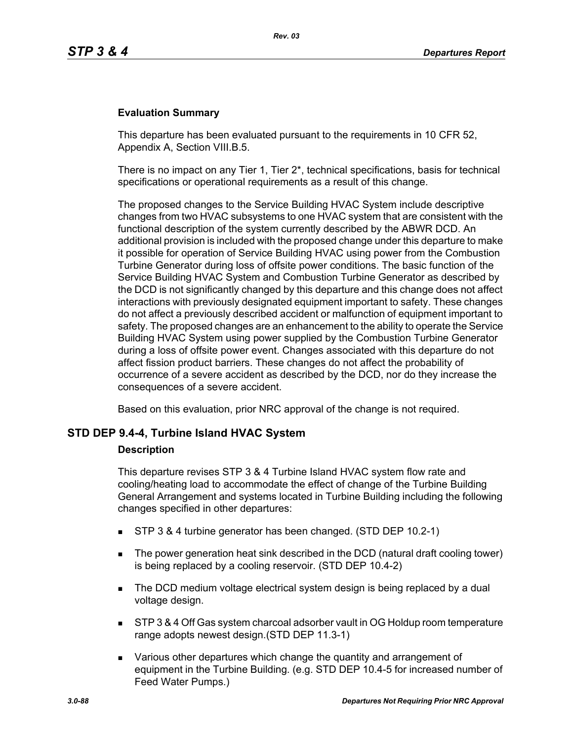#### Evaluation Summary

This departure has been evaluated pursuant to the requirements in 10 CFR 52, Appendix A, Section VIII.B.5.

There is no impact on any Tier 1, Tier 2*, technical specifications, basis for technical specifications or operational requirements as a result of this change.

The proposed changes to the Service Building HVAC System include descriptive changes from two HVAC subsystems to one HVAC system that are consistent with the functional description of the system currently described by the ABWR DCD. An additional provision is included with the proposed change under this departure to make it possible for operation of Service Building HVAC using power from the Combustion Turbine Generator during loss of offsite power conditions. The basic function of the Service Building HVAC System and Combustion Turbine Generator as described by the DCD is not significantly changed by this departure and this change does not affect interactions with previously designated equipment important to safety. These changes do not affect a previously described accident or malfunction of equipment important to safety. The proposed changes are an enhancement to the ability to operate the Service Building HVAC System using power supplied by the Combustion Turbine Generator during a loss of offsite power event. Changes associated with this departure do not affect fission product barriers. These changes do not affect the probability of occurrence of a severe accident as described by the DCD, nor do they increase the consequences of a severe accident.

Based on this evaluation, prior NRC approval of the change is not required.

### STD DEP 9.4-4, Turbine Island HVAC System

#### Description

This departure revises STP 3 & 4 Turbine Island HVAC system flow rate and cooling/heating load to accommodate the effect of change of the Turbine Building General Arrangement and systems located in Turbine Building including the following changes specified in other departures:

- STP 3 & 4 turbine generator has been changed. (STD DEP 10.2-1)
- The power generation heat sink described in the DCD (natural draft cooling tower) is being replaced by a cooling reservoir. (STD DEP 10.4-2)
- The DCD medium voltage electrical system design is being replaced by a dual voltage design.
- STP 3 & 4 Off Gas system charcoal adsorber vault in OG Holdup room temperature range adopts newest design.(STD DEP 11.3-1)
- Various other departures which change the quantity and arrangement of equipment in the Turbine Building. (e.g. STD DEP 10.4-5 for increased number of Feed Water Pumps.)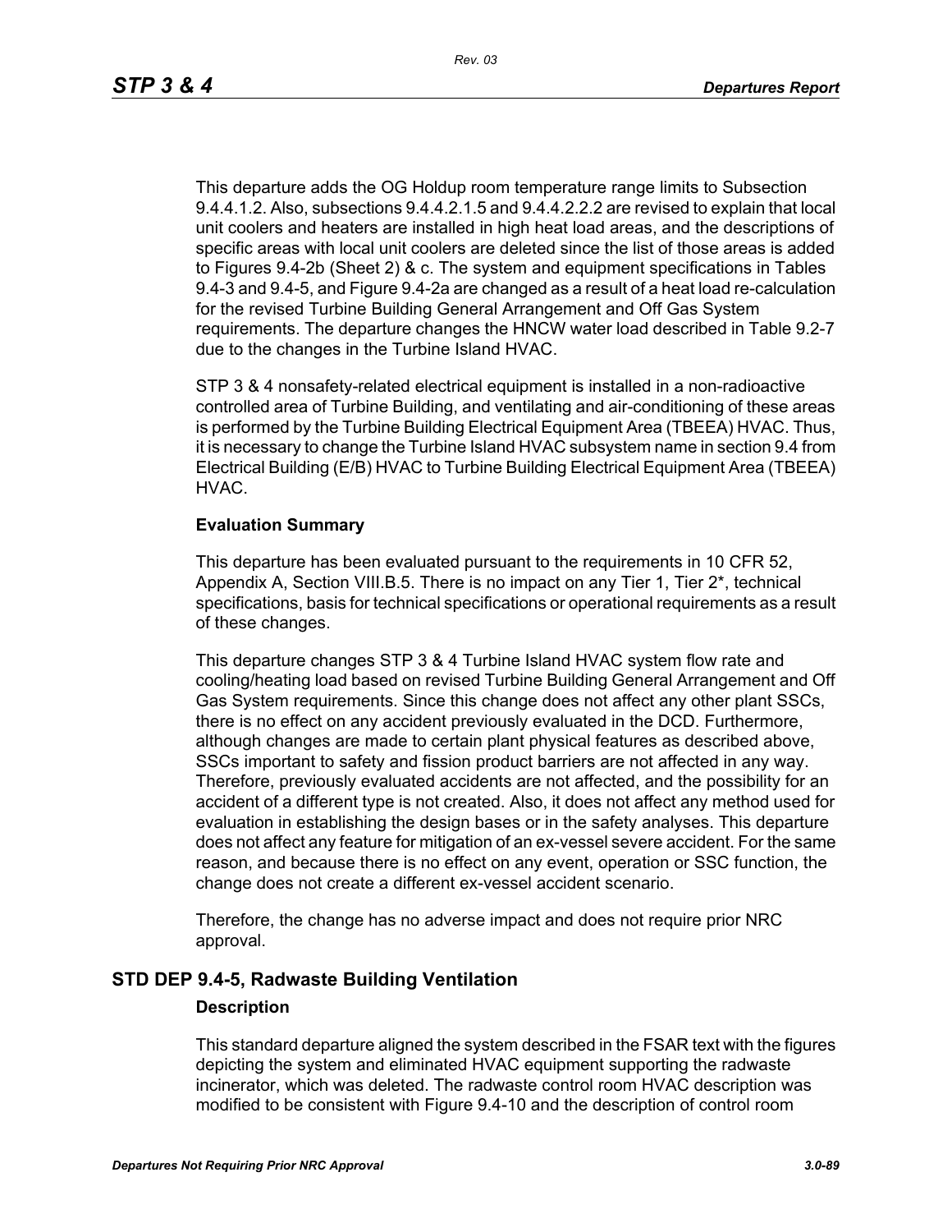This departure adds the OG Holdup room temperature range limits to Subsection 9.4.4.1.2. Also, subsections 9.4.4.2.1.5 and 9.4.4.2.2.2 are revised to explain that local unit coolers and heaters are installed in high heat load areas, and the descriptions of specific areas with local unit coolers are deleted since the list of those areas is added to Figures 9.4-2b (Sheet 2) & c. The system and equipment specifications in Tables 9.4-3 and 9.4-5, and Figure 9.4-2a are changed as a result of a heat load re-calculation for the revised Turbine Building General Arrangement and Off Gas System requirements. The departure changes the HNCW water load described in Table 9.2-7 due to the changes in the Turbine Island HVAC.

STP 3 & 4 nonsafety-related electrical equipment is installed in a non-radioactive controlled area of Turbine Building, and ventilating and air-conditioning of these areas is performed by the Turbine Building Electrical Equipment Area (TBEEA) HVAC. Thus, it is necessary to change the Turbine Island HVAC subsystem name in section 9.4 from Electrical Building (E/B) HVAC to Turbine Building Electrical Equipment Area (TBEEA) HVAC.

**Evaluation Summary**

This departure has been evaluated pursuant to the requirements in 10 CFR 52, Appendix A, Section VIII.B.5. There is no impact on any Tier 1, Tier 2*, technical specifications, basis for technical specifications or operational requirements as a result of these changes.

This departure changes STP 3 & 4 Turbine Island HVAC system flow rate and cooling/heating load based on revised Turbine Building General Arrangement and Off Gas System requirements. Since this change does not affect any other plant SSCs, there is no effect on any accident previously evaluated in the DCD. Furthermore, although changes are made to certain plant physical features as described above, SSCs important to safety and fission product barriers are not affected in any way. Therefore, previously evaluated accidents are not affected, and the possibility for an accident of a different type is not created. Also, it does not affect any method used for evaluation in establishing the design bases or in the safety analyses. This departure does not affect any feature for mitigation of an ex-vessel severe accident. For the same reason, and because there is no effect on any event, operation or SSC function, the change does not create a different ex-vessel accident scenario.

Therefore, the change has no adverse impact and does not require prior NRC approval.

## STD DEP 9.4-5, Radwaste Building Ventilation

**Description**

This standard departure aligned the system described in the FSAR text with the figures depicting the system and eliminated HVAC equipment supporting the radwaste incinerator, which was deleted. The radwaste control room HVAC description was modified to be consistent with Figure 9.4-10 and the description of control room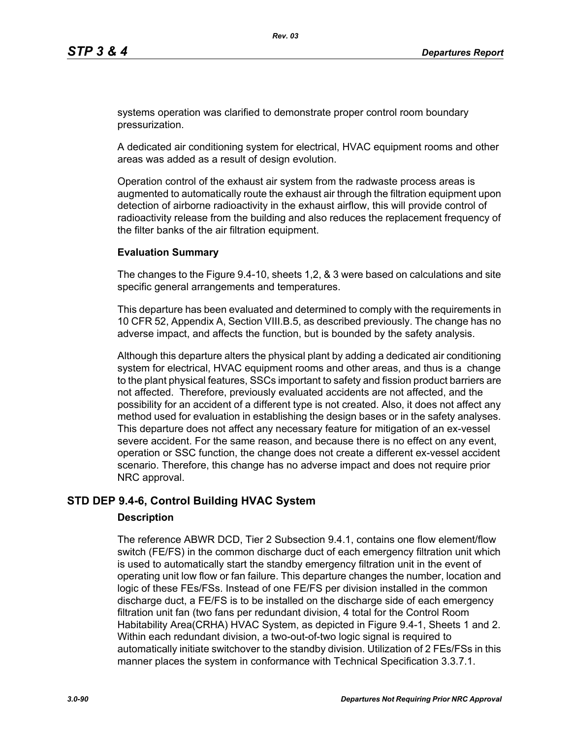systems operation was clarified to demonstrate proper control room boundary pressurization.

A dedicated air conditioning system for electrical, HVAC equipment rooms and other areas was added as a result of design evolution.

Operation control of the exhaust air system from the radwaste process areas is augmented to automatically route the exhaust air through the filtration equipment upon detection of airborne radioactivity in the exhaust airflow, this will provide control of radioactivity release from the building and also reduces the replacement frequency of the filter banks of the air filtration equipment.

**Evaluation Summary**

The changes to the Figure 9.4-10, sheets 1,2, & 3 were based on calculations and site specific general arrangements and temperatures.

This departure has been evaluated and determined to comply with the requirements in 10 CFR 52, Appendix A, Section VIII.B.5, as described previously. The change has no adverse impact, and affects the function, but is bounded by the safety analysis.

Although this departure alters the physical plant by adding a dedicated air conditioning system for electrical, HVAC equipment rooms and other areas, and thus is a change to the plant physical features, SSCs important to safety and fission product barriers are not affected. Therefore, previously evaluated accidents are not affected, and the possibility for an accident of a different type is not created. Also, it does not affect any method used for evaluation in establishing the design bases or in the safety analyses. This departure does not affect any necessary feature for mitigation of an ex-vessel severe accident. For the same reason, and because there is no effect on any event, operation or SSC function, the change does not create a different ex-vessel accident scenario. Therefore, this change has no adverse impact and does not require prior NRC approval.

## STD DEP 9.4-6, Control Building HVAC System

**Description**

The reference ABWR DCD, Tier 2 Subsection 9.4.1, contains one flow element/flow switch (FE/FS) in the common discharge duct of each emergency filtration unit which is used to automatically start the standby emergency filtration unit in the event of operating unit low flow or fan failure. This departure changes the number, location and logic of these FEs/FSs. Instead of one FE/FS per division installed in the common discharge duct, a FE/FS is to be installed on the discharge side of each emergency filtration unit fan (two fans per redundant division, 4 total for the Control Room Habitability Area(CRHA) HVAC System, as depicted in Figure 9.4-1, Sheets 1 and 2. Within each redundant division, a two-out-of-two logic signal is required to automatically initiate switchover to the standby division. Utilization of 2 FEs/FSs in this manner places the system in conformance with Technical Specification 3.3.7.1.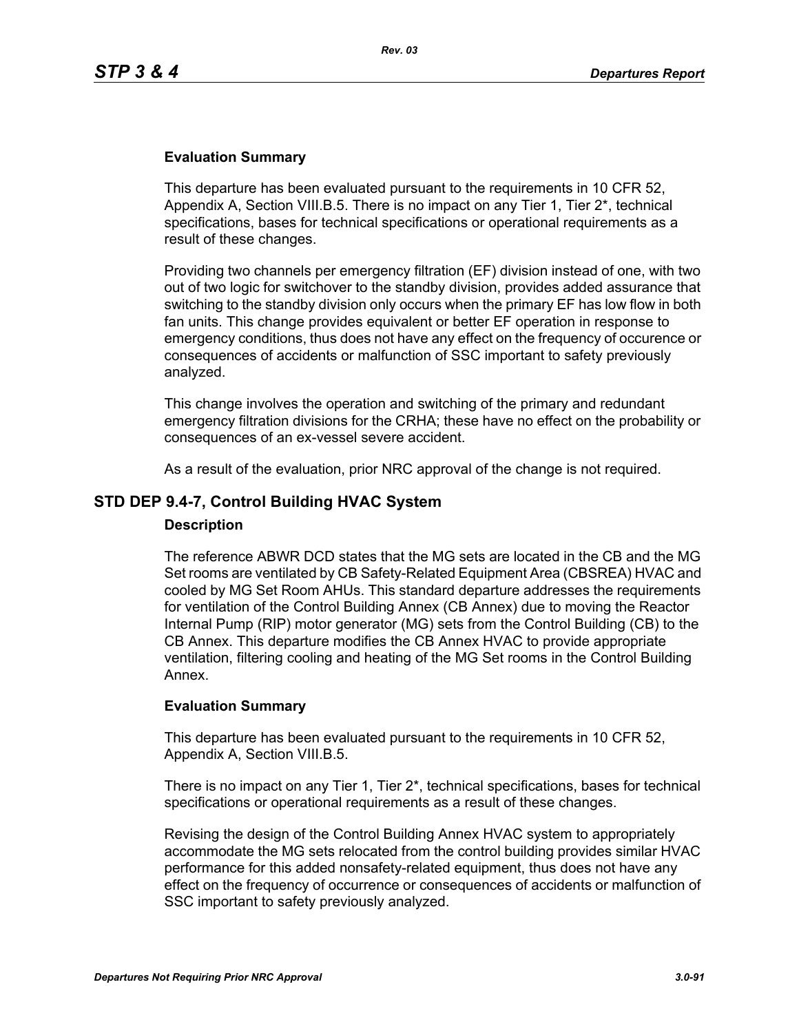### Evaluation Summary

This departure has been evaluated pursuant to the requirements in 10 CFR 52, Appendix A, Section VIII.B.5. There is no impact on any Tier 1, Tier 2*, technical specifications, bases for technical specifications or operational requirements as a result of these changes.

Providing two channels per emergency filtration (EF) division instead of one, with two out of two logic for switchover to the standby division, provides added assurance that switching to the standby division only occurs when the primary EF has low flow in both fan units. This change provides equivalent or better EF operation in response to emergency conditions, thus does not have any effect on the frequency of occurence or consequences of accidents or malfunction of SSC important to safety previously analyzed.

This change involves the operation and switching of the primary and redundant emergency filtration divisions for the CRHA; these have no effect on the probability or consequences of an ex-vessel severe accident.

As a result of the evaluation, prior NRC approval of the change is not required.

## STD DEP 9.4-7, Control Building HVAC System

### Description

The reference ABWR DCD states that the MG sets are located in the CB and the MG Set rooms are ventilated by CB Safety-Related Equipment Area (CBSREA) HVAC and cooled by MG Set Room AHUs. This standard departure addresses the requirements for ventilation of the Control Building Annex (CB Annex) due to moving the Reactor Internal Pump (RIP) motor generator (MG) sets from the Control Building (CB) to the CB Annex. This departure modifies the CB Annex HVAC to provide appropriate ventilation, filtering cooling and heating of the MG Set rooms in the Control Building Annex.

### Evaluation Summary

This departure has been evaluated pursuant to the requirements in 10 CFR 52, Appendix A, Section VIII.B.5.

There is no impact on any Tier 1, Tier 2*, technical specifications, bases for technical specifications or operational requirements as a result of these changes.

Revising the design of the Control Building Annex HVAC system to appropriately accommodate the MG sets relocated from the control building provides similar HVAC performance for this added nonsafety-related equipment, thus does not have any effect on the frequency of occurrence or consequences of accidents or malfunction of SSC important to safety previously analyzed.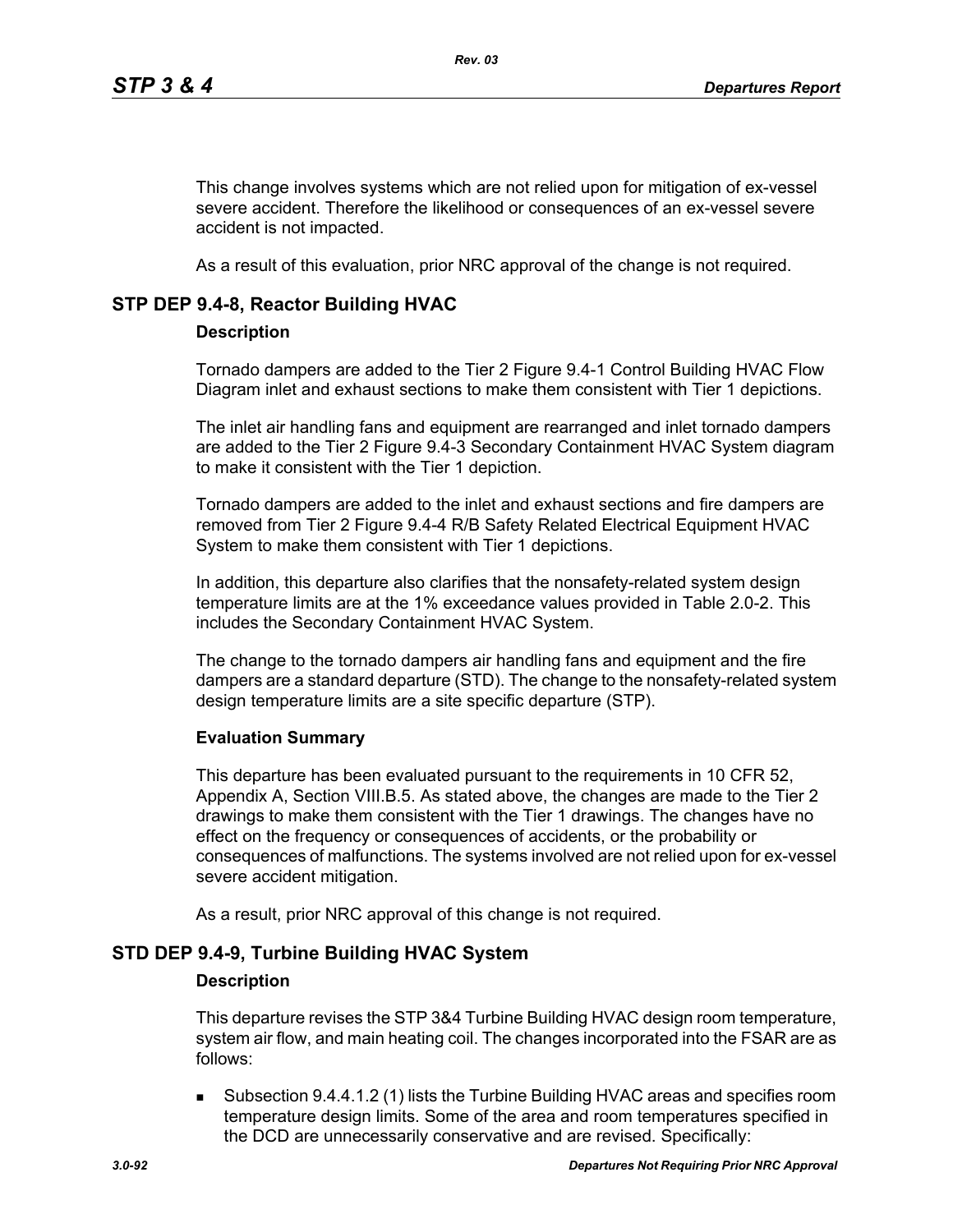This change involves systems which are not relied upon for mitigation of ex-vessel severe accident. Therefore the likelihood or consequences of an ex-vessel severe accident is not impacted.

As a result of this evaluation, prior NRC approval of the change is not required.

## STP DEP 9.4-8, Reactor Building HVAC

### Description

Tornado dampers are added to the Tier 2 Figure 9.4-1 Control Building HVAC Flow Diagram inlet and exhaust sections to make them consistent with Tier 1 depictions.

The inlet air handling fans and equipment are rearranged and inlet tornado dampers are added to the Tier 2 Figure 9.4-3 Secondary Containment HVAC System diagram to make it consistent with the Tier 1 depiction.

Tornado dampers are added to the inlet and exhaust sections and fire dampers are removed from Tier 2 Figure 9.4-4 R/B Safety Related Electrical Equipment HVAC System to make them consistent with Tier 1 depictions.

In addition, this departure also clarifies that the nonsafety-related system design temperature limits are at the 1% exceedance values provided in Table 2.0-2. This includes the Secondary Containment HVAC System.

The change to the tornado dampers air handling fans and equipment and the fire dampers are a standard departure (STD). The change to the nonsafety-related system design temperature limits are a site specific departure (STP).

### Evaluation Summary

This departure has been evaluated pursuant to the requirements in 10 CFR 52, Appendix A, Section VIII.B.5. As stated above, the changes are made to the Tier 2 drawings to make them consistent with the Tier 1 drawings. The changes have no effect on the frequency or consequences of accidents, or the probability or consequences of malfunctions. The systems involved are not relied upon for ex-vessel severe accident mitigation.

As a result, prior NRC approval of this change is not required.

## STD DEP 9.4-9, Turbine Building HVAC System

### Description

This departure revises the STP 3&4 Turbine Building HVAC design room temperature, system air flow, and main heating coil. The changes incorporated into the FSAR are as follows:

- Subsection 9.4.4.1.2 (1) lists the Turbine Building HVAC areas and specifies room temperature design limits. Some of the area and room temperatures specified in the DCD are unnecessarily conservative and are revised. Specifically: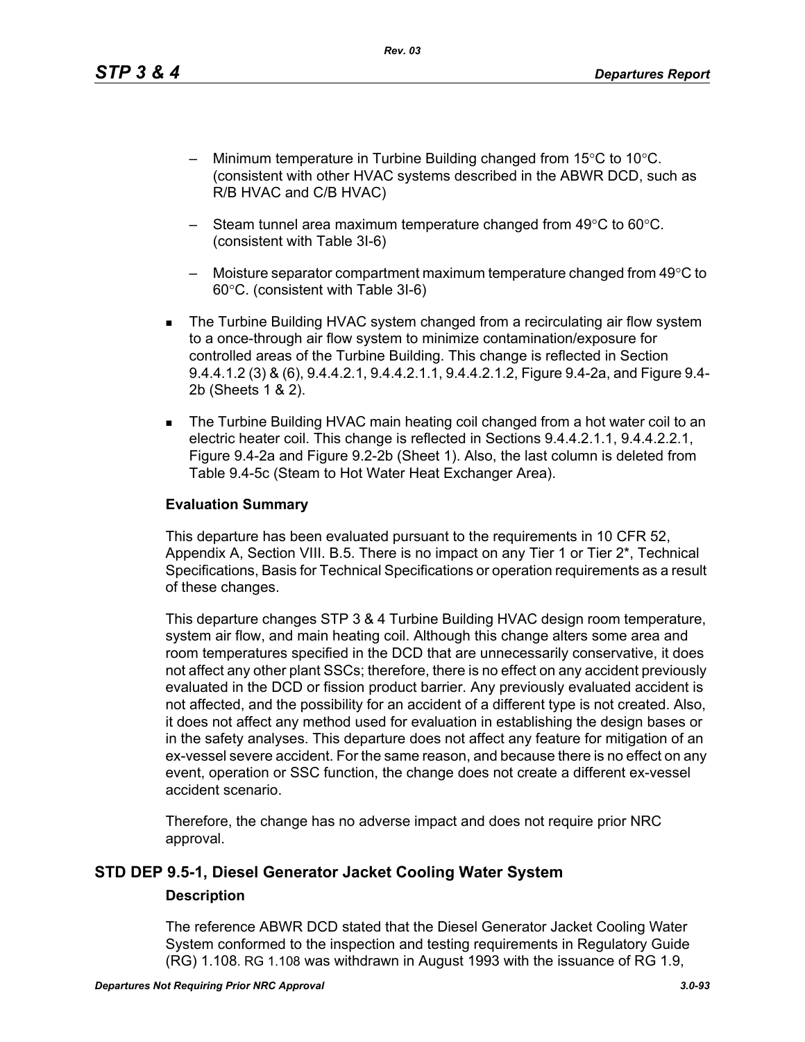- Minimum temperature in Turbine Building changed from 15°C to 10°C. (consistent with other HVAC systems described in the ABWR DCD, such as R/B HVAC and C/B HVAC)
   - Steam tunnel area maximum temperature changed from 49°C to 60°C. (consistent with Table 3I-6)
   - Moisture separator compartment maximum temperature changed from 49°C to 60°C. (consistent with Table 3I-6)

- The Turbine Building HVAC system changed from a recirculating air flow system to a once-through air flow system to minimize contamination/exposure for controlled areas of the Turbine Building. This change is reflected in Section 9.4.4.1.2 (3) & (6), 9.4.4.2.1, 9.4.4.2.1.1, 9.4.4.2.1.2, Figure 9.4-2a, and Figure 9.4-2b (Sheets 1 & 2).
- The Turbine Building HVAC main heating coil changed from a hot water coil to an electric heater coil. This change is reflected in Sections 9.4.4.2.1.1, 9.4.4.2.2.1, Figure 9.4-2a and Figure 9.2-2b (Sheet 1). Also, the last column is deleted from Table 9.4-5c (Steam to Hot Water Heat Exchanger Area).

**Evaluation Summary**

This departure has been evaluated pursuant to the requirements in 10 CFR 52, Appendix A, Section VIII. B.5. There is no impact on any Tier 1 or Tier 2*, Technical Specifications, Basis for Technical Specifications or operation requirements as a result of these changes.

This departure changes STP 3 & 4 Turbine Building HVAC design room temperature, system air flow, and main heating coil. Although this change alters some area and room temperatures specified in the DCD that are unnecessarily conservative, it does not affect any other plant SSCs; therefore, there is no effect on any accident previously evaluated in the DCD or fission product barrier. Any previously evaluated accident is not affected, and the possibility for an accident of a different type is not created. Also, it does not affect any method used for evaluation in establishing the design bases or in the safety analyses. This departure does not affect any feature for mitigation of an ex-vessel severe accident. For the same reason, and because there is no effect on any event, operation or SSC function, the change does not create a different ex-vessel accident scenario.

Therefore, the change has no adverse impact and does not require prior NRC approval.

## STD DEP 9.5-1, Diesel Generator Jacket Cooling Water System

**Description**

The reference ABWR DCD stated that the Diesel Generator Jacket Cooling Water System conformed to the inspection and testing requirements in Regulatory Guide (RG) 1.108. RG 1.108 was withdrawn in August 1993 with the issuance of RG 1.9,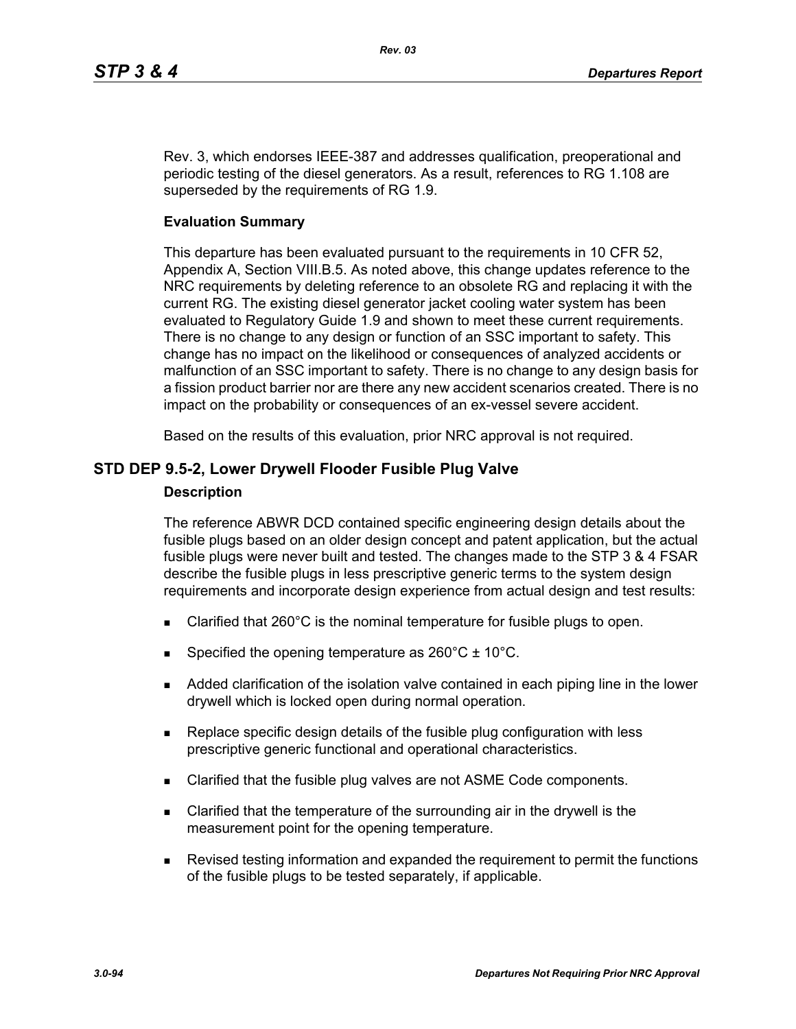Rev. 3, which endorses IEEE-387 and addresses qualification, preoperational and periodic testing of the diesel generators. As a result, references to RG 1.108 are superseded by the requirements of RG 1.9.

**Evaluation Summary**

This departure has been evaluated pursuant to the requirements in 10 CFR 52, Appendix A, Section VIII.B.5. As noted above, this change updates reference to the NRC requirements by deleting reference to an obsolete RG and replacing it with the current RG. The existing diesel generator jacket cooling water system has been evaluated to Regulatory Guide 1.9 and shown to meet these current requirements. There is no change to any design or function of an SSC important to safety. This change has no impact on the likelihood or consequences of analyzed accidents or malfunction of an SSC important to safety. There is no change to any design basis for a fission product barrier nor are there any new accident scenarios created. There is no impact on the probability or consequences of an ex-vessel severe accident.

Based on the results of this evaluation, prior NRC approval is not required.

## STD DEP 9.5-2, Lower Drywell Flooder Fusible Plug Valve

**Description**

The reference ABWR DCD contained specific engineering design details about the fusible plugs based on an older design concept and patent application, but the actual fusible plugs were never built and tested. The changes made to the STP 3 & 4 FSAR describe the fusible plugs in less prescriptive generic terms to the system design requirements and incorporate design experience from actual design and test results:

- Clarified that 260°C is the nominal temperature for fusible plugs to open.
- Specified the opening temperature as 260°C ± 10°C.
- Added clarification of the isolation valve contained in each piping line in the lower drywell which is locked open during normal operation.
- Replace specific design details of the fusible plug configuration with less prescriptive generic functional and operational characteristics.
- Clarified that the fusible plug valves are not ASME Code components.
- Clarified that the temperature of the surrounding air in the drywell is the measurement point for the opening temperature.
- Revised testing information and expanded the requirement to permit the functions of the fusible plugs to be tested separately, if applicable.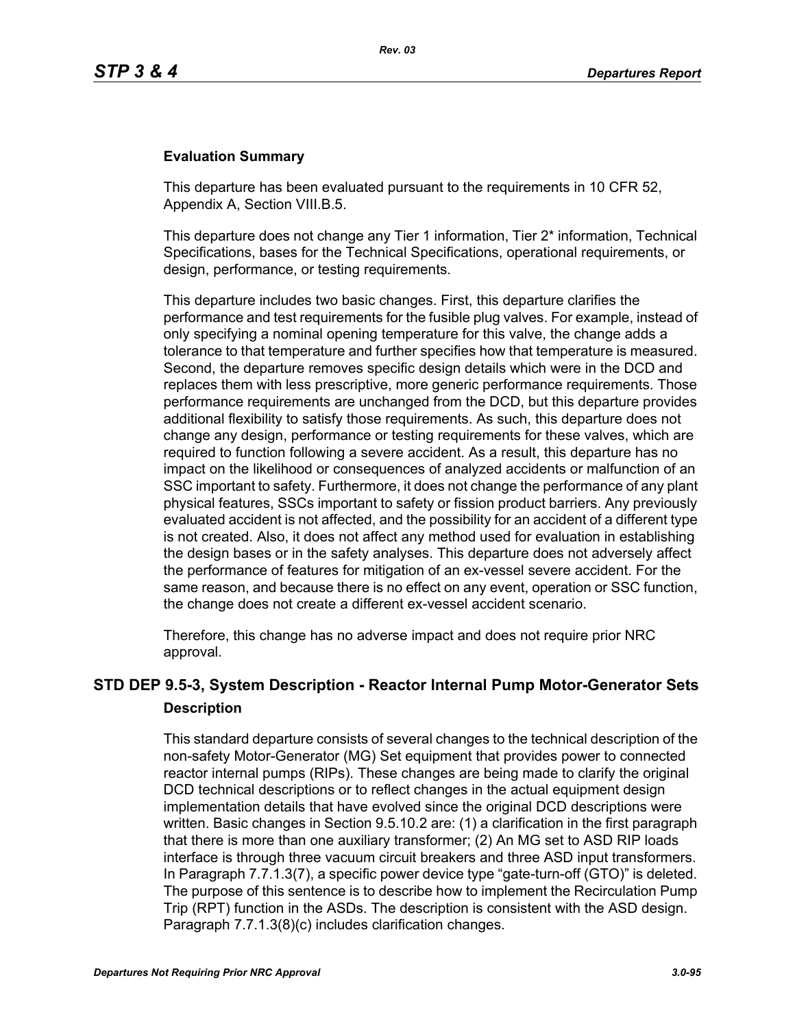### Evaluation Summary

This departure has been evaluated pursuant to the requirements in 10 CFR 52, Appendix A, Section VIII.B.5.

This departure does not change any Tier 1 information, Tier 2* information, Technical Specifications, bases for the Technical Specifications, operational requirements, or design, performance, or testing requirements.

This departure includes two basic changes. First, this departure clarifies the performance and test requirements for the fusible plug valves. For example, instead of only specifying a nominal opening temperature for this valve, the change adds a tolerance to that temperature and further specifies how that temperature is measured. Second, the departure removes specific design details which were in the DCD and replaces them with less prescriptive, more generic performance requirements. Those performance requirements are unchanged from the DCD, but this departure provides additional flexibility to satisfy those requirements. As such, this departure does not change any design, performance or testing requirements for these valves, which are required to function following a severe accident. As a result, this departure has no impact on the likelihood or consequences of analyzed accidents or malfunction of an SSC important to safety. Furthermore, it does not change the performance of any plant physical features, SSCs important to safety or fission product barriers. Any previously evaluated accident is not affected, and the possibility for an accident of a different type is not created. Also, it does not affect any method used for evaluation in establishing the design bases or in the safety analyses. This departure does not adversely affect the performance of features for mitigation of an ex-vessel severe accident. For the same reason, and because there is no effect on any event, operation or SSC function, the change does not create a different ex-vessel accident scenario.

Therefore, this change has no adverse impact and does not require prior NRC approval.

## STD DEP 9.5-3, System Description - Reactor Internal Pump Motor-Generator Sets

### Description

This standard departure consists of several changes to the technical description of the non-safety Motor-Generator (MG) Set equipment that provides power to connected reactor internal pumps (RIPs). These changes are being made to clarify the original DCD technical descriptions or to reflect changes in the actual equipment design implementation details that have evolved since the original DCD descriptions were written. Basic changes in Section 9.5.10.2 are: (1) a clarification in the first paragraph that there is more than one auxiliary transformer; (2) An MG set to ASD RIP loads interface is through three vacuum circuit breakers and three ASD input transformers. In Paragraph 7.7.1.3(7), a specific power device type "gate-turn-off (GTO)" is deleted. The purpose of this sentence is to describe how to implement the Recirculation Pump Trip (RPT) function in the ASDs. The description is consistent with the ASD design. Paragraph 7.7.1.3(8)(c) includes clarification changes.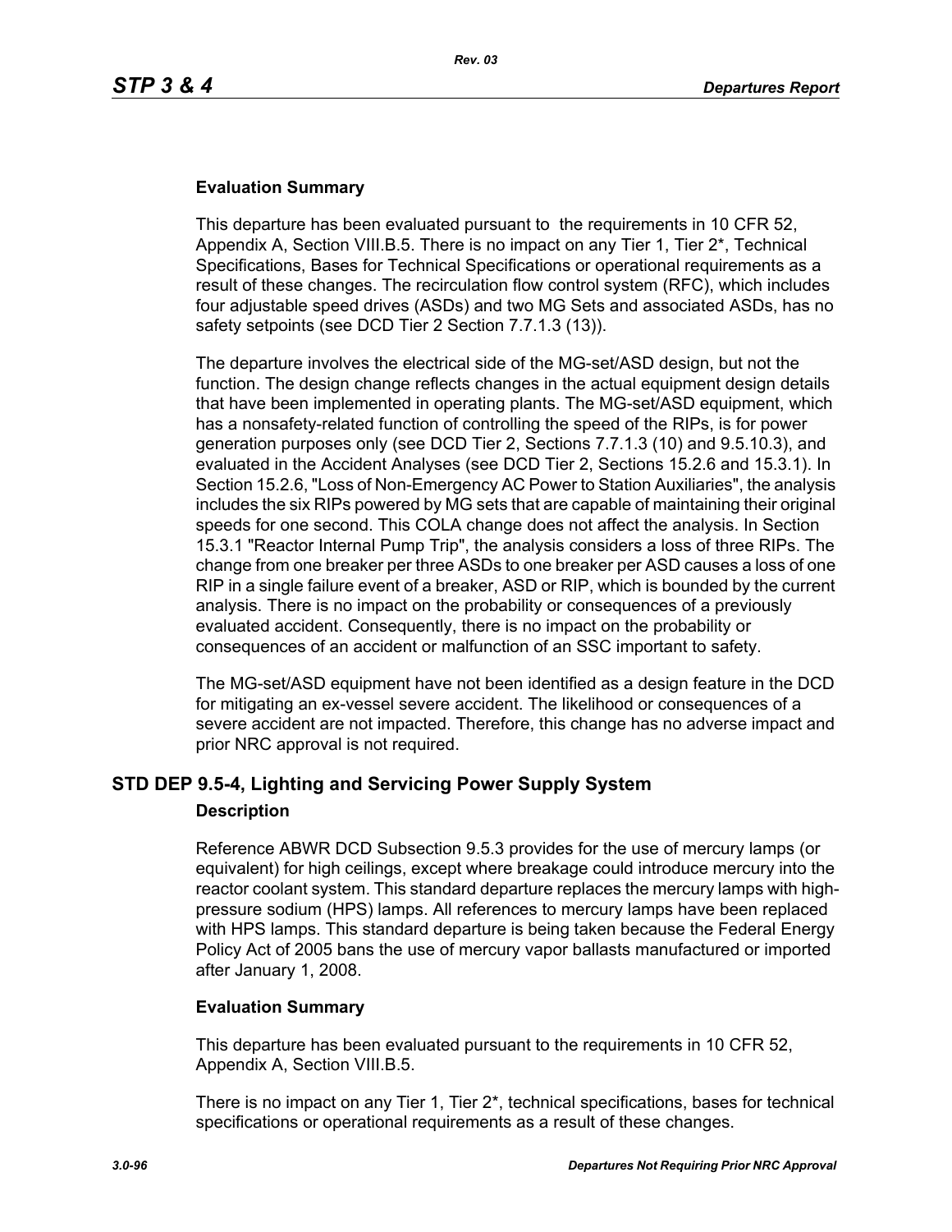**Evaluation Summary**

This departure has been evaluated pursuant to the requirements in 10 CFR 52, Appendix A, Section VIII.B.5. There is no impact on any Tier 1, Tier 2*, Technical Specifications, Bases for Technical Specifications or operational requirements as a result of these changes. The recirculation flow control system (RFC), which includes four adjustable speed drives (ASDs) and two MG Sets and associated ASDs, has no safety setpoints (see DCD Tier 2 Section 7.7.1.3 (13)).

The departure involves the electrical side of the MG-set/ASD design, but not the function. The design change reflects changes in the actual equipment design details that have been implemented in operating plants. The MG-set/ASD equipment, which has a nonsafety-related function of controlling the speed of the RIPs, is for power generation purposes only (see DCD Tier 2, Sections 7.7.1.3 (10) and 9.5.10.3), and evaluated in the Accident Analyses (see DCD Tier 2, Sections 15.2.6 and 15.3.1). In Section 15.2.6, "Loss of Non-Emergency AC Power to Station Auxiliaries", the analysis includes the six RIPs powered by MG sets that are capable of maintaining their original speeds for one second. This COLA change does not affect the analysis. In Section 15.3.1 "Reactor Internal Pump Trip", the analysis considers a loss of three RIPs. The change from one breaker per three ASDs to one breaker per ASD causes a loss of one RIP in a single failure event of a breaker, ASD or RIP, which is bounded by the current analysis. There is no impact on the probability or consequences of a previously evaluated accident. Consequently, there is no impact on the probability or consequences of an accident or malfunction of an SSC important to safety.

The MG-set/ASD equipment have not been identified as a design feature in the DCD for mitigating an ex-vessel severe accident. The likelihood or consequences of a severe accident are not impacted. Therefore, this change has no adverse impact and prior NRC approval is not required.

## STD DEP 9.5-4, Lighting and Servicing Power Supply System

**Description**

Reference ABWR DCD Subsection 9.5.3 provides for the use of mercury lamps (or equivalent) for high ceilings, except where breakage could introduce mercury into the reactor coolant system. This standard departure replaces the mercury lamps with high-pressure sodium (HPS) lamps. All references to mercury lamps have been replaced with HPS lamps. This standard departure is being taken because the Federal Energy Policy Act of 2005 bans the use of mercury vapor ballasts manufactured or imported after January 1, 2008.

**Evaluation Summary**

This departure has been evaluated pursuant to the requirements in 10 CFR 52, Appendix A, Section VIII.B.5.

There is no impact on any Tier 1, Tier 2*, technical specifications, bases for technical specifications or operational requirements as a result of these changes.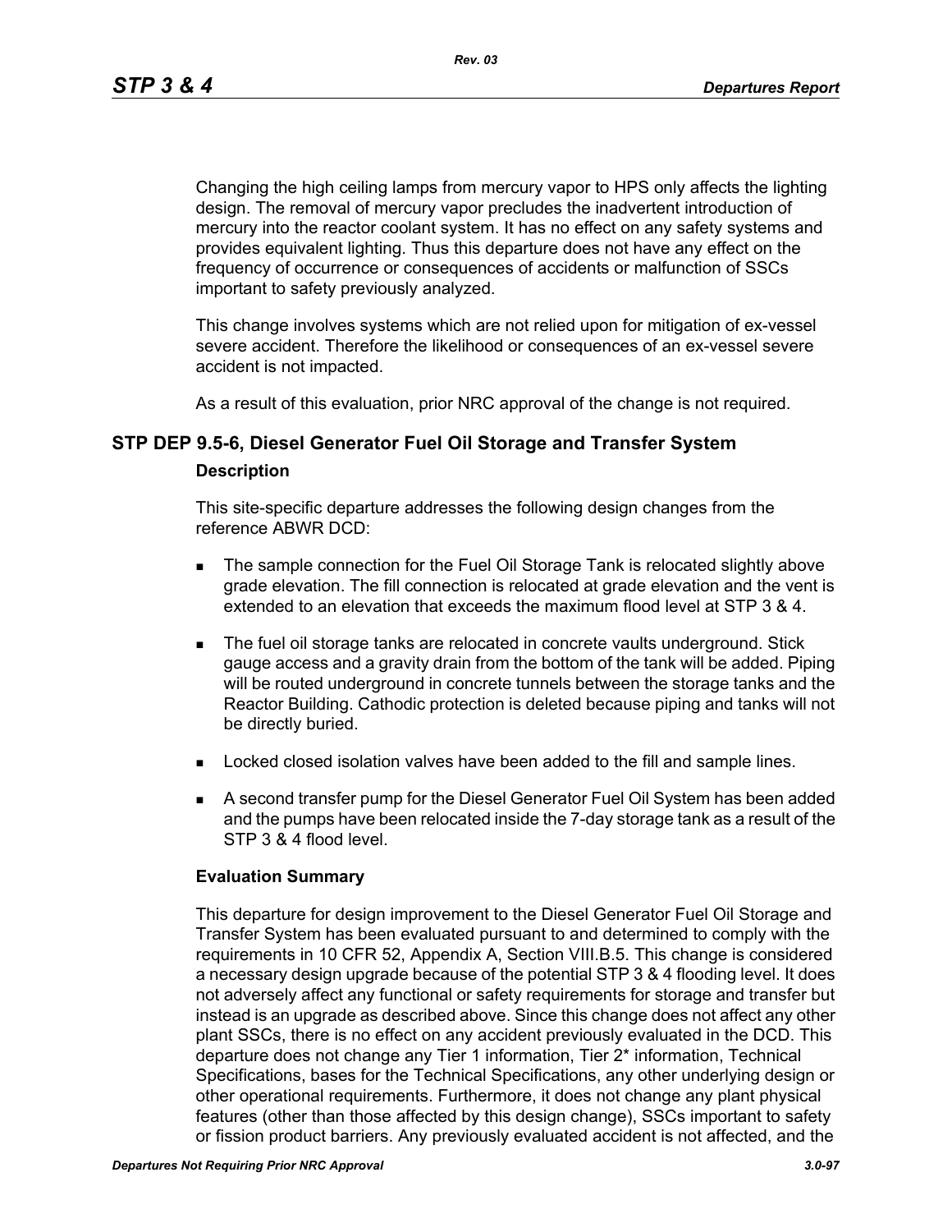Changing the high ceiling lamps from mercury vapor to HPS only affects the lighting design. The removal of mercury vapor precludes the inadvertent introduction of mercury into the reactor coolant system. It has no effect on any safety systems and provides equivalent lighting. Thus this departure does not have any effect on the frequency of occurrence or consequences of accidents or malfunction of SSCs important to safety previously analyzed.

This change involves systems which are not relied upon for mitigation of ex-vessel severe accident. Therefore the likelihood or consequences of an ex-vessel severe accident is not impacted.

As a result of this evaluation, prior NRC approval of the change is not required.

## STP DEP 9.5-6, Diesel Generator Fuel Oil Storage and Transfer System

### Description

This site-specific departure addresses the following design changes from the reference ABWR DCD:

- The sample connection for the Fuel Oil Storage Tank is relocated slightly above grade elevation. The fill connection is relocated at grade elevation and the vent is extended to an elevation that exceeds the maximum flood level at STP 3 & 4.
- The fuel oil storage tanks are relocated in concrete vaults underground. Stick gauge access and a gravity drain from the bottom of the tank will be added. Piping will be routed underground in concrete tunnels between the storage tanks and the Reactor Building. Cathodic protection is deleted because piping and tanks will not be directly buried.
- Locked closed isolation valves have been added to the fill and sample lines.
- A second transfer pump for the Diesel Generator Fuel Oil System has been added and the pumps have been relocated inside the 7-day storage tank as a result of the STP 3 & 4 flood level.

### Evaluation Summary

This departure for design improvement to the Diesel Generator Fuel Oil Storage and Transfer System has been evaluated pursuant to and determined to comply with the requirements in 10 CFR 52, Appendix A, Section VIII.B.5. This change is considered a necessary design upgrade because of the potential STP 3 & 4 flooding level. It does not adversely affect any functional or safety requirements for storage and transfer but instead is an upgrade as described above. Since this change does not affect any other plant SSCs, there is no effect on any accident previously evaluated in the DCD. This departure does not change any Tier 1 information, Tier 2* information, Technical Specifications, bases for the Technical Specifications, any other underlying design or other operational requirements. Furthermore, it does not change any plant physical features (other than those affected by this design change), SSCs important to safety or fission product barriers. Any previously evaluated accident is not affected, and the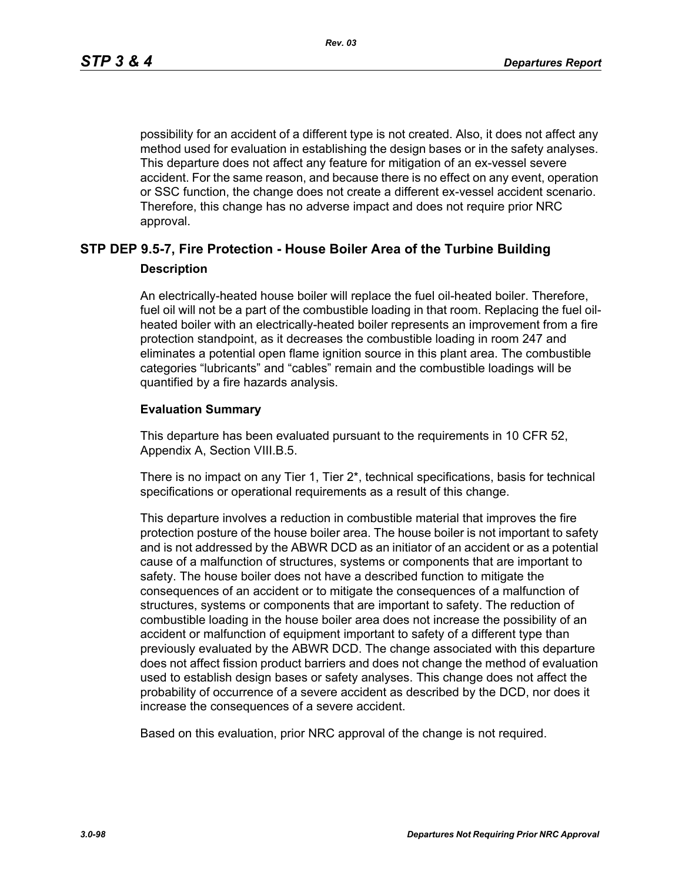possibility for an accident of a different type is not created. Also, it does not affect any method used for evaluation in establishing the design bases or in the safety analyses. This departure does not affect any feature for mitigation of an ex-vessel severe accident. For the same reason, and because there is no effect on any event, operation or SSC function, the change does not create a different ex-vessel accident scenario. Therefore, this change has no adverse impact and does not require prior NRC approval.

## STP DEP 9.5-7, Fire Protection - House Boiler Area of the Turbine Building

### Description

An electrically-heated house boiler will replace the fuel oil-heated boiler. Therefore, fuel oil will not be a part of the combustible loading in that room. Replacing the fuel oil-heated boiler with an electrically-heated boiler represents an improvement from a fire protection standpoint, as it decreases the combustible loading in room 247 and eliminates a potential open flame ignition source in this plant area. The combustible categories “lubricants” and “cables” remain and the combustible loadings will be quantified by a fire hazards analysis.

### Evaluation Summary

This departure has been evaluated pursuant to the requirements in 10 CFR 52, Appendix A, Section VIII.B.5.

There is no impact on any Tier 1, Tier 2*, technical specifications, basis for technical specifications or operational requirements as a result of this change.

This departure involves a reduction in combustible material that improves the fire protection posture of the house boiler area. The house boiler is not important to safety and is not addressed by the ABWR DCD as an initiator of an accident or as a potential cause of a malfunction of structures, systems or components that are important to safety. The house boiler does not have a described function to mitigate the consequences of an accident or to mitigate the consequences of a malfunction of structures, systems or components that are important to safety. The reduction of combustible loading in the house boiler area does not increase the possibility of an accident or malfunction of equipment important to safety of a different type than previously evaluated by the ABWR DCD. The change associated with this departure does not affect fission product barriers and does not change the method of evaluation used to establish design bases or safety analyses. This change does not affect the probability of occurrence of a severe accident as described by the DCD, nor does it increase the consequences of a severe accident.

Based on this evaluation, prior NRC approval of the change is not required.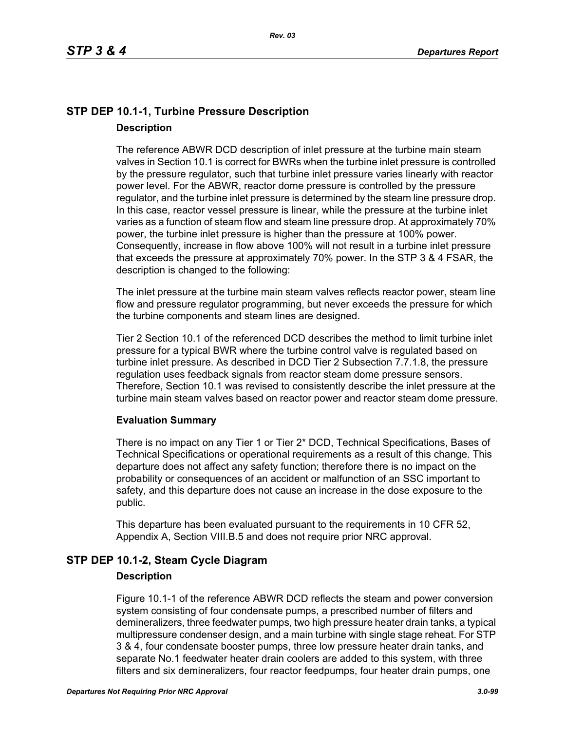## STP DEP 10.1-1, Turbine Pressure Description

### Description

The reference ABWR DCD description of inlet pressure at the turbine main steam valves in Section 10.1 is correct for BWRs when the turbine inlet pressure is controlled by the pressure regulator, such that turbine inlet pressure varies linearly with reactor power level. For the ABWR, reactor dome pressure is controlled by the pressure regulator, and the turbine inlet pressure is determined by the steam line pressure drop. In this case, reactor vessel pressure is linear, while the pressure at the turbine inlet varies as a function of steam flow and steam line pressure drop. At approximately 70% power, the turbine inlet pressure is higher than the pressure at 100% power. Consequently, increase in flow above 100% will not result in a turbine inlet pressure that exceeds the pressure at approximately 70% power. In the STP 3 & 4 FSAR, the description is changed to the following:

The inlet pressure at the turbine main steam valves reflects reactor power, steam line flow and pressure regulator programming, but never exceeds the pressure for which the turbine components and steam lines are designed.

Tier 2 Section 10.1 of the referenced DCD describes the method to limit turbine inlet pressure for a typical BWR where the turbine control valve is regulated based on turbine inlet pressure. As described in DCD Tier 2 Subsection 7.7.1.8, the pressure regulation uses feedback signals from reactor steam dome pressure sensors. Therefore, Section 10.1 was revised to consistently describe the inlet pressure at the turbine main steam valves based on reactor power and reactor steam dome pressure.

### Evaluation Summary

There is no impact on any Tier 1 or Tier 2* DCD, Technical Specifications, Bases of Technical Specifications or operational requirements as a result of this change. This departure does not affect any safety function; therefore there is no impact on the probability or consequences of an accident or malfunction of an SSC important to safety, and this departure does not cause an increase in the dose exposure to the public.

This departure has been evaluated pursuant to the requirements in 10 CFR 52, Appendix A, Section VIII.B.5 and does not require prior NRC approval.

## STP DEP 10.1-2, Steam Cycle Diagram

### Description

Figure 10.1-1 of the reference ABWR DCD reflects the steam and power conversion system consisting of four condensate pumps, a prescribed number of filters and demineralizers, three feedwater pumps, two high pressure heater drain tanks, a typical multipressure condenser design, and a main turbine with single stage reheat. For STP 3 & 4, four condensate booster pumps, three low pressure heater drain tanks, and separate No.1 feedwater heater drain coolers are added to this system, with three filters and six demineralizers, four reactor feedpumps, four heater drain pumps, one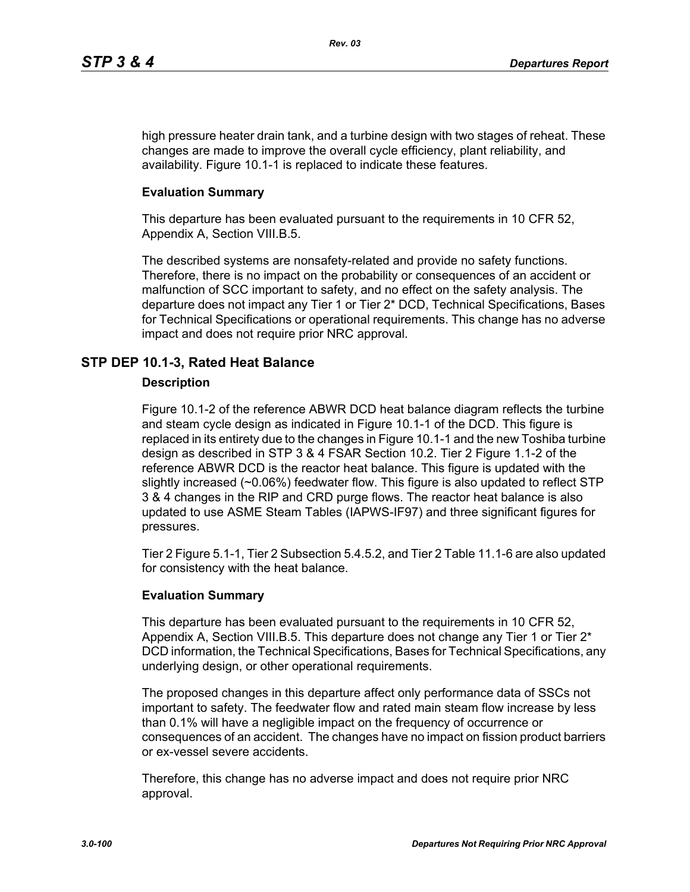high pressure heater drain tank, and a turbine design with two stages of reheat. These changes are made to improve the overall cycle efficiency, plant reliability, and availability. Figure 10.1-1 is replaced to indicate these features.

**Evaluation Summary**

This departure has been evaluated pursuant to the requirements in 10 CFR 52, Appendix A, Section VIII.B.5.

The described systems are nonsafety-related and provide no safety functions. Therefore, there is no impact on the probability or consequences of an accident or malfunction of SCC important to safety, and no effect on the safety analysis. The departure does not impact any Tier 1 or Tier 2* DCD, Technical Specifications, Bases for Technical Specifications or operational requirements. This change has no adverse impact and does not require prior NRC approval.

## STP DEP 10.1-3, Rated Heat Balance

**Description**

Figure 10.1-2 of the reference ABWR DCD heat balance diagram reflects the turbine and steam cycle design as indicated in Figure 10.1-1 of the DCD. This figure is replaced in its entirety due to the changes in Figure 10.1-1 and the new Toshiba turbine design as described in STP 3 & 4 FSAR Section 10.2. Tier 2 Figure 1.1-2 of the reference ABWR DCD is the reactor heat balance. This figure is updated with the slightly increased (~0.06%) feedwater flow. This figure is also updated to reflect STP 3 & 4 changes in the RIP and CRD purge flows. The reactor heat balance is also updated to use ASME Steam Tables (IAPWS-IF97) and three significant figures for pressures.

Tier 2 Figure 5.1-1, Tier 2 Subsection 5.4.5.2, and Tier 2 Table 11.1-6 are also updated for consistency with the heat balance.

**Evaluation Summary**

This departure has been evaluated pursuant to the requirements in 10 CFR 52, Appendix A, Section VIII.B.5. This departure does not change any Tier 1 or Tier 2* DCD information, the Technical Specifications, Bases for Technical Specifications, any underlying design, or other operational requirements.

The proposed changes in this departure affect only performance data of SSCs not important to safety. The feedwater flow and rated main steam flow increase by less than 0.1% will have a negligible impact on the frequency of occurrence or consequences of an accident. The changes have no impact on fission product barriers or ex-vessel severe accidents.

Therefore, this change has no adverse impact and does not require prior NRC approval.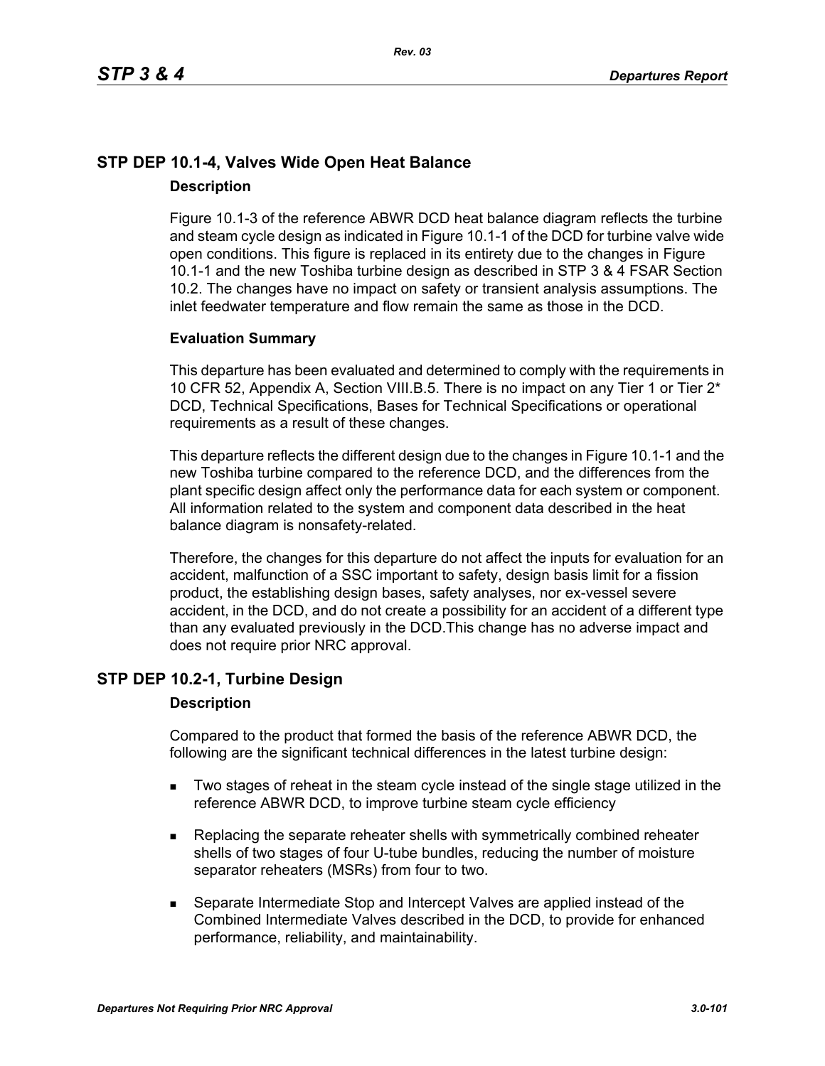## STP DEP 10.1-4, Valves Wide Open Heat Balance

### Description

Figure 10.1-3 of the reference ABWR DCD heat balance diagram reflects the turbine and steam cycle design as indicated in Figure 10.1-1 of the DCD for turbine valve wide open conditions. This figure is replaced in its entirety due to the changes in Figure 10.1-1 and the new Toshiba turbine design as described in STP 3 & 4 FSAR Section 10.2. The changes have no impact on safety or transient analysis assumptions. The inlet feedwater temperature and flow remain the same as those in the DCD.

### Evaluation Summary

This departure has been evaluated and determined to comply with the requirements in 10 CFR 52, Appendix A, Section VIII.B.5. There is no impact on any Tier 1 or Tier 2* DCD, Technical Specifications, Bases for Technical Specifications or operational requirements as a result of these changes.

This departure reflects the different design due to the changes in Figure 10.1-1 and the new Toshiba turbine compared to the reference DCD, and the differences from the plant specific design affect only the performance data for each system or component. All information related to the system and component data described in the heat balance diagram is nonsafety-related.

Therefore, the changes for this departure do not affect the inputs for evaluation for an accident, malfunction of a SSC important to safety, design basis limit for a fission product, the establishing design bases, safety analyses, nor ex-vessel severe accident, in the DCD, and do not create a possibility for an accident of a different type than any evaluated previously in the DCD.This change has no adverse impact and does not require prior NRC approval.

## STP DEP 10.2-1, Turbine Design

### Description

Compared to the product that formed the basis of the reference ABWR DCD, the following are the significant technical differences in the latest turbine design:

- Two stages of reheat in the steam cycle instead of the single stage utilized in the reference ABWR DCD, to improve turbine steam cycle efficiency
- Replacing the separate reheater shells with symmetrically combined reheater shells of two stages of four U-tube bundles, reducing the number of moisture separator reheaters (MSRs) from four to two.
- Separate Intermediate Stop and Intercept Valves are applied instead of the Combined Intermediate Valves described in the DCD, to provide for enhanced performance, reliability, and maintainability.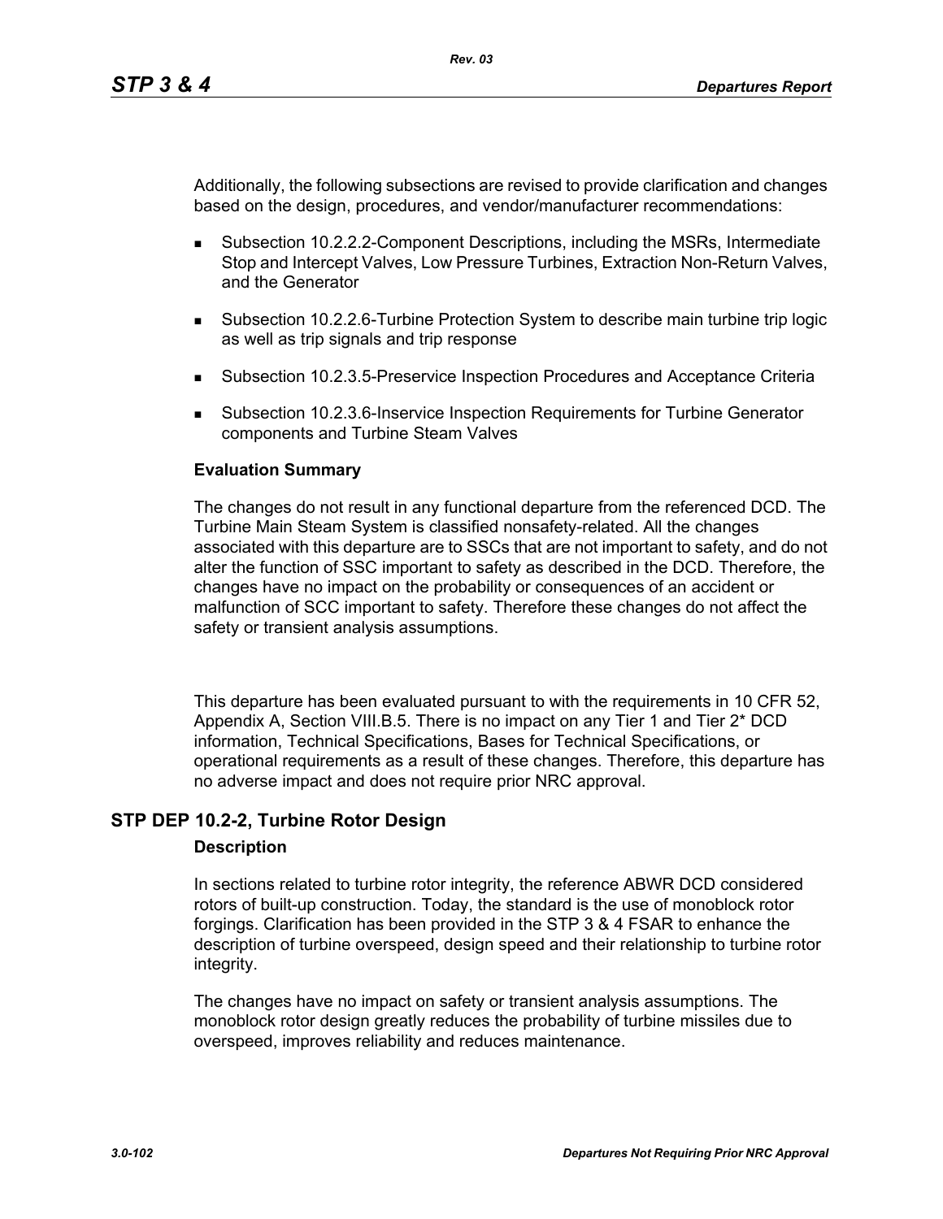Additionally, the following subsections are revised to provide clarification and changes based on the design, procedures, and vendor/manufacturer recommendations:

- Subsection 10.2.2.2-Component Descriptions, including the MSRs, Intermediate Stop and Intercept Valves, Low Pressure Turbines, Extraction Non-Return Valves, and the Generator
- Subsection 10.2.2.6-Turbine Protection System to describe main turbine trip logic as well as trip signals and trip response
- Subsection 10.2.3.5-Preservice Inspection Procedures and Acceptance Criteria
- Subsection 10.2.3.6-Inservice Inspection Requirements for Turbine Generator components and Turbine Steam Valves

**Evaluation Summary**

The changes do not result in any functional departure from the referenced DCD. The Turbine Main Steam System is classified nonsafety-related. All the changes associated with this departure are to SSCs that are not important to safety, and do not alter the function of SSC important to safety as described in the DCD. Therefore, the changes have no impact on the probability or consequences of an accident or malfunction of SCC important to safety. Therefore these changes do not affect the safety or transient analysis assumptions.

This departure has been evaluated pursuant to with the requirements in 10 CFR 52, Appendix A, Section VIII.B.5. There is no impact on any Tier 1 and Tier 2* DCD information, Technical Specifications, Bases for Technical Specifications, or operational requirements as a result of these changes. Therefore, this departure has no adverse impact and does not require prior NRC approval.

## STP DEP 10.2-2, Turbine Rotor Design

**Description**

In sections related to turbine rotor integrity, the reference ABWR DCD considered rotors of built-up construction. Today, the standard is the use of monoblock rotor forgings. Clarification has been provided in the STP 3 & 4 FSAR to enhance the description of turbine overspeed, design speed and their relationship to turbine rotor integrity.

The changes have no impact on safety or transient analysis assumptions. The monoblock rotor design greatly reduces the probability of turbine missiles due to overspeed, improves reliability and reduces maintenance.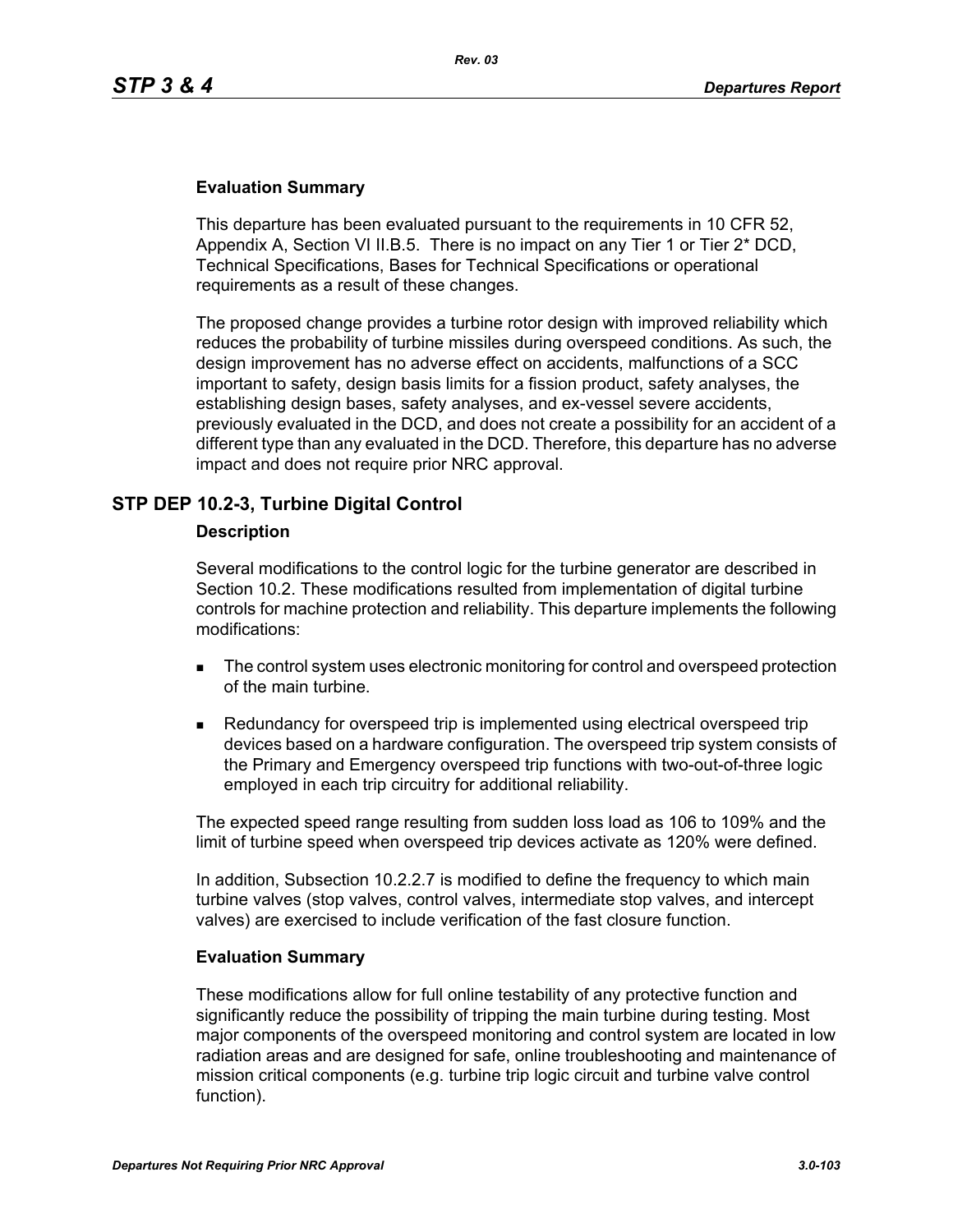**Evaluation Summary**

This departure has been evaluated pursuant to the requirements in 10 CFR 52, Appendix A, Section VI II.B.5. There is no impact on any Tier 1 or Tier 2* DCD, Technical Specifications, Bases for Technical Specifications or operational requirements as a result of these changes.

The proposed change provides a turbine rotor design with improved reliability which reduces the probability of turbine missiles during overspeed conditions. As such, the design improvement has no adverse effect on accidents, malfunctions of a SCC important to safety, design basis limits for a fission product, safety analyses, the establishing design bases, safety analyses, and ex-vessel severe accidents, previously evaluated in the DCD, and does not create a possibility for an accident of a different type than any evaluated in the DCD. Therefore, this departure has no adverse impact and does not require prior NRC approval.

## STP DEP 10.2-3, Turbine Digital Control

**Description**

Several modifications to the control logic for the turbine generator are described in Section 10.2. These modifications resulted from implementation of digital turbine controls for machine protection and reliability. This departure implements the following modifications:

- The control system uses electronic monitoring for control and overspeed protection of the main turbine.
- Redundancy for overspeed trip is implemented using electrical overspeed trip devices based on a hardware configuration. The overspeed trip system consists of the Primary and Emergency overspeed trip functions with two-out-of-three logic employed in each trip circuitry for additional reliability.

The expected speed range resulting from sudden loss load as 106 to 109% and the limit of turbine speed when overspeed trip devices activate as 120% were defined.

In addition, Subsection 10.2.2.7 is modified to define the frequency to which main turbine valves (stop valves, control valves, intermediate stop valves, and intercept valves) are exercised to include verification of the fast closure function.

**Evaluation Summary**

These modifications allow for full online testability of any protective function and significantly reduce the possibility of tripping the main turbine during testing. Most major components of the overspeed monitoring and control system are located in low radiation areas and are designed for safe, online troubleshooting and maintenance of mission critical components (e.g. turbine trip logic circuit and turbine valve control function).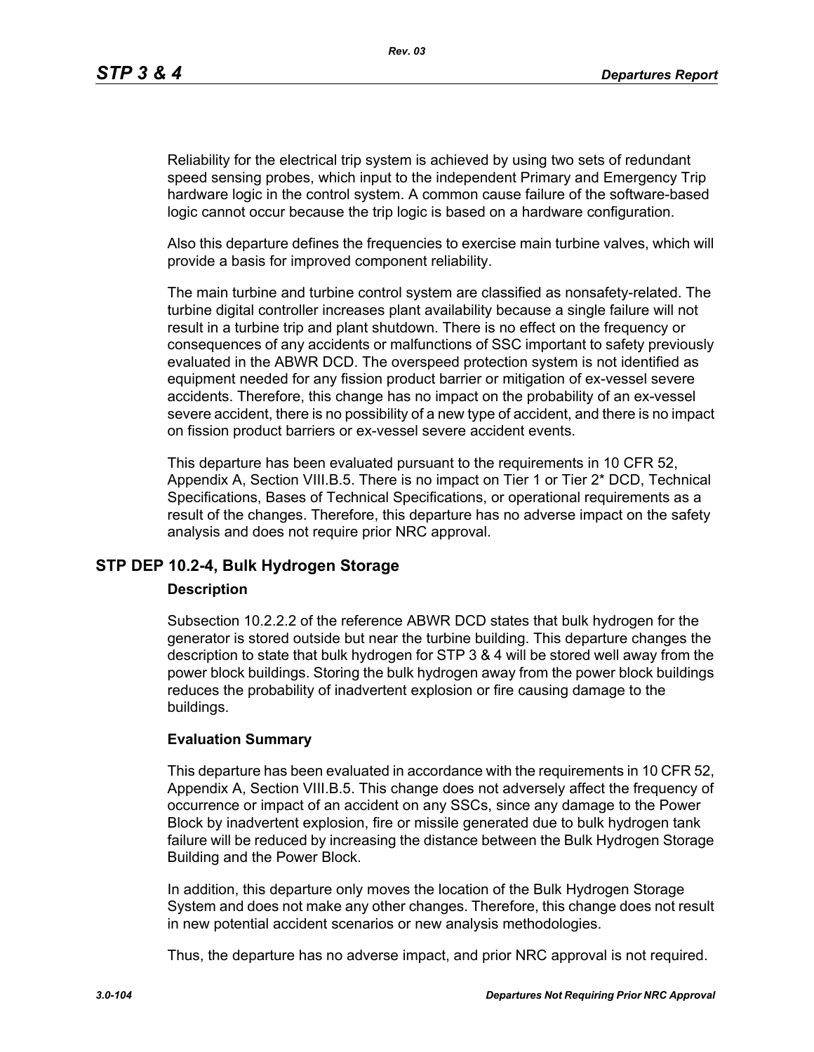Reliability for the electrical trip system is achieved by using two sets of redundant speed sensing probes, which input to the independent Primary and Emergency Trip hardware logic in the control system. A common cause failure of the software-based logic cannot occur because the trip logic is based on a hardware configuration.

Also this departure defines the frequencies to exercise main turbine valves, which will provide a basis for improved component reliability.

The main turbine and turbine control system are classified as nonsafety-related. The turbine digital controller increases plant availability because a single failure will not result in a turbine trip and plant shutdown. There is no effect on the frequency or consequences of any accidents or malfunctions of SSC important to safety previously evaluated in the ABWR DCD. The overspeed protection system is not identified as equipment needed for any fission product barrier or mitigation of ex-vessel severe accidents. Therefore, this change has no impact on the probability of an ex-vessel severe accident, there is no possibility of a new type of accident, and there is no impact on fission product barriers or ex-vessel severe accident events.

This departure has been evaluated pursuant to the requirements in 10 CFR 52, Appendix A, Section VIII.B.5. There is no impact on Tier 1 or Tier 2* DCD, Technical Specifications, Bases of Technical Specifications, or operational requirements as a result of the changes. Therefore, this departure has no adverse impact on the safety analysis and does not require prior NRC approval.

## STP DEP 10.2-4, Bulk Hydrogen Storage

### Description

Subsection 10.2.2.2 of the reference ABWR DCD states that bulk hydrogen for the generator is stored outside but near the turbine building. This departure changes the description to state that bulk hydrogen for STP 3 & 4 will be stored well away from the power block buildings. Storing the bulk hydrogen away from the power block buildings reduces the probability of inadvertent explosion or fire causing damage to the buildings.

### Evaluation Summary

This departure has been evaluated in accordance with the requirements in 10 CFR 52, Appendix A, Section VIII.B.5. This change does not adversely affect the frequency of occurrence or impact of an accident on any SSCs, since any damage to the Power Block by inadvertent explosion, fire or missile generated due to bulk hydrogen tank failure will be reduced by increasing the distance between the Bulk Hydrogen Storage Building and the Power Block.

In addition, this departure only moves the location of the Bulk Hydrogen Storage System and does not make any other changes. Therefore, this change does not result in new potential accident scenarios or new analysis methodologies.

Thus, the departure has no adverse impact, and prior NRC approval is not required.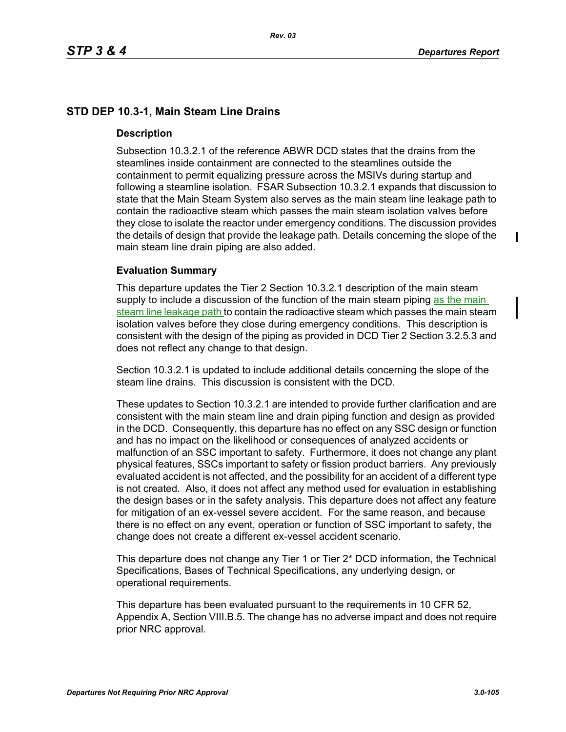## STD DEP 10.3-1, Main Steam Line Drains

### Description

Subsection 10.3.2.1 of the reference ABWR DCD states that the drains from the steamlines inside containment are connected to the steamlines outside the containment to permit equalizing pressure across the MSIVs during startup and following a steamline isolation. FSAR Subsection 10.3.2.1 expands that discussion to state that the Main Steam System also serves as the main steam line leakage path to contain the radioactive steam which passes the main steam isolation valves before they close to isolate the reactor under emergency conditions. The discussion provides the details of design that provide the leakage path. Details concerning the slope of the main steam line drain piping are also added.

### Evaluation Summary

This departure updates the Tier 2 Section 10.3.2.1 description of the main steam supply to include a discussion of the function of the main steam piping as the main steam line leakage path to contain the radioactive steam which passes the main steam isolation valves before they close during emergency conditions. This description is consistent with the design of the piping as provided in DCD Tier 2 Section 3.2.5.3 and does not reflect any change to that design.

Section 10.3.2.1 is updated to include additional details concerning the slope of the steam line drains. This discussion is consistent with the DCD.

These updates to Section 10.3.2.1 are intended to provide further clarification and are consistent with the main steam line and drain piping function and design as provided in the DCD. Consequently, this departure has no effect on any SSC design or function and has no impact on the likelihood or consequences of analyzed accidents or malfunction of an SSC important to safety. Furthermore, it does not change any plant physical features, SSCs important to safety or fission product barriers. Any previously evaluated accident is not affected, and the possibility for an accident of a different type is not created. Also, it does not affect any method used for evaluation in establishing the design bases or in the safety analysis. This departure does not affect any feature for mitigation of an ex-vessel severe accident. For the same reason, and because there is no effect on any event, operation or function of SSC important to safety, the change does not create a different ex-vessel accident scenario.

This departure does not change any Tier 1 or Tier 2* DCD information, the Technical Specifications, Bases of Technical Specifications, any underlying design, or operational requirements.

This departure has been evaluated pursuant to the requirements in 10 CFR 52, Appendix A, Section VIII.B.5. The change has no adverse impact and does not require prior NRC approval.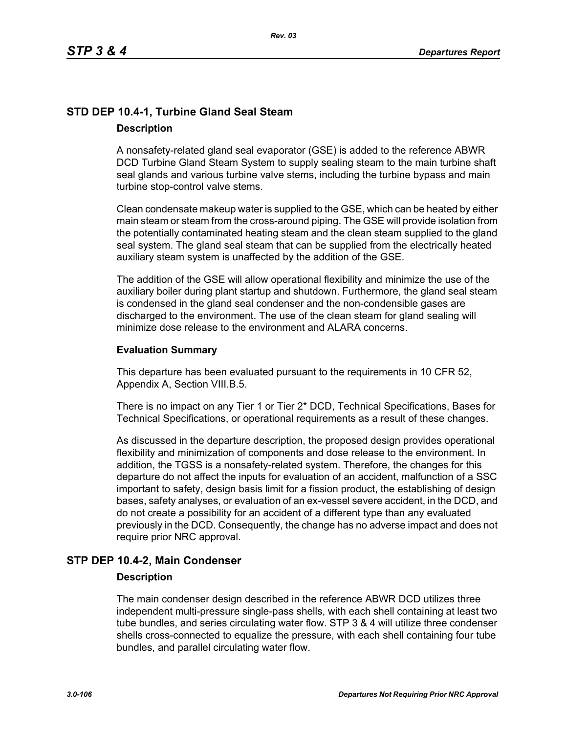## STD DEP 10.4-1, Turbine Gland Seal Steam

### Description

A nonsafety-related gland seal evaporator (GSE) is added to the reference ABWR DCD Turbine Gland Steam System to supply sealing steam to the main turbine shaft seal glands and various turbine valve stems, including the turbine bypass and main turbine stop-control valve stems.

Clean condensate makeup water is supplied to the GSE, which can be heated by either main steam or steam from the cross-around piping. The GSE will provide isolation from the potentially contaminated heating steam and the clean steam supplied to the gland seal system. The gland seal steam that can be supplied from the electrically heated auxiliary steam system is unaffected by the addition of the GSE.

The addition of the GSE will allow operational flexibility and minimize the use of the auxiliary boiler during plant startup and shutdown. Furthermore, the gland seal steam is condensed in the gland seal condenser and the non-condensible gases are discharged to the environment. The use of the clean steam for gland sealing will minimize dose release to the environment and ALARA concerns.

### Evaluation Summary

This departure has been evaluated pursuant to the requirements in 10 CFR 52, Appendix A, Section VIII.B.5.

There is no impact on any Tier 1 or Tier 2* DCD, Technical Specifications, Bases for Technical Specifications, or operational requirements as a result of these changes.

As discussed in the departure description, the proposed design provides operational flexibility and minimization of components and dose release to the environment. In addition, the TGSS is a nonsafety-related system. Therefore, the changes for this departure do not affect the inputs for evaluation of an accident, malfunction of a SSC important to safety, design basis limit for a fission product, the establishing of design bases, safety analyses, or evaluation of an ex-vessel severe accident, in the DCD, and do not create a possibility for an accident of a different type than any evaluated previously in the DCD. Consequently, the change has no adverse impact and does not require prior NRC approval.

## STP DEP 10.4-2, Main Condenser

### Description

The main condenser design described in the reference ABWR DCD utilizes three independent multi-pressure single-pass shells, with each shell containing at least two tube bundles, and series circulating water flow. STP 3 & 4 will utilize three condenser shells cross-connected to equalize the pressure, with each shell containing four tube bundles, and parallel circulating water flow.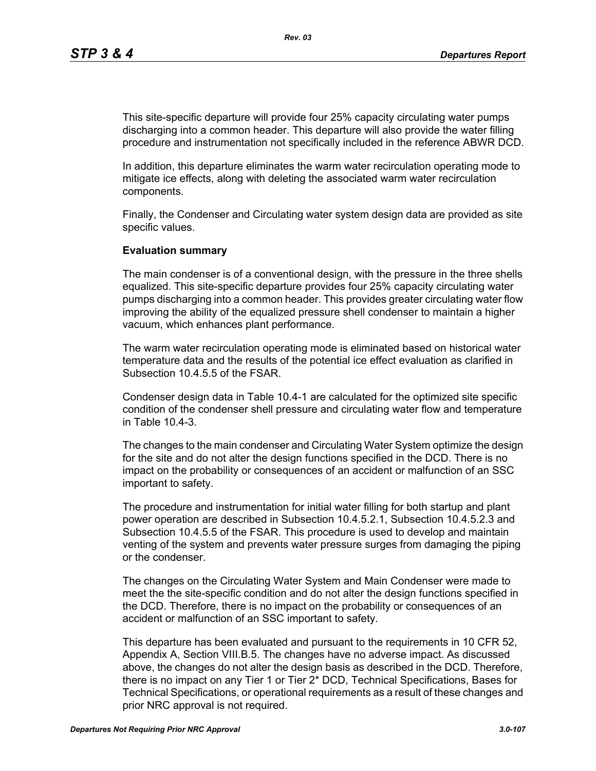This site-specific departure will provide four 25% capacity circulating water pumps discharging into a common header. This departure will also provide the water filling procedure and instrumentation not specifically included in the reference ABWR DCD.

In addition, this departure eliminates the warm water recirculation operating mode to mitigate ice effects, along with deleting the associated warm water recirculation components.

Finally, the Condenser and Circulating water system design data are provided as site specific values.

**Evaluation summary**

The main condenser is of a conventional design, with the pressure in the three shells equalized. This site-specific departure provides four 25% capacity circulating water pumps discharging into a common header. This provides greater circulating water flow improving the ability of the equalized pressure shell condenser to maintain a higher vacuum, which enhances plant performance.

The warm water recirculation operating mode is eliminated based on historical water temperature data and the results of the potential ice effect evaluation as clarified in Subsection 10.4.5.5 of the FSAR.

Condenser design data in Table 10.4-1 are calculated for the optimized site specific condition of the condenser shell pressure and circulating water flow and temperature in Table 10.4-3.

The changes to the main condenser and Circulating Water System optimize the design for the site and do not alter the design functions specified in the DCD. There is no impact on the probability or consequences of an accident or malfunction of an SSC important to safety.

The procedure and instrumentation for initial water filling for both startup and plant power operation are described in Subsection 10.4.5.2.1, Subsection 10.4.5.2.3 and Subsection 10.4.5.5 of the FSAR. This procedure is used to develop and maintain venting of the system and prevents water pressure surges from damaging the piping or the condenser.

The changes on the Circulating Water System and Main Condenser were made to meet the the site-specific condition and do not alter the design functions specified in the DCD. Therefore, there is no impact on the probability or consequences of an accident or malfunction of an SSC important to safety.

This departure has been evaluated and pursuant to the requirements in 10 CFR 52, Appendix A, Section VIII.B.5. The changes have no adverse impact. As discussed above, the changes do not alter the design basis as described in the DCD. Therefore, there is no impact on any Tier 1 or Tier 2* DCD, Technical Specifications, Bases for Technical Specifications, or operational requirements as a result of these changes and prior NRC approval is not required.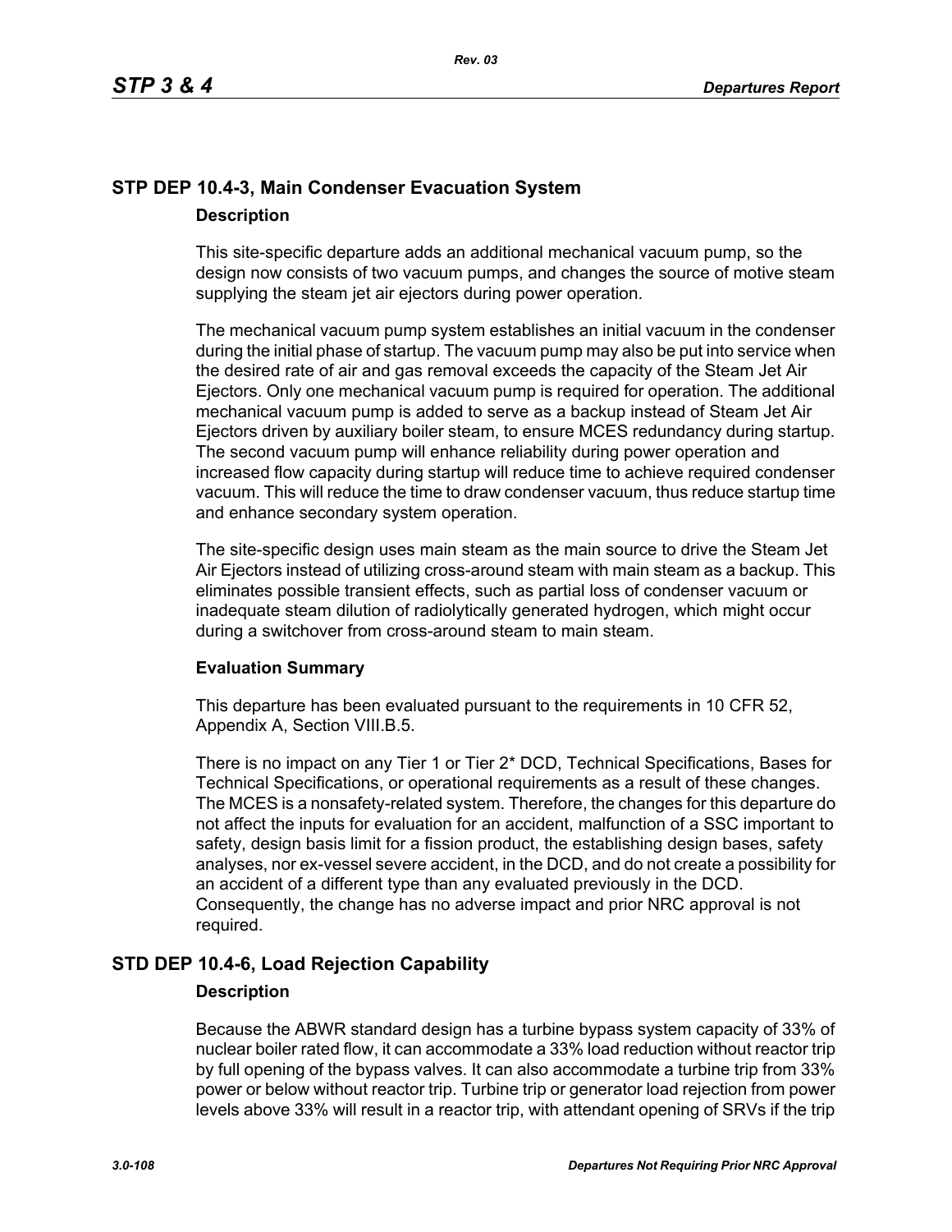## STP DEP 10.4-3, Main Condenser Evacuation System

### Description

This site-specific departure adds an additional mechanical vacuum pump, so the design now consists of two vacuum pumps, and changes the source of motive steam supplying the steam jet air ejectors during power operation.

The mechanical vacuum pump system establishes an initial vacuum in the condenser during the initial phase of startup. The vacuum pump may also be put into service when the desired rate of air and gas removal exceeds the capacity of the Steam Jet Air Ejectors. Only one mechanical vacuum pump is required for operation. The additional mechanical vacuum pump is added to serve as a backup instead of Steam Jet Air Ejectors driven by auxiliary boiler steam, to ensure MCES redundancy during startup. The second vacuum pump will enhance reliability during power operation and increased flow capacity during startup will reduce time to achieve required condenser vacuum. This will reduce the time to draw condenser vacuum, thus reduce startup time and enhance secondary system operation.

The site-specific design uses main steam as the main source to drive the Steam Jet Air Ejectors instead of utilizing cross-around steam with main steam as a backup. This eliminates possible transient effects, such as partial loss of condenser vacuum or inadequate steam dilution of radiolytically generated hydrogen, which might occur during a switchover from cross-around steam to main steam.

### Evaluation Summary

This departure has been evaluated pursuant to the requirements in 10 CFR 52, Appendix A, Section VIII.B.5.

There is no impact on any Tier 1 or Tier 2* DCD, Technical Specifications, Bases for Technical Specifications, or operational requirements as a result of these changes. The MCES is a nonsafety-related system. Therefore, the changes for this departure do not affect the inputs for evaluation for an accident, malfunction of a SSC important to safety, design basis limit for a fission product, the establishing design bases, safety analyses, nor ex-vessel severe accident, in the DCD, and do not create a possibility for an accident of a different type than any evaluated previously in the DCD. Consequently, the change has no adverse impact and prior NRC approval is not required.

## STD DEP 10.4-6, Load Rejection Capability

### Description

Because the ABWR standard design has a turbine bypass system capacity of 33% of nuclear boiler rated flow, it can accommodate a 33% load reduction without reactor trip by full opening of the bypass valves. It can also accommodate a turbine trip from 33% power or below without reactor trip. Turbine trip or generator load rejection from power levels above 33% will result in a reactor trip, with attendant opening of SRVs if the trip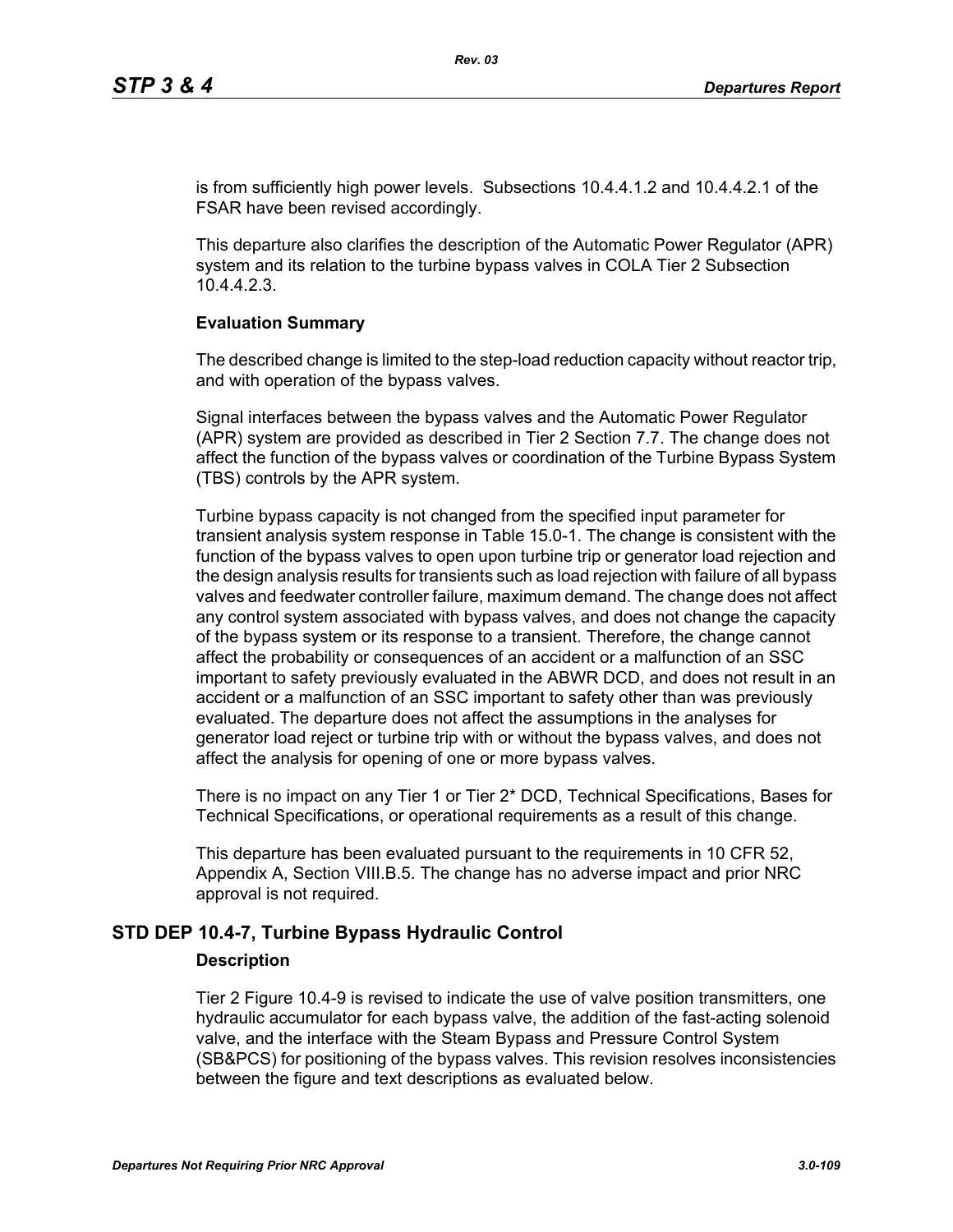is from sufficiently high power levels. Subsections 10.4.4.1.2 and 10.4.4.2.1 of the FSAR have been revised accordingly.

This departure also clarifies the description of the Automatic Power Regulator (APR) system and its relation to the turbine bypass valves in COLA Tier 2 Subsection 10.4.4.2.3.

**Evaluation Summary**

The described change is limited to the step-load reduction capacity without reactor trip, and with operation of the bypass valves.

Signal interfaces between the bypass valves and the Automatic Power Regulator (APR) system are provided as described in Tier 2 Section 7.7. The change does not affect the function of the bypass valves or coordination of the Turbine Bypass System (TBS) controls by the APR system.

Turbine bypass capacity is not changed from the specified input parameter for transient analysis system response in Table 15.0-1. The change is consistent with the function of the bypass valves to open upon turbine trip or generator load rejection and the design analysis results for transients such as load rejection with failure of all bypass valves and feedwater controller failure, maximum demand. The change does not affect any control system associated with bypass valves, and does not change the capacity of the bypass system or its response to a transient. Therefore, the change cannot affect the probability or consequences of an accident or a malfunction of an SSC important to safety previously evaluated in the ABWR DCD, and does not result in an accident or a malfunction of an SSC important to safety other than was previously evaluated. The departure does not affect the assumptions in the analyses for generator load reject or turbine trip with or without the bypass valves, and does not affect the analysis for opening of one or more bypass valves.

There is no impact on any Tier 1 or Tier 2* DCD, Technical Specifications, Bases for Technical Specifications, or operational requirements as a result of this change.

This departure has been evaluated pursuant to the requirements in 10 CFR 52, Appendix A, Section VIII.B.5. The change has no adverse impact and prior NRC approval is not required.

## STD DEP 10.4-7, Turbine Bypass Hydraulic Control

**Description**

Tier 2 Figure 10.4-9 is revised to indicate the use of valve position transmitters, one hydraulic accumulator for each bypass valve, the addition of the fast-acting solenoid valve, and the interface with the Steam Bypass and Pressure Control System (SB&PCS) for positioning of the bypass valves. This revision resolves inconsistencies between the figure and text descriptions as evaluated below.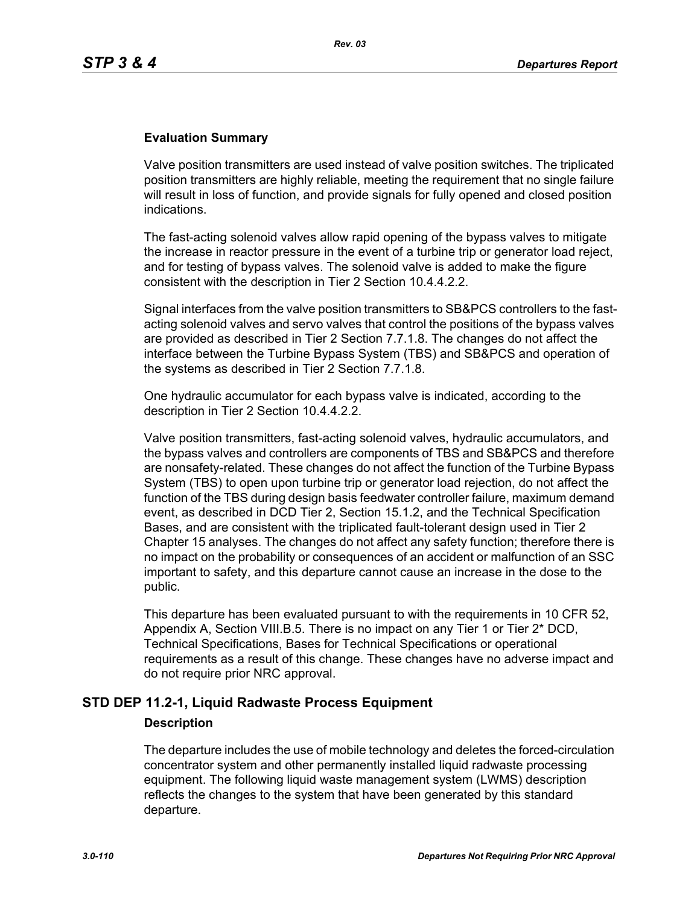### Evaluation Summary

Valve position transmitters are used instead of valve position switches. The triplicated position transmitters are highly reliable, meeting the requirement that no single failure will result in loss of function, and provide signals for fully opened and closed position indications.

The fast-acting solenoid valves allow rapid opening of the bypass valves to mitigate the increase in reactor pressure in the event of a turbine trip or generator load reject, and for testing of bypass valves. The solenoid valve is added to make the figure consistent with the description in Tier 2 Section 10.4.4.2.2.

Signal interfaces from the valve position transmitters to SB&PCS controllers to the fast-acting solenoid valves and servo valves that control the positions of the bypass valves are provided as described in Tier 2 Section 7.7.1.8. The changes do not affect the interface between the Turbine Bypass System (TBS) and SB&PCS and operation of the systems as described in Tier 2 Section 7.7.1.8.

One hydraulic accumulator for each bypass valve is indicated, according to the description in Tier 2 Section 10.4.4.2.2.

Valve position transmitters, fast-acting solenoid valves, hydraulic accumulators, and the bypass valves and controllers are components of TBS and SB&PCS and therefore are nonsafety-related. These changes do not affect the function of the Turbine Bypass System (TBS) to open upon turbine trip or generator load rejection, do not affect the function of the TBS during design basis feedwater controller failure, maximum demand event, as described in DCD Tier 2, Section 15.1.2, and the Technical Specification Bases, and are consistent with the triplicated fault-tolerant design used in Tier 2 Chapter 15 analyses. The changes do not affect any safety function; therefore there is no impact on the probability or consequences of an accident or malfunction of an SSC important to safety, and this departure cannot cause an increase in the dose to the public.

This departure has been evaluated pursuant to with the requirements in 10 CFR 52, Appendix A, Section VIII.B.5. There is no impact on any Tier 1 or Tier 2* DCD, Technical Specifications, Bases for Technical Specifications or operational requirements as a result of this change. These changes have no adverse impact and do not require prior NRC approval.

## STD DEP 11.2-1, Liquid Radwaste Process Equipment

### Description

The departure includes the use of mobile technology and deletes the forced-circulation concentrator system and other permanently installed liquid radwaste processing equipment. The following liquid waste management system (LWMS) description reflects the changes to the system that have been generated by this standard departure.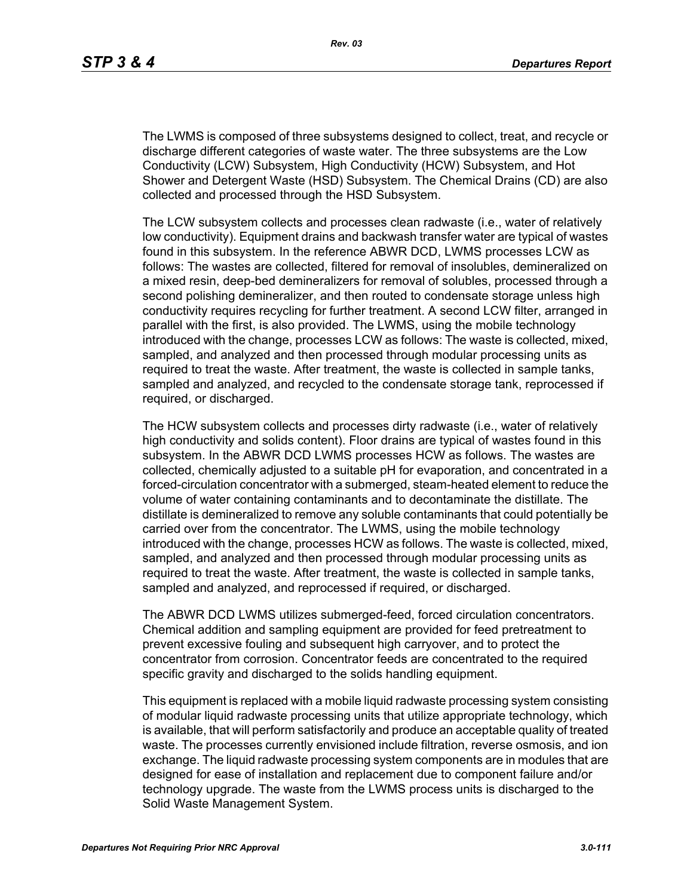The LWMS is composed of three subsystems designed to collect, treat, and recycle or discharge different categories of waste water. The three subsystems are the Low Conductivity (LCW) Subsystem, High Conductivity (HCW) Subsystem, and Hot Shower and Detergent Waste (HSD) Subsystem. The Chemical Drains (CD) are also collected and processed through the HSD Subsystem.

The LCW subsystem collects and processes clean radwaste (i.e., water of relatively low conductivity). Equipment drains and backwash transfer water are typical of wastes found in this subsystem. In the reference ABWR DCD, LWMS processes LCW as follows: The wastes are collected, filtered for removal of insolubles, demineralized on a mixed resin, deep-bed demineralizers for removal of solubles, processed through a second polishing demineralizer, and then routed to condensate storage unless high conductivity requires recycling for further treatment. A second LCW filter, arranged in parallel with the first, is also provided. The LWMS, using the mobile technology introduced with the change, processes LCW as follows: The waste is collected, mixed, sampled, and analyzed and then processed through modular processing units as required to treat the waste. After treatment, the waste is collected in sample tanks, sampled and analyzed, and recycled to the condensate storage tank, reprocessed if required, or discharged.

The HCW subsystem collects and processes dirty radwaste (i.e., water of relatively high conductivity and solids content). Floor drains are typical of wastes found in this subsystem. In the ABWR DCD LWMS processes HCW as follows. The wastes are collected, chemically adjusted to a suitable pH for evaporation, and concentrated in a forced-circulation concentrator with a submerged, steam-heated element to reduce the volume of water containing contaminants and to decontaminate the distillate. The distillate is demineralized to remove any soluble contaminants that could potentially be carried over from the concentrator. The LWMS, using the mobile technology introduced with the change, processes HCW as follows. The waste is collected, mixed, sampled, and analyzed and then processed through modular processing units as required to treat the waste. After treatment, the waste is collected in sample tanks, sampled and analyzed, and reprocessed if required, or discharged.

The ABWR DCD LWMS utilizes submerged-feed, forced circulation concentrators. Chemical addition and sampling equipment are provided for feed pretreatment to prevent excessive fouling and subsequent high carryover, and to protect the concentrator from corrosion. Concentrator feeds are concentrated to the required specific gravity and discharged to the solids handling equipment.

This equipment is replaced with a mobile liquid radwaste processing system consisting of modular liquid radwaste processing units that utilize appropriate technology, which is available, that will perform satisfactorily and produce an acceptable quality of treated waste. The processes currently envisioned include filtration, reverse osmosis, and ion exchange. The liquid radwaste processing system components are in modules that are designed for ease of installation and replacement due to component failure and/or technology upgrade. The waste from the LWMS process units is discharged to the Solid Waste Management System.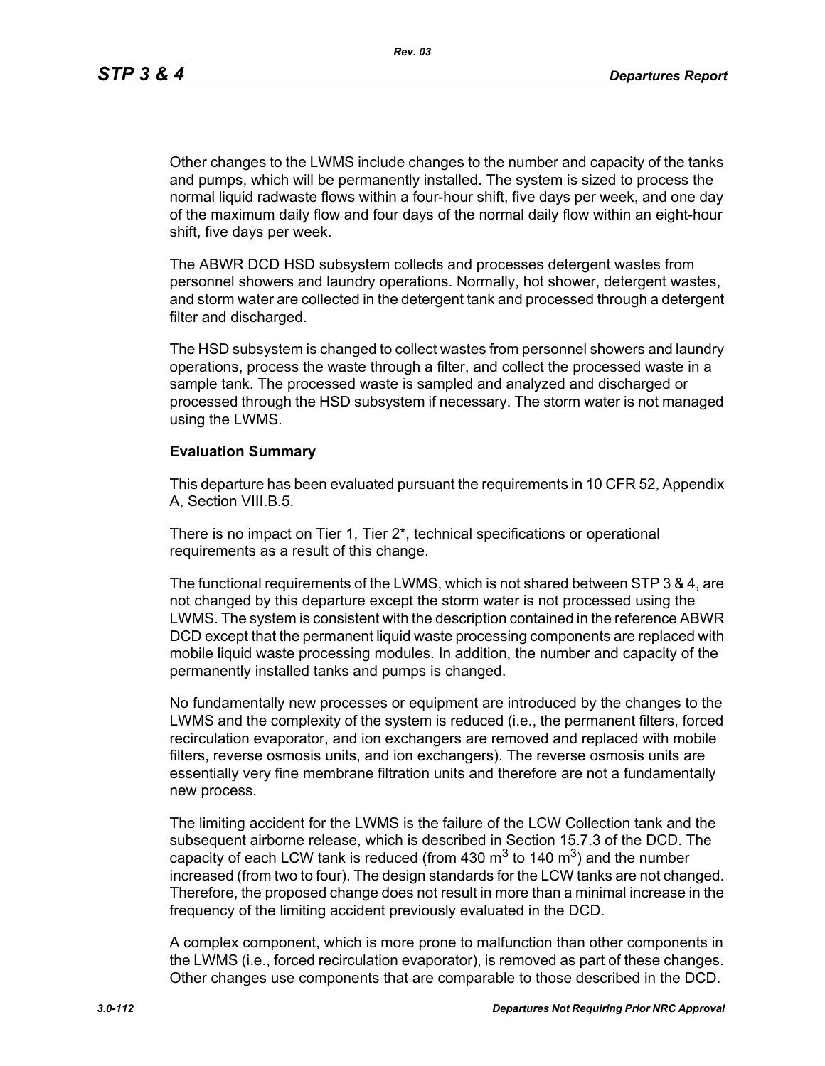Other changes to the LWMS include changes to the number and capacity of the tanks and pumps, which will be permanently installed. The system is sized to process the normal liquid radwaste flows within a four-hour shift, five days per week, and one day of the maximum daily flow and four days of the normal daily flow within an eight-hour shift, five days per week.

The ABWR DCD HSD subsystem collects and processes detergent wastes from personnel showers and laundry operations. Normally, hot shower, detergent wastes, and storm water are collected in the detergent tank and processed through a detergent filter and discharged.

The HSD subsystem is changed to collect wastes from personnel showers and laundry operations, process the waste through a filter, and collect the processed waste in a sample tank. The processed waste is sampled and analyzed and discharged or processed through the HSD subsystem if necessary. The storm water is not managed using the LWMS.

**Evaluation Summary**

This departure has been evaluated pursuant the requirements in 10 CFR 52, Appendix A, Section VIII.B.5.

There is no impact on Tier 1, Tier 2*, technical specifications or operational requirements as a result of this change.

The functional requirements of the LWMS, which is not shared between STP 3 & 4, are not changed by this departure except the storm water is not processed using the LWMS. The system is consistent with the description contained in the reference ABWR DCD except that the permanent liquid waste processing components are replaced with mobile liquid waste processing modules. In addition, the number and capacity of the permanently installed tanks and pumps is changed.

No fundamentally new processes or equipment are introduced by the changes to the LWMS and the complexity of the system is reduced (i.e., the permanent filters, forced recirculation evaporator, and ion exchangers are removed and replaced with mobile filters, reverse osmosis units, and ion exchangers). The reverse osmosis units are essentially very fine membrane filtration units and therefore are not a fundamentally new process.

The limiting accident for the LWMS is the failure of the LCW Collection tank and the subsequent airborne release, which is described in Section 15.7.3 of the DCD. The capacity of each LCW tank is reduced (from 430 $m^3$ to 140 $m^3$) and the number increased (from two to four). The design standards for the LCW tanks are not changed. Therefore, the proposed change does not result in more than a minimal increase in the frequency of the limiting accident previously evaluated in the DCD.

A complex component, which is more prone to malfunction than other components in the LWMS (i.e., forced recirculation evaporator), is removed as part of these changes. Other changes use components that are comparable to those described in the DCD.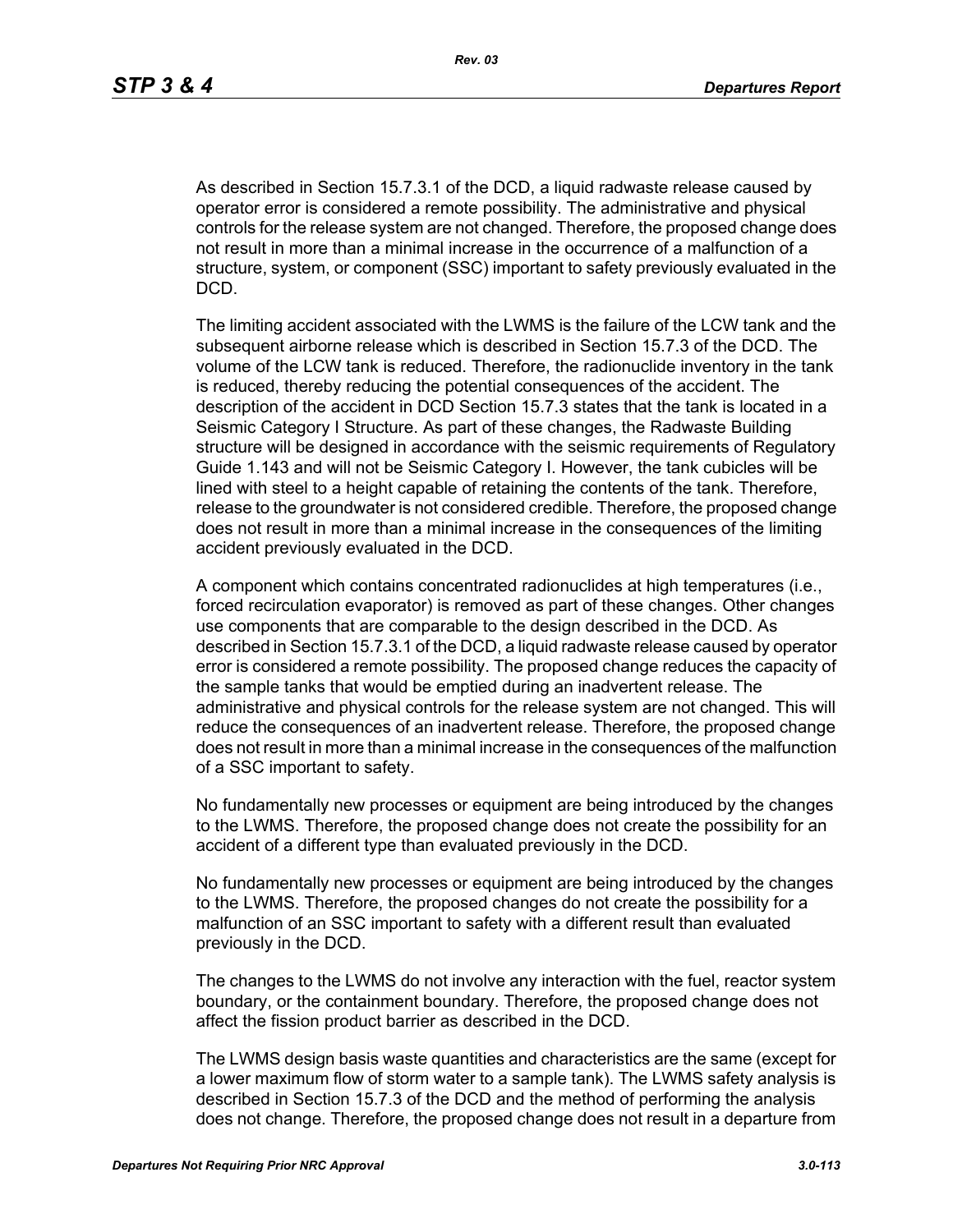As described in Section 15.7.3.1 of the DCD, a liquid radwaste release caused by operator error is considered a remote possibility. The administrative and physical controls for the release system are not changed. Therefore, the proposed change does not result in more than a minimal increase in the occurrence of a malfunction of a structure, system, or component (SSC) important to safety previously evaluated in the DCD.

The limiting accident associated with the LWMS is the failure of the LCW tank and the subsequent airborne release which is described in Section 15.7.3 of the DCD. The volume of the LCW tank is reduced. Therefore, the radionuclide inventory in the tank is reduced, thereby reducing the potential consequences of the accident. The description of the accident in DCD Section 15.7.3 states that the tank is located in a Seismic Category I Structure. As part of these changes, the Radwaste Building structure will be designed in accordance with the seismic requirements of Regulatory Guide 1.143 and will not be Seismic Category I. However, the tank cubicles will be lined with steel to a height capable of retaining the contents of the tank. Therefore, release to the groundwater is not considered credible. Therefore, the proposed change does not result in more than a minimal increase in the consequences of the limiting accident previously evaluated in the DCD.

A component which contains concentrated radionuclides at high temperatures (i.e., forced recirculation evaporator) is removed as part of these changes. Other changes use components that are comparable to the design described in the DCD. As described in Section 15.7.3.1 of the DCD, a liquid radwaste release caused by operator error is considered a remote possibility. The proposed change reduces the capacity of the sample tanks that would be emptied during an inadvertent release. The administrative and physical controls for the release system are not changed. This will reduce the consequences of an inadvertent release. Therefore, the proposed change does not result in more than a minimal increase in the consequences of the malfunction of a SSC important to safety.

No fundamentally new processes or equipment are being introduced by the changes to the LWMS. Therefore, the proposed change does not create the possibility for an accident of a different type than evaluated previously in the DCD.

No fundamentally new processes or equipment are being introduced by the changes to the LWMS. Therefore, the proposed changes do not create the possibility for a malfunction of an SSC important to safety with a different result than evaluated previously in the DCD.

The changes to the LWMS do not involve any interaction with the fuel, reactor system boundary, or the containment boundary. Therefore, the proposed change does not affect the fission product barrier as described in the DCD.

The LWMS design basis waste quantities and characteristics are the same (except for a lower maximum flow of storm water to a sample tank). The LWMS safety analysis is described in Section 15.7.3 of the DCD and the method of performing the analysis does not change. Therefore, the proposed change does not result in a departure from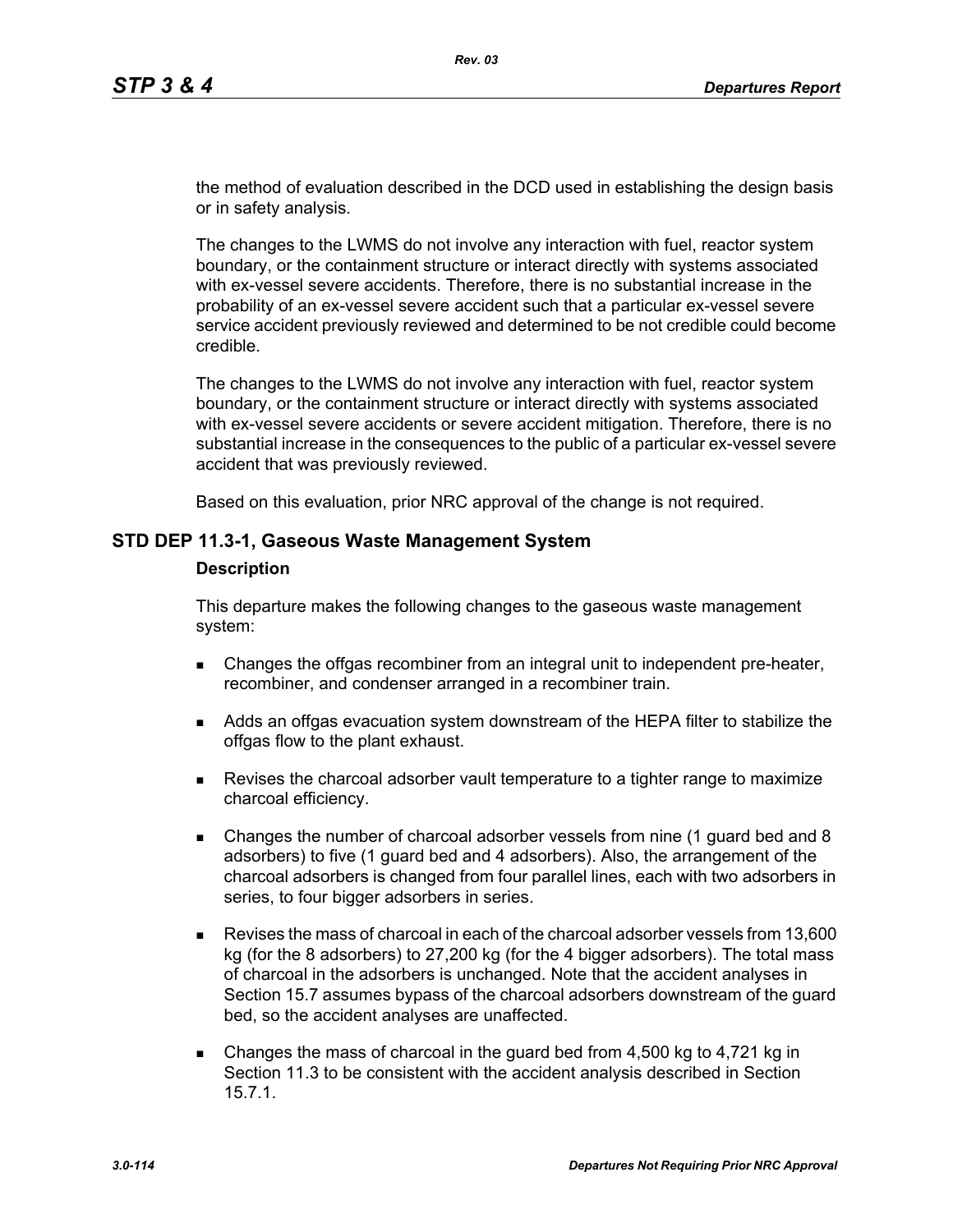the method of evaluation described in the DCD used in establishing the design basis or in safety analysis.

The changes to the LWMS do not involve any interaction with fuel, reactor system boundary, or the containment structure or interact directly with systems associated with ex-vessel severe accidents. Therefore, there is no substantial increase in the probability of an ex-vessel severe accident such that a particular ex-vessel severe service accident previously reviewed and determined to be not credible could become credible.

The changes to the LWMS do not involve any interaction with fuel, reactor system boundary, or the containment structure or interact directly with systems associated with ex-vessel severe accidents or severe accident mitigation. Therefore, there is no substantial increase in the consequences to the public of a particular ex-vessel severe accident that was previously reviewed.

Based on this evaluation, prior NRC approval of the change is not required.

## STD DEP 11.3-1, Gaseous Waste Management System

### Description

This departure makes the following changes to the gaseous waste management system:

- Changes the offgas recombiner from an integral unit to independent pre-heater, recombiner, and condenser arranged in a recombiner train.
- Adds an offgas evacuation system downstream of the HEPA filter to stabilize the offgas flow to the plant exhaust.
- Revises the charcoal adsorber vault temperature to a tighter range to maximize charcoal efficiency.
- Changes the number of charcoal adsorber vessels from nine (1 guard bed and 8 adsorbers) to five (1 guard bed and 4 adsorbers). Also, the arrangement of the charcoal adsorbers is changed from four parallel lines, each with two adsorbers in series, to four bigger adsorbers in series.
- Revises the mass of charcoal in each of the charcoal adsorber vessels from 13,600 kg (for the 8 adsorbers) to 27,200 kg (for the 4 bigger adsorbers). The total mass of charcoal in the adsorbers is unchanged. Note that the accident analyses in Section 15.7 assumes bypass of the charcoal adsorbers downstream of the guard bed, so the accident analyses are unaffected.
- Changes the mass of charcoal in the guard bed from 4,500 kg to 4,721 kg in Section 11.3 to be consistent with the accident analysis described in Section 15.7.1.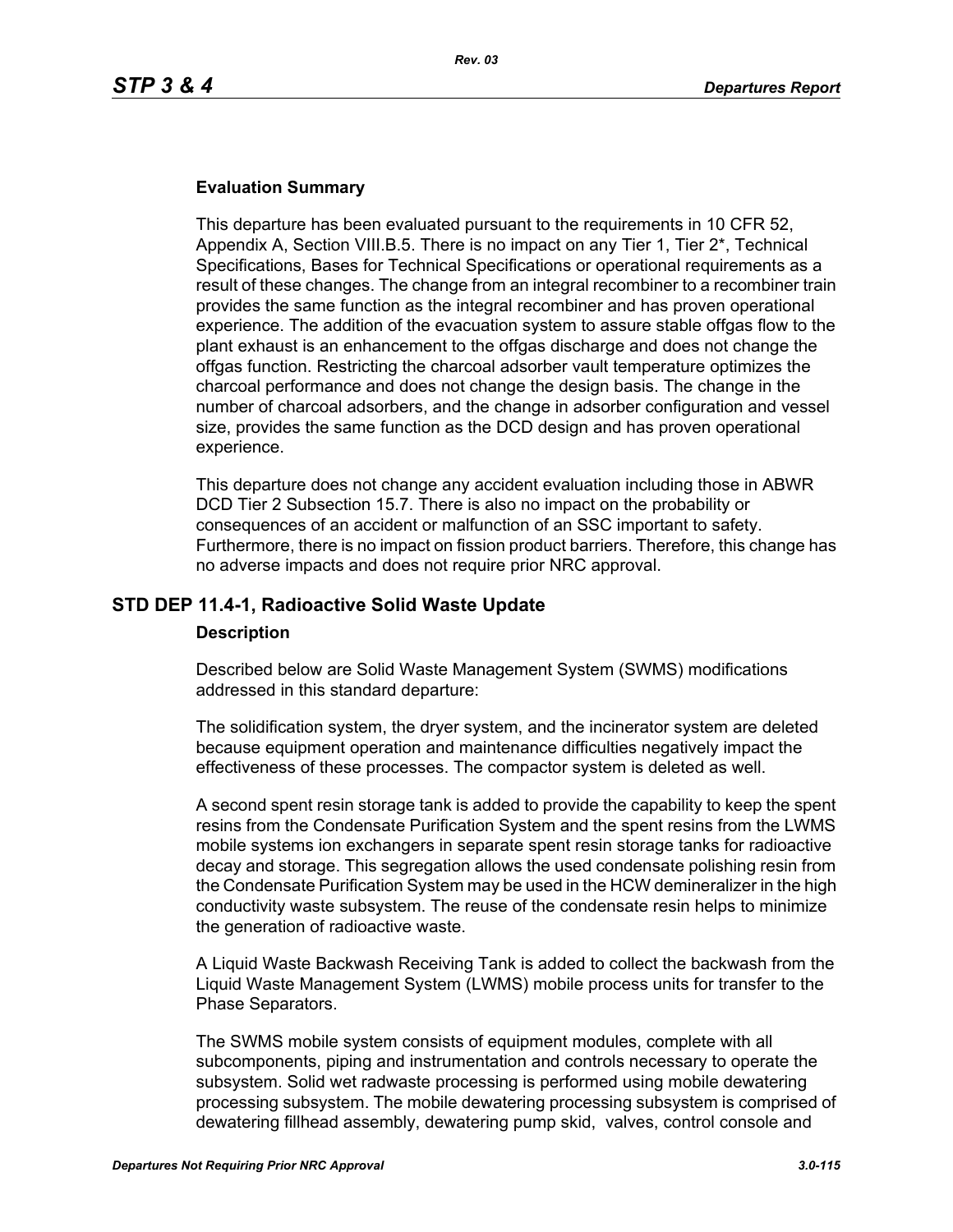### Evaluation Summary

This departure has been evaluated pursuant to the requirements in 10 CFR 52, Appendix A, Section VIII.B.5. There is no impact on any Tier 1, Tier 2*, Technical Specifications, Bases for Technical Specifications or operational requirements as a result of these changes. The change from an integral recombiner to a recombiner train provides the same function as the integral recombiner and has proven operational experience. The addition of the evacuation system to assure stable offgas flow to the plant exhaust is an enhancement to the offgas discharge and does not change the offgas function. Restricting the charcoal adsorber vault temperature optimizes the charcoal performance and does not change the design basis. The change in the number of charcoal adsorbers, and the change in adsorber configuration and vessel size, provides the same function as the DCD design and has proven operational experience.

This departure does not change any accident evaluation including those in ABWR DCD Tier 2 Subsection 15.7. There is also no impact on the probability or consequences of an accident or malfunction of an SSC important to safety. Furthermore, there is no impact on fission product barriers. Therefore, this change has no adverse impacts and does not require prior NRC approval.

## STD DEP 11.4-1, Radioactive Solid Waste Update

### Description

Described below are Solid Waste Management System (SWMS) modifications addressed in this standard departure:

The solidification system, the dryer system, and the incinerator system are deleted because equipment operation and maintenance difficulties negatively impact the effectiveness of these processes. The compactor system is deleted as well.

A second spent resin storage tank is added to provide the capability to keep the spent resins from the Condensate Purification System and the spent resins from the LWMS mobile systems ion exchangers in separate spent resin storage tanks for radioactive decay and storage. This segregation allows the used condensate polishing resin from the Condensate Purification System may be used in the HCW demineralizer in the high conductivity waste subsystem. The reuse of the condensate resin helps to minimize the generation of radioactive waste.

A Liquid Waste Backwash Receiving Tank is added to collect the backwash from the Liquid Waste Management System (LWMS) mobile process units for transfer to the Phase Separators.

The SWMS mobile system consists of equipment modules, complete with all subcomponents, piping and instrumentation and controls necessary to operate the subsystem. Solid wet radwaste processing is performed using mobile dewatering processing subsystem. The mobile dewatering processing subsystem is comprised of dewatering fillhead assembly, dewatering pump skid, valves, control console and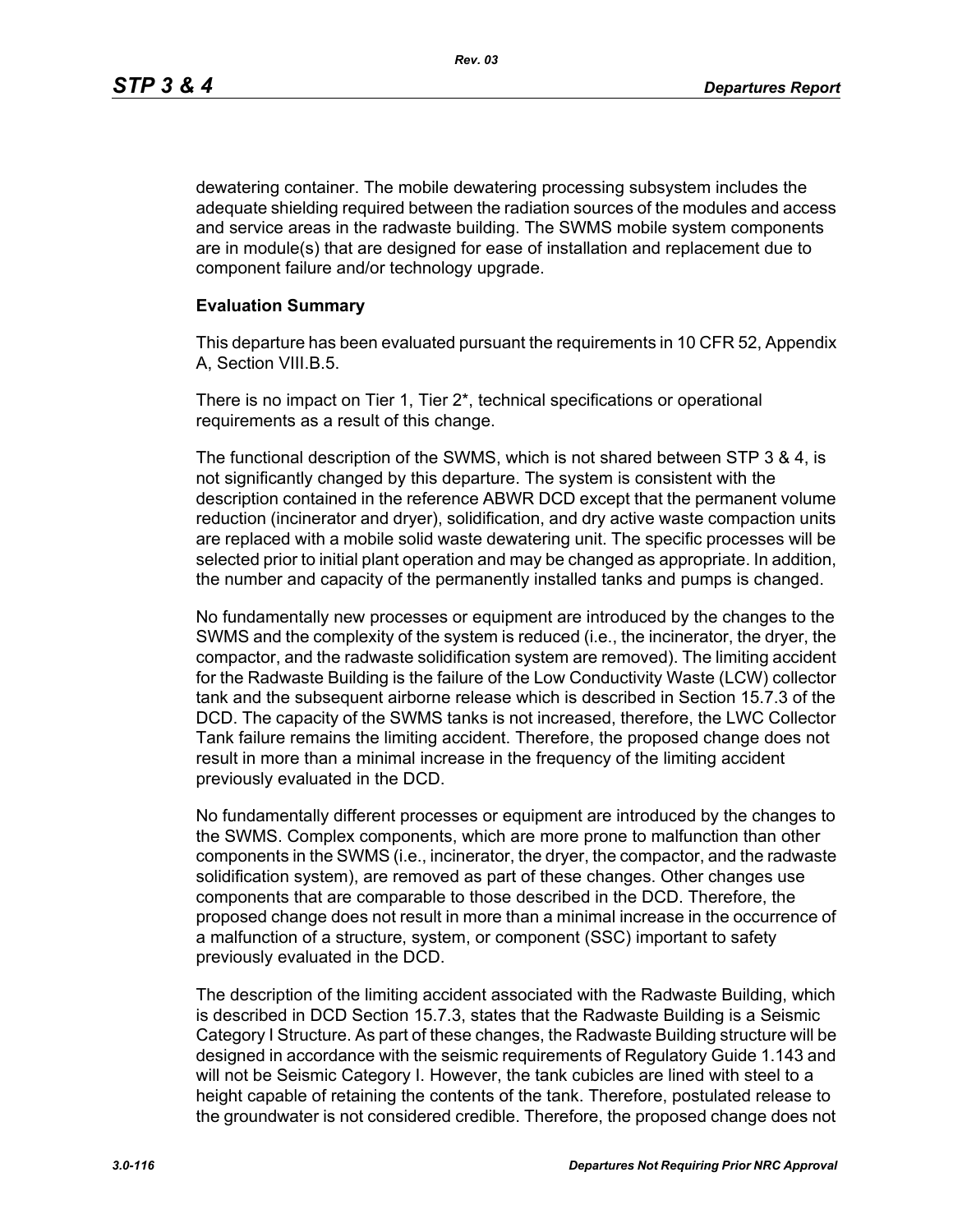dewatering container. The mobile dewatering processing subsystem includes the adequate shielding required between the radiation sources of the modules and access and service areas in the radwaste building. The SWMS mobile system components are in module(s) that are designed for ease of installation and replacement due to component failure and/or technology upgrade.

**Evaluation Summary**

This departure has been evaluated pursuant the requirements in 10 CFR 52, Appendix A, Section VIII.B.5.

There is no impact on Tier 1, Tier 2*, technical specifications or operational requirements as a result of this change.

The functional description of the SWMS, which is not shared between STP 3 & 4, is not significantly changed by this departure. The system is consistent with the description contained in the reference ABWR DCD except that the permanent volume reduction (incinerator and dryer), solidification, and dry active waste compaction units are replaced with a mobile solid waste dewatering unit. The specific processes will be selected prior to initial plant operation and may be changed as appropriate. In addition, the number and capacity of the permanently installed tanks and pumps is changed.

No fundamentally new processes or equipment are introduced by the changes to the SWMS and the complexity of the system is reduced (i.e., the incinerator, the dryer, the compactor, and the radwaste solidification system are removed). The limiting accident for the Radwaste Building is the failure of the Low Conductivity Waste (LCW) collector tank and the subsequent airborne release which is described in Section 15.7.3 of the DCD. The capacity of the SWMS tanks is not increased, therefore, the LWC Collector Tank failure remains the limiting accident. Therefore, the proposed change does not result in more than a minimal increase in the frequency of the limiting accident previously evaluated in the DCD.

No fundamentally different processes or equipment are introduced by the changes to the SWMS. Complex components, which are more prone to malfunction than other components in the SWMS (i.e., incinerator, the dryer, the compactor, and the radwaste solidification system), are removed as part of these changes. Other changes use components that are comparable to those described in the DCD. Therefore, the proposed change does not result in more than a minimal increase in the occurrence of a malfunction of a structure, system, or component (SSC) important to safety previously evaluated in the DCD.

The description of the limiting accident associated with the Radwaste Building, which is described in DCD Section 15.7.3, states that the Radwaste Building is a Seismic Category I Structure. As part of these changes, the Radwaste Building structure will be designed in accordance with the seismic requirements of Regulatory Guide 1.143 and will not be Seismic Category I. However, the tank cubicles are lined with steel to a height capable of retaining the contents of the tank. Therefore, postulated release to the groundwater is not considered credible. Therefore, the proposed change does not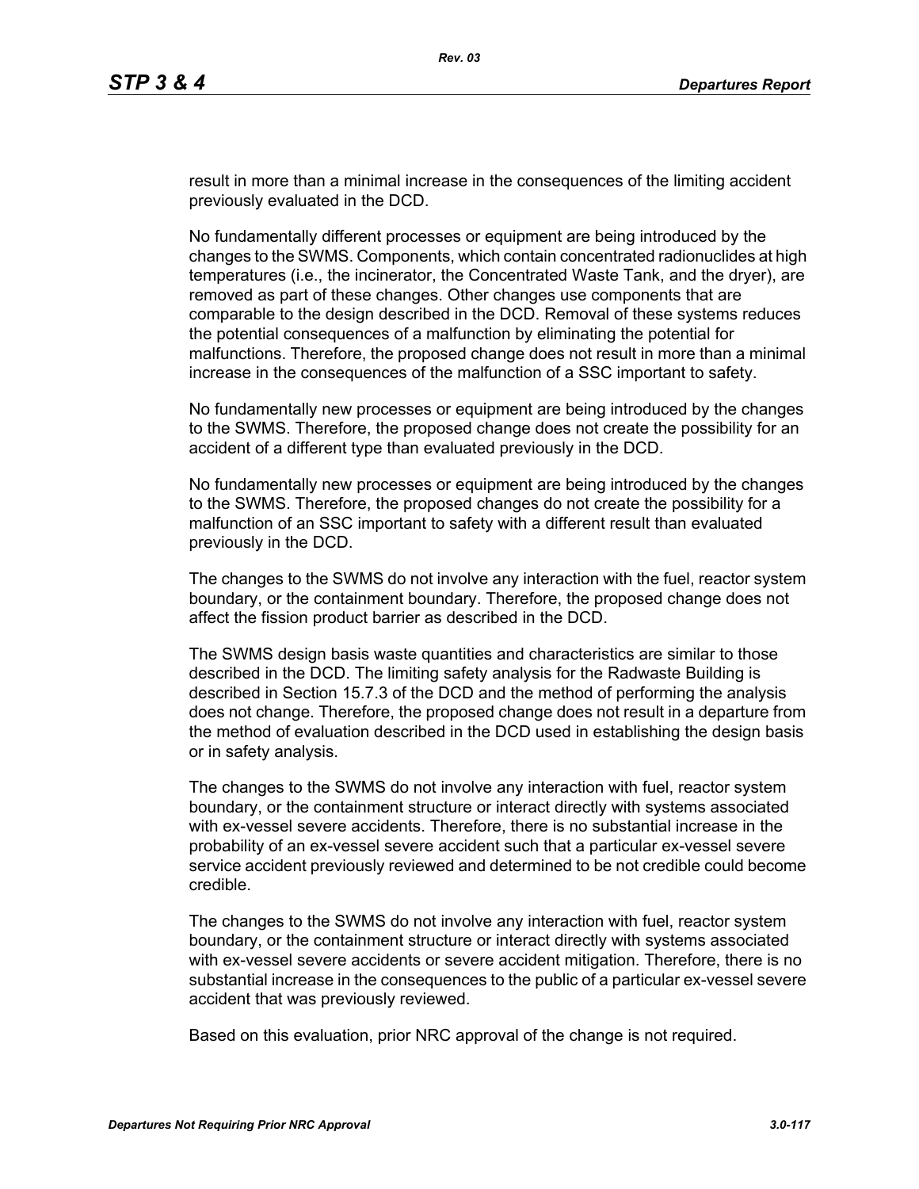result in more than a minimal increase in the consequences of the limiting accident previously evaluated in the DCD.

No fundamentally different processes or equipment are being introduced by the changes to the SWMS. Components, which contain concentrated radionuclides at high temperatures (i.e., the incinerator, the Concentrated Waste Tank, and the dryer), are removed as part of these changes. Other changes use components that are comparable to the design described in the DCD. Removal of these systems reduces the potential consequences of a malfunction by eliminating the potential for malfunctions. Therefore, the proposed change does not result in more than a minimal increase in the consequences of the malfunction of a SSC important to safety.

No fundamentally new processes or equipment are being introduced by the changes to the SWMS. Therefore, the proposed change does not create the possibility for an accident of a different type than evaluated previously in the DCD.

No fundamentally new processes or equipment are being introduced by the changes to the SWMS. Therefore, the proposed changes do not create the possibility for a malfunction of an SSC important to safety with a different result than evaluated previously in the DCD.

The changes to the SWMS do not involve any interaction with the fuel, reactor system boundary, or the containment boundary. Therefore, the proposed change does not affect the fission product barrier as described in the DCD.

The SWMS design basis waste quantities and characteristics are similar to those described in the DCD. The limiting safety analysis for the Radwaste Building is described in Section 15.7.3 of the DCD and the method of performing the analysis does not change. Therefore, the proposed change does not result in a departure from the method of evaluation described in the DCD used in establishing the design basis or in safety analysis.

The changes to the SWMS do not involve any interaction with fuel, reactor system boundary, or the containment structure or interact directly with systems associated with ex-vessel severe accidents. Therefore, there is no substantial increase in the probability of an ex-vessel severe accident such that a particular ex-vessel severe service accident previously reviewed and determined to be not credible could become credible.

The changes to the SWMS do not involve any interaction with fuel, reactor system boundary, or the containment structure or interact directly with systems associated with ex-vessel severe accidents or severe accident mitigation. Therefore, there is no substantial increase in the consequences to the public of a particular ex-vessel severe accident that was previously reviewed.

Based on this evaluation, prior NRC approval of the change is not required.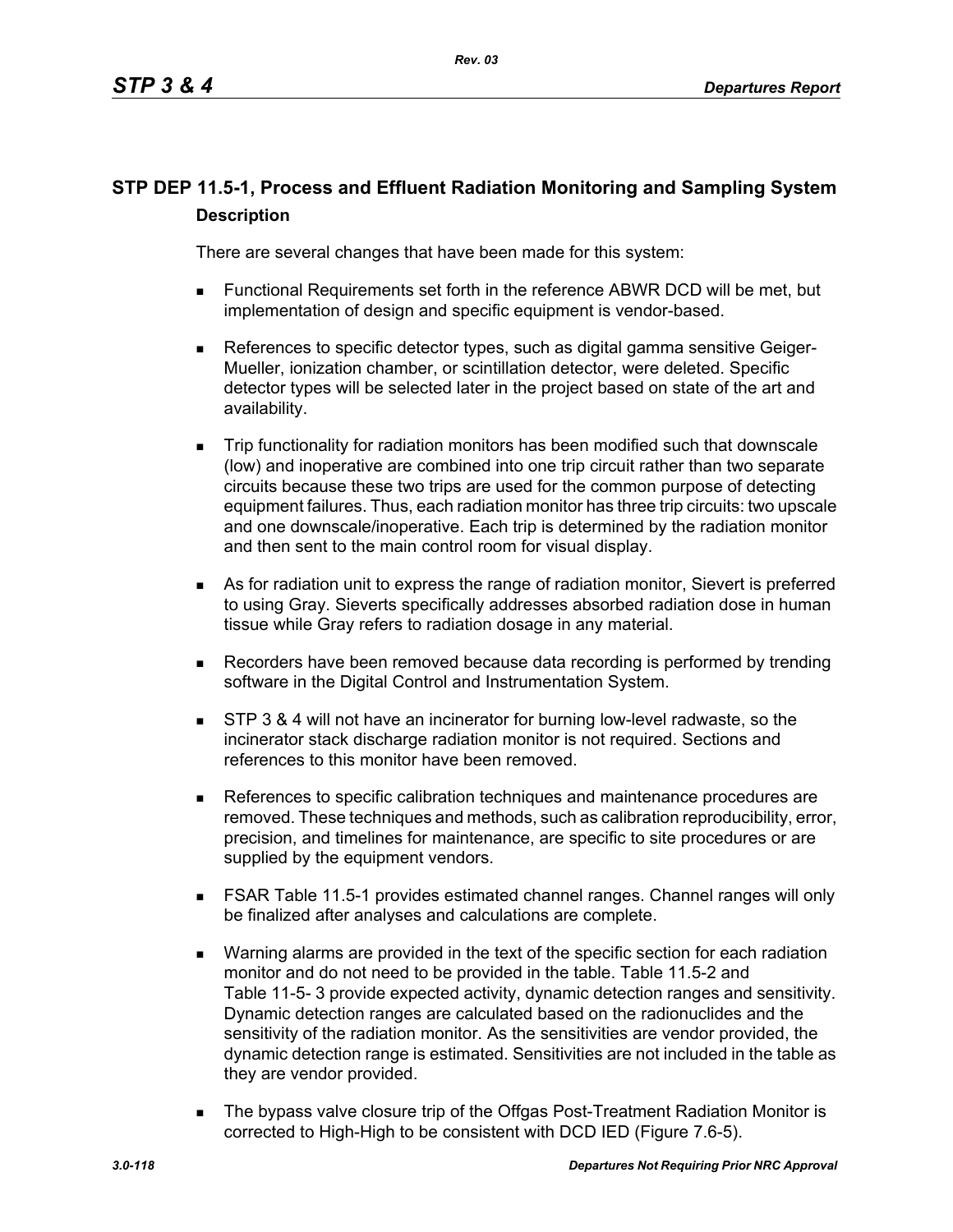## STP DEP 11.5-1, Process and Effluent Radiation Monitoring and Sampling System

### Description

There are several changes that have been made for this system:

- Functional Requirements set forth in the reference ABWR DCD will be met, but implementation of design and specific equipment is vendor-based.
- References to specific detector types, such as digital gamma sensitive Geiger-Mueller, ionization chamber, or scintillation detector, were deleted. Specific detector types will be selected later in the project based on state of the art and availability.
- Trip functionality for radiation monitors has been modified such that downscale (low) and inoperative are combined into one trip circuit rather than two separate circuits because these two trips are used for the common purpose of detecting equipment failures. Thus, each radiation monitor has three trip circuits: two upscale and one downscale/inoperative. Each trip is determined by the radiation monitor and then sent to the main control room for visual display.
- As for radiation unit to express the range of radiation monitor, Sievert is preferred to using Gray. Sieverts specifically addresses absorbed radiation dose in human tissue while Gray refers to radiation dosage in any material.
- Recorders have been removed because data recording is performed by trending software in the Digital Control and Instrumentation System.
- STP 3 & 4 will not have an incinerator for burning low-level radwaste, so the incinerator stack discharge radiation monitor is not required. Sections and references to this monitor have been removed.
- References to specific calibration techniques and maintenance procedures are removed. These techniques and methods, such as calibration reproducibility, error, precision, and timelines for maintenance, are specific to site procedures or are supplied by the equipment vendors.
- FSAR Table 11.5-1 provides estimated channel ranges. Channel ranges will only be finalized after analyses and calculations are complete.
- Warning alarms are provided in the text of the specific section for each radiation monitor and do not need to be provided in the table. Table 11.5-2 and Table 11-5- 3 provide expected activity, dynamic detection ranges and sensitivity. Dynamic detection ranges are calculated based on the radionuclides and the sensitivity of the radiation monitor. As the sensitivities are vendor provided, the dynamic detection range is estimated. Sensitivities are not included in the table as they are vendor provided.
- The bypass valve closure trip of the Offgas Post-Treatment Radiation Monitor is corrected to High-High to be consistent with DCD IED (Figure 7.6-5).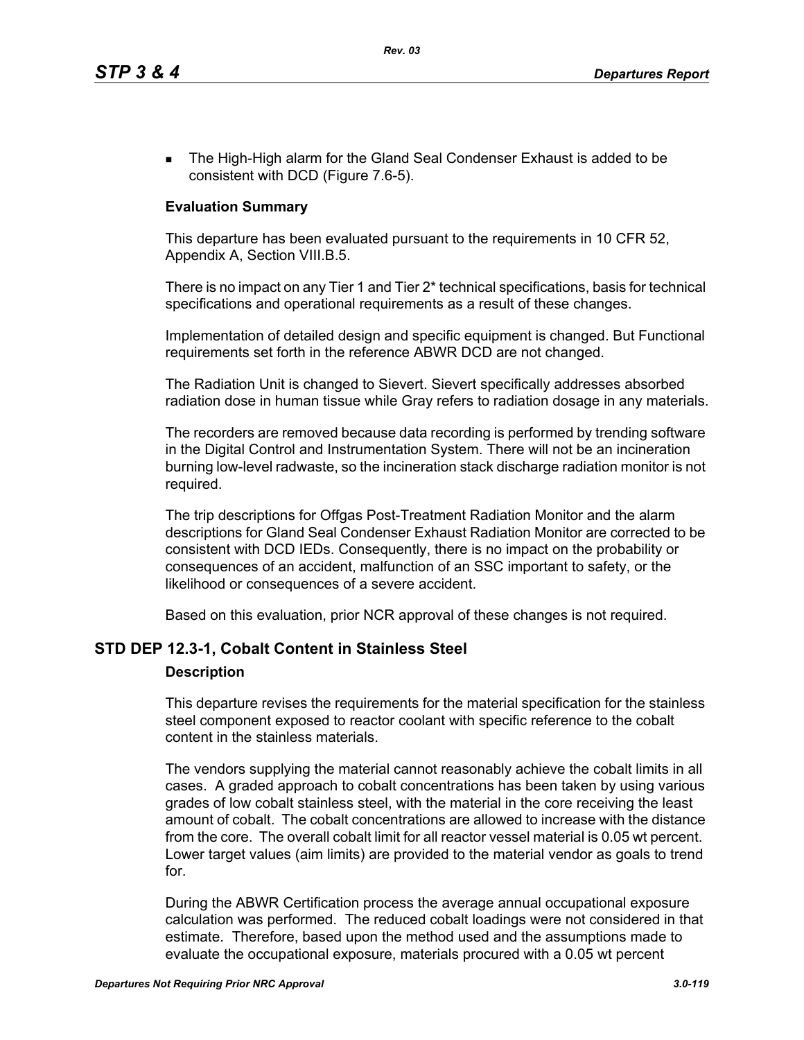- The High-High alarm for the Gland Seal Condenser Exhaust is added to be consistent with DCD (Figure 7.6-5).

**Evaluation Summary**

This departure has been evaluated pursuant to the requirements in 10 CFR 52, Appendix A, Section VIII.B.5.

There is no impact on any Tier 1 and Tier 2* technical specifications, basis for technical specifications and operational requirements as a result of these changes.

Implementation of detailed design and specific equipment is changed. But Functional requirements set forth in the reference ABWR DCD are not changed.

The Radiation Unit is changed to Sievert. Sievert specifically addresses absorbed radiation dose in human tissue while Gray refers to radiation dosage in any materials.

The recorders are removed because data recording is performed by trending software in the Digital Control and Instrumentation System. There will not be an incineration burning low-level radwaste, so the incineration stack discharge radiation monitor is not required.

The trip descriptions for Offgas Post-Treatment Radiation Monitor and the alarm descriptions for Gland Seal Condenser Exhaust Radiation Monitor are corrected to be consistent with DCD IEDs. Consequently, there is no impact on the probability or consequences of an accident, malfunction of an SSC important to safety, or the likelihood or consequences of a severe accident.

Based on this evaluation, prior NCR approval of these changes is not required.

## STD DEP 12.3-1, Cobalt Content in Stainless Steel

**Description**

This departure revises the requirements for the material specification for the stainless steel component exposed to reactor coolant with specific reference to the cobalt content in the stainless materials.

The vendors supplying the material cannot reasonably achieve the cobalt limits in all cases. A graded approach to cobalt concentrations has been taken by using various grades of low cobalt stainless steel, with the material in the core receiving the least amount of cobalt. The cobalt concentrations are allowed to increase with the distance from the core. The overall cobalt limit for all reactor vessel material is 0.05 wt percent. Lower target values (aim limits) are provided to the material vendor as goals to trend for.

During the ABWR Certification process the average annual occupational exposure calculation was performed. The reduced cobalt loadings were not considered in that estimate. Therefore, based upon the method used and the assumptions made to evaluate the occupational exposure, materials procured with a 0.05 wt percent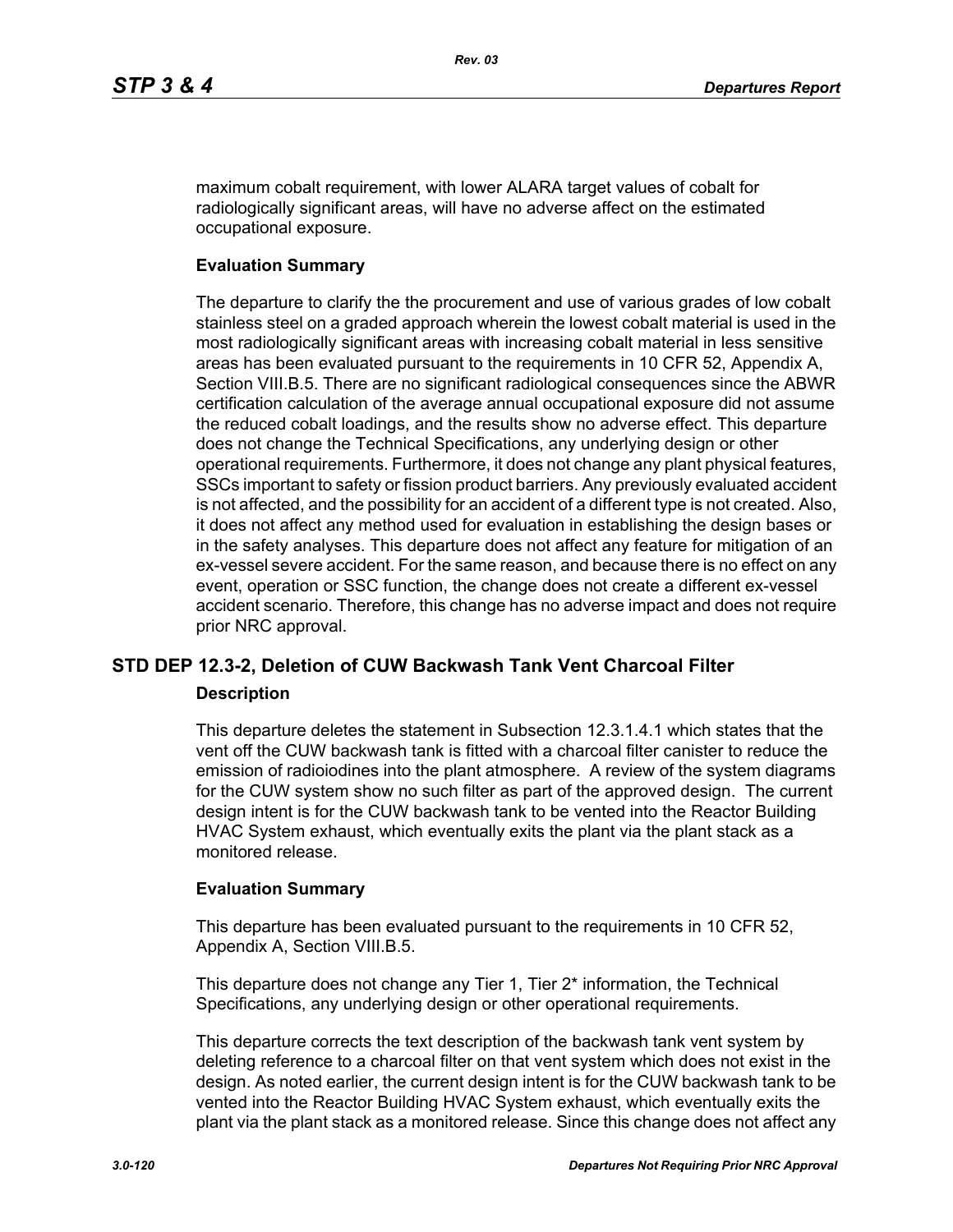maximum cobalt requirement, with lower ALARA target values of cobalt for radiologically significant areas, will have no adverse affect on the estimated occupational exposure.

**Evaluation Summary**

The departure to clarify the the procurement and use of various grades of low cobalt stainless steel on a graded approach wherein the lowest cobalt material is used in the most radiologically significant areas with increasing cobalt material in less sensitive areas has been evaluated pursuant to the requirements in 10 CFR 52, Appendix A, Section VIII.B.5. There are no significant radiological consequences since the ABWR certification calculation of the average annual occupational exposure did not assume the reduced cobalt loadings, and the results show no adverse effect. This departure does not change the Technical Specifications, any underlying design or other operational requirements. Furthermore, it does not change any plant physical features, SSCs important to safety or fission product barriers. Any previously evaluated accident is not affected, and the possibility for an accident of a different type is not created. Also, it does not affect any method used for evaluation in establishing the design bases or in the safety analyses. This departure does not affect any feature for mitigation of an ex-vessel severe accident. For the same reason, and because there is no effect on any event, operation or SSC function, the change does not create a different ex-vessel accident scenario. Therefore, this change has no adverse impact and does not require prior NRC approval.

## STD DEP 12.3-2, Deletion of CUW Backwash Tank Vent Charcoal Filter

**Description**

This departure deletes the statement in Subsection 12.3.1.4.1 which states that the vent off the CUW backwash tank is fitted with a charcoal filter canister to reduce the emission of radioiodines into the plant atmosphere. A review of the system diagrams for the CUW system show no such filter as part of the approved design. The current design intent is for the CUW backwash tank to be vented into the Reactor Building HVAC System exhaust, which eventually exits the plant via the plant stack as a monitored release.

**Evaluation Summary**

This departure has been evaluated pursuant to the requirements in 10 CFR 52, Appendix A, Section VIII.B.5.

This departure does not change any Tier 1, Tier 2* information, the Technical Specifications, any underlying design or other operational requirements.

This departure corrects the text description of the backwash tank vent system by deleting reference to a charcoal filter on that vent system which does not exist in the design. As noted earlier, the current design intent is for the CUW backwash tank to be vented into the Reactor Building HVAC System exhaust, which eventually exits the plant via the plant stack as a monitored release. Since this change does not affect any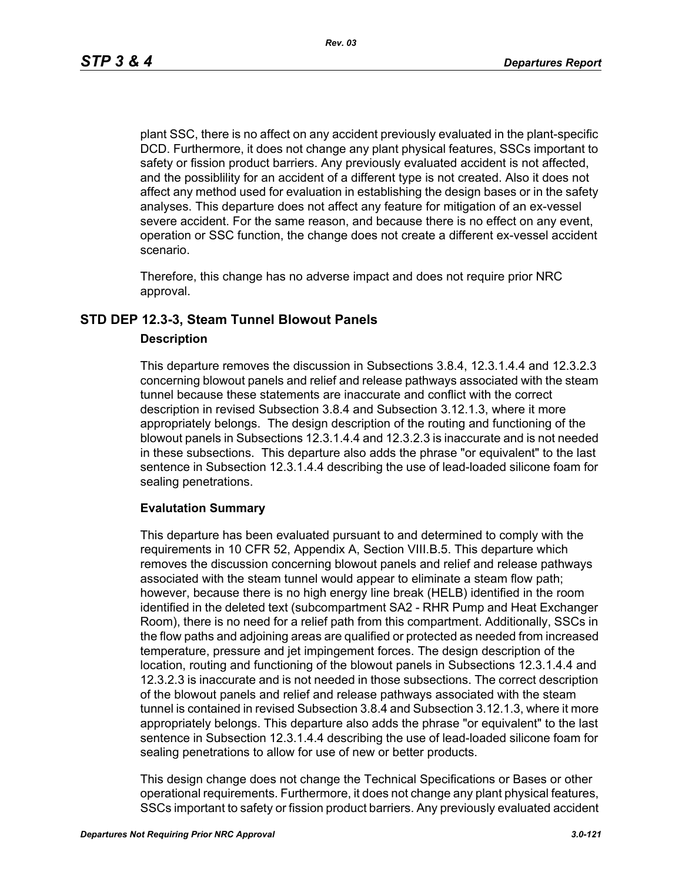plant SSC, there is no affect on any accident previously evaluated in the plant-specific DCD. Furthermore, it does not change any plant physical features, SSCs important to safety or fission product barriers. Any previously evaluated accident is not affected, and the possiblility for an accident of a different type is not created. Also it does not affect any method used for evaluation in establishing the design bases or in the safety analyses. This departure does not affect any feature for mitigation of an ex-vessel severe accident. For the same reason, and because there is no effect on any event, operation or SSC function, the change does not create a different ex-vessel accident scenario.

Therefore, this change has no adverse impact and does not require prior NRC approval.

## STD DEP 12.3-3, Steam Tunnel Blowout Panels

### Description

This departure removes the discussion in Subsections 3.8.4, 12.3.1.4.4 and 12.3.2.3 concerning blowout panels and relief and release pathways associated with the steam tunnel because these statements are inaccurate and conflict with the correct description in revised Subsection 3.8.4 and Subsection 3.12.1.3, where it more appropriately belongs. The design description of the routing and functioning of the blowout panels in Subsections 12.3.1.4.4 and 12.3.2.3 is inaccurate and is not needed in these subsections. This departure also adds the phrase "or equivalent" to the last sentence in Subsection 12.3.1.4.4 describing the use of lead-loaded silicone foam for sealing penetrations.

### Evalutation Summary

This departure has been evaluated pursuant to and determined to comply with the requirements in 10 CFR 52, Appendix A, Section VIII.B.5. This departure which removes the discussion concerning blowout panels and relief and release pathways associated with the steam tunnel would appear to eliminate a steam flow path; however, because there is no high energy line break (HELB) identified in the room identified in the deleted text (subcompartment SA2 - RHR Pump and Heat Exchanger Room), there is no need for a relief path from this compartment. Additionally, SSCs in the flow paths and adjoining areas are qualified or protected as needed from increased temperature, pressure and jet impingement forces. The design description of the location, routing and functioning of the blowout panels in Subsections 12.3.1.4.4 and 12.3.2.3 is inaccurate and is not needed in those subsections. The correct description of the blowout panels and relief and release pathways associated with the steam tunnel is contained in revised Subsection 3.8.4 and Subsection 3.12.1.3, where it more appropriately belongs. This departure also adds the phrase "or equivalent" to the last sentence in Subsection 12.3.1.4.4 describing the use of lead-loaded silicone foam for sealing penetrations to allow for use of new or better products.

This design change does not change the Technical Specifications or Bases or other operational requirements. Furthermore, it does not change any plant physical features, SSCs important to safety or fission product barriers. Any previously evaluated accident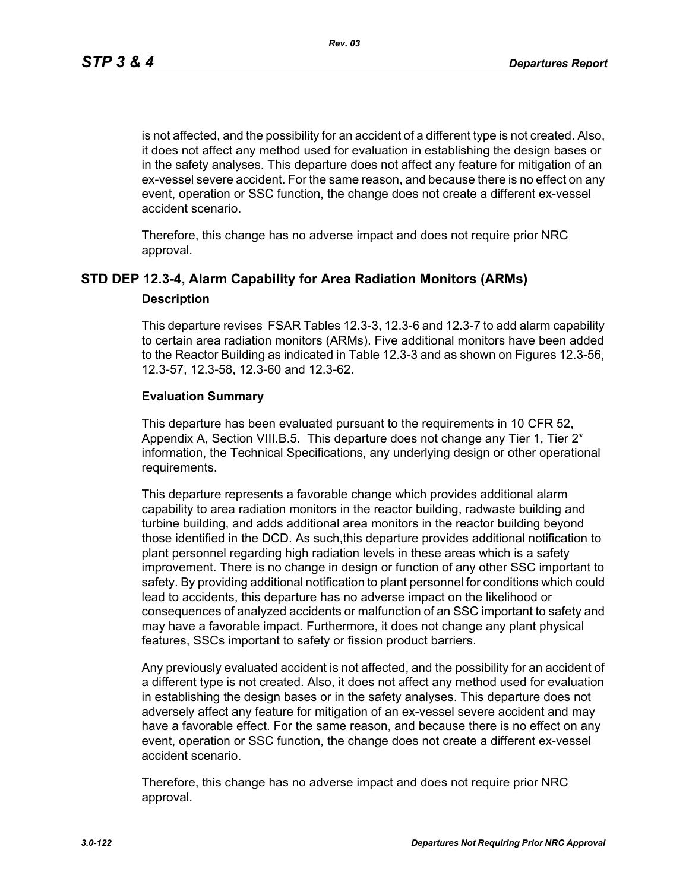is not affected, and the possibility for an accident of a different type is not created. Also, it does not affect any method used for evaluation in establishing the design bases or in the safety analyses. This departure does not affect any feature for mitigation of an ex-vessel severe accident. For the same reason, and because there is no effect on any event, operation or SSC function, the change does not create a different ex-vessel accident scenario.

Therefore, this change has no adverse impact and does not require prior NRC approval.

## STD DEP 12.3-4, Alarm Capability for Area Radiation Monitors (ARMs)

**Description**

This departure revises FSAR Tables 12.3-3, 12.3-6 and 12.3-7 to add alarm capability to certain area radiation monitors (ARMs). Five additional monitors have been added to the Reactor Building as indicated in Table 12.3-3 and as shown on Figures 12.3-56, 12.3-57, 12.3-58, 12.3-60 and 12.3-62.

**Evaluation Summary**

This departure has been evaluated pursuant to the requirements in 10 CFR 52, Appendix A, Section VIII.B.5. This departure does not change any Tier 1, Tier 2* information, the Technical Specifications, any underlying design or other operational requirements.

This departure represents a favorable change which provides additional alarm capability to area radiation monitors in the reactor building, radwaste building and turbine building, and adds additional area monitors in the reactor building beyond those identified in the DCD. As such,this departure provides additional notification to plant personnel regarding high radiation levels in these areas which is a safety improvement. There is no change in design or function of any other SSC important to safety. By providing additional notification to plant personnel for conditions which could lead to accidents, this departure has no adverse impact on the likelihood or consequences of analyzed accidents or malfunction of an SSC important to safety and may have a favorable impact. Furthermore, it does not change any plant physical features, SSCs important to safety or fission product barriers.

Any previously evaluated accident is not affected, and the possibility for an accident of a different type is not created. Also, it does not affect any method used for evaluation in establishing the design bases or in the safety analyses. This departure does not adversely affect any feature for mitigation of an ex-vessel severe accident and may have a favorable effect. For the same reason, and because there is no effect on any event, operation or SSC function, the change does not create a different ex-vessel accident scenario.

Therefore, this change has no adverse impact and does not require prior NRC approval.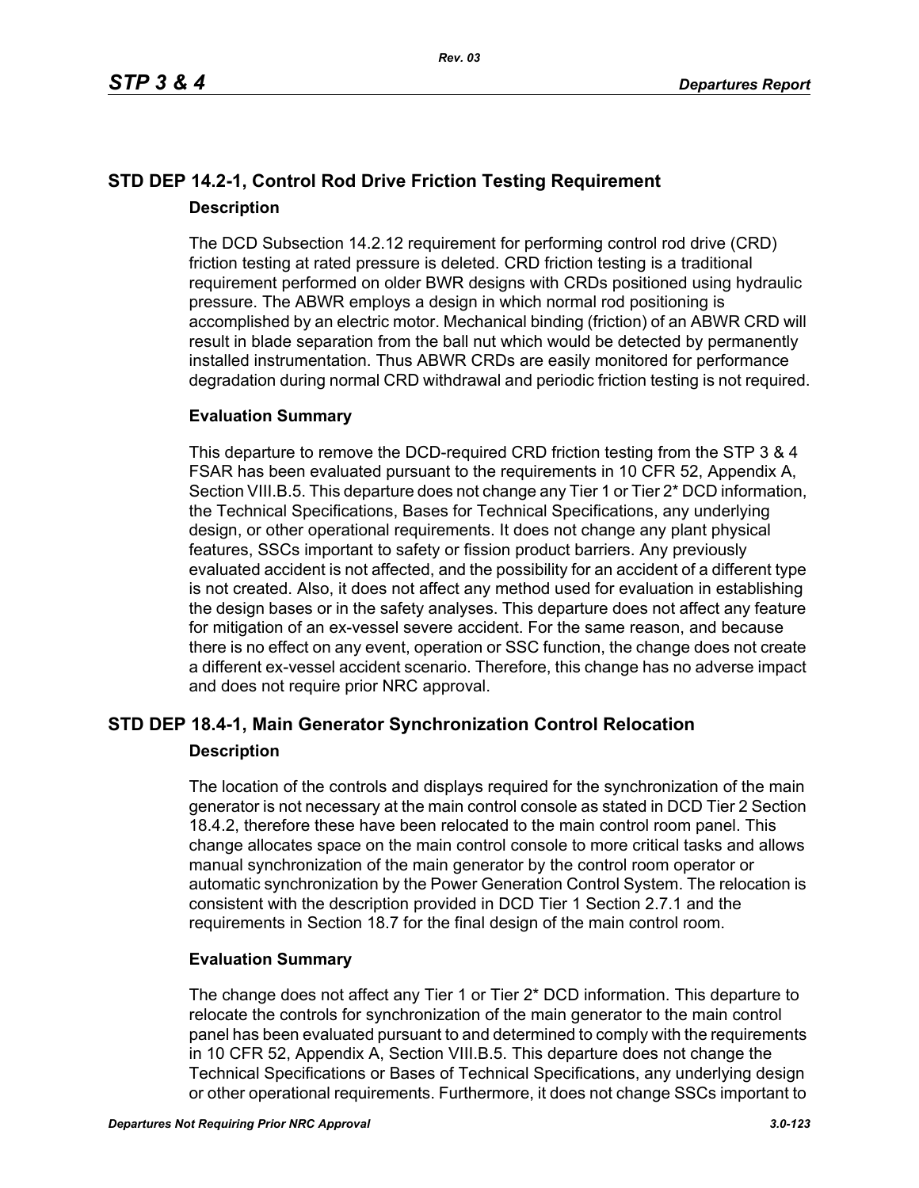## STD DEP 14.2-1, Control Rod Drive Friction Testing Requirement

### Description

The DCD Subsection 14.2.12 requirement for performing control rod drive (CRD) friction testing at rated pressure is deleted. CRD friction testing is a traditional requirement performed on older BWR designs with CRDs positioned using hydraulic pressure. The ABWR employs a design in which normal rod positioning is accomplished by an electric motor. Mechanical binding (friction) of an ABWR CRD will result in blade separation from the ball nut which would be detected by permanently installed instrumentation. Thus ABWR CRDs are easily monitored for performance degradation during normal CRD withdrawal and periodic friction testing is not required.

### Evaluation Summary

This departure to remove the DCD-required CRD friction testing from the STP 3 & 4 FSAR has been evaluated pursuant to the requirements in 10 CFR 52, Appendix A, Section VIII.B.5. This departure does not change any Tier 1 or Tier 2* DCD information, the Technical Specifications, Bases for Technical Specifications, any underlying design, or other operational requirements. It does not change any plant physical features, SSCs important to safety or fission product barriers. Any previously evaluated accident is not affected, and the possibility for an accident of a different type is not created. Also, it does not affect any method used for evaluation in establishing the design bases or in the safety analyses. This departure does not affect any feature for mitigation of an ex-vessel severe accident. For the same reason, and because there is no effect on any event, operation or SSC function, the change does not create a different ex-vessel accident scenario. Therefore, this change has no adverse impact and does not require prior NRC approval.

## STD DEP 18.4-1, Main Generator Synchronization Control Relocation

### Description

The location of the controls and displays required for the synchronization of the main generator is not necessary at the main control console as stated in DCD Tier 2 Section 18.4.2, therefore these have been relocated to the main control room panel. This change allocates space on the main control console to more critical tasks and allows manual synchronization of the main generator by the control room operator or automatic synchronization by the Power Generation Control System. The relocation is consistent with the description provided in DCD Tier 1 Section 2.7.1 and the requirements in Section 18.7 for the final design of the main control room.

### Evaluation Summary

The change does not affect any Tier 1 or Tier 2* DCD information. This departure to relocate the controls for synchronization of the main generator to the main control panel has been evaluated pursuant to and determined to comply with the requirements in 10 CFR 52, Appendix A, Section VIII.B.5. This departure does not change the Technical Specifications or Bases of Technical Specifications, any underlying design or other operational requirements. Furthermore, it does not change SSCs important to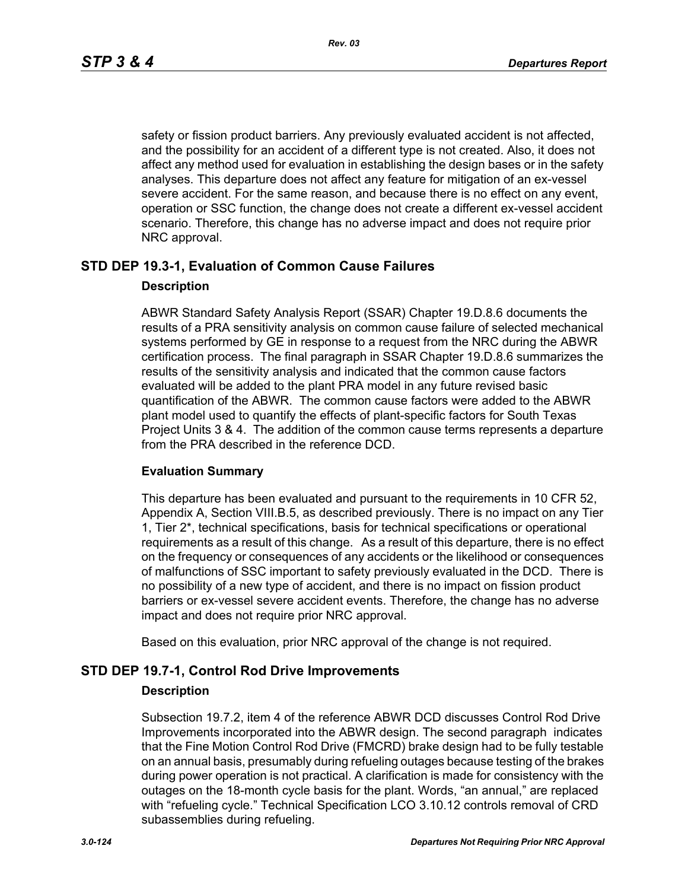safety or fission product barriers. Any previously evaluated accident is not affected, and the possibility for an accident of a different type is not created. Also, it does not affect any method used for evaluation in establishing the design bases or in the safety analyses. This departure does not affect any feature for mitigation of an ex-vessel severe accident. For the same reason, and because there is no effect on any event, operation or SSC function, the change does not create a different ex-vessel accident scenario. Therefore, this change has no adverse impact and does not require prior NRC approval.

## STD DEP 19.3-1, Evaluation of Common Cause Failures

### Description

ABWR Standard Safety Analysis Report (SSAR) Chapter 19.D.8.6 documents the results of a PRA sensitivity analysis on common cause failure of selected mechanical systems performed by GE in response to a request from the NRC during the ABWR certification process. The final paragraph in SSAR Chapter 19.D.8.6 summarizes the results of the sensitivity analysis and indicated that the common cause factors evaluated will be added to the plant PRA model in any future revised basic quantification of the ABWR. The common cause factors were added to the ABWR plant model used to quantify the effects of plant-specific factors for South Texas Project Units 3 & 4. The addition of the common cause terms represents a departure from the PRA described in the reference DCD.

### Evaluation Summary

This departure has been evaluated and pursuant to the requirements in 10 CFR 52, Appendix A, Section VIII.B.5, as described previously. There is no impact on any Tier 1, Tier 2*, technical specifications, basis for technical specifications or operational requirements as a result of this change. As a result of this departure, there is no effect on the frequency or consequences of any accidents or the likelihood or consequences of malfunctions of SSC important to safety previously evaluated in the DCD. There is no possibility of a new type of accident, and there is no impact on fission product barriers or ex-vessel severe accident events. Therefore, the change has no adverse impact and does not require prior NRC approval.

Based on this evaluation, prior NRC approval of the change is not required.

## STD DEP 19.7-1, Control Rod Drive Improvements

### Description

Subsection 19.7.2, item 4 of the reference ABWR DCD discusses Control Rod Drive Improvements incorporated into the ABWR design. The second paragraph indicates that the Fine Motion Control Rod Drive (FMCRD) brake design had to be fully testable on an annual basis, presumably during refueling outages because testing of the brakes during power operation is not practical. A clarification is made for consistency with the outages on the 18-month cycle basis for the plant. Words, "an annual," are replaced with "refueling cycle." Technical Specification LCO 3.10.12 controls removal of CRD subassemblies during refueling.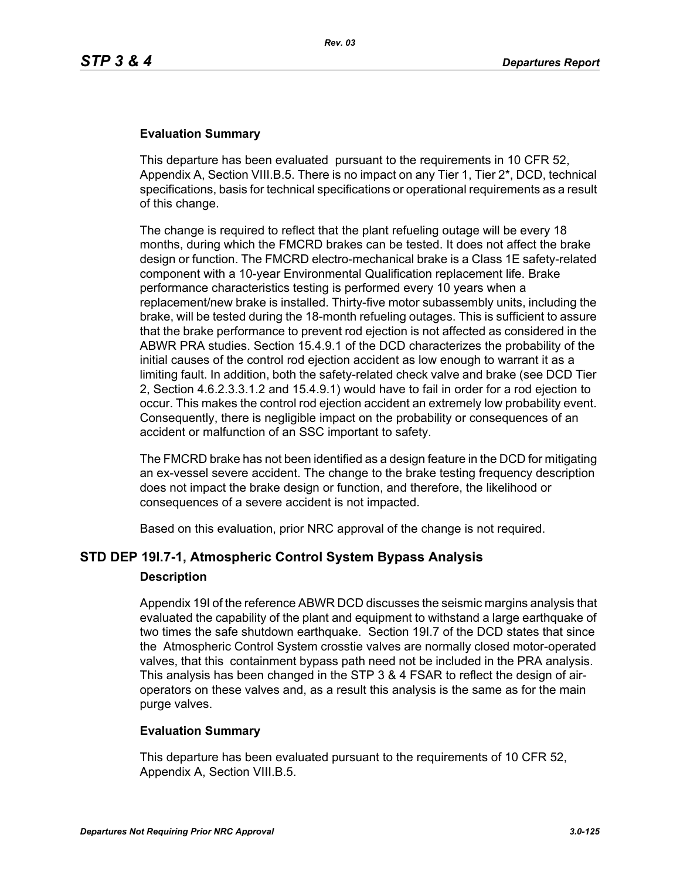#### Evaluation Summary

This departure has been evaluated pursuant to the requirements in 10 CFR 52, Appendix A, Section VIII.B.5. There is no impact on any Tier 1, Tier 2*, DCD, technical specifications, basis for technical specifications or operational requirements as a result of this change.

The change is required to reflect that the plant refueling outage will be every 18 months, during which the FMCRD brakes can be tested. It does not affect the brake design or function. The FMCRD electro-mechanical brake is a Class 1E safety-related component with a 10-year Environmental Qualification replacement life. Brake performance characteristics testing is performed every 10 years when a replacement/new brake is installed. Thirty-five motor subassembly units, including the brake, will be tested during the 18-month refueling outages. This is sufficient to assure that the brake performance to prevent rod ejection is not affected as considered in the ABWR PRA studies. Section 15.4.9.1 of the DCD characterizes the probability of the initial causes of the control rod ejection accident as low enough to warrant it as a limiting fault. In addition, both the safety-related check valve and brake (see DCD Tier 2, Section 4.6.2.3.3.1.2 and 15.4.9.1) would have to fail in order for a rod ejection to occur. This makes the control rod ejection accident an extremely low probability event. Consequently, there is negligible impact on the probability or consequences of an accident or malfunction of an SSC important to safety.

The FMCRD brake has not been identified as a design feature in the DCD for mitigating an ex-vessel severe accident. The change to the brake testing frequency description does not impact the brake design or function, and therefore, the likelihood or consequences of a severe accident is not impacted.

Based on this evaluation, prior NRC approval of the change is not required.

### STD DEP 19I.7-1, Atmospheric Control System Bypass Analysis

#### Description

Appendix 19I of the reference ABWR DCD discusses the seismic margins analysis that evaluated the capability of the plant and equipment to withstand a large earthquake of two times the safe shutdown earthquake. Section 19I.7 of the DCD states that since the Atmospheric Control System crosstie valves are normally closed motor-operated valves, that this containment bypass path need not be included in the PRA analysis. This analysis has been changed in the STP 3 & 4 FSAR to reflect the design of air-operators on these valves and, as a result this analysis is the same as for the main purge valves.

#### Evaluation Summary

This departure has been evaluated pursuant to the requirements of 10 CFR 52, Appendix A, Section VIII.B.5.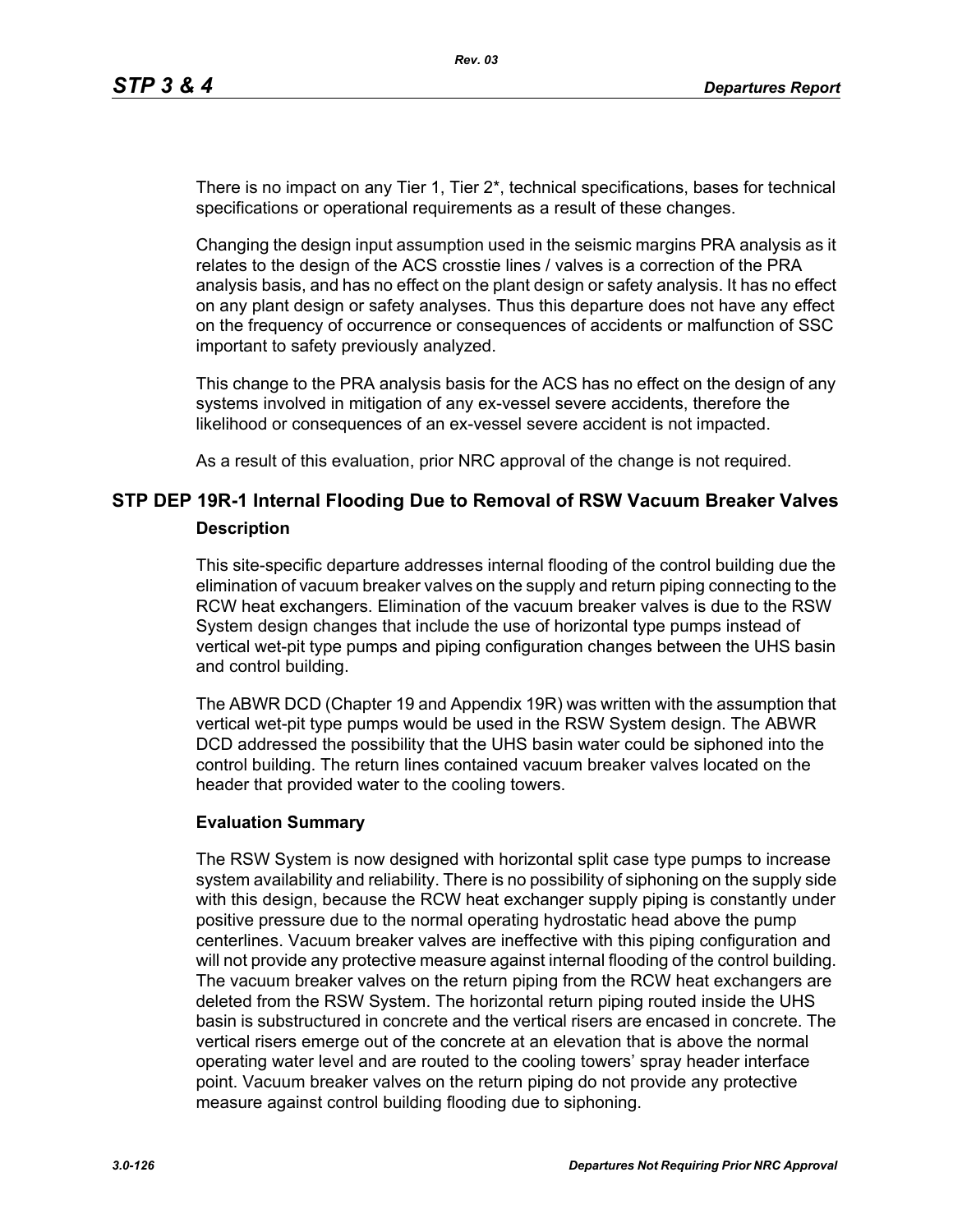There is no impact on any Tier 1, Tier 2*, technical specifications, bases for technical specifications or operational requirements as a result of these changes.

Changing the design input assumption used in the seismic margins PRA analysis as it relates to the design of the ACS crosstie lines / valves is a correction of the PRA analysis basis, and has no effect on the plant design or safety analysis. It has no effect on any plant design or safety analyses. Thus this departure does not have any effect on the frequency of occurrence or consequences of accidents or malfunction of SSC important to safety previously analyzed.

This change to the PRA analysis basis for the ACS has no effect on the design of any systems involved in mitigation of any ex-vessel severe accidents, therefore the likelihood or consequences of an ex-vessel severe accident is not impacted.

As a result of this evaluation, prior NRC approval of the change is not required.

## STP DEP 19R-1 Internal Flooding Due to Removal of RSW Vacuum Breaker Valves

### Description

This site-specific departure addresses internal flooding of the control building due the elimination of vacuum breaker valves on the supply and return piping connecting to the RCW heat exchangers. Elimination of the vacuum breaker valves is due to the RSW System design changes that include the use of horizontal type pumps instead of vertical wet-pit type pumps and piping configuration changes between the UHS basin and control building.

The ABWR DCD (Chapter 19 and Appendix 19R) was written with the assumption that vertical wet-pit type pumps would be used in the RSW System design. The ABWR DCD addressed the possibility that the UHS basin water could be siphoned into the control building. The return lines contained vacuum breaker valves located on the header that provided water to the cooling towers.

### Evaluation Summary

The RSW System is now designed with horizontal split case type pumps to increase system availability and reliability. There is no possibility of siphoning on the supply side with this design, because the RCW heat exchanger supply piping is constantly under positive pressure due to the normal operating hydrostatic head above the pump centerlines. Vacuum breaker valves are ineffective with this piping configuration and will not provide any protective measure against internal flooding of the control building. The vacuum breaker valves on the return piping from the RCW heat exchangers are deleted from the RSW System. The horizontal return piping routed inside the UHS basin is substructured in concrete and the vertical risers are encased in concrete. The vertical risers emerge out of the concrete at an elevation that is above the normal operating water level and are routed to the cooling towers' spray header interface point. Vacuum breaker valves on the return piping do not provide any protective measure against control building flooding due to siphoning.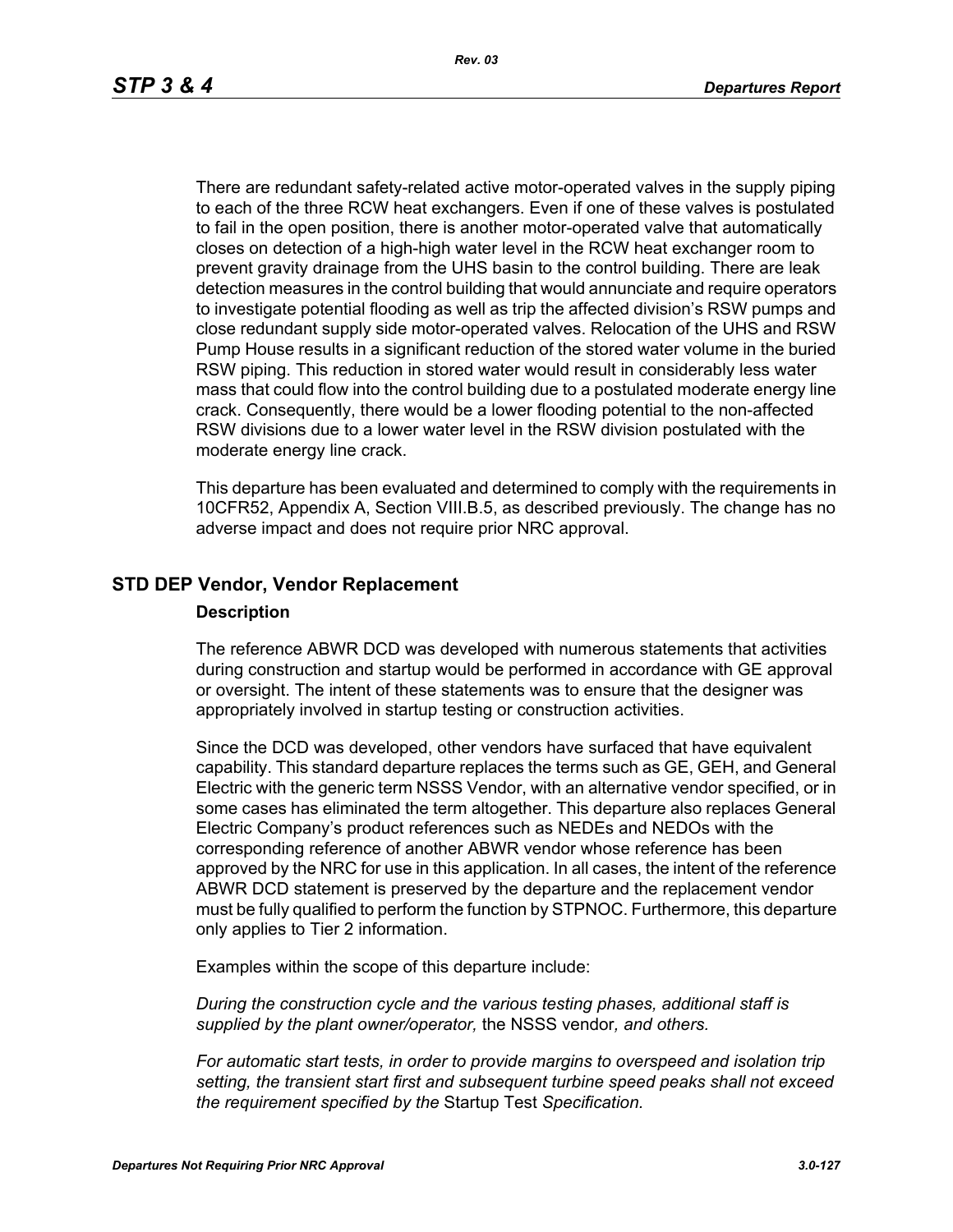There are redundant safety-related active motor-operated valves in the supply piping to each of the three RCW heat exchangers. Even if one of these valves is postulated to fail in the open position, there is another motor-operated valve that automatically closes on detection of a high-high water level in the RCW heat exchanger room to prevent gravity drainage from the UHS basin to the control building. There are leak detection measures in the control building that would annunciate and require operators to investigate potential flooding as well as trip the affected division's RSW pumps and close redundant supply side motor-operated valves. Relocation of the UHS and RSW Pump House results in a significant reduction of the stored water volume in the buried RSW piping. This reduction in stored water would result in considerably less water mass that could flow into the control building due to a postulated moderate energy line crack. Consequently, there would be a lower flooding potential to the non-affected RSW divisions due to a lower water level in the RSW division postulated with the moderate energy line crack.

This departure has been evaluated and determined to comply with the requirements in 10CFR52, Appendix A, Section VIII.B.5, as described previously. The change has no adverse impact and does not require prior NRC approval.

## STD DEP Vendor, Vendor Replacement

### Description

The reference ABWR DCD was developed with numerous statements that activities during construction and startup would be performed in accordance with GE approval or oversight. The intent of these statements was to ensure that the designer was appropriately involved in startup testing or construction activities.

Since the DCD was developed, other vendors have surfaced that have equivalent capability. This standard departure replaces the terms such as GE, GEH, and General Electric with the generic term NSSS Vendor, with an alternative vendor specified, or in some cases has eliminated the term altogether. This departure also replaces General Electric Company's product references such as NEDEs and NEDOs with the corresponding reference of another ABWR vendor whose reference has been approved by the NRC for use in this application. In all cases, the intent of the reference ABWR DCD statement is preserved by the departure and the replacement vendor must be fully qualified to perform the function by STPNOC. Furthermore, this departure only applies to Tier 2 information.

Examples within the scope of this departure include:

*During the construction cycle and the various testing phases, additional staff is supplied by the plant owner/operator,* the NSSS vendor*, and others.*

*For automatic start tests, in order to provide margins to overspeed and isolation trip setting, the transient start first and subsequent turbine speed peaks shall not exceed the requirement specified by the* Startup Test *Specification.*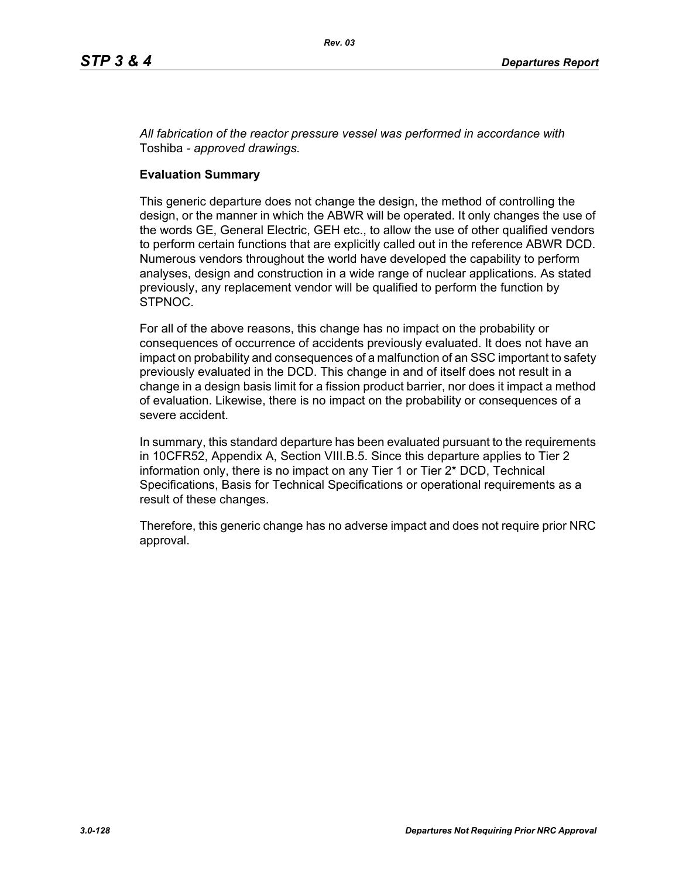*All fabrication of the reactor pressure vessel was performed in accordance with* Toshiba - *approved drawings.*

**Evaluation Summary**

This generic departure does not change the design, the method of controlling the design, or the manner in which the ABWR will be operated. It only changes the use of the words GE, General Electric, GEH etc., to allow the use of other qualified vendors to perform certain functions that are explicitly called out in the reference ABWR DCD. Numerous vendors throughout the world have developed the capability to perform analyses, design and construction in a wide range of nuclear applications. As stated previously, any replacement vendor will be qualified to perform the function by STPNOC.

For all of the above reasons, this change has no impact on the probability or consequences of occurrence of accidents previously evaluated. It does not have an impact on probability and consequences of a malfunction of an SSC important to safety previously evaluated in the DCD. This change in and of itself does not result in a change in a design basis limit for a fission product barrier, nor does it impact a method of evaluation. Likewise, there is no impact on the probability or consequences of a severe accident.

In summary, this standard departure has been evaluated pursuant to the requirements in 10CFR52, Appendix A, Section VIII.B.5. Since this departure applies to Tier 2 information only, there is no impact on any Tier 1 or Tier 2* DCD, Technical Specifications, Basis for Technical Specifications or operational requirements as a result of these changes.

Therefore, this generic change has no adverse impact and does not require prior NRC approval.